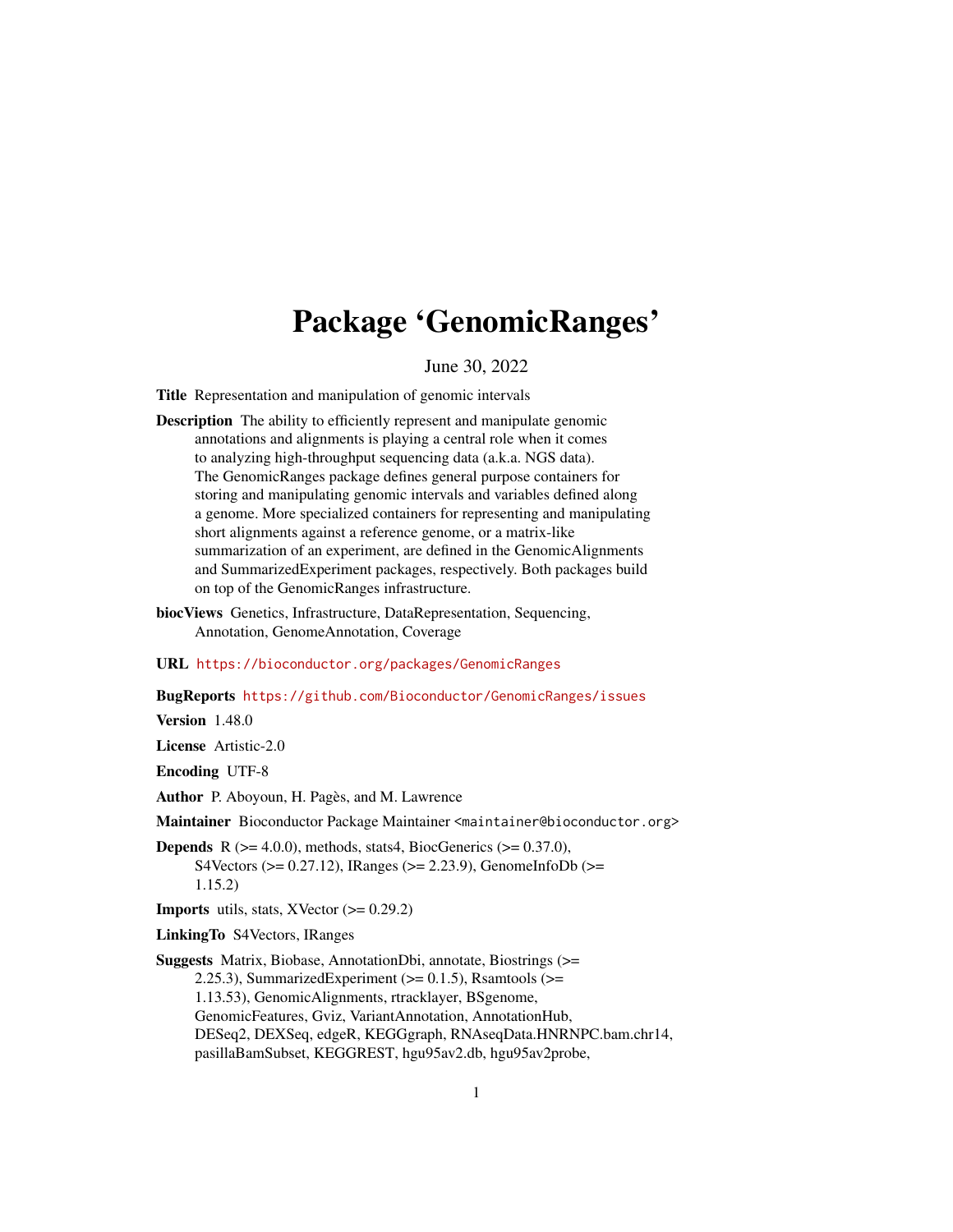# Package 'GenomicRanges'

June 30, 2022

**Title** Representation and manipulation of genomic intervals

**Description** The ability to efficiently represent and manipulate genomic annotations and alignments is playing a central role when it comes to analyzing high-throughput sequencing data (a.k.a. NGS data). The GenomicRanges package defines general purpose containers for storing and manipulating genomic intervals and variables defined along a genome. More specialized containers for representing and manipulating short alignments against a reference genome, or a matrix-like summarization of an experiment, are defined in the GenomicAlignments and SummarizedExperiment packages, respectively. Both packages build on top of the GenomicRanges infrastructure.

**biocViews** Genetics, Infrastructure, DataRepresentation, Sequencing, Annotation, GenomeAnnotation, Coverage

**URL** https://bioconductor.org/packages/GenomicRanges

**BugReports** https://github.com/Bioconductor/GenomicRanges/issues

**Version** 1.48.0

**License** Artistic-2.0

**Encoding** UTF-8

**Author** P. Aboyoun, H. Pagès, and M. Lawrence

**Maintainer** Bioconductor Package Maintainer <maintainer@bioconductor.org>

**Depends** R (>= 4.0.0), methods, stats4, BiocGenerics (>= 0.37.0), S4Vectors (>= 0.27.12), IRanges (>= 2.23.9), GenomeInfoDb (>= 1.15.2)

**Imports** utils, stats, XVector (>= 0.29.2)

**LinkingTo** S4Vectors, IRanges

**Suggests** Matrix, Biobase, AnnotationDbi, annotate, Biostrings (>= 2.25.3), SummarizedExperiment (>= 0.1.5), Rsamtools (>= 1.13.53), GenomicAlignments, rtracklayer, BSgenome, GenomicFeatures, Gviz, VariantAnnotation, AnnotationHub, DESeq2, DEXSeq, edgeR, KEGGgraph, RNAseqData.HNRNPC.bam.chr14, pasillaBamSubset, KEGGREST, hgu95av2.db, hgu95av2probe,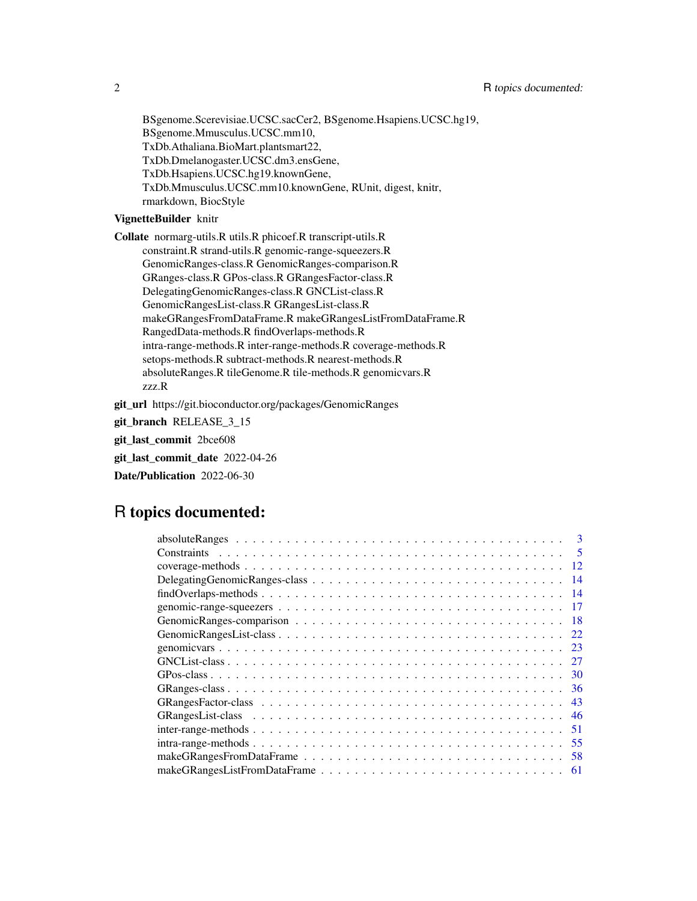BSgenome.Scerevisiae.UCSC.sacCer2, BSgenome.Hsapiens.UCSC.hg19, BSgenome.Mmusculus.UCSC.mm10, TxDb.Athaliana.BioMart.plantsmart22, TxDb.Dmelanogaster.UCSC.dm3.ensGene, TxDb.Hsapiens.UCSC.hg19.knownGene, TxDb.Mmusculus.UCSC.mm10.knownGene, RUnit, digest, knitr, rmarkdown, BiocStyle

**VignetteBuilder** knitr

**Collate** normarg-utils.R utils.R phicoef.R transcript-utils.R constraint.R strand-utils.R genomic-range-squeezers.R GenomicRanges-class.R GenomicRanges-comparison.R GRanges-class.R GPos-class.R GRangesFactor-class.R DelegatingGenomicRanges-class.R GNCList-class.R GenomicRangesList-class.R GRangesList-class.R makeGRangesFromDataFrame.R makeGRangesListFromDataFrame.R RangedData-methods.R findOverlaps-methods.R intra-range-methods.R inter-range-methods.R coverage-methods.R setops-methods.R subtract-methods.R nearest-methods.R absoluteRanges.R tileGenome.R tile-methods.R genomicvars.R zzz.R

**git_url** https://git.bioconductor.org/packages/GenomicRanges

**git_branch** RELEASE_3_15

**git_last_commit** 2bce608

**git_last_commit_date** 2022-04-26

**Date/Publication** 2022-06-30

# R topics documented:

- absoluteRanges . . . . . . . . . . 3
- Constraints . . . . . . . . . . 5
- coverage-methods . . . . . . . . . . 12
- DelegatingGenomicRanges-class . . . . . . . . . . 14
- findOverlaps-methods . . . . . . . . . . 14
- genomic-range-squeezers . . . . . . . . . . 17
- GenomicRanges-comparison . . . . . . . . . . 18
- GenomicRangesList-class . . . . . . . . . . 22
- genomicvars . . . . . . . . . . 23
- GNCList-class . . . . . . . . . . 27
- GPos-class . . . . . . . . . . 30
- GRanges-class . . . . . . . . . . 36
- GRangesFactor-class . . . . . . . . . . 43
- GRangesList-class . . . . . . . . . . 46
- inter-range-methods . . . . . . . . . . 51
- intra-range-methods . . . . . . . . . . 55
- makeGRangesFromDataFrame . . . . . . . . . . 58
- makeGRangesListFromDataFrame . . . . . . . . . . 61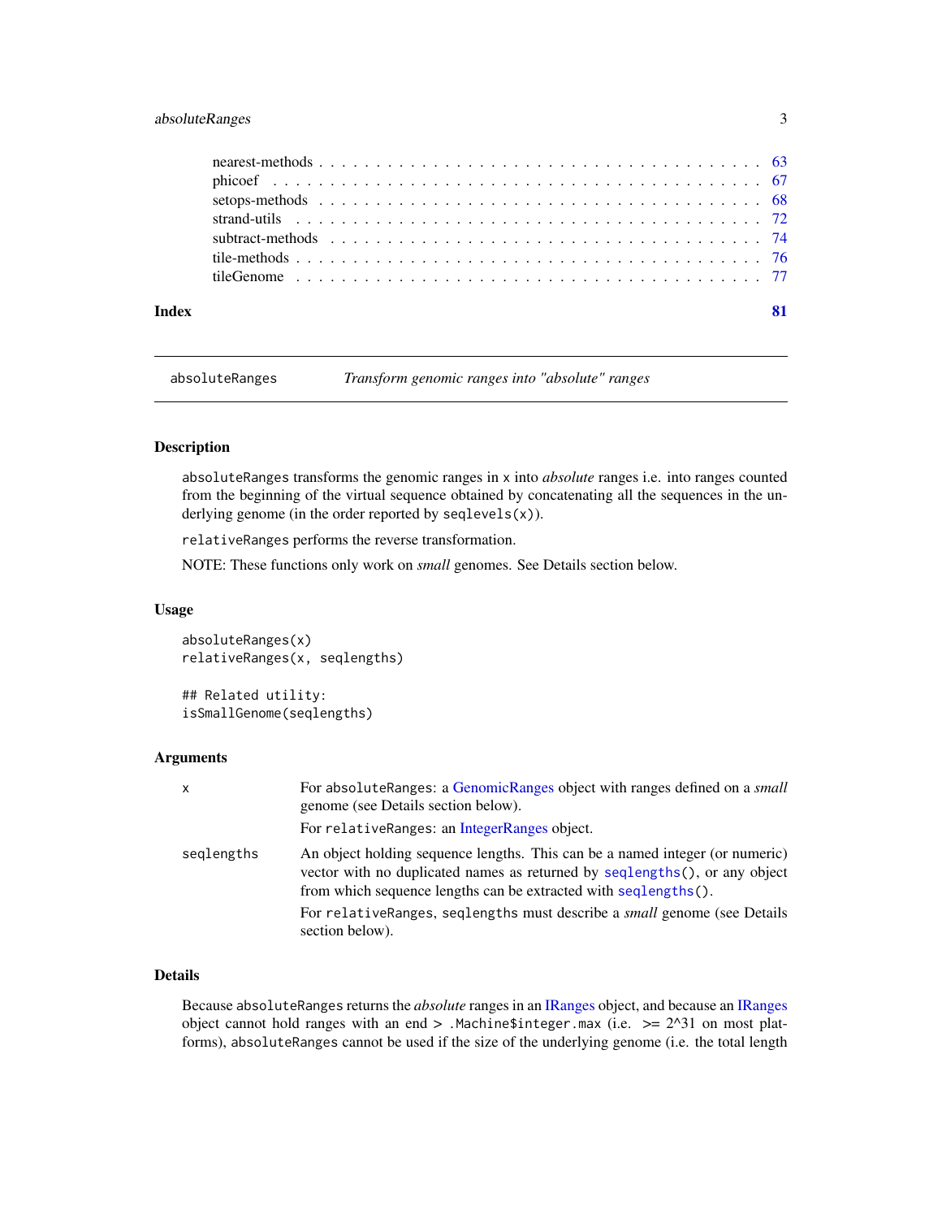nearest-methods . . . . . . . . . . . . . . . . . . . . . . . . . . . . . . . . . . . . 63
phicoef . . . . . . . . . . . . . . . . . . . . . . . . . . . . . . . . . . . . . . . . 67
setops-methods . . . . . . . . . . . . . . . . . . . . . . . . . . . . . . . . . . . . . 68
strand-utils . . . . . . . . . . . . . . . . . . . . . . . . . . . . . . . . . . . . . . 72
subtract-methods . . . . . . . . . . . . . . . . . . . . . . . . . . . . . . . . . . . . 74
tile-methods . . . . . . . . . . . . . . . . . . . . . . . . . . . . . . . . . . . . . . 76
tileGenome . . . . . . . . . . . . . . . . . . . . . . . . . . . . . . . . . . . . . . . 77

**Index** **81**

---

`absoluteRanges` *Transform genomic ranges into "absolute" ranges*

---

## Description

absoluteRanges transforms the genomic ranges in x into *absolute* ranges i.e. into ranges counted from the beginning of the virtual sequence obtained by concatenating all the sequences in the underlying genome (in the order reported by seqlevels(x)).

relativeRanges performs the reverse transformation.

NOTE: These functions only work on *small* genomes. See Details section below.

## Usage

```
absoluteRanges(x)
relativeRanges(x, seqlengths)

## Related utility:
isSmallGenome(seqlengths)
```

## Arguments

| | |
|---|---|
| x | For absoluteRanges: a GenomicRanges object with ranges defined on a *small* genome (see Details section below).<br>For relativeRanges: an IntegerRanges object. |
| seqlengths | An object holding sequence lengths. This can be a named integer (or numeric) vector with no duplicated names as returned by seqlengths(), or any object from which sequence lengths can be extracted with seqlengths().<br>For relativeRanges, seqlengths must describe a *small* genome (see Details section below). |

## Details

Because absoluteRanges returns the *absolute* ranges in an IRanges object, and because an IRanges object cannot hold ranges with an end > .Machine$integer.max (i.e. >= 2^31 on most platforms), absoluteRanges cannot be used if the size of the underlying genome (i.e. the total length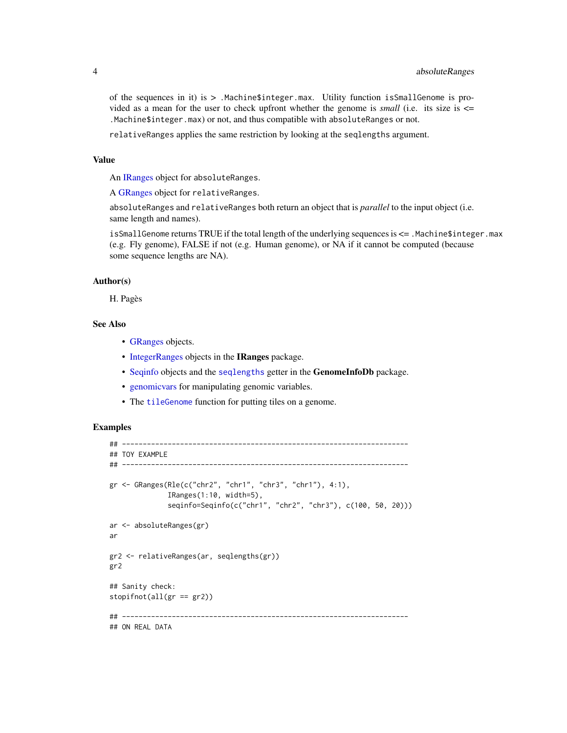of the sequences in it) is > `.Machine$integer.max`. Utility function `isSmallGenome` is provided as a mean for the user to check upfront whether the genome is *small* (i.e. its size is <= `.Machine$integer.max`) or not, and thus compatible with `absoluteRanges` or not.

`relativeRanges` applies the same restriction by looking at the `seqlengths` argument.

## Value

An IRanges object for `absoluteRanges`.

A GRanges object for `relativeRanges`.

`absoluteRanges` and `relativeRanges` both return an object that is *parallel* to the input object (i.e. same length and names).

`isSmallGenome` returns TRUE if the total length of the underlying sequences is <= `.Machine$integer.max` (e.g. Fly genome), FALSE if not (e.g. Human genome), or NA if it cannot be computed (because some sequence lengths are NA).

## Author(s)

H. Pagès

## See Also

- GRanges objects.
- IntegerRanges objects in the **IRanges** package.
- Seqinfo objects and the `seqlengths` getter in the **GenomeInfoDb** package.
- genomicvars for manipulating genomic variables.
- The `tileGenome` function for putting tiles on a genome.

## Examples

```
## ---------------------------------------------------------------------
## TOY EXAMPLE
## ---------------------------------------------------------------------

gr <- GRanges(Rle(c("chr2", "chr1", "chr3", "chr1"), 4:1),
              IRanges(1:10, width=5),
              seqinfo=Seqinfo(c("chr1", "chr2", "chr3"), c(100, 50, 20)))

ar <- absoluteRanges(gr)
ar

gr2 <- relativeRanges(ar, seqlengths(gr))
gr2

## Sanity check:
stopifnot(all(gr == gr2))

## ---------------------------------------------------------------------
## ON REAL DATA
```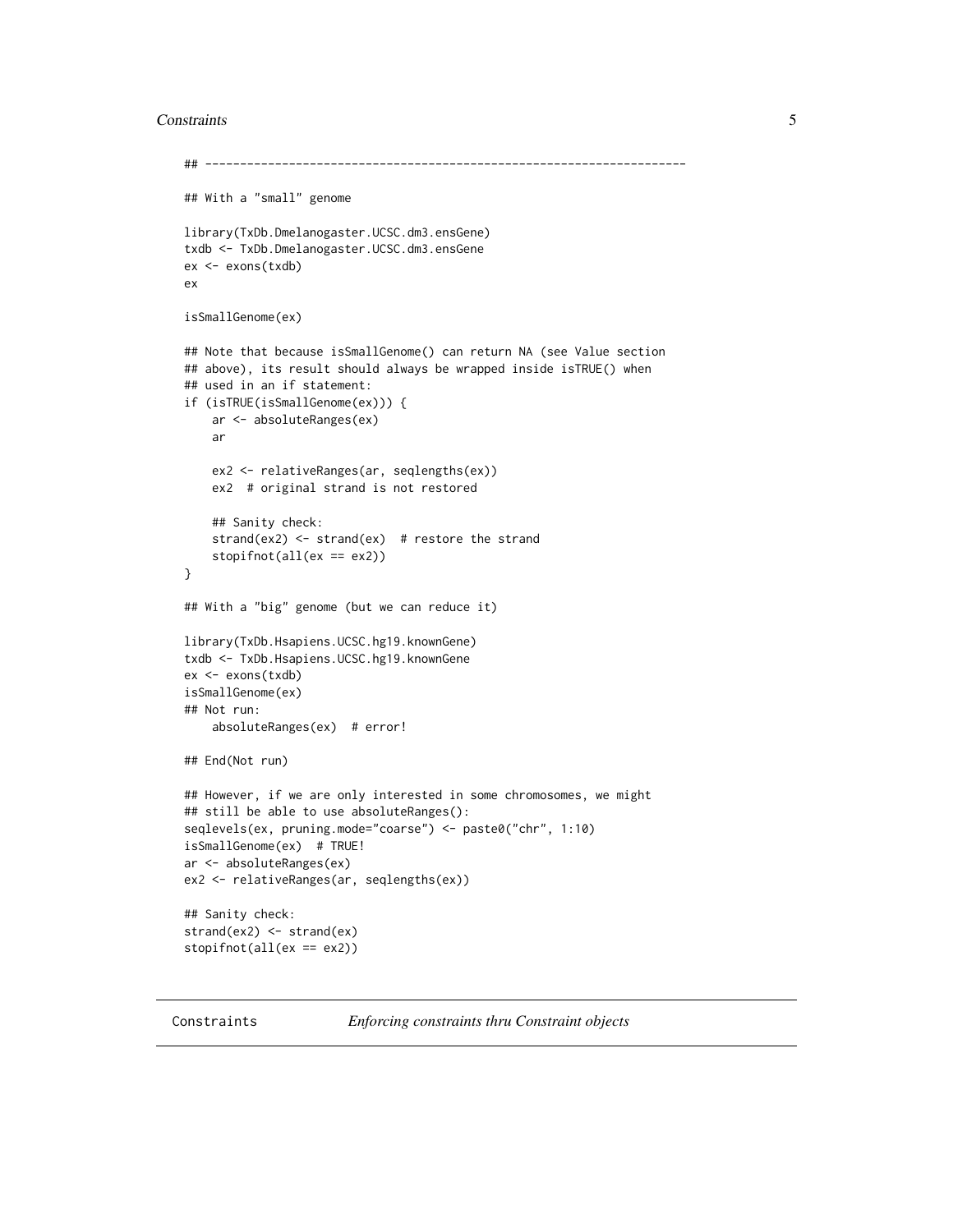```
## ---------------------------------------------------------------------

## With a "small" genome

library(TxDb.Dmelanogaster.UCSC.dm3.ensGene)
txdb <- TxDb.Dmelanogaster.UCSC.dm3.ensGene
ex <- exons(txdb)
ex

isSmallGenome(ex)

## Note that because isSmallGenome() can return NA (see Value section
## above), its result should always be wrapped inside isTRUE() when
## used in an if statement:
if (isTRUE(isSmallGenome(ex))) {
    ar <- absoluteRanges(ex)
    ar

    ex2 <- relativeRanges(ar, seqlengths(ex))
    ex2  # original strand is not restored

    ## Sanity check:
    strand(ex2) <- strand(ex)  # restore the strand
    stopifnot(all(ex == ex2))
}

## With a "big" genome (but we can reduce it)

library(TxDb.Hsapiens.UCSC.hg19.knownGene)
txdb <- TxDb.Hsapiens.UCSC.hg19.knownGene
ex <- exons(txdb)
isSmallGenome(ex)
## Not run:
    absoluteRanges(ex)  # error!

## End(Not run)

## However, if we are only interested in some chromosomes, we might
## still be able to use absoluteRanges():
seqlevels(ex, pruning.mode="coarse") <- paste0("chr", 1:10)
isSmallGenome(ex)  # TRUE!
ar <- absoluteRanges(ex)
ex2 <- relativeRanges(ar, seqlengths(ex))

## Sanity check:
strand(ex2) <- strand(ex)
stopifnot(all(ex == ex2))
```

---

Constraints        *Enforcing constraints thru Constraint objects*

---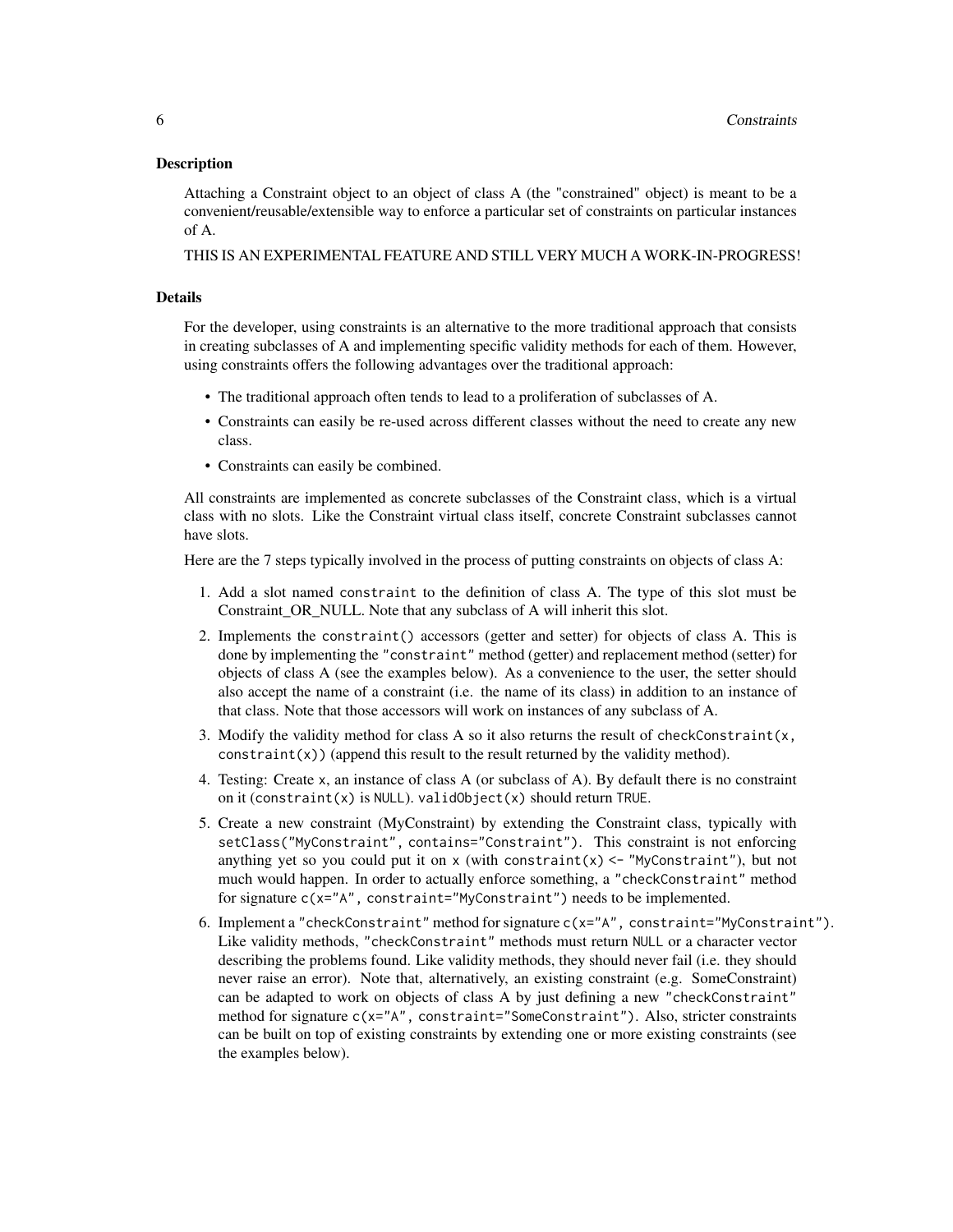## Description

Attaching a Constraint object to an object of class A (the "constrained" object) is meant to be a convenient/reusable/extensible way to enforce a particular set of constraints on particular instances of A.

THIS IS AN EXPERIMENTAL FEATURE AND STILL VERY MUCH A WORK-IN-PROGRESS!

## Details

For the developer, using constraints is an alternative to the more traditional approach that consists in creating subclasses of A and implementing specific validity methods for each of them. However, using constraints offers the following advantages over the traditional approach:

- The traditional approach often tends to lead to a proliferation of subclasses of A.
- Constraints can easily be re-used across different classes without the need to create any new class.
- Constraints can easily be combined.

All constraints are implemented as concrete subclasses of the Constraint class, which is a virtual class with no slots. Like the Constraint virtual class itself, concrete Constraint subclasses cannot have slots.

Here are the 7 steps typically involved in the process of putting constraints on objects of class A:

1. Add a slot named `constraint` to the definition of class A. The type of this slot must be Constraint_OR_NULL. Note that any subclass of A will inherit this slot.
2. Implements the `constraint()` accessors (getter and setter) for objects of class A. This is done by implementing the `"constraint"` method (getter) and replacement method (setter) for objects of class A (see the examples below). As a convenience to the user, the setter should also accept the name of a constraint (i.e. the name of its class) in addition to an instance of that class. Note that those accessors will work on instances of any subclass of A.
3. Modify the validity method for class A so it also returns the result of `checkConstraint(x, constraint(x))` (append this result to the result returned by the validity method).
4. Testing: Create `x`, an instance of class A (or subclass of A). By default there is no constraint on it (`constraint(x)` is `NULL`). `validObject(x)` should return `TRUE`.
5. Create a new constraint (MyConstraint) by extending the Constraint class, typically with `setClass("MyConstraint", contains="Constraint")`. This constraint is not enforcing anything yet so you could put it on `x` (with `constraint(x) <- "MyConstraint"`), but not much would happen. In order to actually enforce something, a `"checkConstraint"` method for signature `c(x="A", constraint="MyConstraint")` needs to be implemented.
6. Implement a `"checkConstraint"` method for signature `c(x="A", constraint="MyConstraint")`. Like validity methods, `"checkConstraint"` methods must return `NULL` or a character vector describing the problems found. Like validity methods, they should never fail (i.e. they should never raise an error). Note that, alternatively, an existing constraint (e.g. SomeConstraint) can be adapted to work on objects of class A by just defining a new `"checkConstraint"` method for signature `c(x="A", constraint="SomeConstraint")`. Also, stricter constraints can be built on top of existing constraints by extending one or more existing constraints (see the examples below).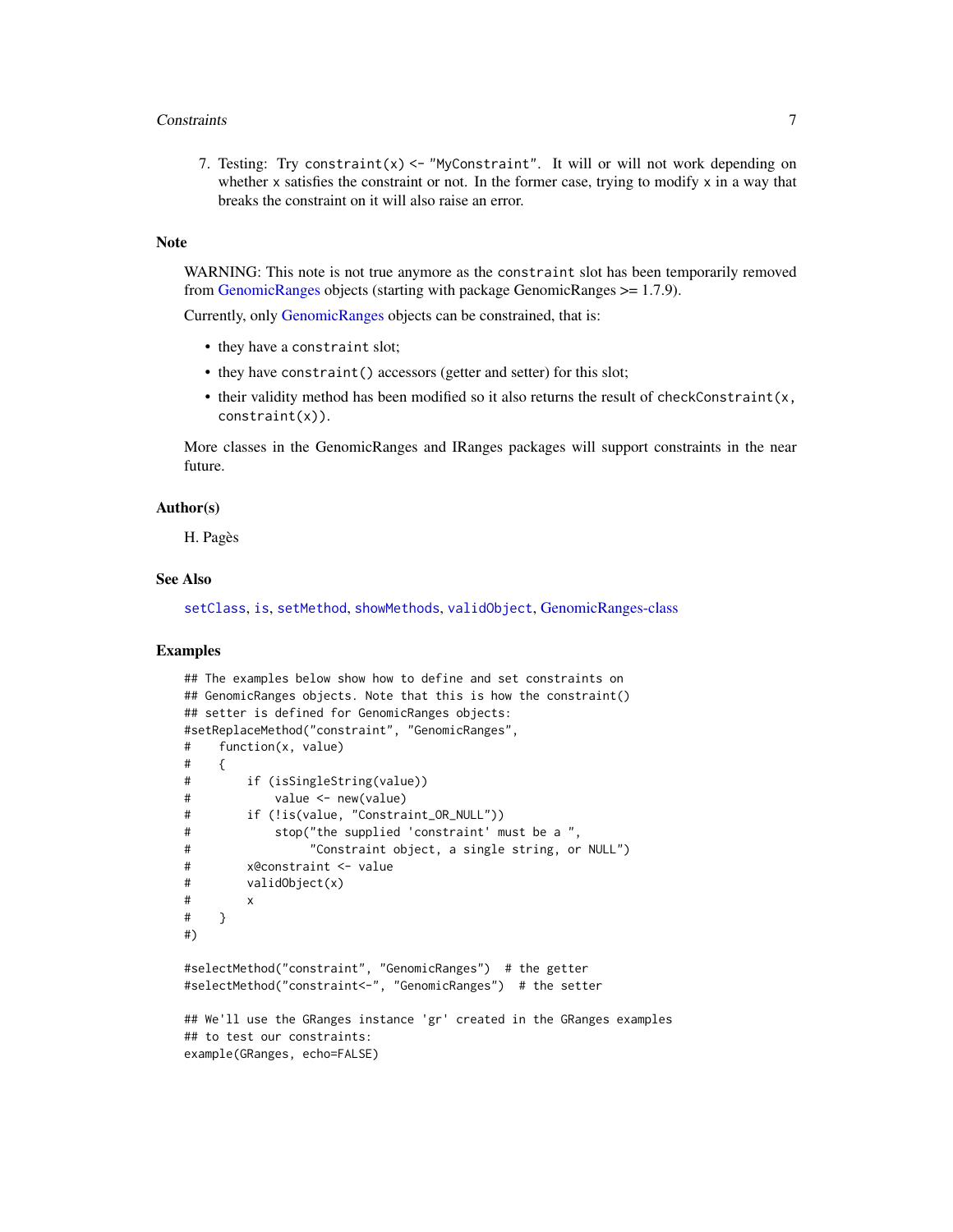7. Testing: Try `constraint(x) <- "MyConstraint"`. It will or will not work depending on whether `x` satisfies the constraint or not. In the former case, trying to modify `x` in a way that breaks the constraint on it will also raise an error.

### Note

WARNING: This note is not true anymore as the `constraint` slot has been temporarily removed from GenomicRanges objects (starting with package GenomicRanges >= 1.7.9).

Currently, only GenomicRanges objects can be constrained, that is:

- they have a `constraint` slot;
- they have `constraint()` accessors (getter and setter) for this slot;
- their validity method has been modified so it also returns the result of `checkConstraint(x, constraint(x))`.

More classes in the GenomicRanges and IRanges packages will support constraints in the near future.

### Author(s)

H. Pagès

### See Also

`setClass`, `is`, `setMethod`, `showMethods`, `validObject`, GenomicRanges-class

### Examples

```
## The examples below show how to define and set constraints on
## GenomicRanges objects. Note that this is how the constraint()
## setter is defined for GenomicRanges objects:
#setReplaceMethod("constraint", "GenomicRanges",
#    function(x, value)
#    {
#        if (isSingleString(value))
#            value <- new(value)
#        if (!is(value, "Constraint_OR_NULL"))
#            stop("the supplied 'constraint' must be a ",
#                 "Constraint object, a single string, or NULL")
#        x@constraint <- value
#        validObject(x)
#        x
#    }
#)

#selectMethod("constraint", "GenomicRanges")  # the getter
#selectMethod("constraint<-", "GenomicRanges")  # the setter

## We'll use the GRanges instance 'gr' created in the GRanges examples
## to test our constraints:
example(GRanges, echo=FALSE)
```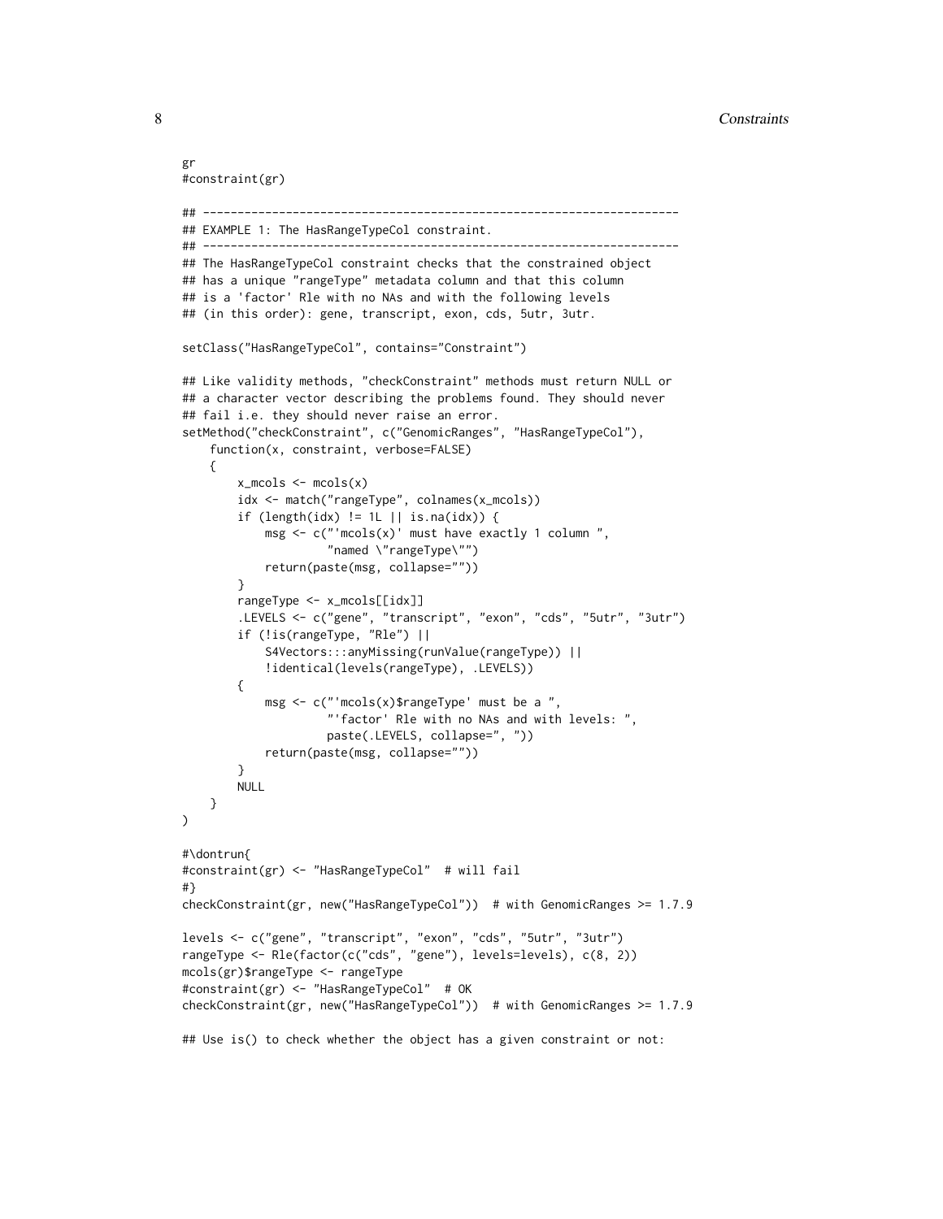```
gr
#constraint(gr)

## ---------------------------------------------------------------------
## EXAMPLE 1: The HasRangeTypeCol constraint.
## ---------------------------------------------------------------------
## The HasRangeTypeCol constraint checks that the constrained object
## has a unique "rangeType" metadata column and that this column
## is a 'factor' Rle with no NAs and with the following levels
## (in this order): gene, transcript, exon, cds, 5utr, 3utr.

setClass("HasRangeTypeCol", contains="Constraint")

## Like validity methods, "checkConstraint" methods must return NULL or
## a character vector describing the problems found. They should never
## fail i.e. they should never raise an error.
setMethod("checkConstraint", c("GenomicRanges", "HasRangeTypeCol"),
    function(x, constraint, verbose=FALSE)
    {
        x_mcols <- mcols(x)
        idx <- match("rangeType", colnames(x_mcols))
        if (length(idx) != 1L || is.na(idx)) {
            msg <- c("'mcols(x)' must have exactly 1 column ",
                     "named \"rangeType\"")
            return(paste(msg, collapse=""))
        }
        rangeType <- x_mcols[[idx]]
        .LEVELS <- c("gene", "transcript", "exon", "cds", "5utr", "3utr")
        if (!is(rangeType, "Rle") ||
            S4Vectors:::anyMissing(runValue(rangeType)) ||
            !identical(levels(rangeType), .LEVELS))
        {
            msg <- c("'mcols(x)$rangeType' must be a ",
                     "'factor' Rle with no NAs and with levels: ",
                     paste(.LEVELS, collapse=", "))
            return(paste(msg, collapse=""))
        }
        NULL
    }
)

#\dontrun{
#constraint(gr) <- "HasRangeTypeCol"  # will fail
#}
checkConstraint(gr, new("HasRangeTypeCol"))  # with GenomicRanges >= 1.7.9

levels <- c("gene", "transcript", "exon", "cds", "5utr", "3utr")
rangeType <- Rle(factor(c("cds", "gene"), levels=levels), c(8, 2))
mcols(gr)$rangeType <- rangeType
#constraint(gr) <- "HasRangeTypeCol"  # OK
checkConstraint(gr, new("HasRangeTypeCol"))  # with GenomicRanges >= 1.7.9

## Use is() to check whether the object has a given constraint or not:
```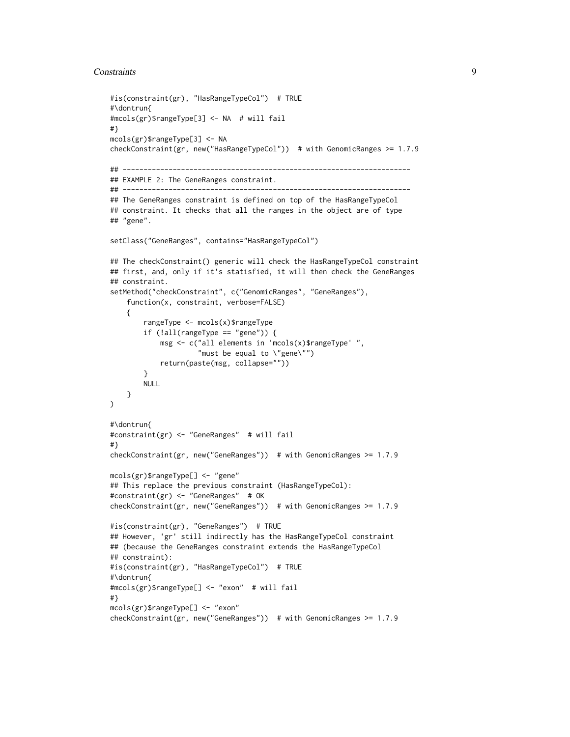```
#is(constraint(gr), "HasRangeTypeCol")  # TRUE
#\dontrun{
#mcols(gr)$rangeType[3] <- NA  # will fail
#}
mcols(gr)$rangeType[3] <- NA
checkConstraint(gr, new("HasRangeTypeCol"))  # with GenomicRanges >= 1.7.9

## ---------------------------------------------------------------------
## EXAMPLE 2: The GeneRanges constraint.
## ---------------------------------------------------------------------
## The GeneRanges constraint is defined on top of the HasRangeTypeCol
## constraint. It checks that all the ranges in the object are of type
## "gene".

setClass("GeneRanges", contains="HasRangeTypeCol")

## The checkConstraint() generic will check the HasRangeTypeCol constraint
## first, and, only if it's statisfied, it will then check the GeneRanges
## constraint.
setMethod("checkConstraint", c("GenomicRanges", "GeneRanges"),
    function(x, constraint, verbose=FALSE)
    {
        rangeType <- mcols(x)$rangeType
        if (!all(rangeType == "gene")) {
            msg <- c("all elements in 'mcols(x)$rangeType' ",
                     "must be equal to \"gene\"")
            return(paste(msg, collapse=""))
        }
        NULL
    }
)

#\dontrun{
#constraint(gr) <- "GeneRanges"  # will fail
#}
checkConstraint(gr, new("GeneRanges"))  # with GenomicRanges >= 1.7.9

mcols(gr)$rangeType[] <- "gene"
## This replace the previous constraint (HasRangeTypeCol):
#constraint(gr) <- "GeneRanges"  # OK
checkConstraint(gr, new("GeneRanges"))  # with GenomicRanges >= 1.7.9

#is(constraint(gr), "GeneRanges")  # TRUE
## However, 'gr' still indirectly has the HasRangeTypeCol constraint
## (because the GeneRanges constraint extends the HasRangeTypeCol
## constraint):
#is(constraint(gr), "HasRangeTypeCol")  # TRUE
#\dontrun{
#mcols(gr)$rangeType[] <- "exon"  # will fail
#}
mcols(gr)$rangeType[] <- "exon"
checkConstraint(gr, new("GeneRanges"))  # with GenomicRanges >= 1.7.9
```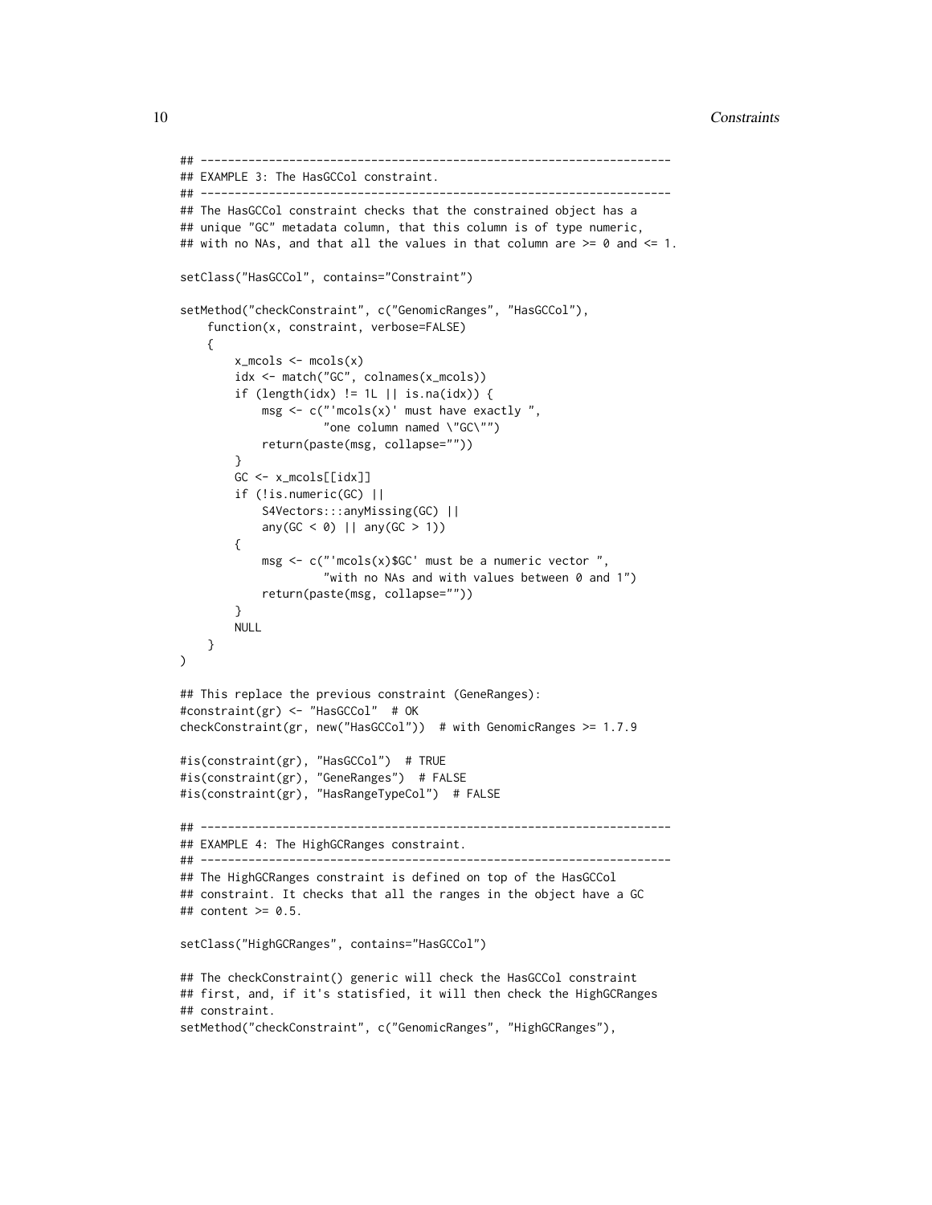```
## ---------------------------------------------------------------------
## EXAMPLE 3: The HasGCCol constraint.
## ---------------------------------------------------------------------
## The HasGCCol constraint checks that the constrained object has a
## unique "GC" metadata column, that this column is of type numeric,
## with no NAs, and that all the values in that column are >= 0 and <= 1.

setClass("HasGCCol", contains="Constraint")

setMethod("checkConstraint", c("GenomicRanges", "HasGCCol"),
    function(x, constraint, verbose=FALSE)
    {
        x_mcols <- mcols(x)
        idx <- match("GC", colnames(x_mcols))
        if (length(idx) != 1L || is.na(idx)) {
            msg <- c("'mcols(x)' must have exactly ",
                     "one column named \"GC\"")
            return(paste(msg, collapse=""))
        }
        GC <- x_mcols[[idx]]
        if (!is.numeric(GC) ||
            S4Vectors:::anyMissing(GC) ||
            any(GC < 0) || any(GC > 1))
        {
            msg <- c("'mcols(x)$GC' must be a numeric vector ",
                     "with no NAs and with values between 0 and 1")
            return(paste(msg, collapse=""))
        }
        NULL
    }
)

## This replace the previous constraint (GeneRanges):
#constraint(gr) <- "HasGCCol"  # OK
checkConstraint(gr, new("HasGCCol"))  # with GenomicRanges >= 1.7.9

#is(constraint(gr), "HasGCCol")  # TRUE
#is(constraint(gr), "GeneRanges")  # FALSE
#is(constraint(gr), "HasRangeTypeCol")  # FALSE

## ---------------------------------------------------------------------
## EXAMPLE 4: The HighGCRanges constraint.
## ---------------------------------------------------------------------
## The HighGCRanges constraint is defined on top of the HasGCCol
## constraint. It checks that all the ranges in the object have a GC
## content >= 0.5.

setClass("HighGCRanges", contains="HasGCCol")

## The checkConstraint() generic will check the HasGCCol constraint
## first, and, if it's statisfied, it will then check the HighGCRanges
## constraint.
setMethod("checkConstraint", c("GenomicRanges", "HighGCRanges"),
```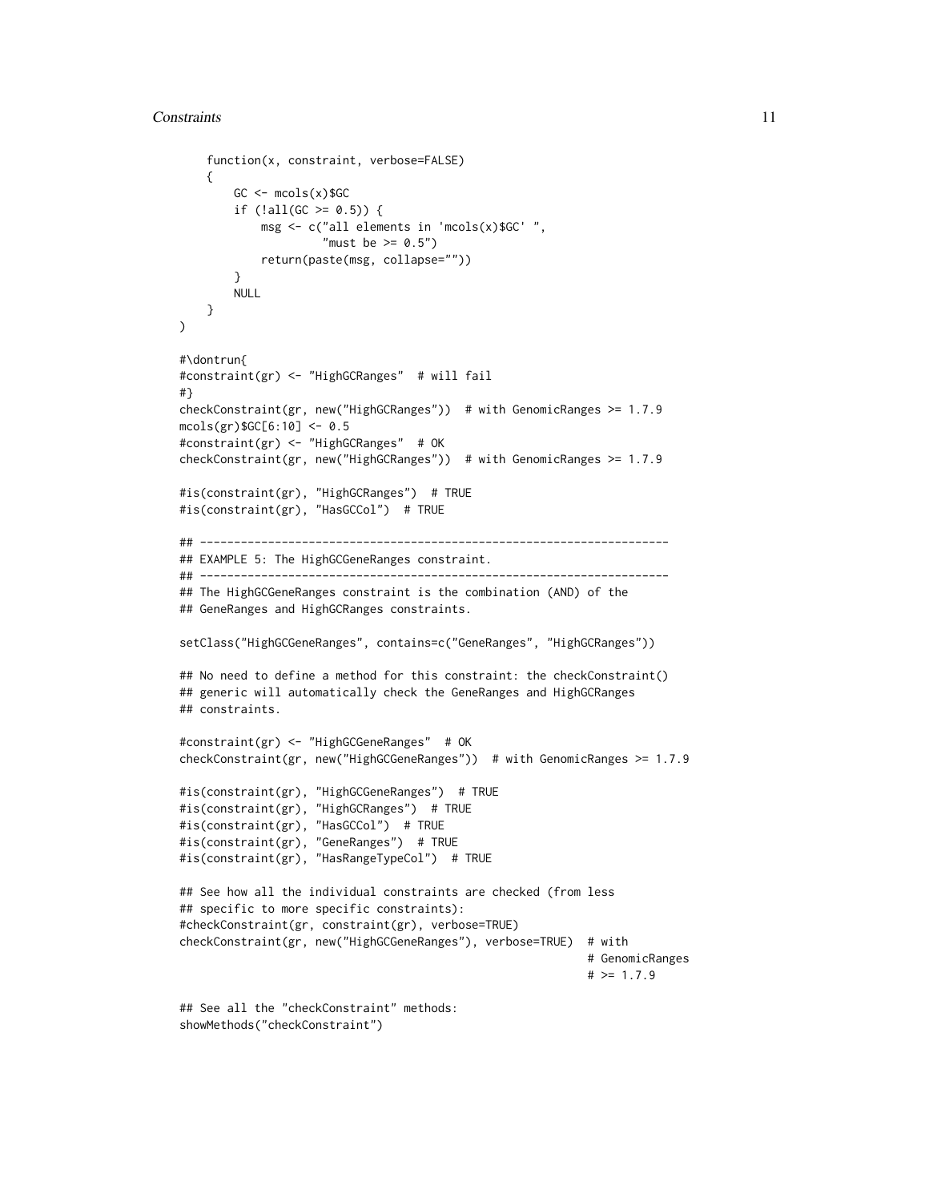```
    function(x, constraint, verbose=FALSE)
    {
        GC <- mcols(x)$GC
        if (!all(GC >= 0.5)) {
            msg <- c("all elements in 'mcols(x)$GC' ",
                     "must be >= 0.5")
            return(paste(msg, collapse=""))
        }
        NULL
    }
)

#\dontrun{
#constraint(gr) <- "HighGCRanges"  # will fail
#}
checkConstraint(gr, new("HighGCRanges"))  # with GenomicRanges >= 1.7.9
mcols(gr)$GC[6:10] <- 0.5
#constraint(gr) <- "HighGCRanges"  # OK
checkConstraint(gr, new("HighGCRanges"))  # with GenomicRanges >= 1.7.9

#is(constraint(gr), "HighGCRanges")  # TRUE
#is(constraint(gr), "HasGCCol")  # TRUE

## ---------------------------------------------------------------------
## EXAMPLE 5: The HighGCGeneRanges constraint.
## ---------------------------------------------------------------------
## The HighGCGeneRanges constraint is the combination (AND) of the
## GeneRanges and HighGCRanges constraints.

setClass("HighGCGeneRanges", contains=c("GeneRanges", "HighGCRanges"))

## No need to define a method for this constraint: the checkConstraint()
## generic will automatically check the GeneRanges and HighGCRanges
## constraints.

#constraint(gr) <- "HighGCGeneRanges"  # OK
checkConstraint(gr, new("HighGCGeneRanges"))  # with GenomicRanges >= 1.7.9

#is(constraint(gr), "HighGCGeneRanges")  # TRUE
#is(constraint(gr), "HighGCRanges")  # TRUE
#is(constraint(gr), "HasGCCol")  # TRUE
#is(constraint(gr), "GeneRanges")  # TRUE
#is(constraint(gr), "HasRangeTypeCol")  # TRUE

## See how all the individual constraints are checked (from less
## specific to more specific constraints):
#checkConstraint(gr, constraint(gr), verbose=TRUE)
checkConstraint(gr, new("HighGCGeneRanges"), verbose=TRUE)  # with
                                                            # GenomicRanges
                                                            # >= 1.7.9

## See all the "checkConstraint" methods:
showMethods("checkConstraint")
```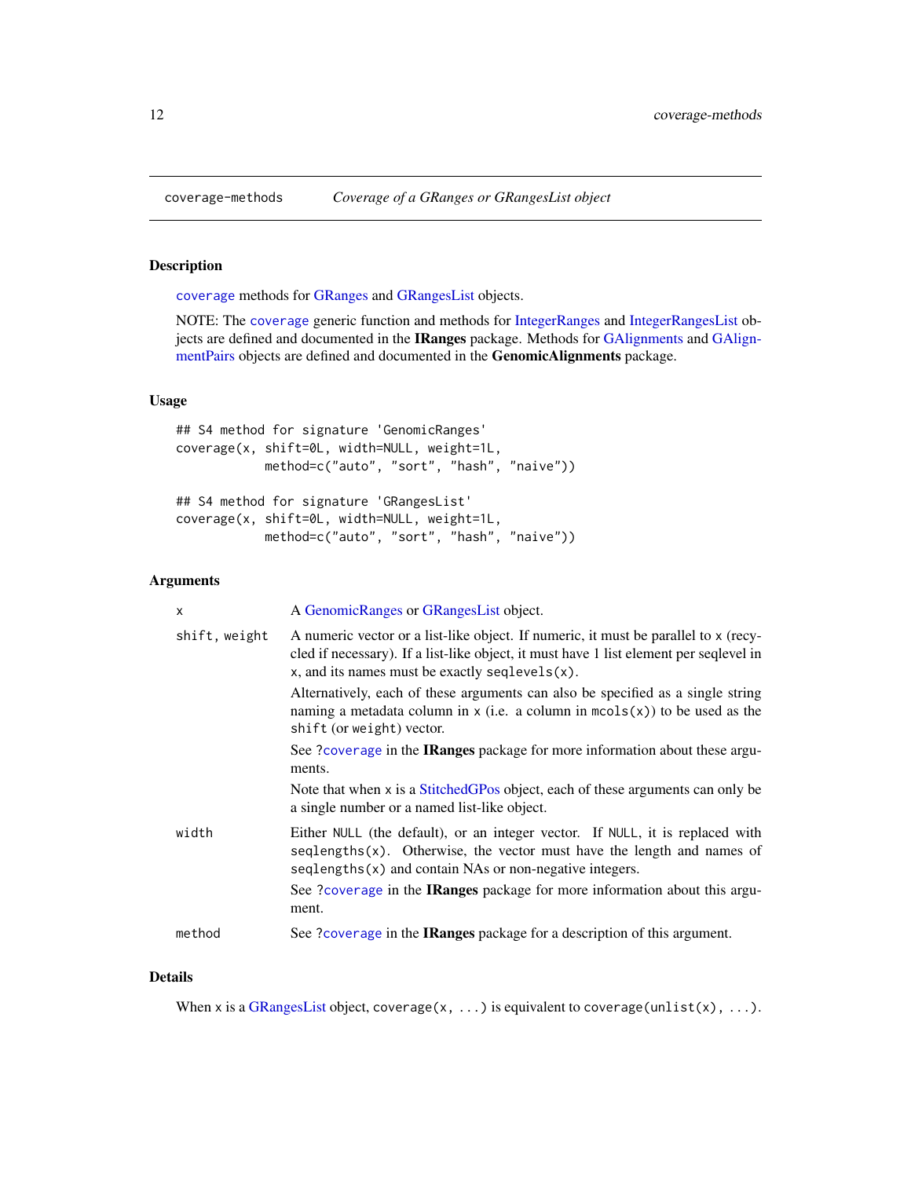coverage-methods — *Coverage of a GRanges or GRangesList object*

## Description

coverage methods for GRanges and GRangesList objects.

NOTE: The coverage generic function and methods for IntegerRanges and IntegerRangesList objects are defined and documented in the **IRanges** package. Methods for GAlignments and GAlignmentPairs objects are defined and documented in the **GenomicAlignments** package.

## Usage

```
## S4 method for signature 'GenomicRanges'
coverage(x, shift=0L, width=NULL, weight=1L,
            method=c("auto", "sort", "hash", "naive"))

## S4 method for signature 'GRangesList'
coverage(x, shift=0L, width=NULL, weight=1L,
            method=c("auto", "sort", "hash", "naive"))
```

## Arguments

`x` — A GenomicRanges or GRangesList object.

`shift, weight` — A numeric vector or a list-like object. If numeric, it must be parallel to `x` (recycled if necessary). If a list-like object, it must have 1 list element per seqlevel in `x`, and its names must be exactly `seqlevels(x)`.

Alternatively, each of these arguments can also be specified as a single string naming a metadata column in `x` (i.e. a column in `mcols(x)`) to be used as the `shift` (or `weight`) vector.

See `?coverage` in the **IRanges** package for more information about these arguments.

Note that when `x` is a StitchedGPos object, each of these arguments can only be a single number or a named list-like object.

`width` — Either `NULL` (the default), or an integer vector. If `NULL`, it is replaced with `seqlengths(x)`. Otherwise, the vector must have the length and names of `seqlengths(x)` and contain NAs or non-negative integers.

See `?coverage` in the **IRanges** package for more information about this argument.

`method` — See `?coverage` in the **IRanges** package for a description of this argument.

## Details

When `x` is a GRangesList object, `coverage(x, ...)` is equivalent to `coverage(unlist(x), ...)`.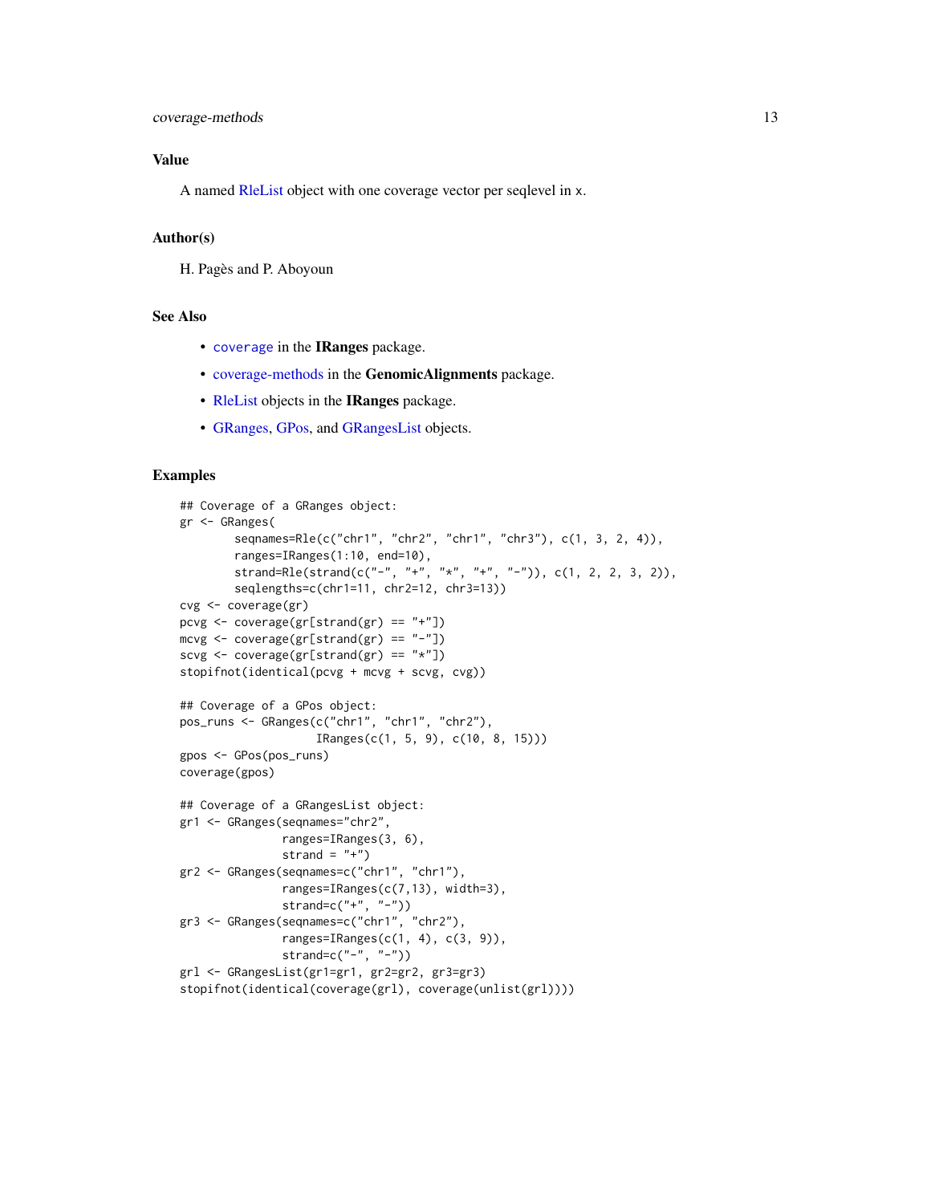## Value

A named RleList object with one coverage vector per seqlevel in x.

## Author(s)

H. Pagès and P. Aboyoun

## See Also

- `coverage` in the **IRanges** package.
- coverage-methods in the **GenomicAlignments** package.
- RleList objects in the **IRanges** package.
- GRanges, GPos, and GRangesList objects.

## Examples

```
## Coverage of a GRanges object:
gr <- GRanges(
        seqnames=Rle(c("chr1", "chr2", "chr1", "chr3"), c(1, 3, 2, 4)),
        ranges=IRanges(1:10, end=10),
        strand=Rle(strand(c("-", "+", "*", "+", "-")), c(1, 2, 2, 3, 2)),
        seqlengths=c(chr1=11, chr2=12, chr3=13))
cvg <- coverage(gr)
pcvg <- coverage(gr[strand(gr) == "+"])
mcvg <- coverage(gr[strand(gr) == "-"])
scvg <- coverage(gr[strand(gr) == "*"])
stopifnot(identical(pcvg + mcvg + scvg, cvg))

## Coverage of a GPos object:
pos_runs <- GRanges(c("chr1", "chr1", "chr2"),
                    IRanges(c(1, 5, 9), c(10, 8, 15)))
gpos <- GPos(pos_runs)
coverage(gpos)

## Coverage of a GRangesList object:
gr1 <- GRanges(seqnames="chr2",
               ranges=IRanges(3, 6),
               strand = "+")
gr2 <- GRanges(seqnames=c("chr1", "chr1"),
               ranges=IRanges(c(7,13), width=3),
               strand=c("+", "-"))
gr3 <- GRanges(seqnames=c("chr1", "chr2"),
               ranges=IRanges(c(1, 4), c(3, 9)),
               strand=c("-", "-"))
grl <- GRangesList(gr1=gr1, gr2=gr2, gr3=gr3)
stopifnot(identical(coverage(grl), coverage(unlist(grl))))
```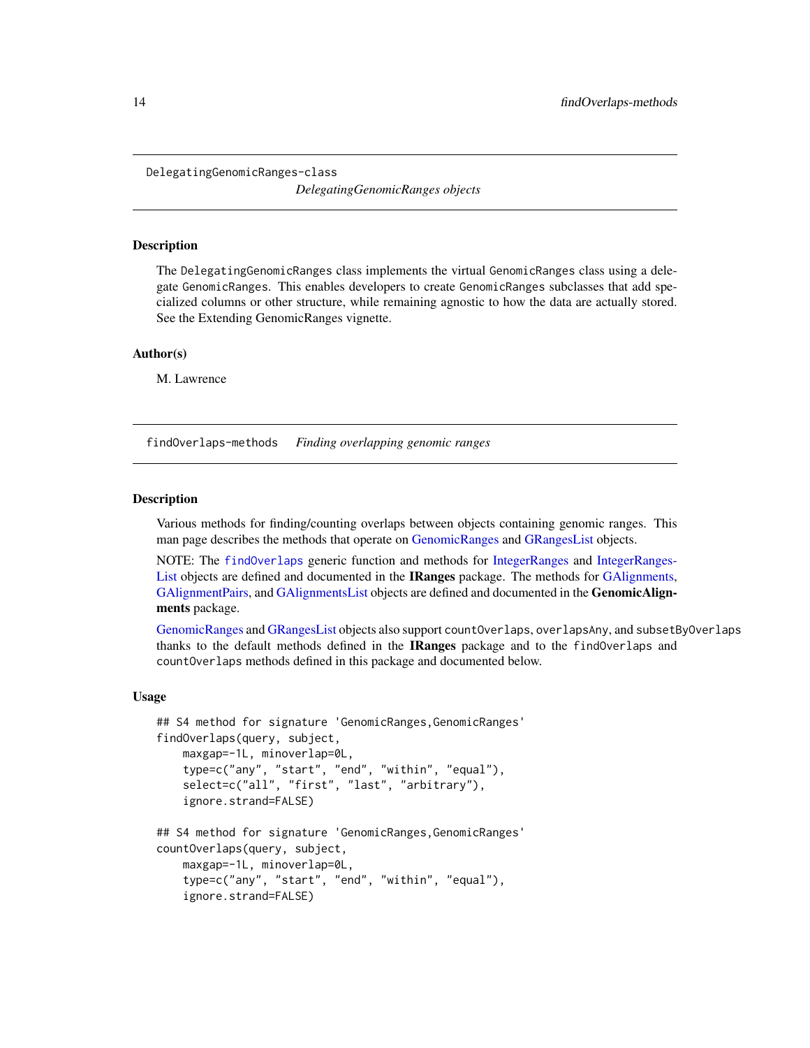## DelegatingGenomicRanges-class

*DelegatingGenomicRanges objects*

### Description

The `DelegatingGenomicRanges` class implements the virtual `GenomicRanges` class using a delegate `GenomicRanges`. This enables developers to create `GenomicRanges` subclasses that add specialized columns or other structure, while remaining agnostic to how the data are actually stored. See the Extending GenomicRanges vignette.

### Author(s)

M. Lawrence

## findOverlaps-methods

*Finding overlapping genomic ranges*

### Description

Various methods for finding/counting overlaps between objects containing genomic ranges. This man page describes the methods that operate on GenomicRanges and GRangesList objects.

NOTE: The `findOverlaps` generic function and methods for IntegerRanges and IntegerRangesList objects are defined and documented in the **IRanges** package. The methods for GAlignments, GAlignmentPairs, and GAlignmentsList objects are defined and documented in the **GenomicAlignments** package.

GenomicRanges and GRangesList objects also support `countOverlaps`, `overlapsAny`, and `subsetByOverlaps` thanks to the default methods defined in the **IRanges** package and to the `findOverlaps` and `countOverlaps` methods defined in this package and documented below.

### Usage

```
## S4 method for signature 'GenomicRanges,GenomicRanges'
findOverlaps(query, subject,
    maxgap=-1L, minoverlap=0L,
    type=c("any", "start", "end", "within", "equal"),
    select=c("all", "first", "last", "arbitrary"),
    ignore.strand=FALSE)

## S4 method for signature 'GenomicRanges,GenomicRanges'
countOverlaps(query, subject,
    maxgap=-1L, minoverlap=0L,
    type=c("any", "start", "end", "within", "equal"),
    ignore.strand=FALSE)
```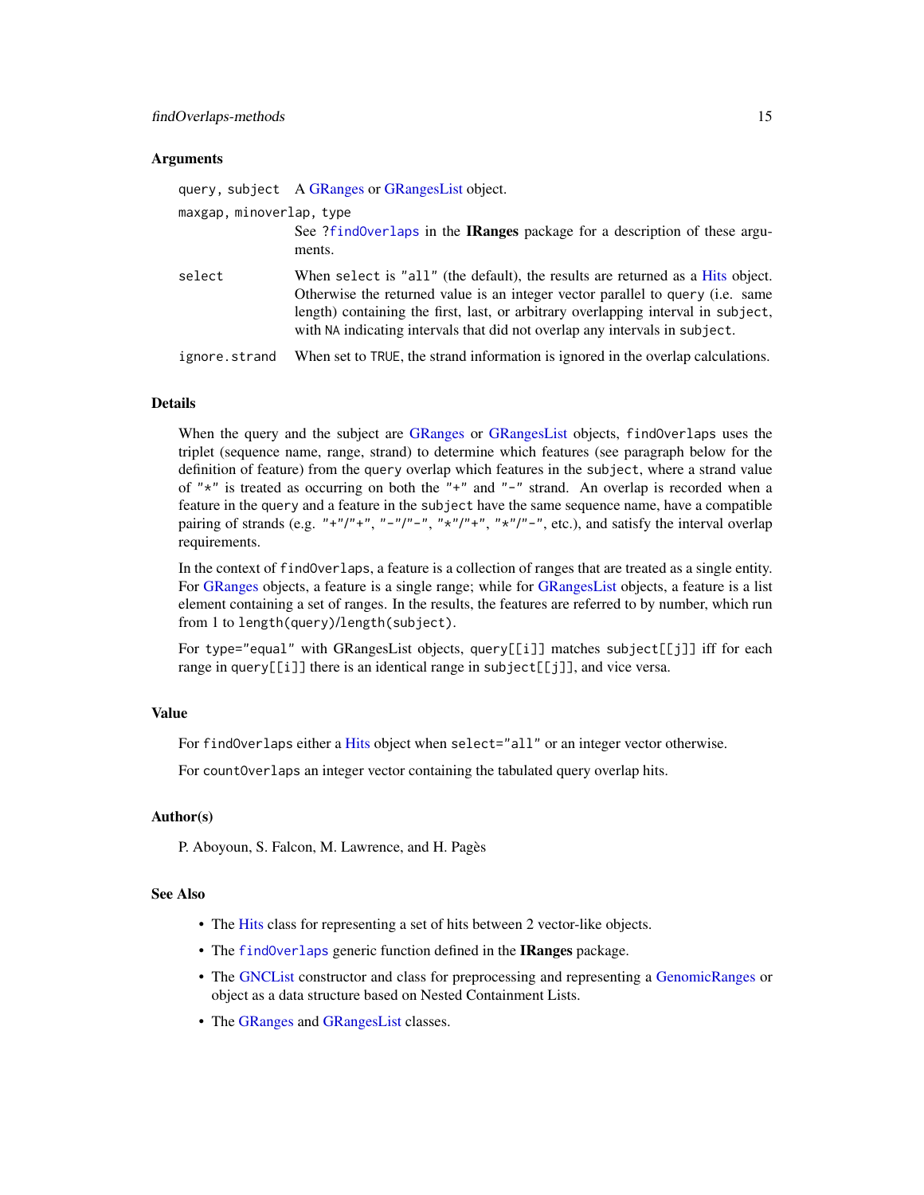## Arguments

| | |
|---|---|
| `query, subject` | A GRanges or GRangesList object. |
| `maxgap, minoverlap, type` | See `?findOverlaps` in the **IRanges** package for a description of these arguments. |
| `select` | When `select` is `"all"` (the default), the results are returned as a Hits object. Otherwise the returned value is an integer vector parallel to `query` (i.e. same length) containing the first, last, or arbitrary overlapping interval in `subject`, with `NA` indicating intervals that did not overlap any intervals in `subject`. |
| `ignore.strand` | When set to `TRUE`, the strand information is ignored in the overlap calculations. |

## Details

When the query and the subject are GRanges or GRangesList objects, `findOverlaps` uses the triplet (sequence name, range, strand) to determine which features (see paragraph below for the definition of feature) from the `query` overlap which features in the `subject`, where a strand value of `"*"` is treated as occurring on both the `"+"` and `"-"` strand. An overlap is recorded when a feature in the `query` and a feature in the `subject` have the same sequence name, have a compatible pairing of strands (e.g. `"+"/"+"`, `"-"/"-"`, `"*"/"+"`, `"*"/"-"`, etc.), and satisfy the interval overlap requirements.

In the context of `findOverlaps`, a feature is a collection of ranges that are treated as a single entity. For GRanges objects, a feature is a single range; while for GRangesList objects, a feature is a list element containing a set of ranges. In the results, the features are referred to by number, which run from 1 to `length(query)`/`length(subject)`.

For `type="equal"` with GRangesList objects, `query[[i]]` matches `subject[[j]]` iff for each range in `query[[i]]` there is an identical range in `subject[[j]]`, and vice versa.

## Value

For `findOverlaps` either a Hits object when `select="all"` or an integer vector otherwise.

For `countOverlaps` an integer vector containing the tabulated query overlap hits.

## Author(s)

P. Aboyoun, S. Falcon, M. Lawrence, and H. Pagès

## See Also

- The Hits class for representing a set of hits between 2 vector-like objects.
- The `findOverlaps` generic function defined in the **IRanges** package.
- The GNCList constructor and class for preprocessing and representing a GenomicRanges or object as a data structure based on Nested Containment Lists.
- The GRanges and GRangesList classes.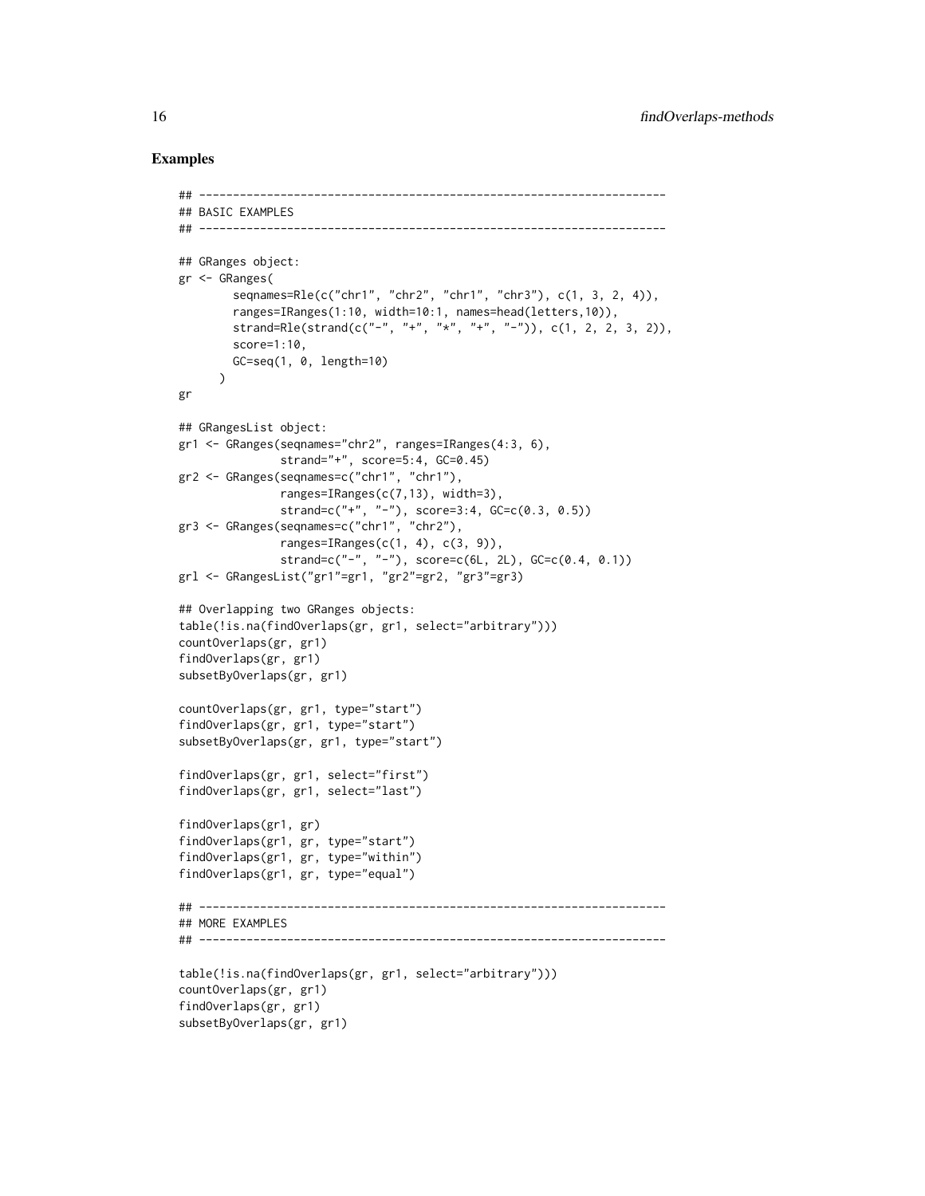## Examples

```
## ---------------------------------------------------------------------
## BASIC EXAMPLES
## ---------------------------------------------------------------------

## GRanges object:
gr <- GRanges(
        seqnames=Rle(c("chr1", "chr2", "chr1", "chr3"), c(1, 3, 2, 4)),
        ranges=IRanges(1:10, width=10:1, names=head(letters,10)),
        strand=Rle(strand(c("-", "+", "*", "+", "-")), c(1, 2, 2, 3, 2)),
        score=1:10,
        GC=seq(1, 0, length=10)
      )
gr

## GRangesList object:
gr1 <- GRanges(seqnames="chr2", ranges=IRanges(4:3, 6),
               strand="+", score=5:4, GC=0.45)
gr2 <- GRanges(seqnames=c("chr1", "chr1"),
               ranges=IRanges(c(7,13), width=3),
               strand=c("+", "-"), score=3:4, GC=c(0.3, 0.5))
gr3 <- GRanges(seqnames=c("chr1", "chr2"),
               ranges=IRanges(c(1, 4), c(3, 9)),
               strand=c("-", "-"), score=c(6L, 2L), GC=c(0.4, 0.1))
grl <- GRangesList("gr1"=gr1, "gr2"=gr2, "gr3"=gr3)

## Overlapping two GRanges objects:
table(!is.na(findOverlaps(gr, gr1, select="arbitrary")))
countOverlaps(gr, gr1)
findOverlaps(gr, gr1)
subsetByOverlaps(gr, gr1)

countOverlaps(gr, gr1, type="start")
findOverlaps(gr, gr1, type="start")
subsetByOverlaps(gr, gr1, type="start")

findOverlaps(gr, gr1, select="first")
findOverlaps(gr, gr1, select="last")

findOverlaps(gr1, gr)
findOverlaps(gr1, gr, type="start")
findOverlaps(gr1, gr, type="within")
findOverlaps(gr1, gr, type="equal")

## ---------------------------------------------------------------------
## MORE EXAMPLES
## ---------------------------------------------------------------------

table(!is.na(findOverlaps(gr, gr1, select="arbitrary")))
countOverlaps(gr, gr1)
findOverlaps(gr, gr1)
subsetByOverlaps(gr, gr1)
```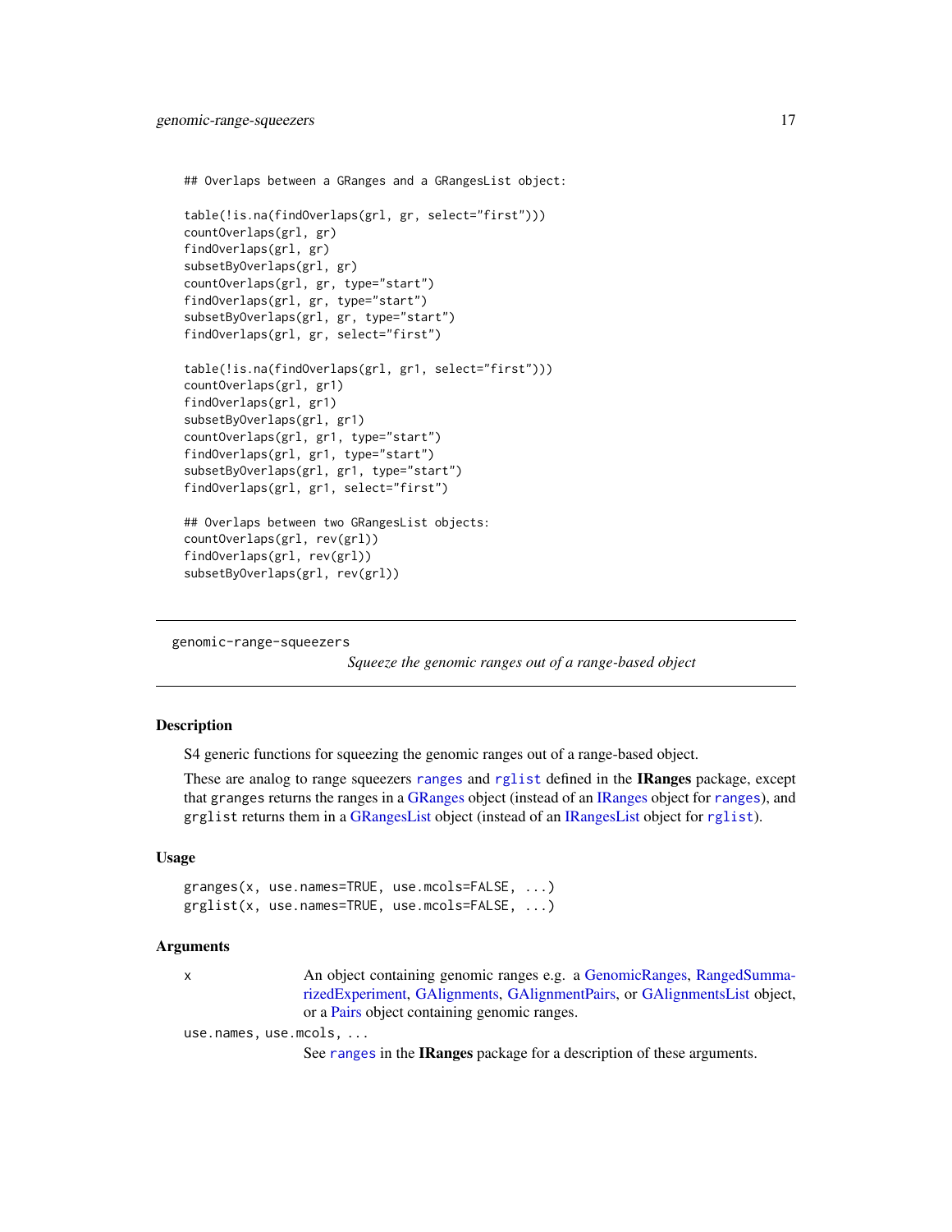```
## Overlaps between a GRanges and a GRangesList object:

table(!is.na(findOverlaps(grl, gr, select="first")))
countOverlaps(grl, gr)
findOverlaps(grl, gr)
subsetByOverlaps(grl, gr)
countOverlaps(grl, gr, type="start")
findOverlaps(grl, gr, type="start")
subsetByOverlaps(grl, gr, type="start")
findOverlaps(grl, gr, select="first")

table(!is.na(findOverlaps(grl, gr1, select="first")))
countOverlaps(grl, gr1)
findOverlaps(grl, gr1)
subsetByOverlaps(grl, gr1)
countOverlaps(grl, gr1, type="start")
findOverlaps(grl, gr1, type="start")
subsetByOverlaps(grl, gr1, type="start")
findOverlaps(grl, gr1, select="first")

## Overlaps between two GRangesList objects:
countOverlaps(grl, rev(grl))
findOverlaps(grl, rev(grl))
subsetByOverlaps(grl, rev(grl))
```

---

## genomic-range-squeezers

*Squeeze the genomic ranges out of a range-based object*

---

### Description

S4 generic functions for squeezing the genomic ranges out of a range-based object.

These are analog to range squeezers `ranges` and `rglist` defined in the **IRanges** package, except that `granges` returns the ranges in a GRanges object (instead of an IRanges object for `ranges`), and `grglist` returns them in a GRangesList object (instead of an IRangesList object for `rglist`).

### Usage

```
granges(x, use.names=TRUE, use.mcols=FALSE, ...)
grglist(x, use.names=TRUE, use.mcols=FALSE, ...)
```

### Arguments

`x` An object containing genomic ranges e.g. a GenomicRanges, RangedSummarizedExperiment, GAlignments, GAlignmentPairs, or GAlignmentsList object, or a Pairs object containing genomic ranges.

`use.names, use.mcols, ...` See `ranges` in the **IRanges** package for a description of these arguments.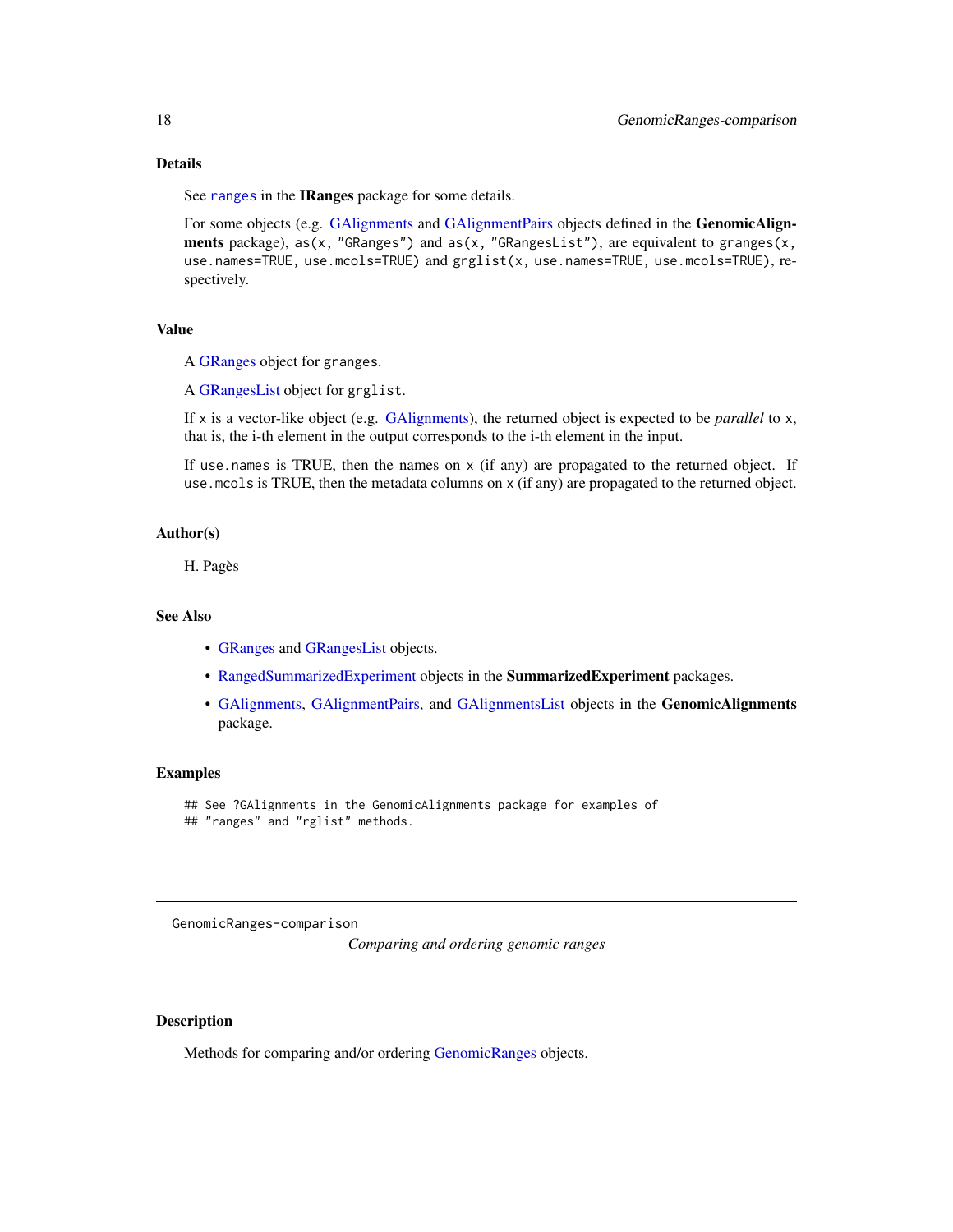## Details

See `ranges` in the **IRanges** package for some details.

For some objects (e.g. GAlignments and GAlignmentPairs objects defined in the **GenomicAlignments** package), `as(x, "GRanges")` and `as(x, "GRangesList")`, are equivalent to `granges(x, use.names=TRUE, use.mcols=TRUE)` and `grglist(x, use.names=TRUE, use.mcols=TRUE)`, respectively.

## Value

A GRanges object for `granges`.

A GRangesList object for `grglist`.

If `x` is a vector-like object (e.g. GAlignments), the returned object is expected to be *parallel* to `x`, that is, the i-th element in the output corresponds to the i-th element in the input.

If `use.names` is TRUE, then the names on `x` (if any) are propagated to the returned object. If `use.mcols` is TRUE, then the metadata columns on `x` (if any) are propagated to the returned object.

## Author(s)

H. Pagès

## See Also

- GRanges and GRangesList objects.
- RangedSummarizedExperiment objects in the **SummarizedExperiment** packages.
- GAlignments, GAlignmentPairs, and GAlignmentsList objects in the **GenomicAlignments** package.

## Examples

```
## See ?GAlignments in the GenomicAlignments package for examples of
## "ranges" and "rglist" methods.
```

---

`GenomicRanges-comparison` *Comparing and ordering genomic ranges*

---

## Description

Methods for comparing and/or ordering GenomicRanges objects.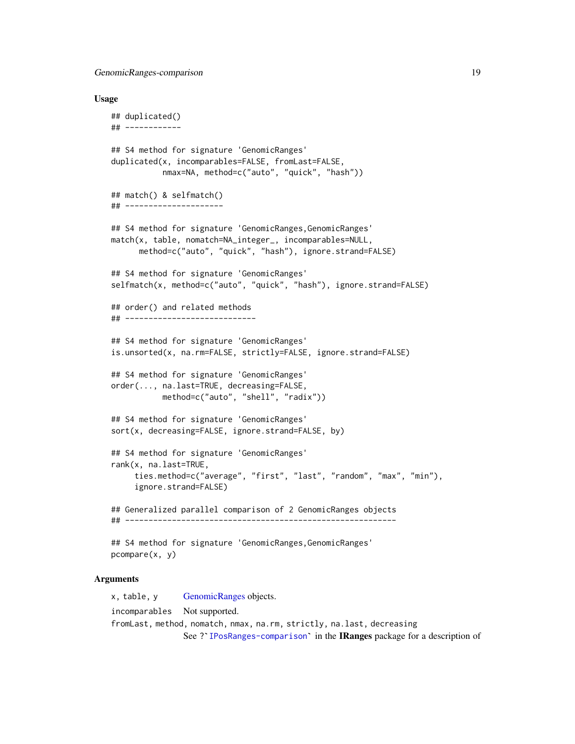### Usage

```
## duplicated()
## ------------

## S4 method for signature 'GenomicRanges'
duplicated(x, incomparables=FALSE, fromLast=FALSE,
           nmax=NA, method=c("auto", "quick", "hash"))

## match() & selfmatch()
## ---------------------

## S4 method for signature 'GenomicRanges,GenomicRanges'
match(x, table, nomatch=NA_integer_, incomparables=NULL,
      method=c("auto", "quick", "hash"), ignore.strand=FALSE)

## S4 method for signature 'GenomicRanges'
selfmatch(x, method=c("auto", "quick", "hash"), ignore.strand=FALSE)

## order() and related methods
## ----------------------------

## S4 method for signature 'GenomicRanges'
is.unsorted(x, na.rm=FALSE, strictly=FALSE, ignore.strand=FALSE)

## S4 method for signature 'GenomicRanges'
order(..., na.last=TRUE, decreasing=FALSE,
           method=c("auto", "shell", "radix"))

## S4 method for signature 'GenomicRanges'
sort(x, decreasing=FALSE, ignore.strand=FALSE, by)

## S4 method for signature 'GenomicRanges'
rank(x, na.last=TRUE,
     ties.method=c("average", "first", "last", "random", "max", "min"),
     ignore.strand=FALSE)

## Generalized parallel comparison of 2 GenomicRanges objects
## ---------------------------------------------------------

## S4 method for signature 'GenomicRanges,GenomicRanges'
pcompare(x, y)
```

### Arguments

`x, table, y` GenomicRanges objects.

`incomparables` Not supported.

`fromLast, method, nomatch, nmax, na.rm, strictly, na.last, decreasing`
See ?`IPosRanges-comparison` in the **IRanges** package for a description of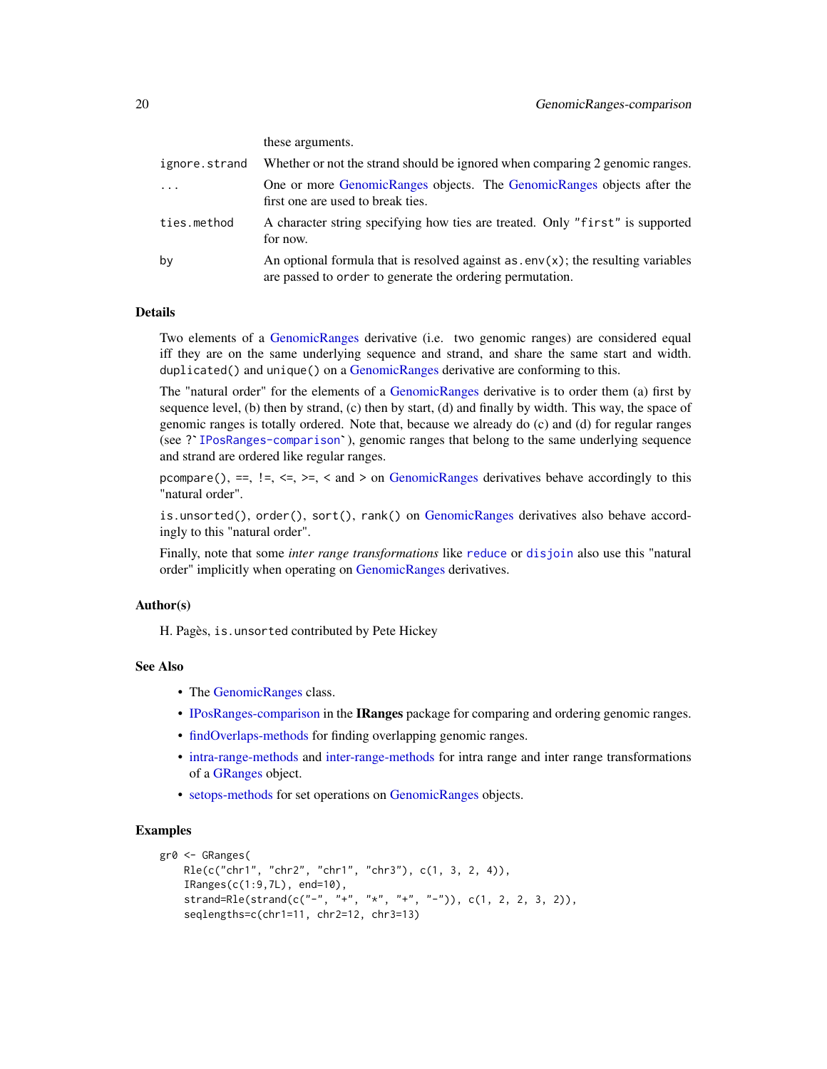these arguments.

| | |
|---|---|
| `ignore.strand` | Whether or not the strand should be ignored when comparing 2 genomic ranges. |
| `...` | One or more GenomicRanges objects. The GenomicRanges objects after the first one are used to break ties. |
| `ties.method` | A character string specifying how ties are treated. Only `"first"` is supported for now. |
| `by` | An optional formula that is resolved against `as.env(x)`; the resulting variables are passed to `order` to generate the ordering permutation. |

## Details

Two elements of a GenomicRanges derivative (i.e. two genomic ranges) are considered equal iff they are on the same underlying sequence and strand, and share the same start and width. `duplicated()` and `unique()` on a GenomicRanges derivative are conforming to this.

The "natural order" for the elements of a GenomicRanges derivative is to order them (a) first by sequence level, (b) then by strand, (c) then by start, (d) and finally by width. This way, the space of genomic ranges is totally ordered. Note that, because we already do (c) and (d) for regular ranges (see ?`IPosRanges-comparison`), genomic ranges that belong to the same underlying sequence and strand are ordered like regular ranges.

`pcompare()`, `==`, `!=`, `<=`, `>=`, `<` and `>` on GenomicRanges derivatives behave accordingly to this "natural order".

`is.unsorted()`, `order()`, `sort()`, `rank()` on GenomicRanges derivatives also behave accordingly to this "natural order".

Finally, note that some *inter range transformations* like `reduce` or `disjoin` also use this "natural order" implicitly when operating on GenomicRanges derivatives.

## Author(s)

H. Pagès, `is.unsorted` contributed by Pete Hickey

## See Also

- The GenomicRanges class.
- IPosRanges-comparison in the **IRanges** package for comparing and ordering genomic ranges.
- findOverlaps-methods for finding overlapping genomic ranges.
- intra-range-methods and inter-range-methods for intra range and inter range transformations of a GRanges object.
- setops-methods for set operations on GenomicRanges objects.

## Examples

```
gr0 <- GRanges(
    Rle(c("chr1", "chr2", "chr1", "chr3"), c(1, 3, 2, 4)),
    IRanges(c(1:9,7L), end=10),
    strand=Rle(strand(c("-", "+", "*", "+", "-")), c(1, 2, 2, 3, 2)),
    seqlengths=c(chr1=11, chr2=12, chr3=13)
```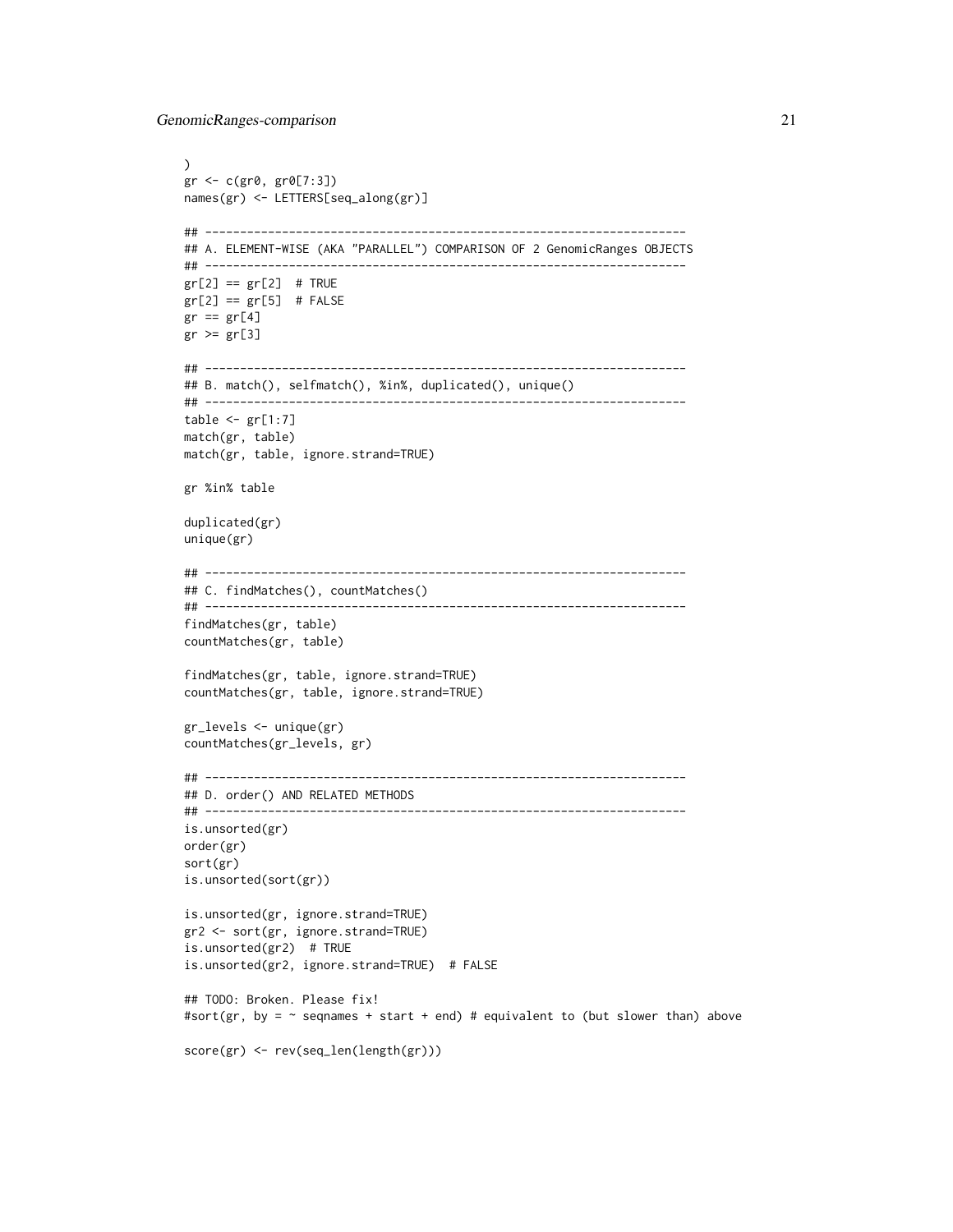```
)
gr <- c(gr0, gr0[7:3])
names(gr) <- LETTERS[seq_along(gr)]

## ---------------------------------------------------------------------
## A. ELEMENT-WISE (AKA "PARALLEL") COMPARISON OF 2 GenomicRanges OBJECTS
## ---------------------------------------------------------------------
gr[2] == gr[2]  # TRUE
gr[2] == gr[5]  # FALSE
gr == gr[4]
gr >= gr[3]

## ---------------------------------------------------------------------
## B. match(), selfmatch(), %in%, duplicated(), unique()
## ---------------------------------------------------------------------
table <- gr[1:7]
match(gr, table)
match(gr, table, ignore.strand=TRUE)

gr %in% table

duplicated(gr)
unique(gr)

## ---------------------------------------------------------------------
## C. findMatches(), countMatches()
## ---------------------------------------------------------------------
findMatches(gr, table)
countMatches(gr, table)

findMatches(gr, table, ignore.strand=TRUE)
countMatches(gr, table, ignore.strand=TRUE)

gr_levels <- unique(gr)
countMatches(gr_levels, gr)

## ---------------------------------------------------------------------
## D. order() AND RELATED METHODS
## ---------------------------------------------------------------------
is.unsorted(gr)
order(gr)
sort(gr)
is.unsorted(sort(gr))

is.unsorted(gr, ignore.strand=TRUE)
gr2 <- sort(gr, ignore.strand=TRUE)
is.unsorted(gr2)  # TRUE
is.unsorted(gr2, ignore.strand=TRUE)  # FALSE

## TODO: Broken. Please fix!
#sort(gr, by = ~ seqnames + start + end) # equivalent to (but slower than) above

score(gr) <- rev(seq_len(length(gr)))
```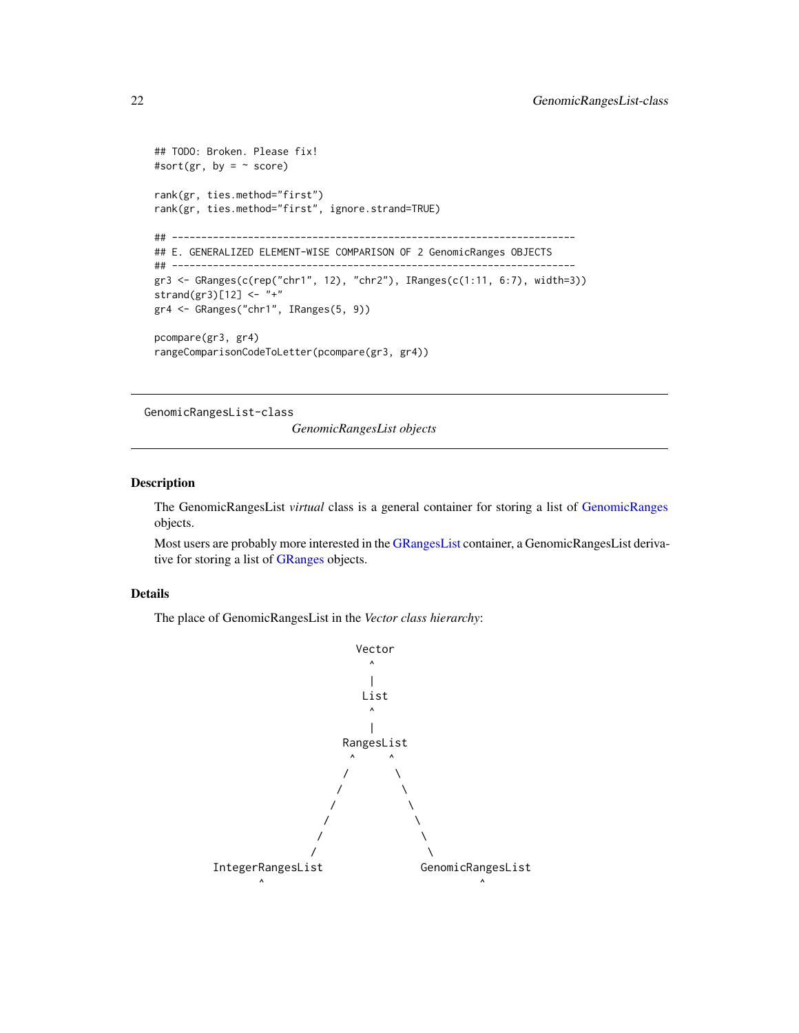```
## TODO: Broken. Please fix!
#sort(gr, by = ~ score)

rank(gr, ties.method="first")
rank(gr, ties.method="first", ignore.strand=TRUE)

## ---------------------------------------------------------------------
## E. GENERALIZED ELEMENT-WISE COMPARISON OF 2 GenomicRanges OBJECTS
## ---------------------------------------------------------------------
gr3 <- GRanges(c(rep("chr1", 12), "chr2"), IRanges(c(1:11, 6:7), width=3))
strand(gr3)[12] <- "+"
gr4 <- GRanges("chr1", IRanges(5, 9))

pcompare(gr3, gr4)
rangeComparisonCodeToLetter(pcompare(gr3, gr4))
```

---

GenomicRangesList-class

*GenomicRangesList objects*

---

## Description

The GenomicRangesList *virtual* class is a general container for storing a list of GenomicRanges objects.

Most users are probably more interested in the GRangesList container, a GenomicRangesList derivative for storing a list of GRanges objects.

## Details

The place of GenomicRangesList in the *Vector class hierarchy*:

```
                               Vector
                                 ^
                                 |
                                List
                                 ^
                                 |
                             RangesList
                              ^     ^
                             /       \
                            /         \
                           /           \
                          /             \
                         /               \
                        /                 \
          IntegerRangesList            GenomicRangesList
                 ^                             ^
```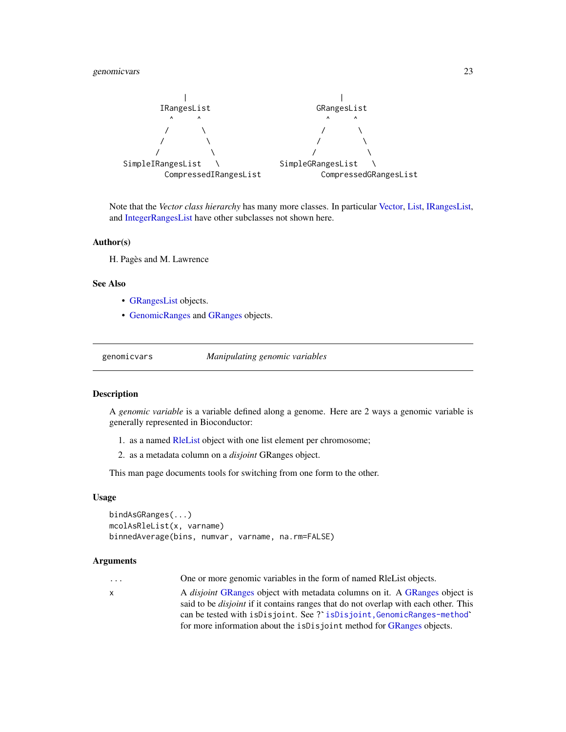```
              |                                   |
         IRangesList                         GRangesList
           ^     ^                             ^     ^
          /       \                           /       \
         /         \                         /         \
        /           \                       /           \
SimpleIRangesList    \             SimpleGRangesList    \
          CompressedIRangesList              CompressedGRangesList
```

Note that the *Vector class hierarchy* has many more classes. In particular Vector, List, IRangesList, and IntegerRangesList have other subclasses not shown here.

### Author(s)

H. Pagès and M. Lawrence

### See Also

- GRangesList objects.
- GenomicRanges and GRanges objects.

---

## genomicvars — *Manipulating genomic variables*

---

### Description

A *genomic variable* is a variable defined along a genome. Here are 2 ways a genomic variable is generally represented in Bioconductor:

1. as a named RleList object with one list element per chromosome;
2. as a metadata column on a *disjoint* GRanges object.

This man page documents tools for switching from one form to the other.

### Usage

```
bindAsGRanges(...)
mcolAsRleList(x, varname)
binnedAverage(bins, numvar, varname, na.rm=FALSE)
```

### Arguments

| | |
|---|---|
| `...` | One or more genomic variables in the form of named RleList objects. |
| `x` | A *disjoint* GRanges object with metadata columns on it. A GRanges object is said to be *disjoint* if it contains ranges that do not overlap with each other. This can be tested with `isDisjoint`. See ?`` `isDisjoint,GenomicRanges-method` `` for more information about the `isDisjoint` method for GRanges objects. |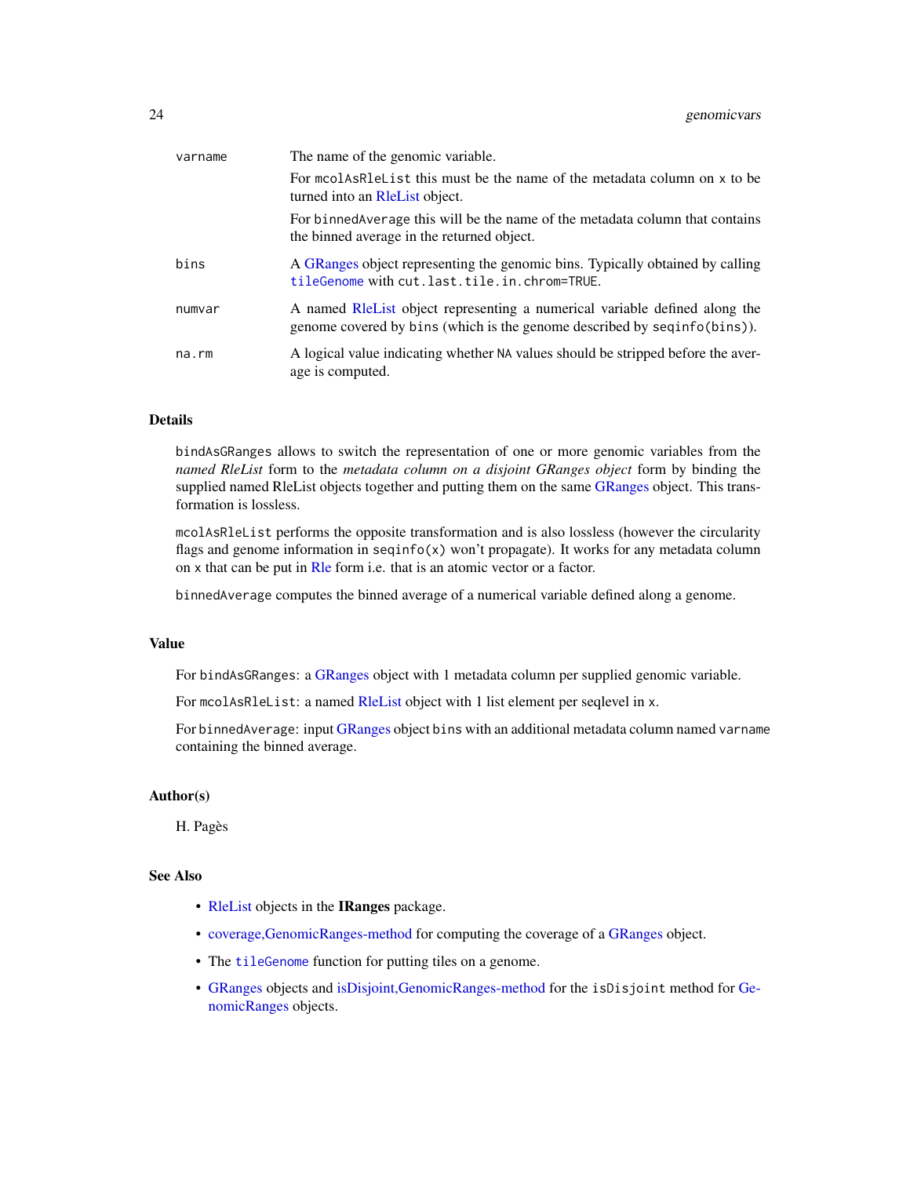| | |
|---|---|
| `varname` | The name of the genomic variable.<br>For `mcolAsRleList` this must be the name of the metadata column on `x` to be turned into an RleList object.<br>For `binnedAverage` this will be the name of the metadata column that contains the binned average in the returned object. |
| `bins` | A GRanges object representing the genomic bins. Typically obtained by calling `tileGenome` with `cut.last.tile.in.chrom=TRUE`. |
| `numvar` | A named RleList object representing a numerical variable defined along the genome covered by `bins` (which is the genome described by `seqinfo(bins)`). |
| `na.rm` | A logical value indicating whether `NA` values should be stripped before the average is computed. |

## Details

`bindAsGRanges` allows to switch the representation of one or more genomic variables from the *named RleList* form to the *metadata column on a disjoint GRanges object* form by binding the supplied named RleList objects together and putting them on the same GRanges object. This transformation is lossless.

`mcolAsRleList` performs the opposite transformation and is also lossless (however the circularity flags and genome information in `seqinfo(x)` won't propagate). It works for any metadata column on `x` that can be put in Rle form i.e. that is an atomic vector or a factor.

`binnedAverage` computes the binned average of a numerical variable defined along a genome.

## Value

For `bindAsGRanges`: a GRanges object with 1 metadata column per supplied genomic variable.

For `mcolAsRleList`: a named RleList object with 1 list element per seqlevel in `x`.

For `binnedAverage`: input GRanges object `bins` with an additional metadata column named `varname` containing the binned average.

## Author(s)

H. Pagès

## See Also

- RleList objects in the **IRanges** package.
- coverage,GenomicRanges-method for computing the coverage of a GRanges object.
- The `tileGenome` function for putting tiles on a genome.
- GRanges objects and isDisjoint,GenomicRanges-method for the `isDisjoint` method for GenomicRanges objects.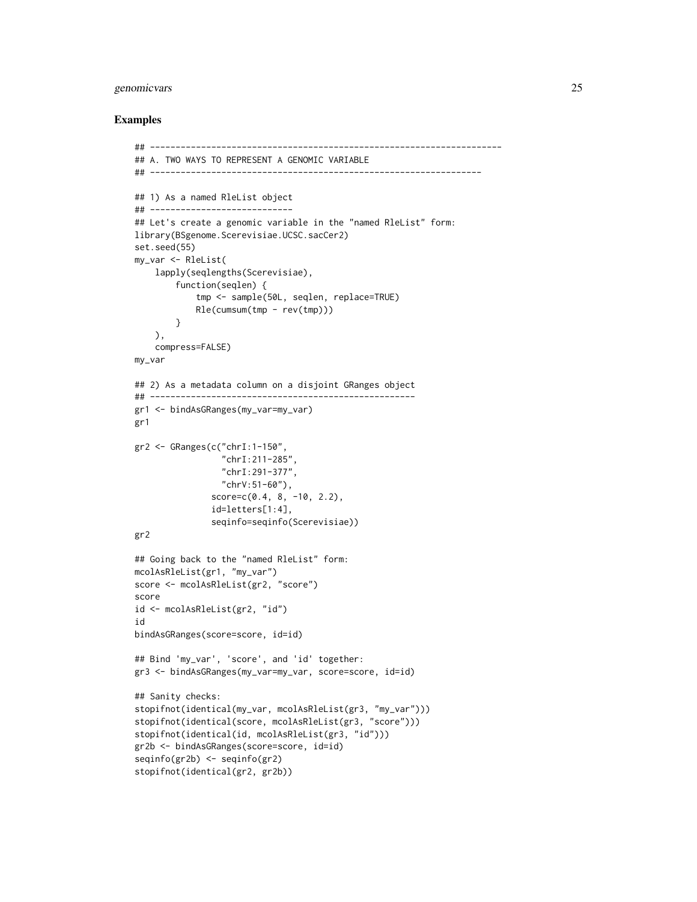## Examples

```
## ---------------------------------------------------------------------
## A. TWO WAYS TO REPRESENT A GENOMIC VARIABLE
## -----------------------------------------------------------------

## 1) As a named RleList object
## ----------------------------
## Let's create a genomic variable in the "named RleList" form:
library(BSgenome.Scerevisiae.UCSC.sacCer2)
set.seed(55)
my_var <- RleList(
    lapply(seqlengths(Scerevisiae),
        function(seqlen) {
            tmp <- sample(50L, seqlen, replace=TRUE)
            Rle(cumsum(tmp - rev(tmp)))
        }
    ),
    compress=FALSE)
my_var

## 2) As a metadata column on a disjoint GRanges object
## ----------------------------------------------------
gr1 <- bindAsGRanges(my_var=my_var)
gr1

gr2 <- GRanges(c("chrI:1-150",
                 "chrI:211-285",
                 "chrI:291-377",
                 "chrV:51-60"),
               score=c(0.4, 8, -10, 2.2),
               id=letters[1:4],
               seqinfo=seqinfo(Scerevisiae))
gr2

## Going back to the "named RleList" form:
mcolAsRleList(gr1, "my_var")
score <- mcolAsRleList(gr2, "score")
score
id <- mcolAsRleList(gr2, "id")
id
bindAsGRanges(score=score, id=id)

## Bind 'my_var', 'score', and 'id' together:
gr3 <- bindAsGRanges(my_var=my_var, score=score, id=id)

## Sanity checks:
stopifnot(identical(my_var, mcolAsRleList(gr3, "my_var")))
stopifnot(identical(score, mcolAsRleList(gr3, "score")))
stopifnot(identical(id, mcolAsRleList(gr3, "id")))
gr2b <- bindAsGRanges(score=score, id=id)
seqinfo(gr2b) <- seqinfo(gr2)
stopifnot(identical(gr2, gr2b))
```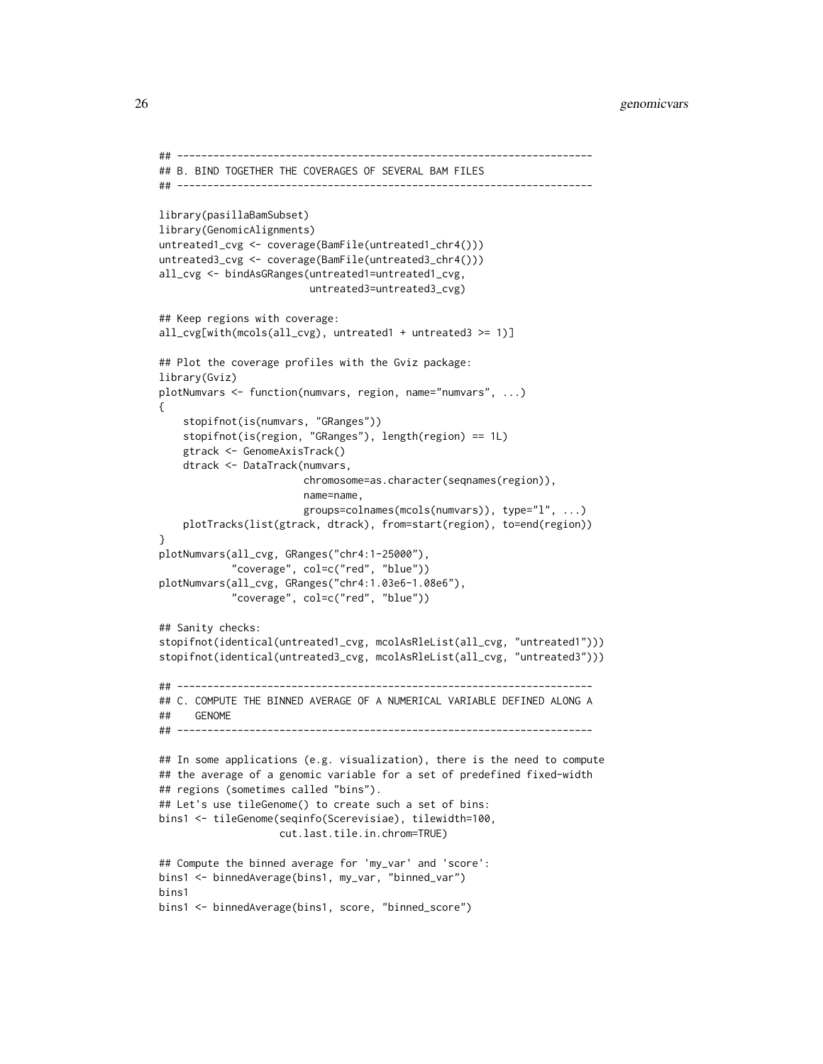```
## ---------------------------------------------------------------------
## B. BIND TOGETHER THE COVERAGES OF SEVERAL BAM FILES
## ---------------------------------------------------------------------

library(pasillaBamSubset)
library(GenomicAlignments)
untreated1_cvg <- coverage(BamFile(untreated1_chr4()))
untreated3_cvg <- coverage(BamFile(untreated3_chr4()))
all_cvg <- bindAsGRanges(untreated1=untreated1_cvg,
                         untreated3=untreated3_cvg)

## Keep regions with coverage:
all_cvg[with(mcols(all_cvg), untreated1 + untreated3 >= 1)]

## Plot the coverage profiles with the Gviz package:
library(Gviz)
plotNumvars <- function(numvars, region, name="numvars", ...)
{
    stopifnot(is(numvars, "GRanges"))
    stopifnot(is(region, "GRanges"), length(region) == 1L)
    gtrack <- GenomeAxisTrack()
    dtrack <- DataTrack(numvars,
                        chromosome=as.character(seqnames(region)),
                        name=name,
                        groups=colnames(mcols(numvars)), type="l", ...)
    plotTracks(list(gtrack, dtrack), from=start(region), to=end(region))
}
plotNumvars(all_cvg, GRanges("chr4:1-25000"),
            "coverage", col=c("red", "blue"))
plotNumvars(all_cvg, GRanges("chr4:1.03e6-1.08e6"),
            "coverage", col=c("red", "blue"))

## Sanity checks:
stopifnot(identical(untreated1_cvg, mcolAsRleList(all_cvg, "untreated1")))
stopifnot(identical(untreated3_cvg, mcolAsRleList(all_cvg, "untreated3")))

## ---------------------------------------------------------------------
## C. COMPUTE THE BINNED AVERAGE OF A NUMERICAL VARIABLE DEFINED ALONG A
##    GENOME
## ---------------------------------------------------------------------

## In some applications (e.g. visualization), there is the need to compute
## the average of a genomic variable for a set of predefined fixed-width
## regions (sometimes called "bins").
## Let's use tileGenome() to create such a set of bins:
bins1 <- tileGenome(seqinfo(Scerevisiae), tilewidth=100,
                    cut.last.tile.in.chrom=TRUE)

## Compute the binned average for 'my_var' and 'score':
bins1 <- binnedAverage(bins1, my_var, "binned_var")
bins1
bins1 <- binnedAverage(bins1, score, "binned_score")
```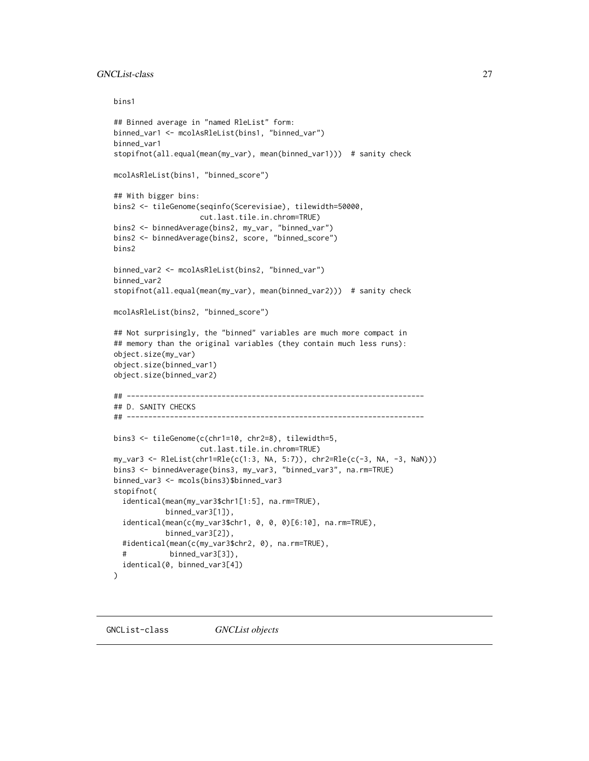```
bins1

## Binned average in "named RleList" form:
binned_var1 <- mcolAsRleList(bins1, "binned_var")
binned_var1
stopifnot(all.equal(mean(my_var), mean(binned_var1)))  # sanity check

mcolAsRleList(bins1, "binned_score")

## With bigger bins:
bins2 <- tileGenome(seqinfo(Scerevisiae), tilewidth=50000,
                    cut.last.tile.in.chrom=TRUE)
bins2 <- binnedAverage(bins2, my_var, "binned_var")
bins2 <- binnedAverage(bins2, score, "binned_score")
bins2

binned_var2 <- mcolAsRleList(bins2, "binned_var")
binned_var2
stopifnot(all.equal(mean(my_var), mean(binned_var2)))  # sanity check

mcolAsRleList(bins2, "binned_score")

## Not surprisingly, the "binned" variables are much more compact in
## memory than the original variables (they contain much less runs):
object.size(my_var)
object.size(binned_var1)
object.size(binned_var2)

## ---------------------------------------------------------------------
## D. SANITY CHECKS
## ---------------------------------------------------------------------

bins3 <- tileGenome(c(chr1=10, chr2=8), tilewidth=5,
                    cut.last.tile.in.chrom=TRUE)
my_var3 <- RleList(chr1=Rle(c(1:3, NA, 5:7)), chr2=Rle(c(-3, NA, -3, NaN)))
bins3 <- binnedAverage(bins3, my_var3, "binned_var3", na.rm=TRUE)
binned_var3 <- mcols(bins3)$binned_var3
stopifnot(
  identical(mean(my_var3$chr1[1:5], na.rm=TRUE),
            binned_var3[1]),
  identical(mean(c(my_var3$chr1, 0, 0, 0)[6:10], na.rm=TRUE),
            binned_var3[2]),
  #identical(mean(c(my_var3$chr2, 0), na.rm=TRUE),
  #          binned_var3[3]),
  identical(0, binned_var3[4])
)
```

# GNCList-class *GNCList objects*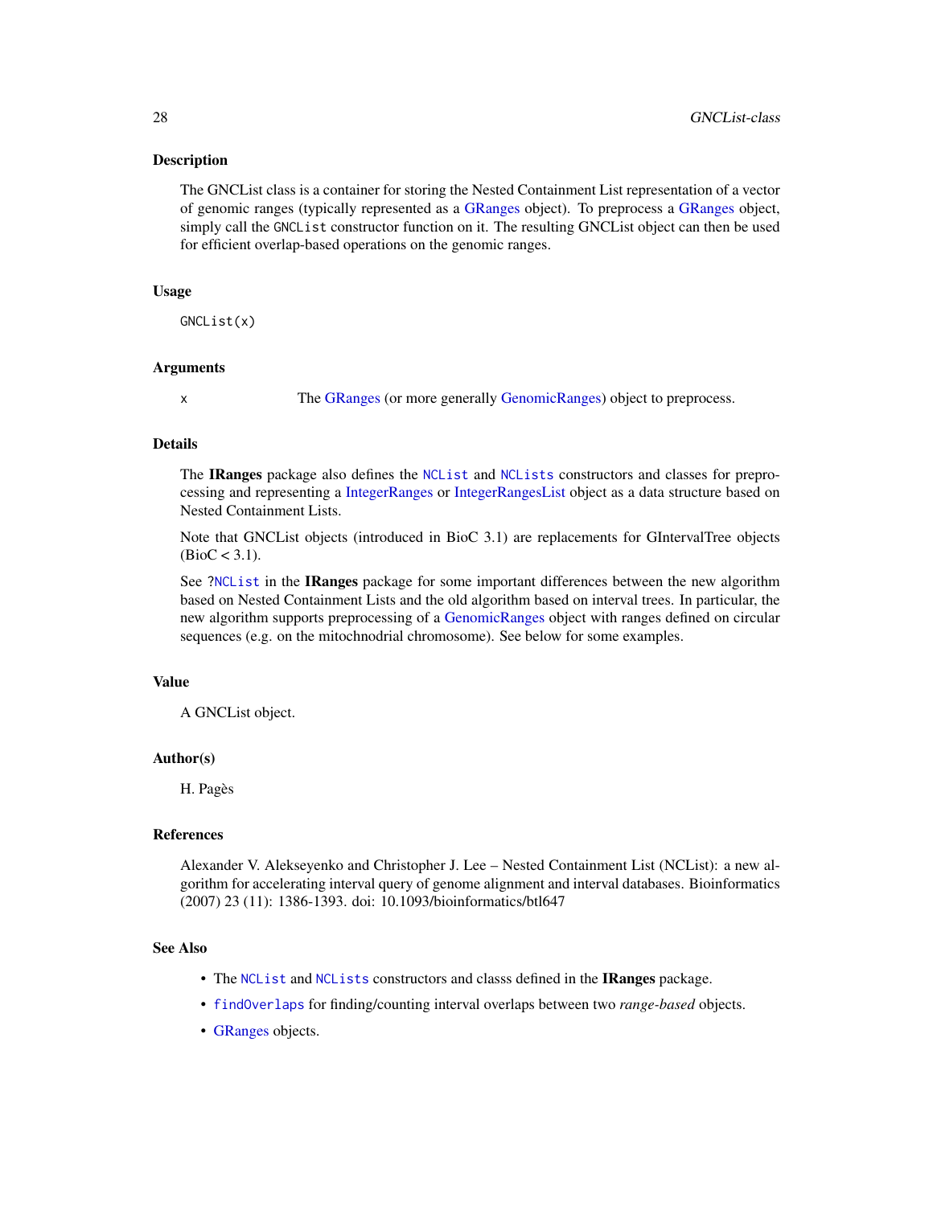## Description

The GNCList class is a container for storing the Nested Containment List representation of a vector of genomic ranges (typically represented as a GRanges object). To preprocess a GRanges object, simply call the GNCList constructor function on it. The resulting GNCList object can then be used for efficient overlap-based operations on the genomic ranges.

## Usage

```
GNCList(x)
```

## Arguments

| | |
|---|---|
| x | The GRanges (or more generally GenomicRanges) object to preprocess. |

## Details

The **IRanges** package also defines the `NCList` and `NCLists` constructors and classes for preprocessing and representing a IntegerRanges or IntegerRangesList object as a data structure based on Nested Containment Lists.

Note that GNCList objects (introduced in BioC 3.1) are replacements for GIntervalTree objects (BioC < 3.1).

See ?`NCList` in the **IRanges** package for some important differences between the new algorithm based on Nested Containment Lists and the old algorithm based on interval trees. In particular, the new algorithm supports preprocessing of a GenomicRanges object with ranges defined on circular sequences (e.g. on the mitochnodrial chromosome). See below for some examples.

## Value

A GNCList object.

## Author(s)

H. Pagès

## References

Alexander V. Alekseyenko and Christopher J. Lee – Nested Containment List (NCList): a new algorithm for accelerating interval query of genome alignment and interval databases. Bioinformatics (2007) 23 (11): 1386-1393. doi: 10.1093/bioinformatics/btl647

## See Also

- The `NCList` and `NCLists` constructors and classs defined in the **IRanges** package.
- `findOverlaps` for finding/counting interval overlaps between two *range-based* objects.
- GRanges objects.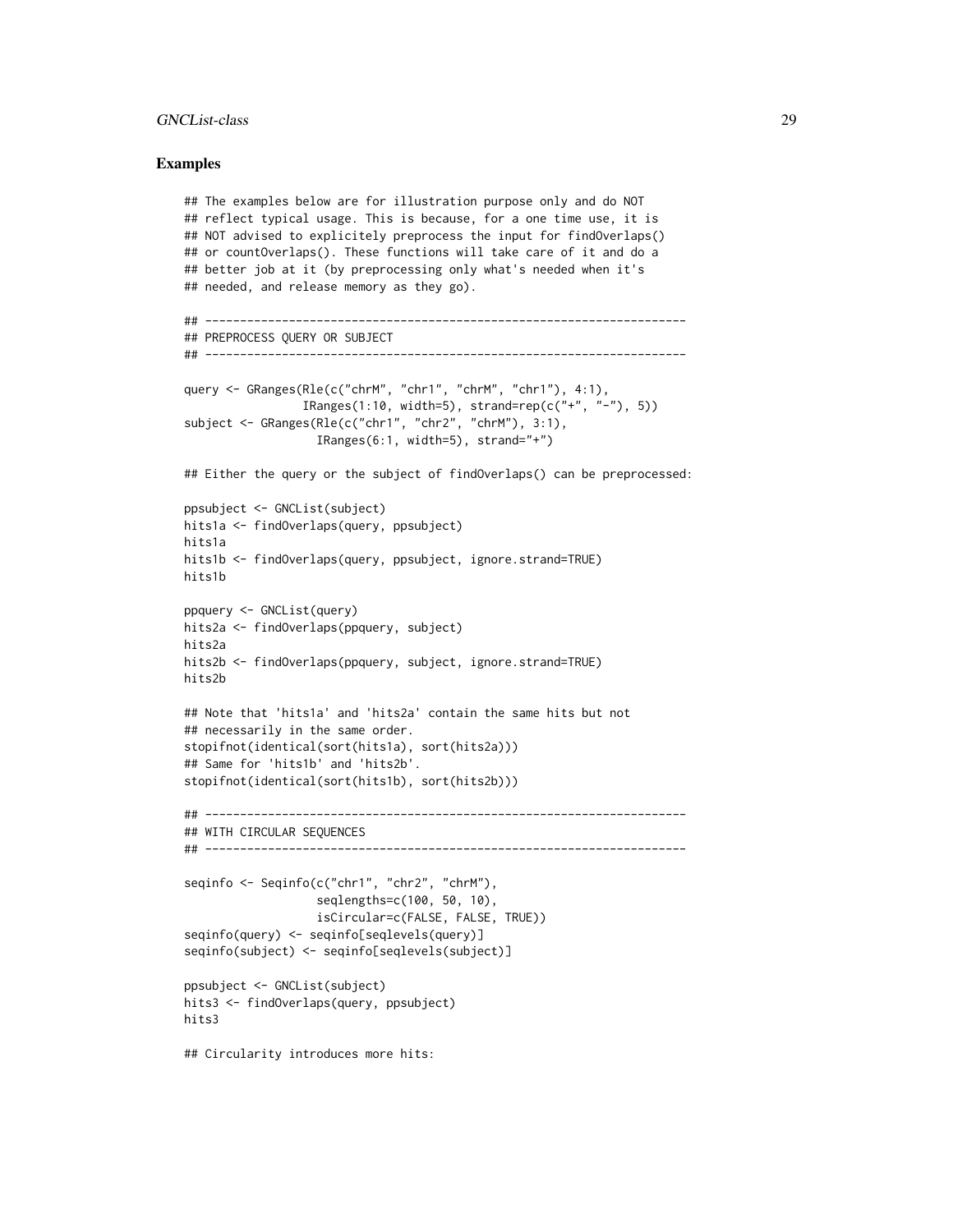## Examples

```
## The examples below are for illustration purpose only and do NOT
## reflect typical usage. This is because, for a one time use, it is
## NOT advised to explicitely preprocess the input for findOverlaps()
## or countOverlaps(). These functions will take care of it and do a
## better job at it (by preprocessing only what's needed when it's
## needed, and release memory as they go).

## ---------------------------------------------------------------------
## PREPROCESS QUERY OR SUBJECT
## ---------------------------------------------------------------------

query <- GRanges(Rle(c("chrM", "chr1", "chrM", "chr1"), 4:1),
                 IRanges(1:10, width=5), strand=rep(c("+", "-"), 5))
subject <- GRanges(Rle(c("chr1", "chr2", "chrM"), 3:1),
                   IRanges(6:1, width=5), strand="+")

## Either the query or the subject of findOverlaps() can be preprocessed:

ppsubject <- GNCList(subject)
hits1a <- findOverlaps(query, ppsubject)
hits1a
hits1b <- findOverlaps(query, ppsubject, ignore.strand=TRUE)
hits1b

ppquery <- GNCList(query)
hits2a <- findOverlaps(ppquery, subject)
hits2a
hits2b <- findOverlaps(ppquery, subject, ignore.strand=TRUE)
hits2b

## Note that 'hits1a' and 'hits2a' contain the same hits but not
## necessarily in the same order.
stopifnot(identical(sort(hits1a), sort(hits2a)))
## Same for 'hits1b' and 'hits2b'.
stopifnot(identical(sort(hits1b), sort(hits2b)))

## ---------------------------------------------------------------------
## WITH CIRCULAR SEQUENCES
## ---------------------------------------------------------------------

seqinfo <- Seqinfo(c("chr1", "chr2", "chrM"),
                   seqlengths=c(100, 50, 10),
                   isCircular=c(FALSE, FALSE, TRUE))
seqinfo(query) <- seqinfo[seqlevels(query)]
seqinfo(subject) <- seqinfo[seqlevels(subject)]

ppsubject <- GNCList(subject)
hits3 <- findOverlaps(query, ppsubject)
hits3

## Circularity introduces more hits:
```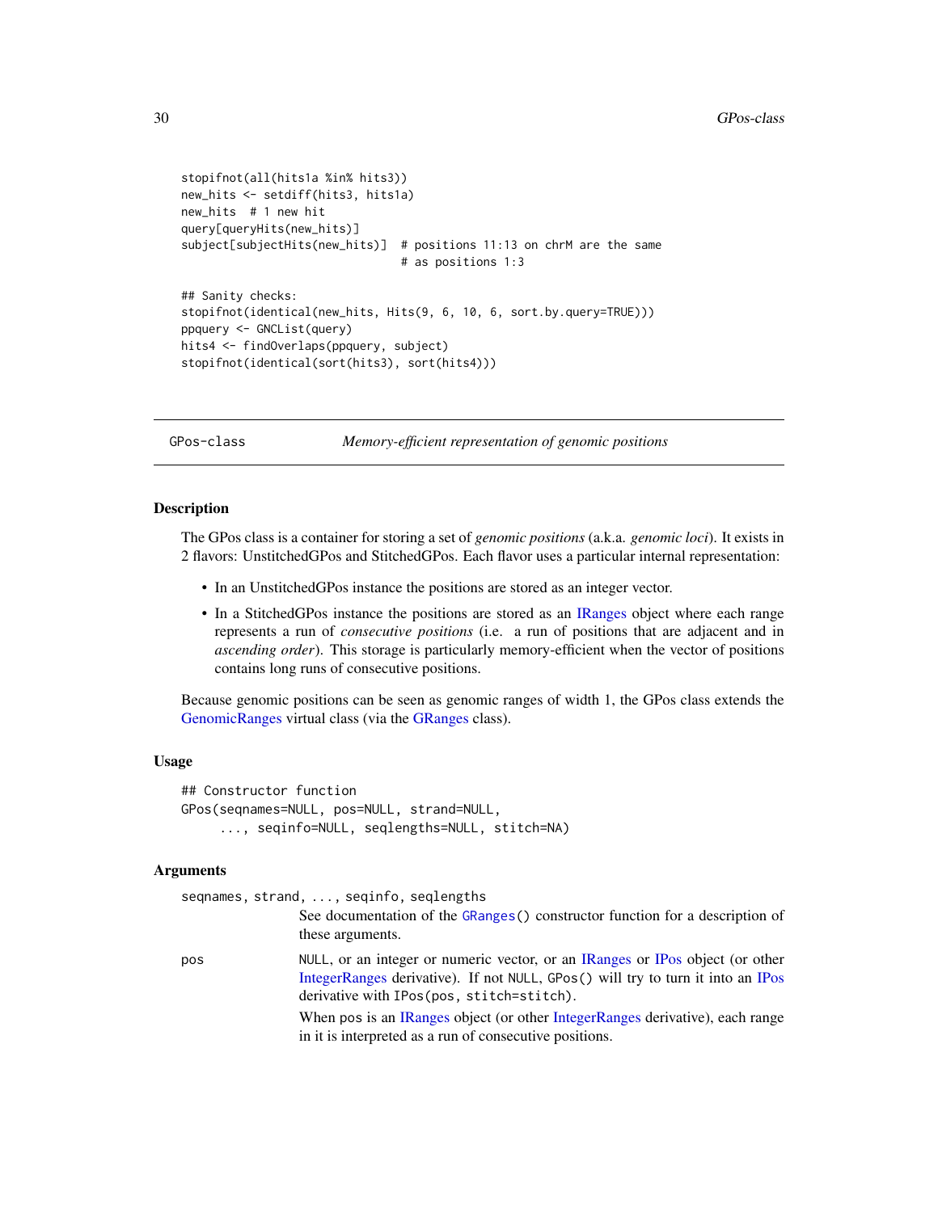```
stopifnot(all(hits1a %in% hits3))
new_hits <- setdiff(hits3, hits1a)
new_hits  # 1 new hit
query[queryHits(new_hits)]
subject[subjectHits(new_hits)]  # positions 11:13 on chrM are the same
                                # as positions 1:3

## Sanity checks:
stopifnot(identical(new_hits, Hits(9, 6, 10, 6, sort.by.query=TRUE)))
ppquery <- GNCList(query)
hits4 <- findOverlaps(ppquery, subject)
stopifnot(identical(sort(hits3), sort(hits4)))
```

---

GPos-class — *Memory-efficient representation of genomic positions*

---

## Description

The GPos class is a container for storing a set of *genomic positions* (a.k.a. *genomic loci*). It exists in 2 flavors: UnstitchedGPos and StitchedGPos. Each flavor uses a particular internal representation:

- In an UnstitchedGPos instance the positions are stored as an integer vector.
- In a StitchedGPos instance the positions are stored as an IRanges object where each range represents a run of *consecutive positions* (i.e. a run of positions that are adjacent and in *ascending order*). This storage is particularly memory-efficient when the vector of positions contains long runs of consecutive positions.

Because genomic positions can be seen as genomic ranges of width 1, the GPos class extends the GenomicRanges virtual class (via the GRanges class).

## Usage

```
## Constructor function
GPos(seqnames=NULL, pos=NULL, strand=NULL,
     ..., seqinfo=NULL, seqlengths=NULL, stitch=NA)
```

## Arguments

`seqnames, strand, ..., seqinfo, seqlengths`
: See documentation of the `GRanges()` constructor function for a description of these arguments.

`pos`
: `NULL`, or an integer or numeric vector, or an IRanges or IPos object (or other IntegerRanges derivative). If not `NULL`, `GPos()` will try to turn it into an IPos derivative with `IPos(pos, stitch=stitch)`.

  When pos is an IRanges object (or other IntegerRanges derivative), each range in it is interpreted as a run of consecutive positions.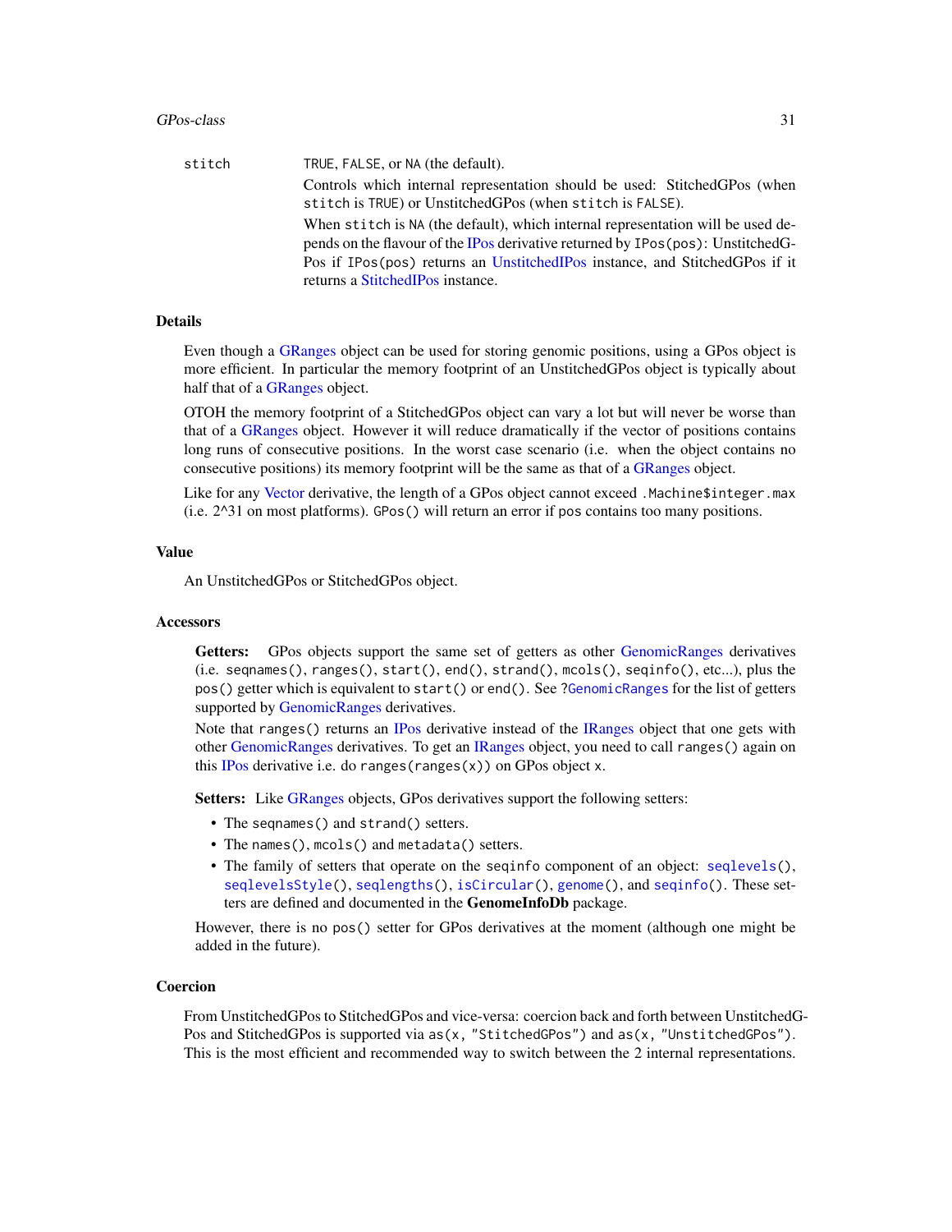stitch  TRUE, FALSE, or NA (the default).

Controls which internal representation should be used: StitchedGPos (when stitch is TRUE) or UnstitchedGPos (when stitch is FALSE).

When stitch is NA (the default), which internal representation will be used depends on the flavour of the IPos derivative returned by IPos(pos): UnstitchedGPos if IPos(pos) returns an UnstitchedIPos instance, and StitchedGPos if it returns a StitchedIPos instance.

## Details

Even though a GRanges object can be used for storing genomic positions, using a GPos object is more efficient. In particular the memory footprint of an UnstitchedGPos object is typically about half that of a GRanges object.

OTOH the memory footprint of a StitchedGPos object can vary a lot but will never be worse than that of a GRanges object. However it will reduce dramatically if the vector of positions contains long runs of consecutive positions. In the worst case scenario (i.e. when the object contains no consecutive positions) its memory footprint will be the same as that of a GRanges object.

Like for any Vector derivative, the length of a GPos object cannot exceed .Machine$integer.max (i.e. 2^31 on most platforms). GPos() will return an error if pos contains too many positions.

## Value

An UnstitchedGPos or StitchedGPos object.

## Accessors

**Getters:** GPos objects support the same set of getters as other GenomicRanges derivatives (i.e. seqnames(), ranges(), start(), end(), strand(), mcols(), seqinfo(), etc...), plus the pos() getter which is equivalent to start() or end(). See ?GenomicRanges for the list of getters supported by GenomicRanges derivatives.

Note that ranges() returns an IPos derivative instead of the IRanges object that one gets with other GenomicRanges derivatives. To get an IRanges object, you need to call ranges() again on this IPos derivative i.e. do ranges(ranges(x)) on GPos object x.

**Setters:** Like GRanges objects, GPos derivatives support the following setters:

- The seqnames() and strand() setters.
- The names(), mcols() and metadata() setters.
- The family of setters that operate on the seqinfo component of an object: seqlevels(), seqlevelsStyle(), seqlengths(), isCircular(), genome(), and seqinfo(). These setters are defined and documented in the **GenomeInfoDb** package.

However, there is no pos() setter for GPos derivatives at the moment (although one might be added in the future).

## Coercion

From UnstitchedGPos to StitchedGPos and vice-versa: coercion back and forth between UnstitchedGPos and StitchedGPos is supported via as(x, "StitchedGPos") and as(x, "UnstitchedGPos"). This is the most efficient and recommended way to switch between the 2 internal representations.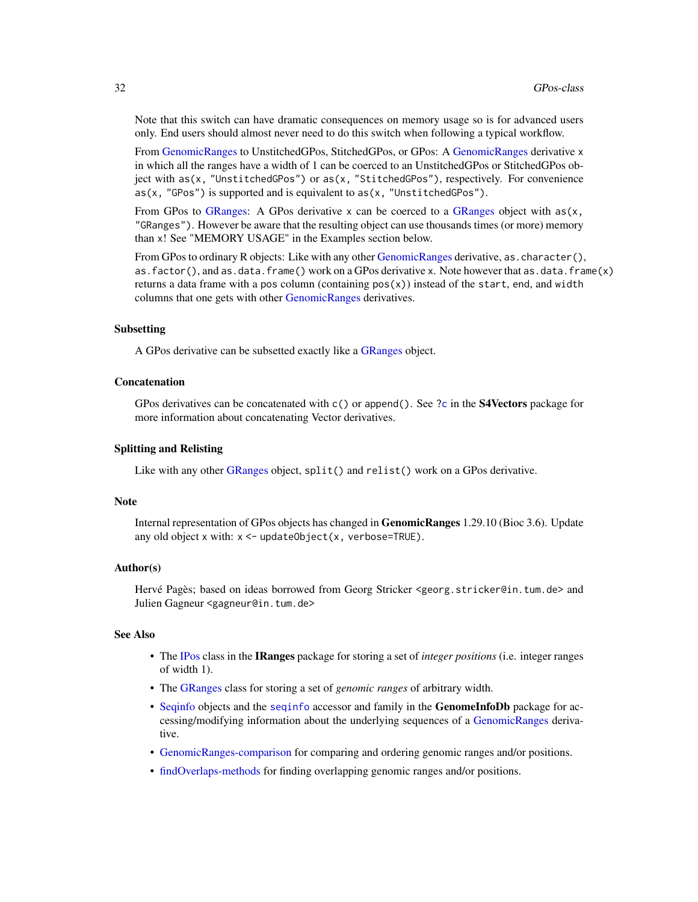Note that this switch can have dramatic consequences on memory usage so is for advanced users only. End users should almost never need to do this switch when following a typical workflow.

From GenomicRanges to UnstitchedGPos, StitchedGPos, or GPos: A GenomicRanges derivative `x` in which all the ranges have a width of 1 can be coerced to an UnstitchedGPos or StitchedGPos object with `as(x, "UnstitchedGPos")` or `as(x, "StitchedGPos")`, respectively. For convenience `as(x, "GPos")` is supported and is equivalent to `as(x, "UnstitchedGPos")`.

From GPos to GRanges: A GPos derivative `x` can be coerced to a GRanges object with `as(x, "GRanges")`. However be aware that the resulting object can use thousands times (or more) memory than `x`! See "MEMORY USAGE" in the Examples section below.

From GPos to ordinary R objects: Like with any other GenomicRanges derivative, `as.character()`, `as.factor()`, and `as.data.frame()` work on a GPos derivative `x`. Note however that `as.data.frame(x)` returns a data frame with a `pos` column (containing `pos(x)`) instead of the `start`, `end`, and `width` columns that one gets with other GenomicRanges derivatives.

### Subsetting

A GPos derivative can be subsetted exactly like a GRanges object.

### Concatenation

GPos derivatives can be concatenated with `c()` or `append()`. See `?c` in the **S4Vectors** package for more information about concatenating Vector derivatives.

### Splitting and Relisting

Like with any other GRanges object, `split()` and `relist()` work on a GPos derivative.

### Note

Internal representation of GPos objects has changed in **GenomicRanges** 1.29.10 (Bioc 3.6). Update any old object `x` with: `x <- updateObject(x, verbose=TRUE)`.

### Author(s)

Hervé Pagès; based on ideas borrowed from Georg Stricker <georg.stricker@in.tum.de> and Julien Gagneur <gagneur@in.tum.de>

### See Also

- The IPos class in the **IRanges** package for storing a set of *integer positions* (i.e. integer ranges of width 1).
- The GRanges class for storing a set of *genomic ranges* of arbitrary width.
- Seqinfo objects and the `seqinfo` accessor and family in the **GenomeInfoDb** package for accessing/modifying information about the underlying sequences of a GenomicRanges derivative.
- GenomicRanges-comparison for comparing and ordering genomic ranges and/or positions.
- findOverlaps-methods for finding overlapping genomic ranges and/or positions.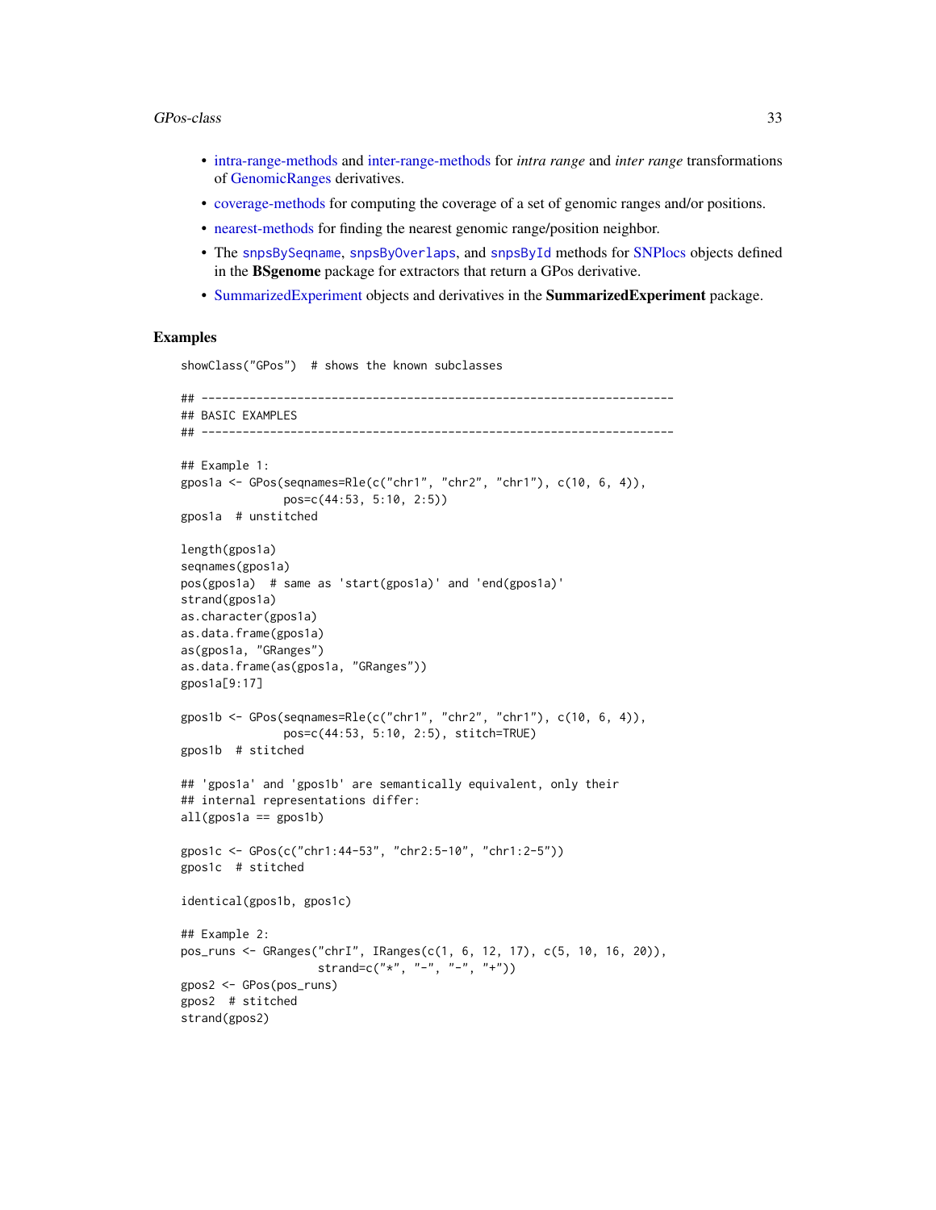- intra-range-methods and inter-range-methods for *intra range* and *inter range* transformations of GenomicRanges derivatives.
- coverage-methods for computing the coverage of a set of genomic ranges and/or positions.
- nearest-methods for finding the nearest genomic range/position neighbor.
- The `snpsBySeqname`, `snpsByOverlaps`, and `snpsById` methods for SNPlocs objects defined in the **BSgenome** package for extractors that return a GPos derivative.
- SummarizedExperiment objects and derivatives in the **SummarizedExperiment** package.

## Examples

```
showClass("GPos")  # shows the known subclasses

## ---------------------------------------------------------------------
## BASIC EXAMPLES
## ---------------------------------------------------------------------

## Example 1:
gpos1a <- GPos(seqnames=Rle(c("chr1", "chr2", "chr1"), c(10, 6, 4)),
               pos=c(44:53, 5:10, 2:5))
gpos1a  # unstitched

length(gpos1a)
seqnames(gpos1a)
pos(gpos1a)  # same as 'start(gpos1a)' and 'end(gpos1a)'
strand(gpos1a)
as.character(gpos1a)
as.data.frame(gpos1a)
as(gpos1a, "GRanges")
as.data.frame(as(gpos1a, "GRanges"))
gpos1a[9:17]

gpos1b <- GPos(seqnames=Rle(c("chr1", "chr2", "chr1"), c(10, 6, 4)),
               pos=c(44:53, 5:10, 2:5), stitch=TRUE)
gpos1b  # stitched

## 'gpos1a' and 'gpos1b' are semantically equivalent, only their
## internal representations differ:
all(gpos1a == gpos1b)

gpos1c <- GPos(c("chr1:44-53", "chr2:5-10", "chr1:2-5"))
gpos1c  # stitched

identical(gpos1b, gpos1c)

## Example 2:
pos_runs <- GRanges("chrI", IRanges(c(1, 6, 12, 17), c(5, 10, 16, 20)),
                    strand=c("*", "-", "-", "+"))
gpos2 <- GPos(pos_runs)
gpos2  # stitched
strand(gpos2)
```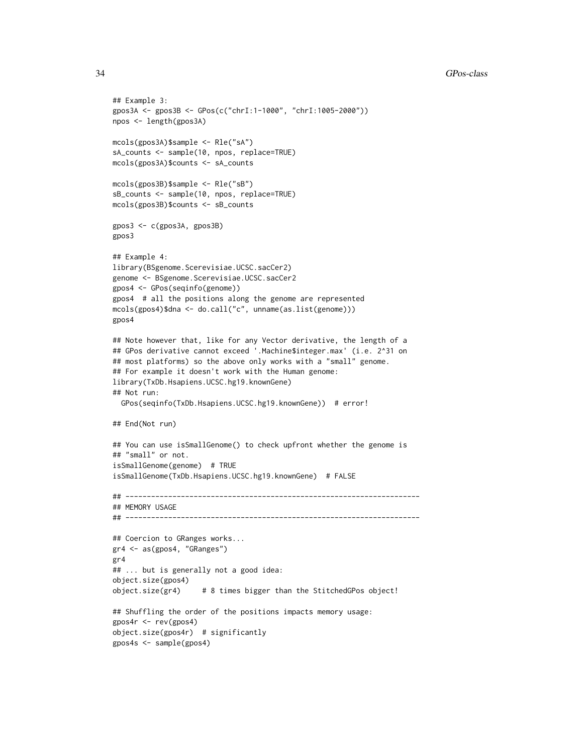```
## Example 3:
gpos3A <- gpos3B <- GPos(c("chrI:1-1000", "chrI:1005-2000"))
npos <- length(gpos3A)

mcols(gpos3A)$sample <- Rle("sA")
sA_counts <- sample(10, npos, replace=TRUE)
mcols(gpos3A)$counts <- sA_counts

mcols(gpos3B)$sample <- Rle("sB")
sB_counts <- sample(10, npos, replace=TRUE)
mcols(gpos3B)$counts <- sB_counts

gpos3 <- c(gpos3A, gpos3B)
gpos3

## Example 4:
library(BSgenome.Scerevisiae.UCSC.sacCer2)
genome <- BSgenome.Scerevisiae.UCSC.sacCer2
gpos4 <- GPos(seqinfo(genome))
gpos4  # all the positions along the genome are represented
mcols(gpos4)$dna <- do.call("c", unname(as.list(genome)))
gpos4

## Note however that, like for any Vector derivative, the length of a
## GPos derivative cannot exceed '.Machine$integer.max' (i.e. 2^31 on
## most platforms) so the above only works with a "small" genome.
## For example it doesn't work with the Human genome:
library(TxDb.Hsapiens.UCSC.hg19.knownGene)
## Not run:
  GPos(seqinfo(TxDb.Hsapiens.UCSC.hg19.knownGene))  # error!

## End(Not run)

## You can use isSmallGenome() to check upfront whether the genome is
## "small" or not.
isSmallGenome(genome)  # TRUE
isSmallGenome(TxDb.Hsapiens.UCSC.hg19.knownGene)  # FALSE

## ---------------------------------------------------------------------
## MEMORY USAGE
## ---------------------------------------------------------------------

## Coercion to GRanges works...
gr4 <- as(gpos4, "GRanges")
gr4
## ... but is generally not a good idea:
object.size(gpos4)
object.size(gr4)     # 8 times bigger than the StitchedGPos object!

## Shuffling the order of the positions impacts memory usage:
gpos4r <- rev(gpos4)
object.size(gpos4r)  # significantly
gpos4s <- sample(gpos4)
```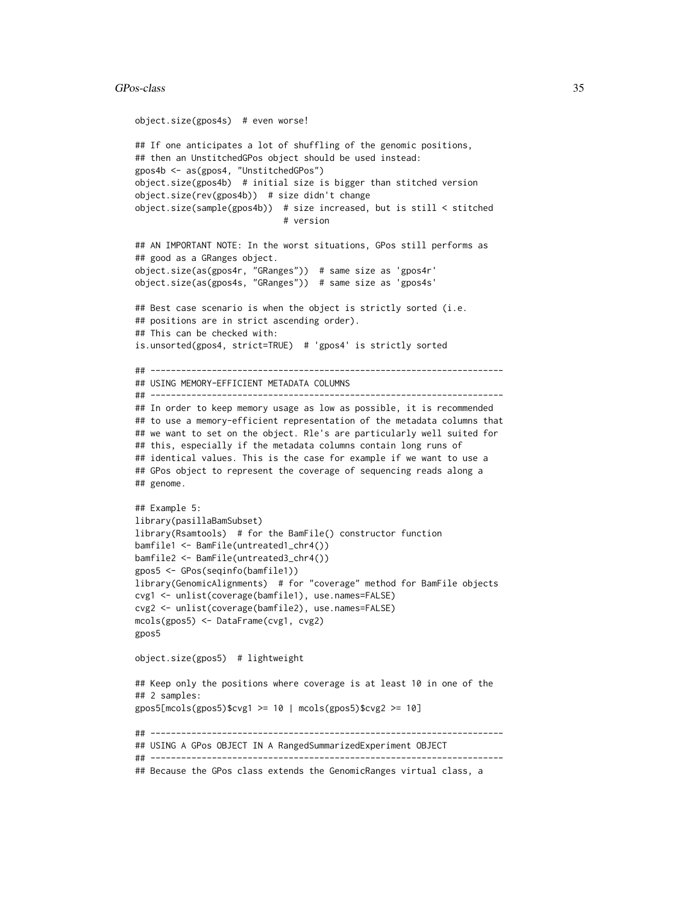```
object.size(gpos4s)  # even worse!

## If one anticipates a lot of shuffling of the genomic positions,
## then an UnstitchedGPos object should be used instead:
gpos4b <- as(gpos4, "UnstitchedGPos")
object.size(gpos4b)  # initial size is bigger than stitched version
object.size(rev(gpos4b))  # size didn't change
object.size(sample(gpos4b))  # size increased, but is still < stitched
                             # version

## AN IMPORTANT NOTE: In the worst situations, GPos still performs as
## good as a GRanges object.
object.size(as(gpos4r, "GRanges"))  # same size as 'gpos4r'
object.size(as(gpos4s, "GRanges"))  # same size as 'gpos4s'

## Best case scenario is when the object is strictly sorted (i.e.
## positions are in strict ascending order).
## This can be checked with:
is.unsorted(gpos4, strict=TRUE)  # 'gpos4' is strictly sorted

## ---------------------------------------------------------------------
## USING MEMORY-EFFICIENT METADATA COLUMNS
## ---------------------------------------------------------------------
## In order to keep memory usage as low as possible, it is recommended
## to use a memory-efficient representation of the metadata columns that
## we want to set on the object. Rle's are particularly well suited for
## this, especially if the metadata columns contain long runs of
## identical values. This is the case for example if we want to use a
## GPos object to represent the coverage of sequencing reads along a
## genome.

## Example 5:
library(pasillaBamSubset)
library(Rsamtools)  # for the BamFile() constructor function
bamfile1 <- BamFile(untreated1_chr4())
bamfile2 <- BamFile(untreated3_chr4())
gpos5 <- GPos(seqinfo(bamfile1))
library(GenomicAlignments)  # for "coverage" method for BamFile objects
cvg1 <- unlist(coverage(bamfile1), use.names=FALSE)
cvg2 <- unlist(coverage(bamfile2), use.names=FALSE)
mcols(gpos5) <- DataFrame(cvg1, cvg2)
gpos5

object.size(gpos5)  # lightweight

## Keep only the positions where coverage is at least 10 in one of the
## 2 samples:
gpos5[mcols(gpos5)$cvg1 >= 10 | mcols(gpos5)$cvg2 >= 10]

## ---------------------------------------------------------------------
## USING A GPos OBJECT IN A RangedSummarizedExperiment OBJECT
## ---------------------------------------------------------------------
## Because the GPos class extends the GenomicRanges virtual class, a
```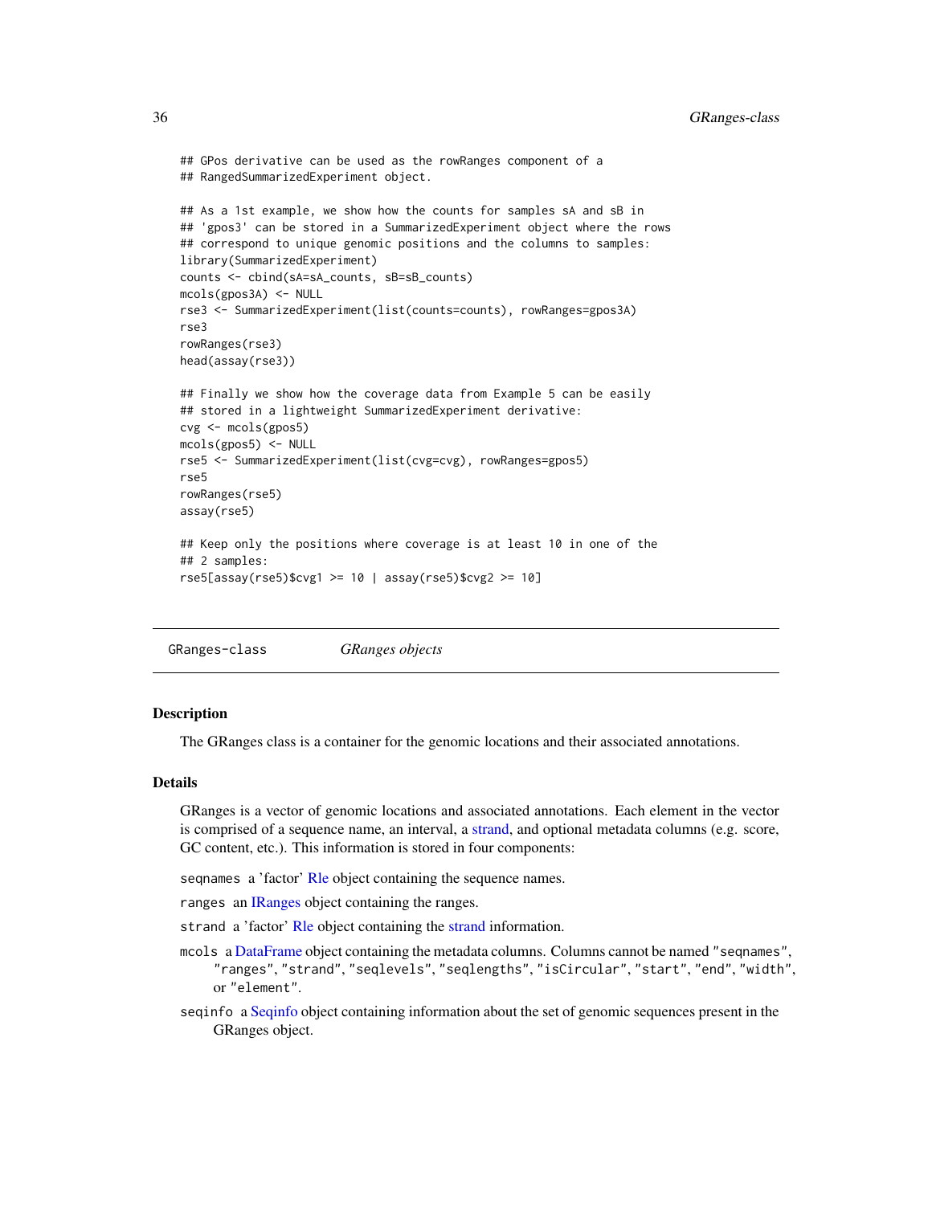```
## GPos derivative can be used as the rowRanges component of a
## RangedSummarizedExperiment object.

## As a 1st example, we show how the counts for samples sA and sB in
## 'gpos3' can be stored in a SummarizedExperiment object where the rows
## correspond to unique genomic positions and the columns to samples:
library(SummarizedExperiment)
counts <- cbind(sA=sA_counts, sB=sB_counts)
mcols(gpos3A) <- NULL
rse3 <- SummarizedExperiment(list(counts=counts), rowRanges=gpos3A)
rse3
rowRanges(rse3)
head(assay(rse3))

## Finally we show how the coverage data from Example 5 can be easily
## stored in a lightweight SummarizedExperiment derivative:
cvg <- mcols(gpos5)
mcols(gpos5) <- NULL
rse5 <- SummarizedExperiment(list(cvg=cvg), rowRanges=gpos5)
rse5
rowRanges(rse5)
assay(rse5)

## Keep only the positions where coverage is at least 10 in one of the
## 2 samples:
rse5[assay(rse5)$cvg1 >= 10 | assay(rse5)$cvg2 >= 10]
```

---

## GRanges-class *GRanges objects*

### Description

The GRanges class is a container for the genomic locations and their associated annotations.

### Details

GRanges is a vector of genomic locations and associated annotations. Each element in the vector is comprised of a sequence name, an interval, a strand, and optional metadata columns (e.g. score, GC content, etc.). This information is stored in four components:

- `seqnames` a 'factor' Rle object containing the sequence names.
- `ranges` an IRanges object containing the ranges.
- `strand` a 'factor' Rle object containing the strand information.
- `mcols` a DataFrame object containing the metadata columns. Columns cannot be named "seqnames", "ranges", "strand", "seqlevels", "seqlengths", "isCircular", "start", "end", "width", or "element".
- `seqinfo` a Seqinfo object containing information about the set of genomic sequences present in the GRanges object.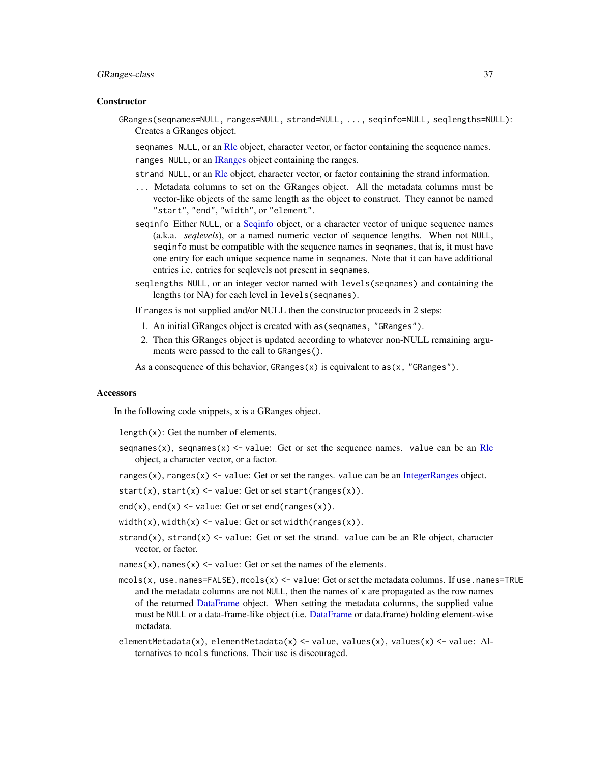### Constructor

`GRanges(seqnames=NULL, ranges=NULL, strand=NULL, ..., seqinfo=NULL, seqlengths=NULL)`: Creates a GRanges object.

`seqnames` NULL, or an Rle object, character vector, or factor containing the sequence names.

`ranges` NULL, or an IRanges object containing the ranges.

`strand` NULL, or an Rle object, character vector, or factor containing the strand information.

`...` Metadata columns to set on the GRanges object. All the metadata columns must be vector-like objects of the same length as the object to construct. They cannot be named "start", "end", "width", or "element".

`seqinfo` Either NULL, or a Seqinfo object, or a character vector of unique sequence names (a.k.a. *seqlevels*), or a named numeric vector of sequence lengths. When not NULL, `seqinfo` must be compatible with the sequence names in `seqnames`, that is, it must have one entry for each unique sequence name in `seqnames`. Note that it can have additional entries i.e. entries for seqlevels not present in `seqnames`.

`seqlengths` NULL, or an integer vector named with `levels(seqnames)` and containing the lengths (or NA) for each level in `levels(seqnames)`.

If `ranges` is not supplied and/or NULL then the constructor proceeds in 2 steps:

1. An initial GRanges object is created with `as(seqnames, "GRanges")`.
2. Then this GRanges object is updated according to whatever non-NULL remaining arguments were passed to the call to `GRanges()`.

As a consequence of this behavior, `GRanges(x)` is equivalent to `as(x, "GRanges")`.

### Accessors

In the following code snippets, `x` is a GRanges object.

`length(x)`: Get the number of elements.

`seqnames(x)`, `seqnames(x) <- value`: Get or set the sequence names. `value` can be an Rle object, a character vector, or a factor.

`ranges(x)`, `ranges(x) <- value`: Get or set the ranges. `value` can be an IntegerRanges object.

`start(x)`, `start(x) <- value`: Get or set `start(ranges(x))`.

`end(x)`, `end(x) <- value`: Get or set `end(ranges(x))`.

`width(x)`, `width(x) <- value`: Get or set `width(ranges(x))`.

`strand(x)`, `strand(x) <- value`: Get or set the strand. `value` can be an Rle object, character vector, or factor.

`names(x)`, `names(x) <- value`: Get or set the names of the elements.

`mcols(x, use.names=FALSE)`, `mcols(x) <- value`: Get or set the metadata columns. If `use.names=TRUE` and the metadata columns are not NULL, then the names of `x` are propagated as the row names of the returned DataFrame object. When setting the metadata columns, the supplied value must be NULL or a data-frame-like object (i.e. DataFrame or data.frame) holding element-wise metadata.

`elementMetadata(x)`, `elementMetadata(x) <- value`, `values(x)`, `values(x) <- value`: Alternatives to `mcols` functions. Their use is discouraged.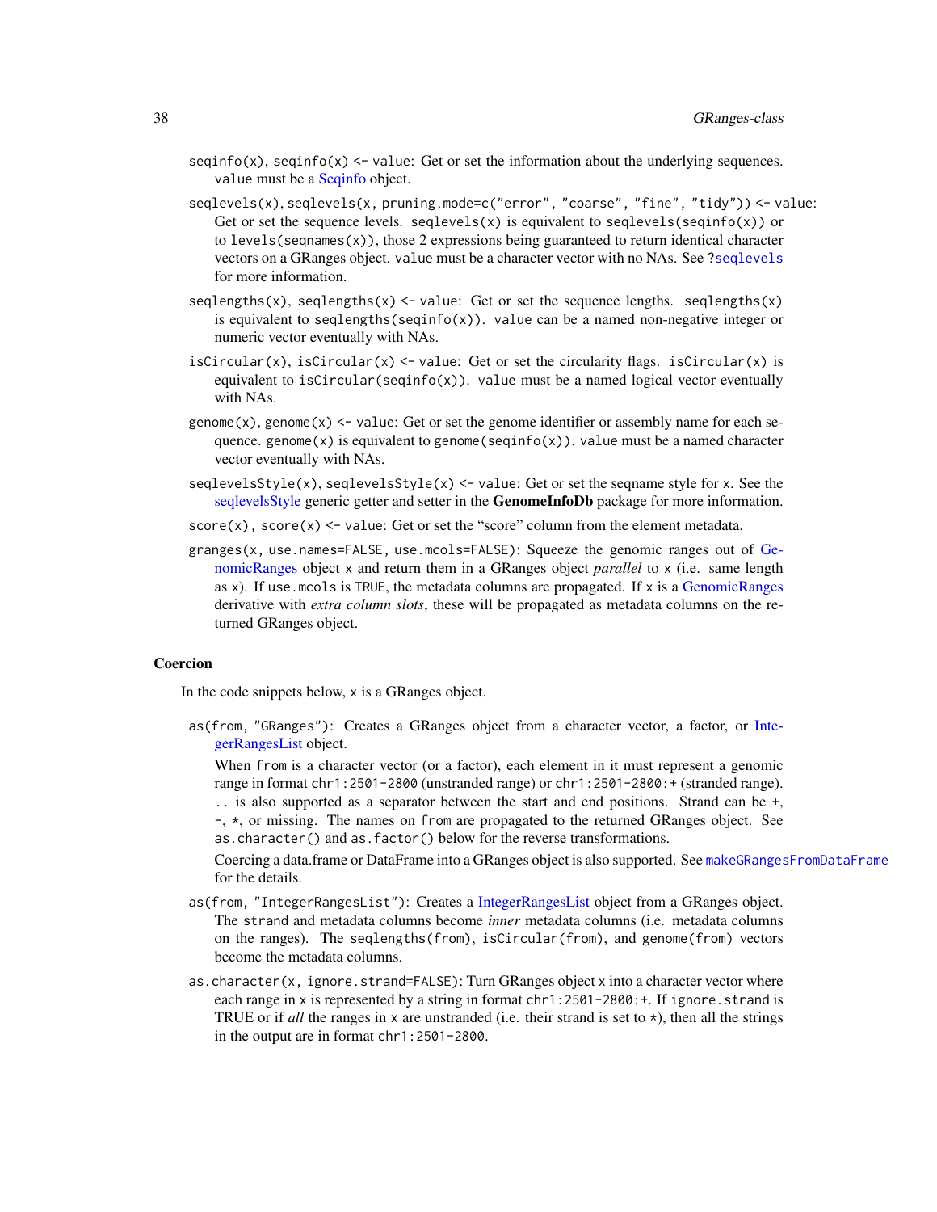`seqinfo(x)`, `seqinfo(x) <- value`: Get or set the information about the underlying sequences. `value` must be a Seqinfo object.

`seqlevels(x)`, `seqlevels(x, pruning.mode=c("error", "coarse", "fine", "tidy")) <- value`: Get or set the sequence levels. `seqlevels(x)` is equivalent to `seqlevels(seqinfo(x))` or to `levels(seqnames(x))`, those 2 expressions being guaranteed to return identical character vectors on a GRanges object. `value` must be a character vector with no NAs. See `?seqlevels` for more information.

`seqlengths(x)`, `seqlengths(x) <- value`: Get or set the sequence lengths. `seqlengths(x)` is equivalent to `seqlengths(seqinfo(x))`. `value` can be a named non-negative integer or numeric vector eventually with NAs.

`isCircular(x)`, `isCircular(x) <- value`: Get or set the circularity flags. `isCircular(x)` is equivalent to `isCircular(seqinfo(x))`. `value` must be a named logical vector eventually with NAs.

`genome(x)`, `genome(x) <- value`: Get or set the genome identifier or assembly name for each sequence. `genome(x)` is equivalent to `genome(seqinfo(x))`. `value` must be a named character vector eventually with NAs.

`seqlevelsStyle(x)`, `seqlevelsStyle(x) <- value`: Get or set the seqname style for `x`. See the seqlevelsStyle generic getter and setter in the **GenomeInfoDb** package for more information.

`score(x)`, `score(x) <- value`: Get or set the "score" column from the element metadata.

`granges(x, use.names=FALSE, use.mcols=FALSE)`: Squeeze the genomic ranges out of GenomicRanges object `x` and return them in a GRanges object *parallel* to `x` (i.e. same length as `x`). If `use.mcols` is `TRUE`, the metadata columns are propagated. If `x` is a GenomicRanges derivative with *extra column slots*, these will be propagated as metadata columns on the returned GRanges object.

### Coercion

In the code snippets below, `x` is a GRanges object.

`as(from, "GRanges")`: Creates a GRanges object from a character vector, a factor, or IntegerRangesList object.

When `from` is a character vector (or a factor), each element in it must represent a genomic range in format `chr1:2501-2800` (unstranded range) or `chr1:2501-2800:+` (stranded range). `..` is also supported as a separator between the start and end positions. Strand can be `+`, `-`, `*`, or missing. The names on `from` are propagated to the returned GRanges object. See `as.character()` and `as.factor()` below for the reverse transformations.

Coercing a data.frame or DataFrame into a GRanges object is also supported. See `makeGRangesFromDataFrame` for the details.

`as(from, "IntegerRangesList")`: Creates a IntegerRangesList object from a GRanges object. The `strand` and metadata columns become *inner* metadata columns (i.e. metadata columns on the ranges). The `seqlengths(from)`, `isCircular(from)`, and `genome(from)` vectors become the metadata columns.

`as.character(x, ignore.strand=FALSE)`: Turn GRanges object `x` into a character vector where each range in `x` is represented by a string in format `chr1:2501-2800:+`. If `ignore.strand` is TRUE or if *all* the ranges in `x` are unstranded (i.e. their strand is set to `*`), then all the strings in the output are in format `chr1:2501-2800`.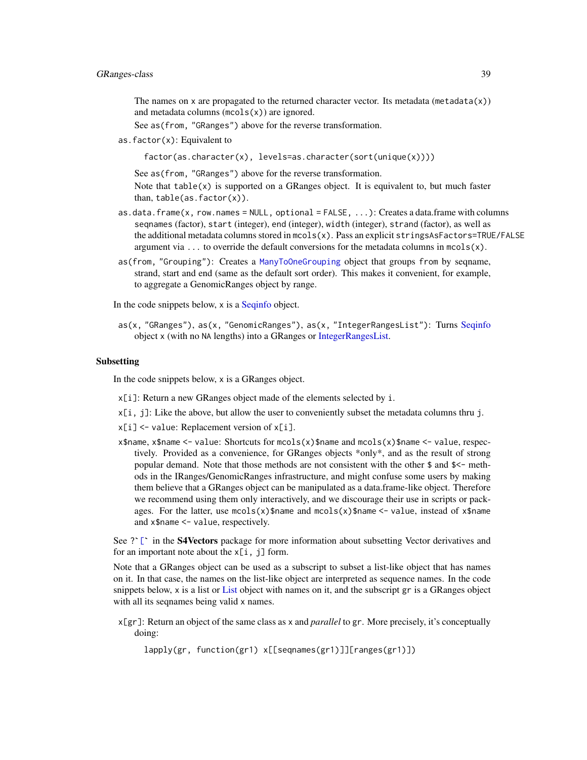The names on `x` are propagated to the returned character vector. Its metadata (`metadata(x)`) and metadata columns (`mcols(x)`) are ignored.

See `as(from, "GRanges")` above for the reverse transformation.

`as.factor(x)`: Equivalent to

```
factor(as.character(x), levels=as.character(sort(unique(x))))
```

See `as(from, "GRanges")` above for the reverse transformation.

Note that `table(x)` is supported on a GRanges object. It is equivalent to, but much faster than, `table(as.factor(x))`.

`as.data.frame(x, row.names = NULL, optional = FALSE, ...)`: Creates a data.frame with columns `seqnames` (factor), `start` (integer), `end` (integer), `width` (integer), `strand` (factor), as well as the additional metadata columns stored in `mcols(x)`. Pass an explicit `stringsAsFactors=TRUE/FALSE` argument via `...` to override the default conversions for the metadata columns in `mcols(x)`.

`as(from, "Grouping")`: Creates a `ManyToOneGrouping` object that groups `from` by seqname, strand, start and end (same as the default sort order). This makes it convenient, for example, to aggregate a GenomicRanges object by range.

In the code snippets below, `x` is a Seqinfo object.

`as(x, "GRanges")`, `as(x, "GenomicRanges")`, `as(x, "IntegerRangesList")`: Turns Seqinfo object `x` (with no `NA` lengths) into a GRanges or IntegerRangesList.

## Subsetting

In the code snippets below, `x` is a GRanges object.

`x[i]`: Return a new GRanges object made of the elements selected by `i`.

`x[i, j]`: Like the above, but allow the user to conveniently subset the metadata columns thru `j`.

`x[i] <- value`: Replacement version of `x[i]`.

`x$name`, `x$name <- value`: Shortcuts for `mcols(x)$name` and `mcols(x)$name <- value`, respectively. Provided as a convenience, for GRanges objects *only*, and as the result of strong popular demand. Note that those methods are not consistent with the other `$` and `$<-` methods in the IRanges/GenomicRanges infrastructure, and might confuse some users by making them believe that a GRanges object can be manipulated as a data.frame-like object. Therefore we recommend using them only interactively, and we discourage their use in scripts or packages. For the latter, use `mcols(x)$name` and `mcols(x)$name <- value`, instead of `x$name` and `x$name <- value`, respectively.

See ?`` `[` `` in the **S4Vectors** package for more information about subsetting Vector derivatives and for an important note about the `x[i, j]` form.

Note that a GRanges object can be used as a subscript to subset a list-like object that has names on it. In that case, the names on the list-like object are interpreted as sequence names. In the code snippets below, `x` is a list or List object with names on it, and the subscript `gr` is a GRanges object with all its seqnames being valid `x` names.

`x[gr]`: Return an object of the same class as `x` and *parallel* to `gr`. More precisely, it's conceptually doing:

```
lapply(gr, function(gr1) x[[seqnames(gr1)]][ranges(gr1)])
```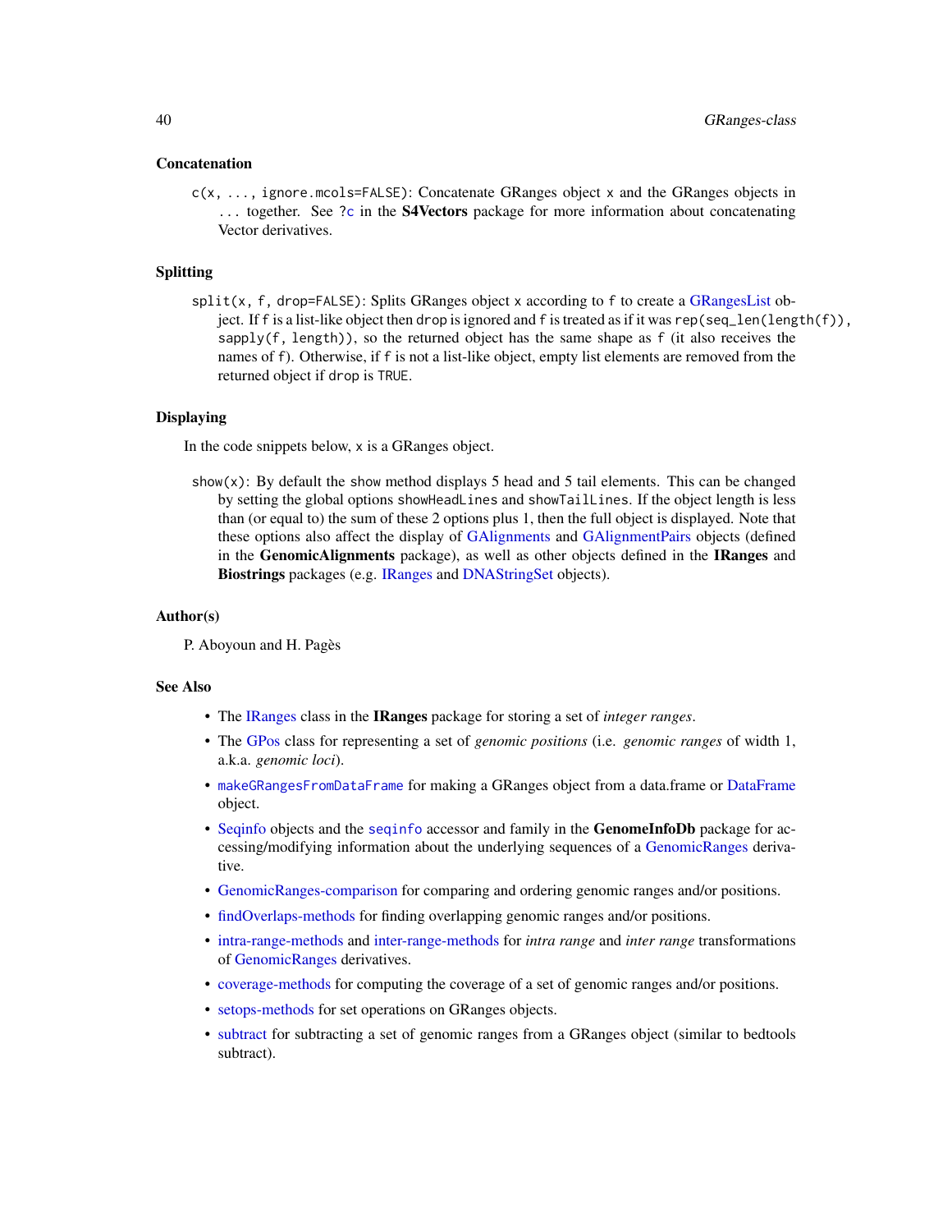### Concatenation

`c(x, ..., ignore.mcols=FALSE)`: Concatenate GRanges object `x` and the GRanges objects in `...` together. See `?c` in the **S4Vectors** package for more information about concatenating Vector derivatives.

### Splitting

`split(x, f, drop=FALSE)`: Splits GRanges object `x` according to `f` to create a GRangesList object. If `f` is a list-like object then `drop` is ignored and `f` is treated as if it was `rep(seq_len(length(f)), sapply(f, length))`, so the returned object has the same shape as `f` (it also receives the names of `f`). Otherwise, if `f` is not a list-like object, empty list elements are removed from the returned object if `drop` is `TRUE`.

### Displaying

In the code snippets below, `x` is a GRanges object.

`show(x)`: By default the `show` method displays 5 head and 5 tail elements. This can be changed by setting the global options `showHeadLines` and `showTailLines`. If the object length is less than (or equal to) the sum of these 2 options plus 1, then the full object is displayed. Note that these options also affect the display of GAlignments and GAlignmentPairs objects (defined in the **GenomicAlignments** package), as well as other objects defined in the **IRanges** and **Biostrings** packages (e.g. IRanges and DNAStringSet objects).

### Author(s)

P. Aboyoun and H. Pagès

### See Also

- The IRanges class in the **IRanges** package for storing a set of *integer ranges*.
- The GPos class for representing a set of *genomic positions* (i.e. *genomic ranges* of width 1, a.k.a. *genomic loci*).
- `makeGRangesFromDataFrame` for making a GRanges object from a data.frame or DataFrame object.
- Seqinfo objects and the `seqinfo` accessor and family in the **GenomeInfoDb** package for accessing/modifying information about the underlying sequences of a GenomicRanges derivative.
- GenomicRanges-comparison for comparing and ordering genomic ranges and/or positions.
- findOverlaps-methods for finding overlapping genomic ranges and/or positions.
- intra-range-methods and inter-range-methods for *intra range* and *inter range* transformations of GenomicRanges derivatives.
- coverage-methods for computing the coverage of a set of genomic ranges and/or positions.
- setops-methods for set operations on GRanges objects.
- subtract for subtracting a set of genomic ranges from a GRanges object (similar to bedtools subtract).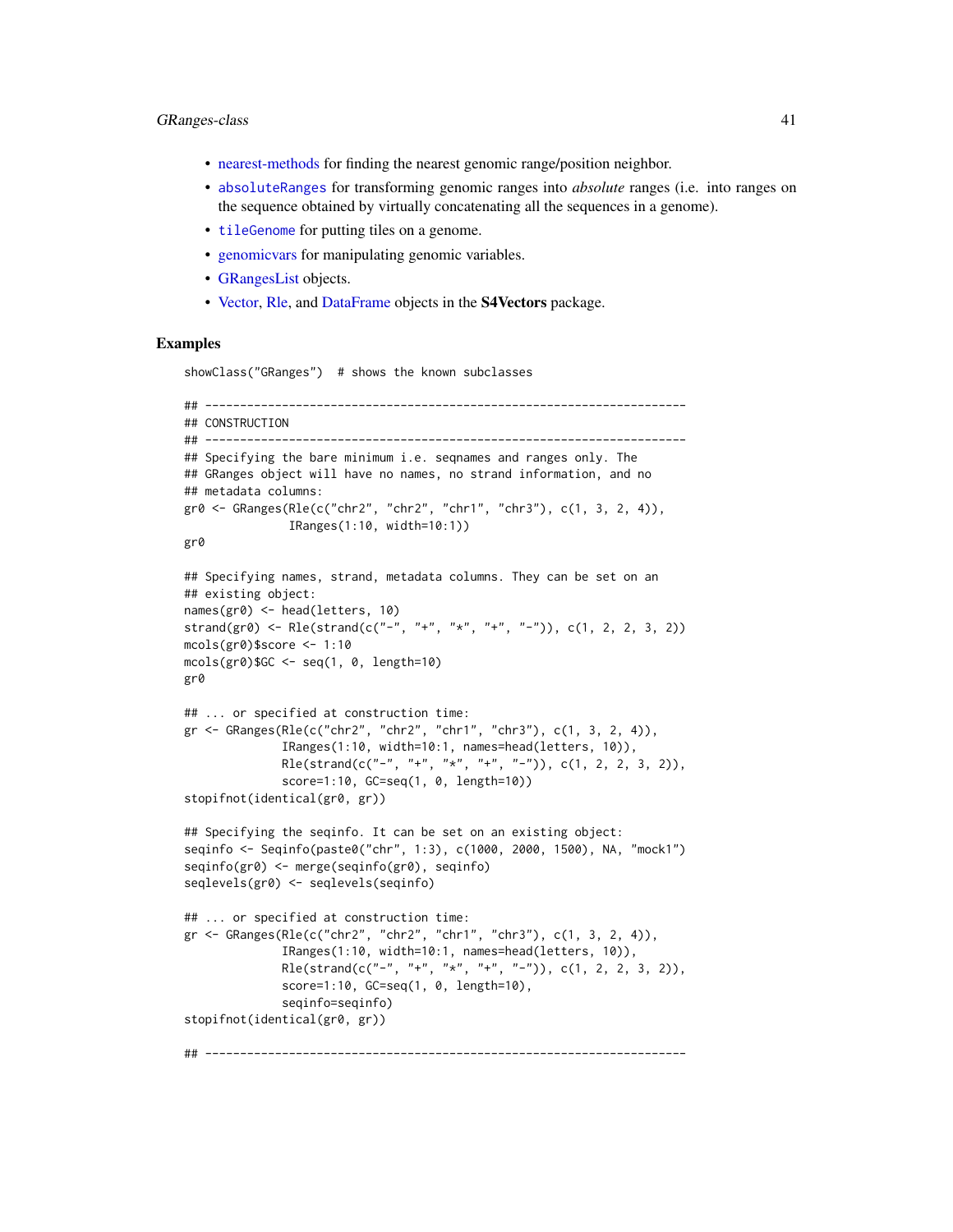- nearest-methods for finding the nearest genomic range/position neighbor.
- `absoluteRanges` for transforming genomic ranges into *absolute* ranges (i.e. into ranges on the sequence obtained by virtually concatenating all the sequences in a genome).
- `tileGenome` for putting tiles on a genome.
- genomicvars for manipulating genomic variables.
- GRangesList objects.
- Vector, Rle, and DataFrame objects in the **S4Vectors** package.

## Examples

```
showClass("GRanges")  # shows the known subclasses

## ---------------------------------------------------------------------
## CONSTRUCTION
## ---------------------------------------------------------------------
## Specifying the bare minimum i.e. seqnames and ranges only. The
## GRanges object will have no names, no strand information, and no
## metadata columns:
gr0 <- GRanges(Rle(c("chr2", "chr2", "chr1", "chr3"), c(1, 3, 2, 4)),
               IRanges(1:10, width=10:1))
gr0

## Specifying names, strand, metadata columns. They can be set on an
## existing object:
names(gr0) <- head(letters, 10)
strand(gr0) <- Rle(strand(c("-", "+", "*", "+", "-")), c(1, 2, 2, 3, 2))
mcols(gr0)$score <- 1:10
mcols(gr0)$GC <- seq(1, 0, length=10)
gr0

## ... or specified at construction time:
gr <- GRanges(Rle(c("chr2", "chr2", "chr1", "chr3"), c(1, 3, 2, 4)),
              IRanges(1:10, width=10:1, names=head(letters, 10)),
              Rle(strand(c("-", "+", "*", "+", "-")), c(1, 2, 2, 3, 2)),
              score=1:10, GC=seq(1, 0, length=10))
stopifnot(identical(gr0, gr))

## Specifying the seqinfo. It can be set on an existing object:
seqinfo <- Seqinfo(paste0("chr", 1:3), c(1000, 2000, 1500), NA, "mock1")
seqinfo(gr0) <- merge(seqinfo(gr0), seqinfo)
seqlevels(gr0) <- seqlevels(seqinfo)

## ... or specified at construction time:
gr <- GRanges(Rle(c("chr2", "chr2", "chr1", "chr3"), c(1, 3, 2, 4)),
              IRanges(1:10, width=10:1, names=head(letters, 10)),
              Rle(strand(c("-", "+", "*", "+", "-")), c(1, 2, 2, 3, 2)),
              score=1:10, GC=seq(1, 0, length=10),
              seqinfo=seqinfo)
stopifnot(identical(gr0, gr))

## ---------------------------------------------------------------------
```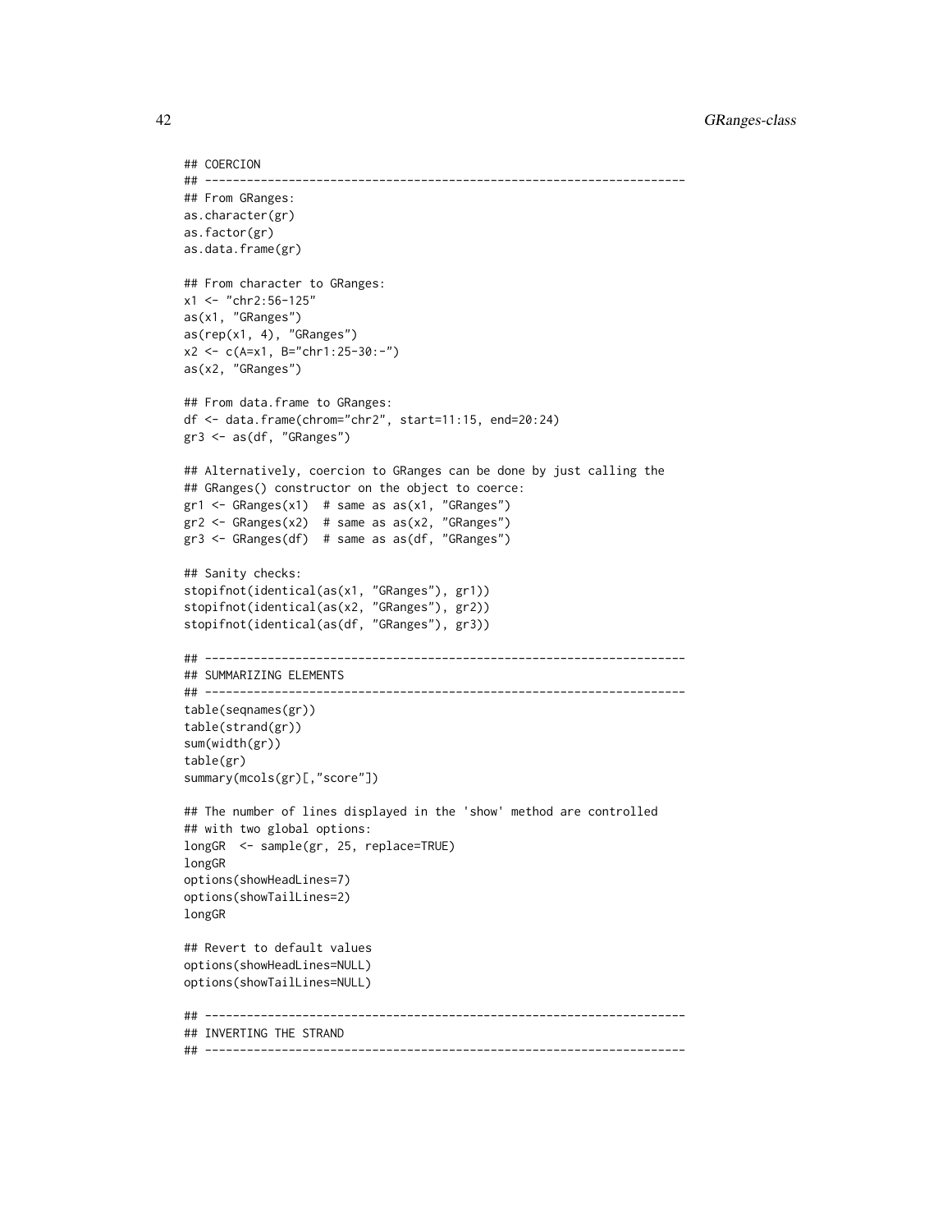```
## COERCION
## ---------------------------------------------------------------------
## From GRanges:
as.character(gr)
as.factor(gr)
as.data.frame(gr)

## From character to GRanges:
x1 <- "chr2:56-125"
as(x1, "GRanges")
as(rep(x1, 4), "GRanges")
x2 <- c(A=x1, B="chr1:25-30:-")
as(x2, "GRanges")

## From data.frame to GRanges:
df <- data.frame(chrom="chr2", start=11:15, end=20:24)
gr3 <- as(df, "GRanges")

## Alternatively, coercion to GRanges can be done by just calling the
## GRanges() constructor on the object to coerce:
gr1 <- GRanges(x1)  # same as as(x1, "GRanges")
gr2 <- GRanges(x2)  # same as as(x2, "GRanges")
gr3 <- GRanges(df)  # same as as(df, "GRanges")

## Sanity checks:
stopifnot(identical(as(x1, "GRanges"), gr1))
stopifnot(identical(as(x2, "GRanges"), gr2))
stopifnot(identical(as(df, "GRanges"), gr3))

## ---------------------------------------------------------------------
## SUMMARIZING ELEMENTS
## ---------------------------------------------------------------------
table(seqnames(gr))
table(strand(gr))
sum(width(gr))
table(gr)
summary(mcols(gr)[,"score"])

## The number of lines displayed in the 'show' method are controlled
## with two global options:
longGR  <- sample(gr, 25, replace=TRUE)
longGR
options(showHeadLines=7)
options(showTailLines=2)
longGR

## Revert to default values
options(showHeadLines=NULL)
options(showTailLines=NULL)

## ---------------------------------------------------------------------
## INVERTING THE STRAND
## ---------------------------------------------------------------------
```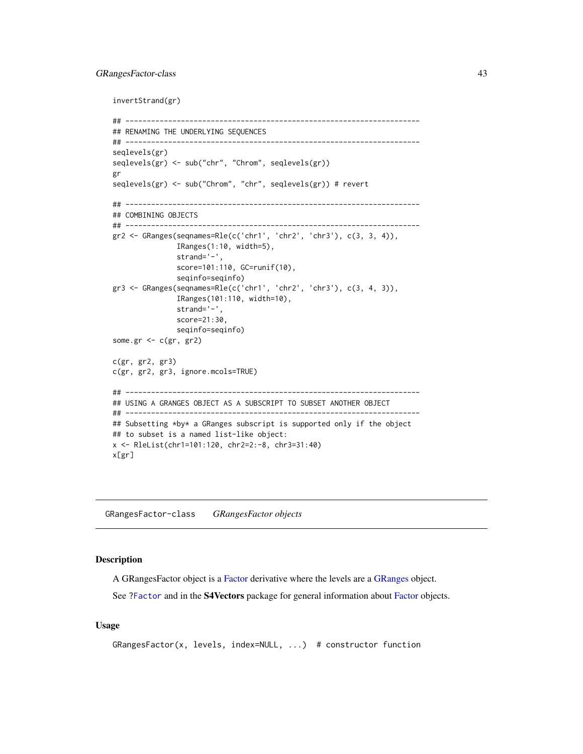```
invertStrand(gr)

## ---------------------------------------------------------------------
## RENAMING THE UNDERLYING SEQUENCES
## ---------------------------------------------------------------------
seqlevels(gr)
seqlevels(gr) <- sub("chr", "Chrom", seqlevels(gr))
gr
seqlevels(gr) <- sub("Chrom", "chr", seqlevels(gr)) # revert

## ---------------------------------------------------------------------
## COMBINING OBJECTS
## ---------------------------------------------------------------------
gr2 <- GRanges(seqnames=Rle(c('chr1', 'chr2', 'chr3'), c(3, 3, 4)),
               IRanges(1:10, width=5),
               strand='-',
               score=101:110, GC=runif(10),
               seqinfo=seqinfo)
gr3 <- GRanges(seqnames=Rle(c('chr1', 'chr2', 'chr3'), c(3, 4, 3)),
               IRanges(101:110, width=10),
               strand='-',
               score=21:30,
               seqinfo=seqinfo)
some.gr <- c(gr, gr2)

c(gr, gr2, gr3)
c(gr, gr2, gr3, ignore.mcols=TRUE)

## ---------------------------------------------------------------------
## USING A GRANGES OBJECT AS A SUBSCRIPT TO SUBSET ANOTHER OBJECT
## ---------------------------------------------------------------------
## Subsetting *by* a GRanges subscript is supported only if the object
## to subset is a named list-like object:
x <- RleList(chr1=101:120, chr2=2:-8, chr3=31:40)
x[gr]
```

---

## GRangesFactor-class &nbsp;&nbsp;&nbsp; *GRangesFactor objects*

---

### Description

A GRangesFactor object is a Factor derivative where the levels are a GRanges object.

See ?Factor and in the **S4Vectors** package for general information about Factor objects.

### Usage

```
GRangesFactor(x, levels, index=NULL, ...)  # constructor function
```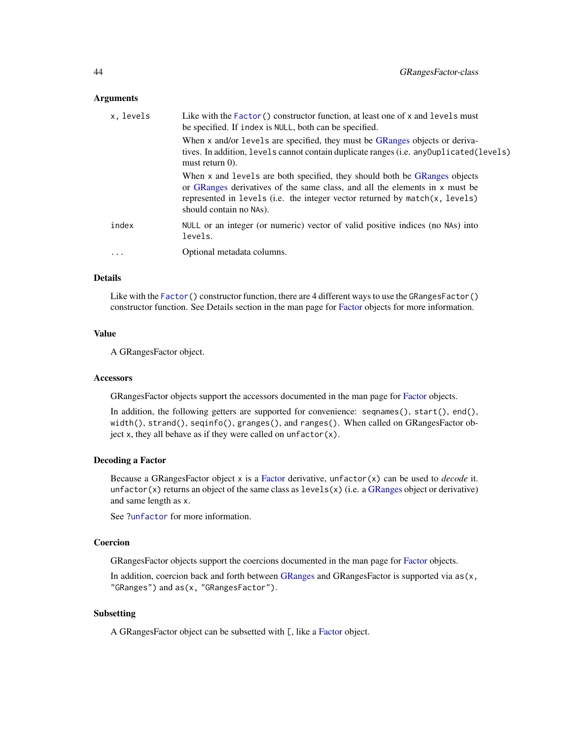## Arguments

| | |
|---|---|
| `x, levels` | Like with the `Factor()` constructor function, at least one of `x` and `levels` must be specified. If `index` is `NULL`, both can be specified.<br><br>When `x` and/or `levels` are specified, they must be GRanges objects or derivatives. In addition, `levels` cannot contain duplicate ranges (i.e. `anyDuplicated(levels)` must return 0).<br><br>When `x` and `levels` are both specified, they should both be GRanges objects or GRanges derivatives of the same class, and all the elements in `x` must be represented in `levels` (i.e. the integer vector returned by `match(x, levels)` should contain no `NA`s). |
| `index` | `NULL` or an integer (or numeric) vector of valid positive indices (no `NA`s) into `levels`. |
| `...` | Optional metadata columns. |

## Details

Like with the `Factor()` constructor function, there are 4 different ways to use the `GRangesFactor()` constructor function. See Details section in the man page for Factor objects for more information.

## Value

A GRangesFactor object.

## Accessors

GRangesFactor objects support the accessors documented in the man page for Factor objects.

In addition, the following getters are supported for convenience: `seqnames()`, `start()`, `end()`, `width()`, `strand()`, `seqinfo()`, `granges()`, and `ranges()`. When called on GRangesFactor object `x`, they all behave as if they were called on `unfactor(x)`.

## Decoding a Factor

Because a GRangesFactor object `x` is a Factor derivative, `unfactor(x)` can be used to *decode* it. `unfactor(x)` returns an object of the same class as `levels(x)` (i.e. a GRanges object or derivative) and same length as `x`.

See `?unfactor` for more information.

## Coercion

GRangesFactor objects support the coercions documented in the man page for Factor objects.

In addition, coercion back and forth between GRanges and GRangesFactor is supported via `as(x, "GRanges")` and `as(x, "GRangesFactor")`.

## Subsetting

A GRangesFactor object can be subsetted with `[`, like a Factor object.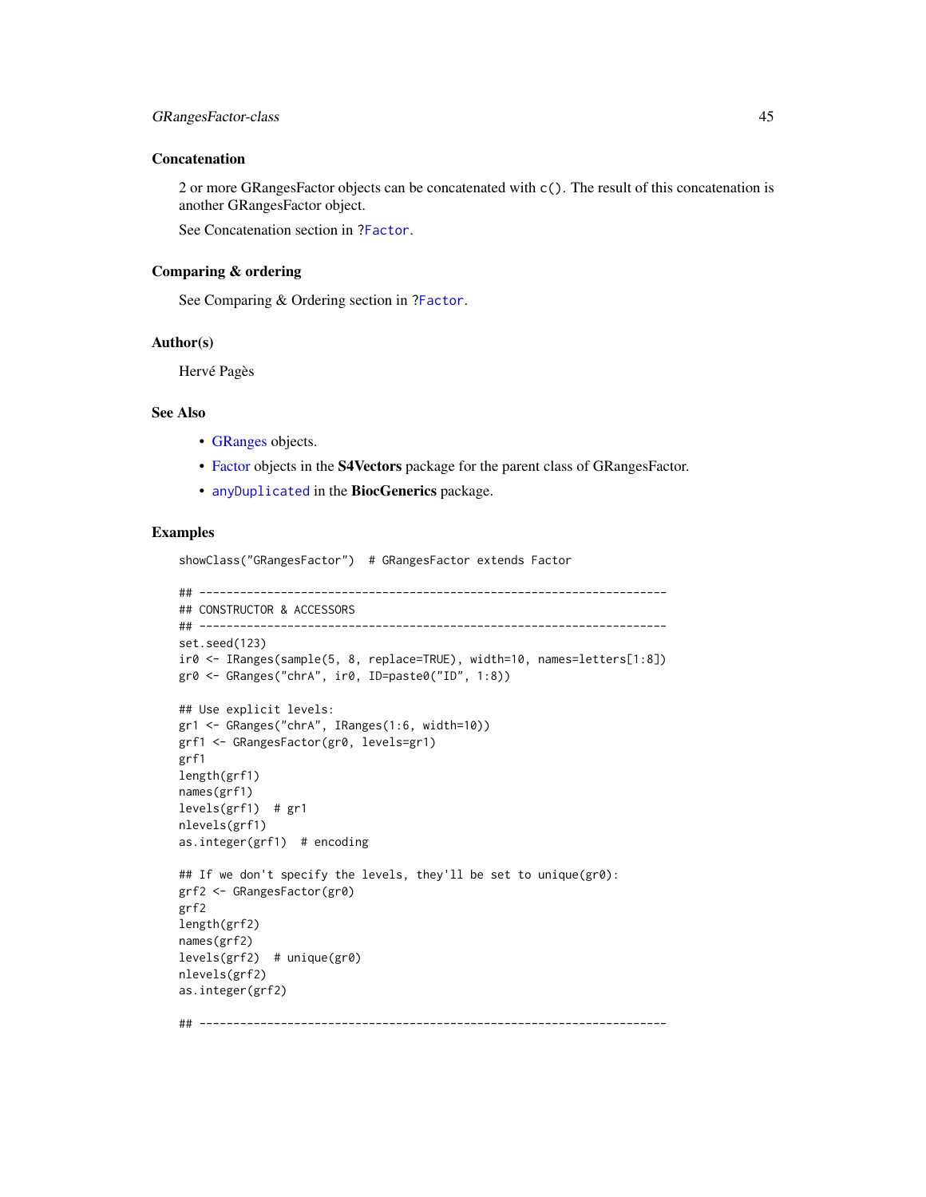## Concatenation

2 or more GRangesFactor objects can be concatenated with `c()`. The result of this concatenation is another GRangesFactor object.

See Concatenation section in `?Factor`.

## Comparing & ordering

See Comparing & Ordering section in `?Factor`.

## Author(s)

Hervé Pagès

## See Also

- GRanges objects.
- Factor objects in the **S4Vectors** package for the parent class of GRangesFactor.
- `anyDuplicated` in the **BiocGenerics** package.

## Examples

```
showClass("GRangesFactor")  # GRangesFactor extends Factor

## ---------------------------------------------------------------------
## CONSTRUCTOR & ACCESSORS
## ---------------------------------------------------------------------
set.seed(123)
ir0 <- IRanges(sample(5, 8, replace=TRUE), width=10, names=letters[1:8])
gr0 <- GRanges("chrA", ir0, ID=paste0("ID", 1:8))

## Use explicit levels:
gr1 <- GRanges("chrA", IRanges(1:6, width=10))
grf1 <- GRangesFactor(gr0, levels=gr1)
grf1
length(grf1)
names(grf1)
levels(grf1)  # gr1
nlevels(grf1)
as.integer(grf1)  # encoding

## If we don't specify the levels, they'll be set to unique(gr0):
grf2 <- GRangesFactor(gr0)
grf2
length(grf2)
names(grf2)
levels(grf2)  # unique(gr0)
nlevels(grf2)
as.integer(grf2)

## ---------------------------------------------------------------------
```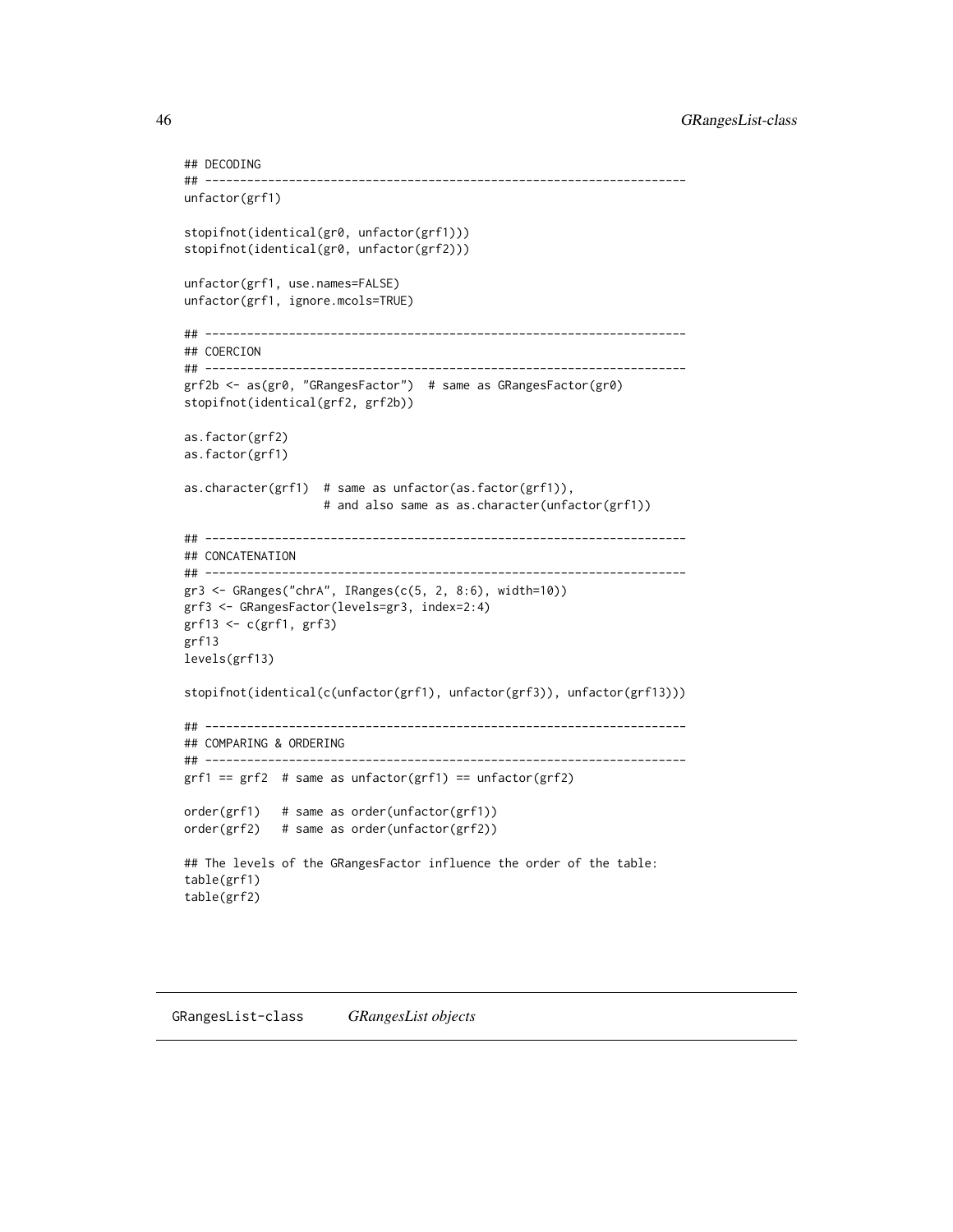```
## DECODING
## ---------------------------------------------------------------------
unfactor(grf1)

stopifnot(identical(gr0, unfactor(grf1)))
stopifnot(identical(gr0, unfactor(grf2)))

unfactor(grf1, use.names=FALSE)
unfactor(grf1, ignore.mcols=TRUE)

## ---------------------------------------------------------------------
## COERCION
## ---------------------------------------------------------------------
grf2b <- as(gr0, "GRangesFactor")  # same as GRangesFactor(gr0)
stopifnot(identical(grf2, grf2b))

as.factor(grf2)
as.factor(grf1)

as.character(grf1)  # same as unfactor(as.factor(grf1)),
                    # and also same as as.character(unfactor(grf1))

## ---------------------------------------------------------------------
## CONCATENATION
## ---------------------------------------------------------------------
gr3 <- GRanges("chrA", IRanges(c(5, 2, 8:6), width=10))
grf3 <- GRangesFactor(levels=gr3, index=2:4)
grf13 <- c(grf1, grf3)
grf13
levels(grf13)

stopifnot(identical(c(unfactor(grf1), unfactor(grf3)), unfactor(grf13)))

## ---------------------------------------------------------------------
## COMPARING & ORDERING
## ---------------------------------------------------------------------
grf1 == grf2  # same as unfactor(grf1) == unfactor(grf2)

order(grf1)   # same as order(unfactor(grf1))
order(grf2)   # same as order(unfactor(grf2))

## The levels of the GRangesFactor influence the order of the table:
table(grf1)
table(grf2)
```

# GRangesList-class *GRangesList objects*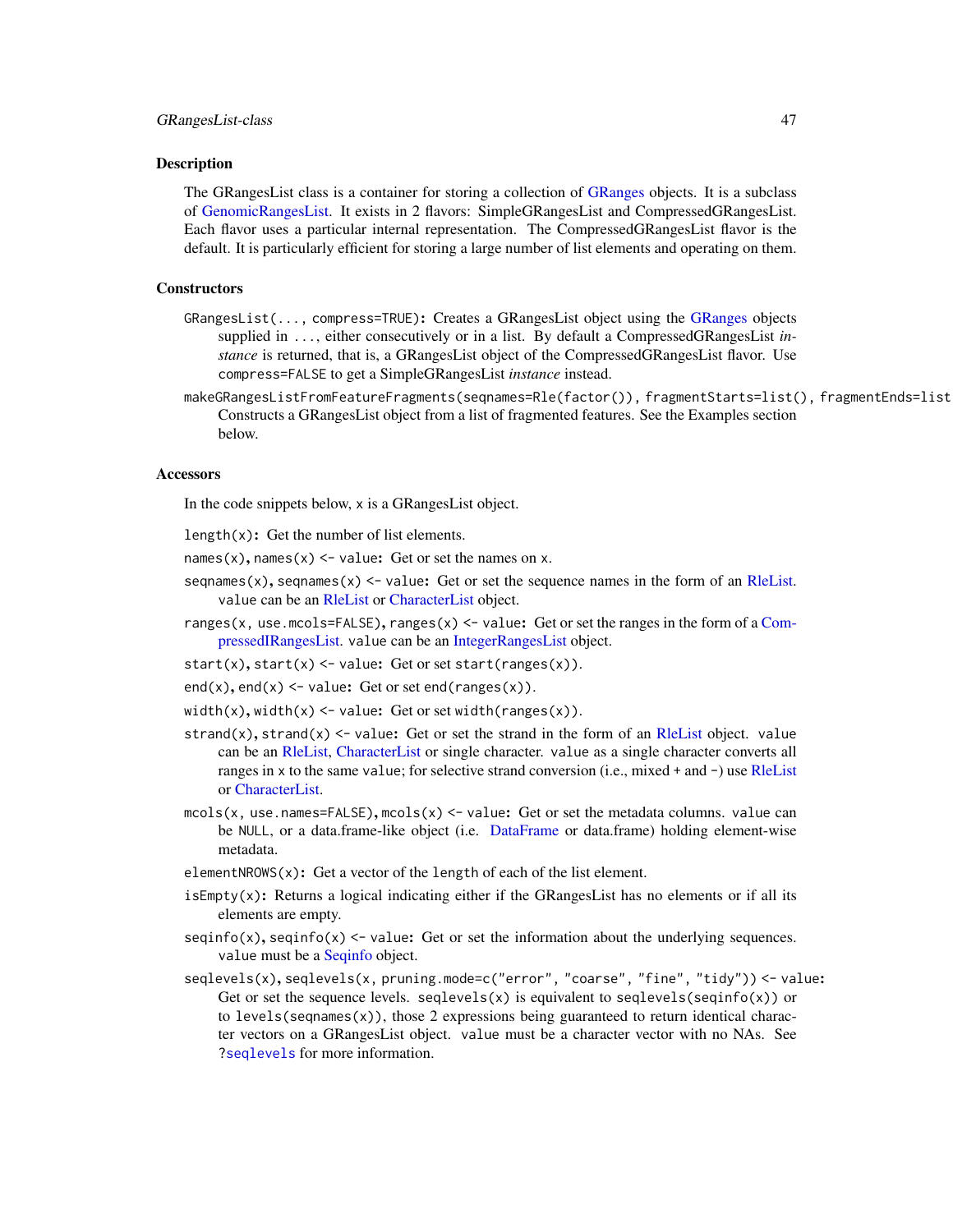## Description

The GRangesList class is a container for storing a collection of GRanges objects. It is a subclass of GenomicRangesList. It exists in 2 flavors: SimpleGRangesList and CompressedGRangesList. Each flavor uses a particular internal representation. The CompressedGRangesList flavor is the default. It is particularly efficient for storing a large number of list elements and operating on them.

## Constructors

`GRangesList(..., compress=TRUE)`: Creates a GRangesList object using the GRanges objects supplied in `...`, either consecutively or in a list. By default a CompressedGRangesList *instance* is returned, that is, a GRangesList object of the CompressedGRangesList flavor. Use `compress=FALSE` to get a SimpleGRangesList *instance* instead.

`makeGRangesListFromFeatureFragments(seqnames=Rle(factor()), fragmentStarts=list(), fragmentEnds=list`
Constructs a GRangesList object from a list of fragmented features. See the Examples section below.

## Accessors

In the code snippets below, `x` is a GRangesList object.

`length(x)`: Get the number of list elements.

`names(x), names(x) <- value`: Get or set the names on `x`.

`seqnames(x), seqnames(x) <- value`: Get or set the sequence names in the form of an RleList. `value` can be an RleList or CharacterList object.

`ranges(x, use.mcols=FALSE), ranges(x) <- value`: Get or set the ranges in the form of a CompressedIRangesList. `value` can be an IntegerRangesList object.

`start(x), start(x) <- value`: Get or set `start(ranges(x))`.

`end(x), end(x) <- value`: Get or set `end(ranges(x))`.

`width(x), width(x) <- value`: Get or set `width(ranges(x))`.

`strand(x), strand(x) <- value`: Get or set the strand in the form of an RleList object. `value` can be an RleList, CharacterList or single character. `value` as a single character converts all ranges in `x` to the same `value`; for selective strand conversion (i.e., mixed `+` and `-`) use RleList or CharacterList.

`mcols(x, use.names=FALSE), mcols(x) <- value`: Get or set the metadata columns. `value` can be `NULL`, or a data.frame-like object (i.e. DataFrame or data.frame) holding element-wise metadata.

`elementNROWS(x)`: Get a vector of the `length` of each of the list element.

`isEmpty(x)`: Returns a logical indicating either if the GRangesList has no elements or if all its elements are empty.

`seqinfo(x), seqinfo(x) <- value`: Get or set the information about the underlying sequences. `value` must be a Seqinfo object.

`seqlevels(x), seqlevels(x, pruning.mode=c("error", "coarse", "fine", "tidy")) <- value`:
Get or set the sequence levels. `seqlevels(x)` is equivalent to `seqlevels(seqinfo(x))` or to `levels(seqnames(x))`, those 2 expressions being guaranteed to return identical character vectors on a GRangesList object. `value` must be a character vector with no NAs. See `?seqlevels` for more information.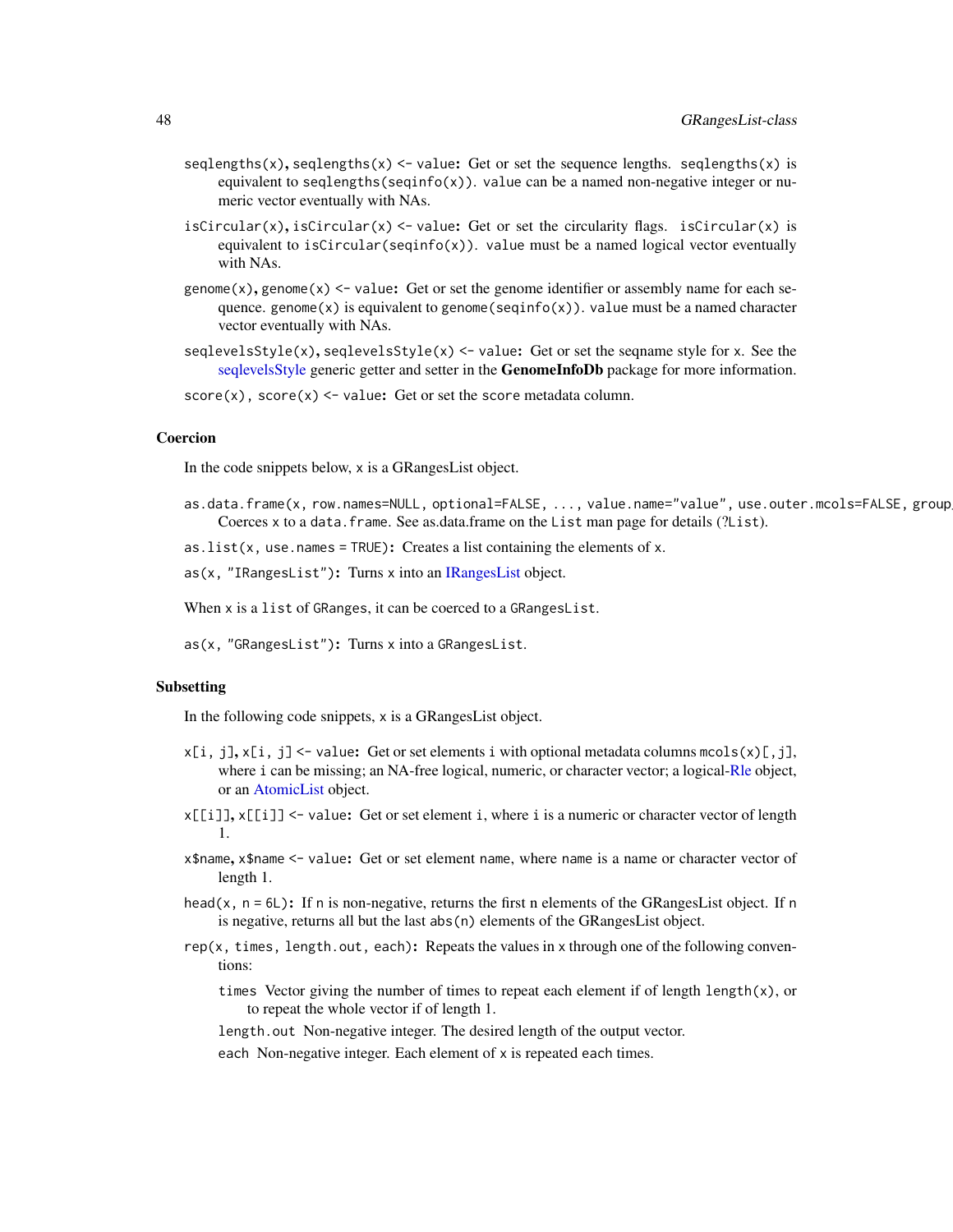`seqlengths(x)`, `seqlengths(x) <- value`: Get or set the sequence lengths. `seqlengths(x)` is equivalent to `seqlengths(seqinfo(x))`. `value` can be a named non-negative integer or numeric vector eventually with NAs.

`isCircular(x)`, `isCircular(x) <- value`: Get or set the circularity flags. `isCircular(x)` is equivalent to `isCircular(seqinfo(x))`. `value` must be a named logical vector eventually with NAs.

`genome(x)`, `genome(x) <- value`: Get or set the genome identifier or assembly name for each sequence. `genome(x)` is equivalent to `genome(seqinfo(x))`. `value` must be a named character vector eventually with NAs.

`seqlevelsStyle(x)`, `seqlevelsStyle(x) <- value`: Get or set the seqname style for `x`. See the seqlevelsStyle generic getter and setter in the **GenomeInfoDb** package for more information.

`score(x)`, `score(x) <- value`: Get or set the `score` metadata column.

### Coercion

In the code snippets below, `x` is a GRangesList object.

`as.data.frame(x, row.names=NULL, optional=FALSE, ..., value.name="value", use.outer.mcols=FALSE, group_`
Coerces `x` to a `data.frame`. See as.data.frame on the `List` man page for details (?List).

`as.list(x, use.names = TRUE)`: Creates a list containing the elements of `x`.

`as(x, "IRangesList")`: Turns `x` into an IRangesList object.

When `x` is a `list` of `GRanges`, it can be coerced to a `GRangesList`.

`as(x, "GRangesList")`: Turns `x` into a `GRangesList`.

### Subsetting

In the following code snippets, `x` is a GRangesList object.

`x[i, j]`, `x[i, j] <- value`: Get or set elements `i` with optional metadata columns `mcols(x)[,j]`, where `i` can be missing; an NA-free logical, numeric, or character vector; a logical-Rle object, or an AtomicList object.

`x[[i]]`, `x[[i]] <- value`: Get or set element `i`, where `i` is a numeric or character vector of length 1.

`x$name`, `x$name <- value`: Get or set element `name`, where `name` is a name or character vector of length 1.

`head(x, n = 6L)`: If `n` is non-negative, returns the first n elements of the GRangesList object. If `n` is negative, returns all but the last `abs(n)` elements of the GRangesList object.

`rep(x, times, length.out, each)`: Repeats the values in `x` through one of the following conventions:

`times` Vector giving the number of times to repeat each element if of length `length(x)`, or to repeat the whole vector if of length 1.

`length.out` Non-negative integer. The desired length of the output vector.

`each` Non-negative integer. Each element of `x` is repeated `each` times.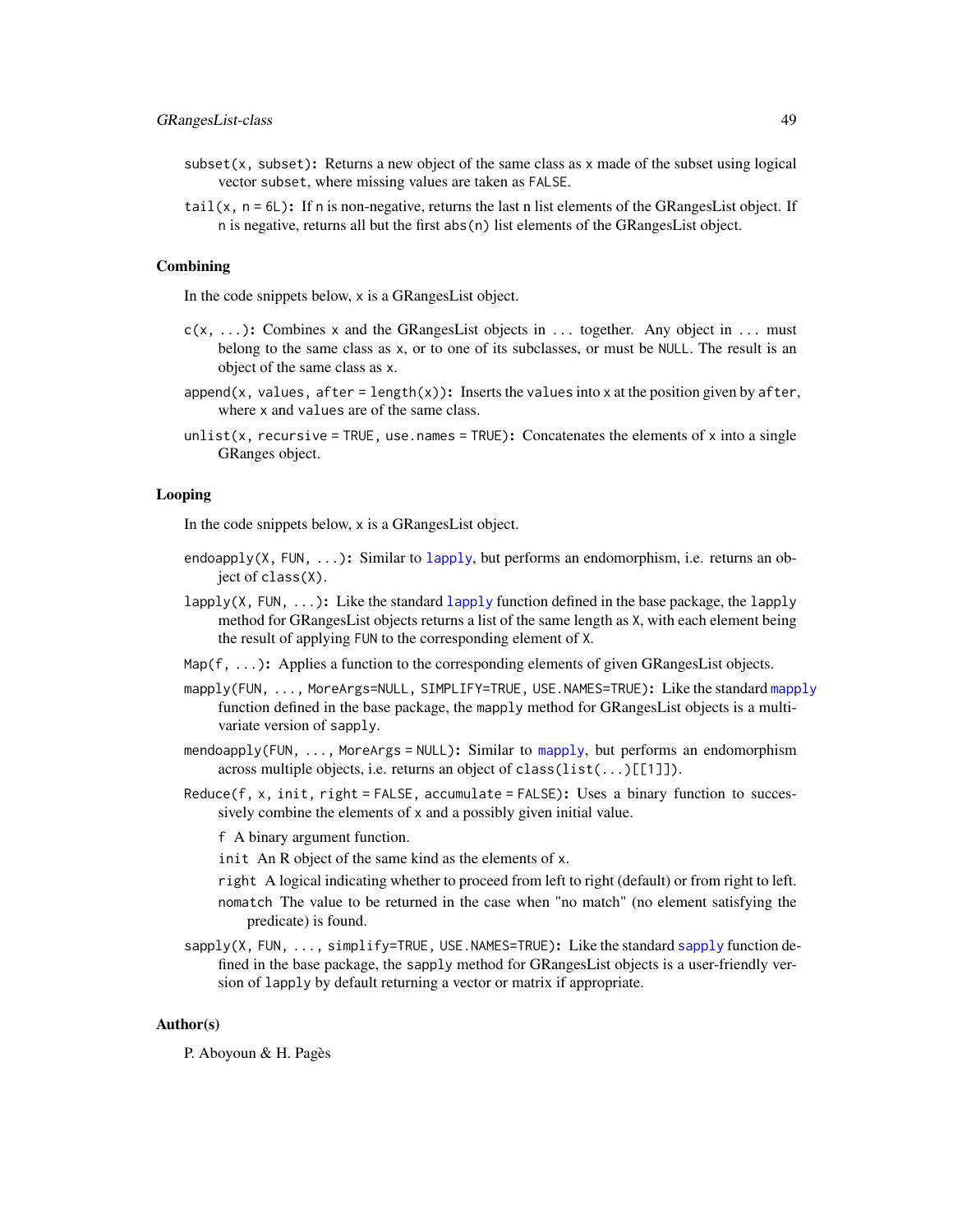`subset(x, subset)`: Returns a new object of the same class as `x` made of the subset using logical vector `subset`, where missing values are taken as `FALSE`.

`tail(x, n = 6L)`: If `n` is non-negative, returns the last n list elements of the GRangesList object. If `n` is negative, returns all but the first `abs(n)` list elements of the GRangesList object.

### Combining

In the code snippets below, `x` is a GRangesList object.

`c(x, ...)`: Combines `x` and the GRangesList objects in `...` together. Any object in `...` must belong to the same class as `x`, or to one of its subclasses, or must be `NULL`. The result is an object of the same class as `x`.

`append(x, values, after = length(x))`: Inserts the `values` into `x` at the position given by `after`, where `x` and `values` are of the same class.

`unlist(x, recursive = TRUE, use.names = TRUE)`: Concatenates the elements of `x` into a single GRanges object.

### Looping

In the code snippets below, `x` is a GRangesList object.

`endoapply(X, FUN, ...)`: Similar to `lapply`, but performs an endomorphism, i.e. returns an object of `class(X)`.

`lapply(X, FUN, ...)`: Like the standard `lapply` function defined in the base package, the `lapply` method for GRangesList objects returns a list of the same length as `X`, with each element being the result of applying `FUN` to the corresponding element of `X`.

`Map(f, ...)`: Applies a function to the corresponding elements of given GRangesList objects.

`mapply(FUN, ..., MoreArgs=NULL, SIMPLIFY=TRUE, USE.NAMES=TRUE)`: Like the standard `mapply` function defined in the base package, the `mapply` method for GRangesList objects is a multivariate version of `sapply`.

`mendoapply(FUN, ..., MoreArgs = NULL)`: Similar to `mapply`, but performs an endomorphism across multiple objects, i.e. returns an object of `class(list(...)[[1]])`.

`Reduce(f, x, init, right = FALSE, accumulate = FALSE)`: Uses a binary function to successively combine the elements of `x` and a possibly given initial value.

`f` A binary argument function.

`init` An R object of the same kind as the elements of `x`.

`right` A logical indicating whether to proceed from left to right (default) or from right to left.

`nomatch` The value to be returned in the case when "no match" (no element satisfying the predicate) is found.

`sapply(X, FUN, ..., simplify=TRUE, USE.NAMES=TRUE)`: Like the standard `sapply` function defined in the base package, the `sapply` method for GRangesList objects is a user-friendly version of `lapply` by default returning a vector or matrix if appropriate.

### Author(s)

P. Aboyoun & H. Pagès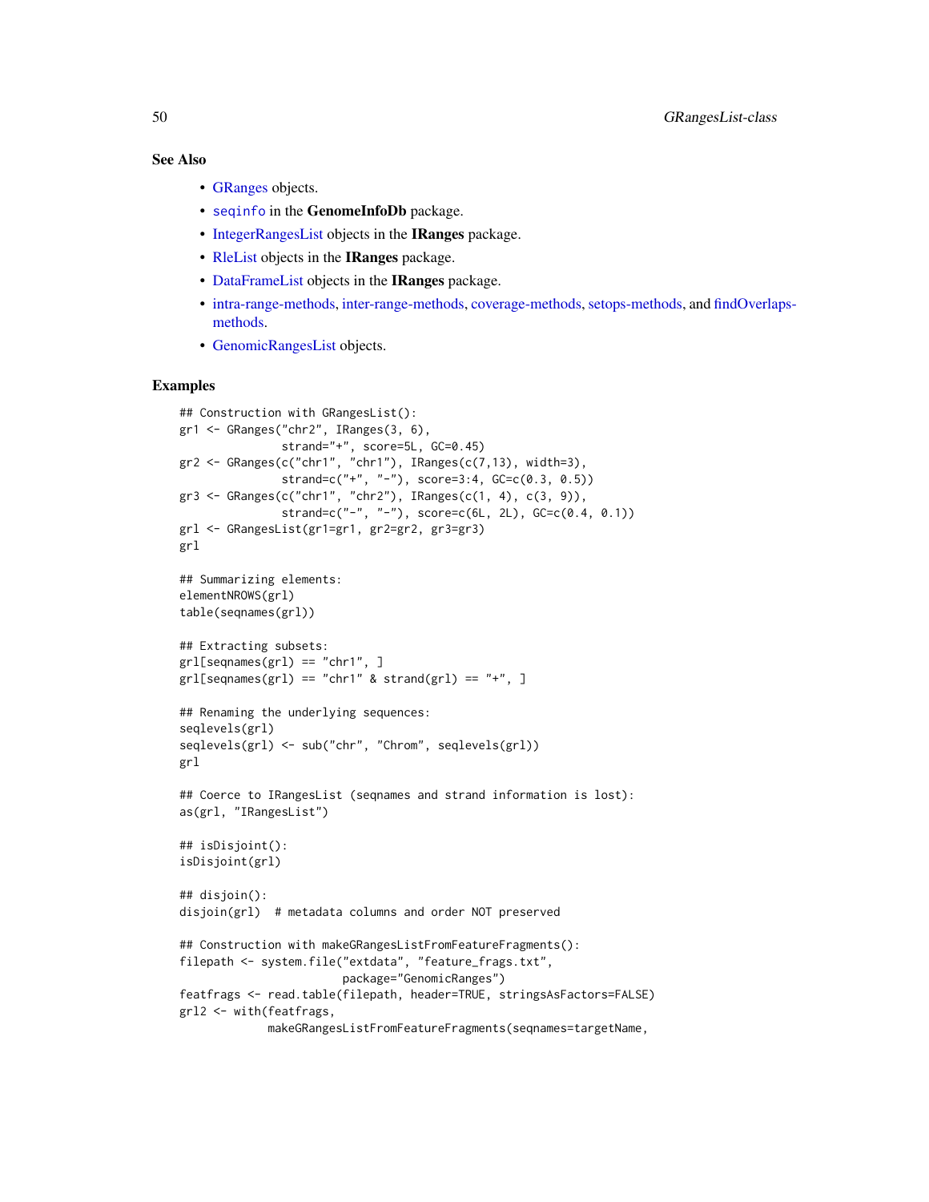### See Also

- GRanges objects.
- `seqinfo` in the **GenomeInfoDb** package.
- IntegerRangesList objects in the **IRanges** package.
- RleList objects in the **IRanges** package.
- DataFrameList objects in the **IRanges** package.
- intra-range-methods, inter-range-methods, coverage-methods, setops-methods, and findOverlaps-methods.
- GenomicRangesList objects.

### Examples

```
## Construction with GRangesList():
gr1 <- GRanges("chr2", IRanges(3, 6),
               strand="+", score=5L, GC=0.45)
gr2 <- GRanges(c("chr1", "chr1"), IRanges(c(7,13), width=3),
               strand=c("+", "-"), score=3:4, GC=c(0.3, 0.5))
gr3 <- GRanges(c("chr1", "chr2"), IRanges(c(1, 4), c(3, 9)),
               strand=c("-", "-"), score=c(6L, 2L), GC=c(0.4, 0.1))
grl <- GRangesList(gr1=gr1, gr2=gr2, gr3=gr3)
grl

## Summarizing elements:
elementNROWS(grl)
table(seqnames(grl))

## Extracting subsets:
grl[seqnames(grl) == "chr1", ]
grl[seqnames(grl) == "chr1" & strand(grl) == "+", ]

## Renaming the underlying sequences:
seqlevels(grl)
seqlevels(grl) <- sub("chr", "Chrom", seqlevels(grl))
grl

## Coerce to IRangesList (seqnames and strand information is lost):
as(grl, "IRangesList")

## isDisjoint():
isDisjoint(grl)

## disjoin():
disjoin(grl)  # metadata columns and order NOT preserved

## Construction with makeGRangesListFromFeatureFragments():
filepath <- system.file("extdata", "feature_frags.txt",
                        package="GenomicRanges")
featfrags <- read.table(filepath, header=TRUE, stringsAsFactors=FALSE)
grl2 <- with(featfrags,
             makeGRangesListFromFeatureFragments(seqnames=targetName,
```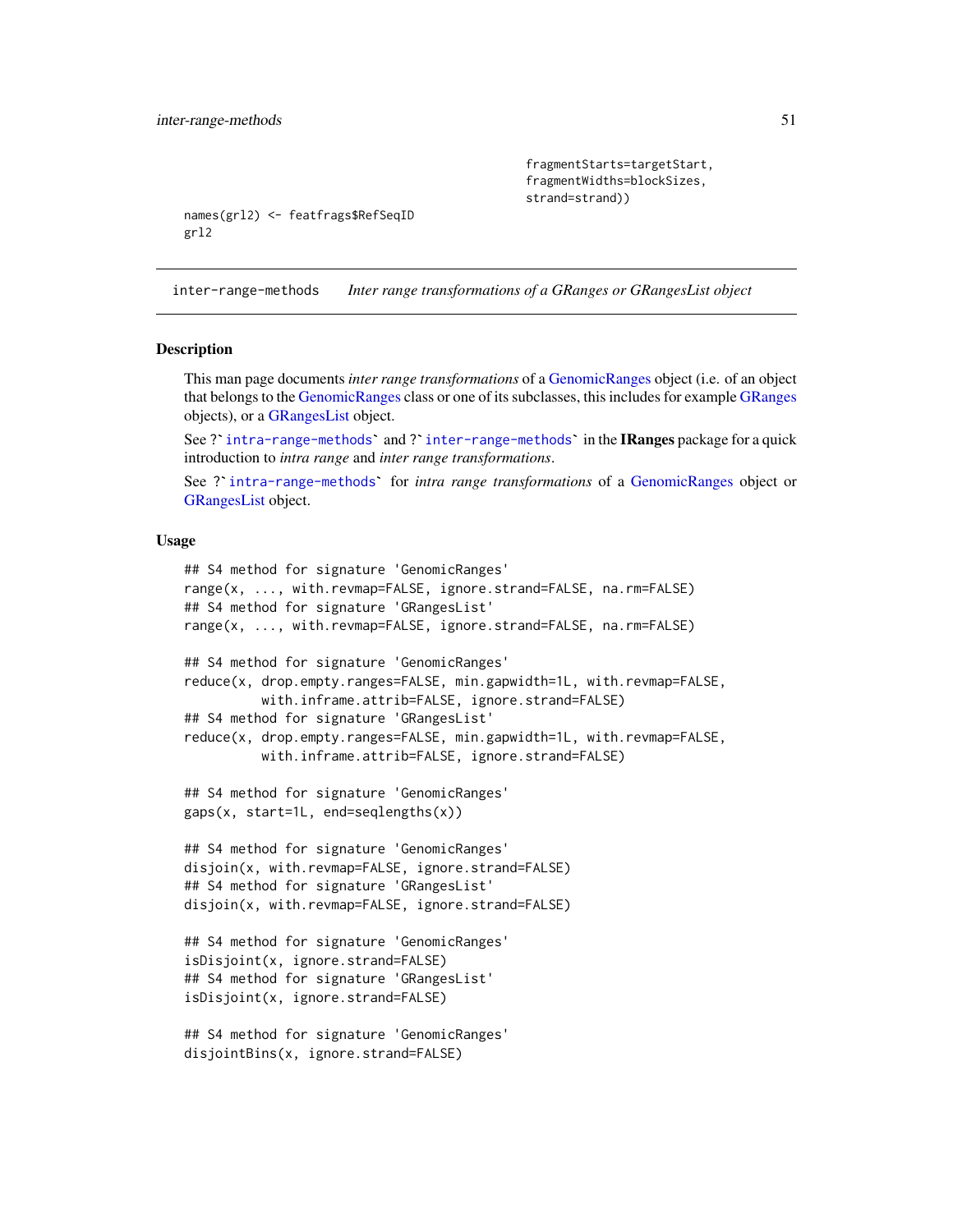```
                                                    fragmentStarts=targetStart,
                                                    fragmentWidths=blockSizes,
                                                    strand=strand))
names(grl2) <- featfrags$RefSeqID
grl2
```

---

inter-range-methods    *Inter range transformations of a GRanges or GRangesList object*

---

## Description

This man page documents *inter range transformations* of a GenomicRanges object (i.e. of an object that belongs to the GenomicRanges class or one of its subclasses, this includes for example GRanges objects), or a GRangesList object.

See ?`intra-range-methods` and ?`inter-range-methods` in the **IRanges** package for a quick introduction to *intra range* and *inter range transformations*.

See ?`intra-range-methods` for *intra range transformations* of a GenomicRanges object or GRangesList object.

## Usage

```
## S4 method for signature 'GenomicRanges'
range(x, ..., with.revmap=FALSE, ignore.strand=FALSE, na.rm=FALSE)
## S4 method for signature 'GRangesList'
range(x, ..., with.revmap=FALSE, ignore.strand=FALSE, na.rm=FALSE)

## S4 method for signature 'GenomicRanges'
reduce(x, drop.empty.ranges=FALSE, min.gapwidth=1L, with.revmap=FALSE,
          with.inframe.attrib=FALSE, ignore.strand=FALSE)
## S4 method for signature 'GRangesList'
reduce(x, drop.empty.ranges=FALSE, min.gapwidth=1L, with.revmap=FALSE,
          with.inframe.attrib=FALSE, ignore.strand=FALSE)

## S4 method for signature 'GenomicRanges'
gaps(x, start=1L, end=seqlengths(x))

## S4 method for signature 'GenomicRanges'
disjoin(x, with.revmap=FALSE, ignore.strand=FALSE)
## S4 method for signature 'GRangesList'
disjoin(x, with.revmap=FALSE, ignore.strand=FALSE)

## S4 method for signature 'GenomicRanges'
isDisjoint(x, ignore.strand=FALSE)
## S4 method for signature 'GRangesList'
isDisjoint(x, ignore.strand=FALSE)

## S4 method for signature 'GenomicRanges'
disjointBins(x, ignore.strand=FALSE)
```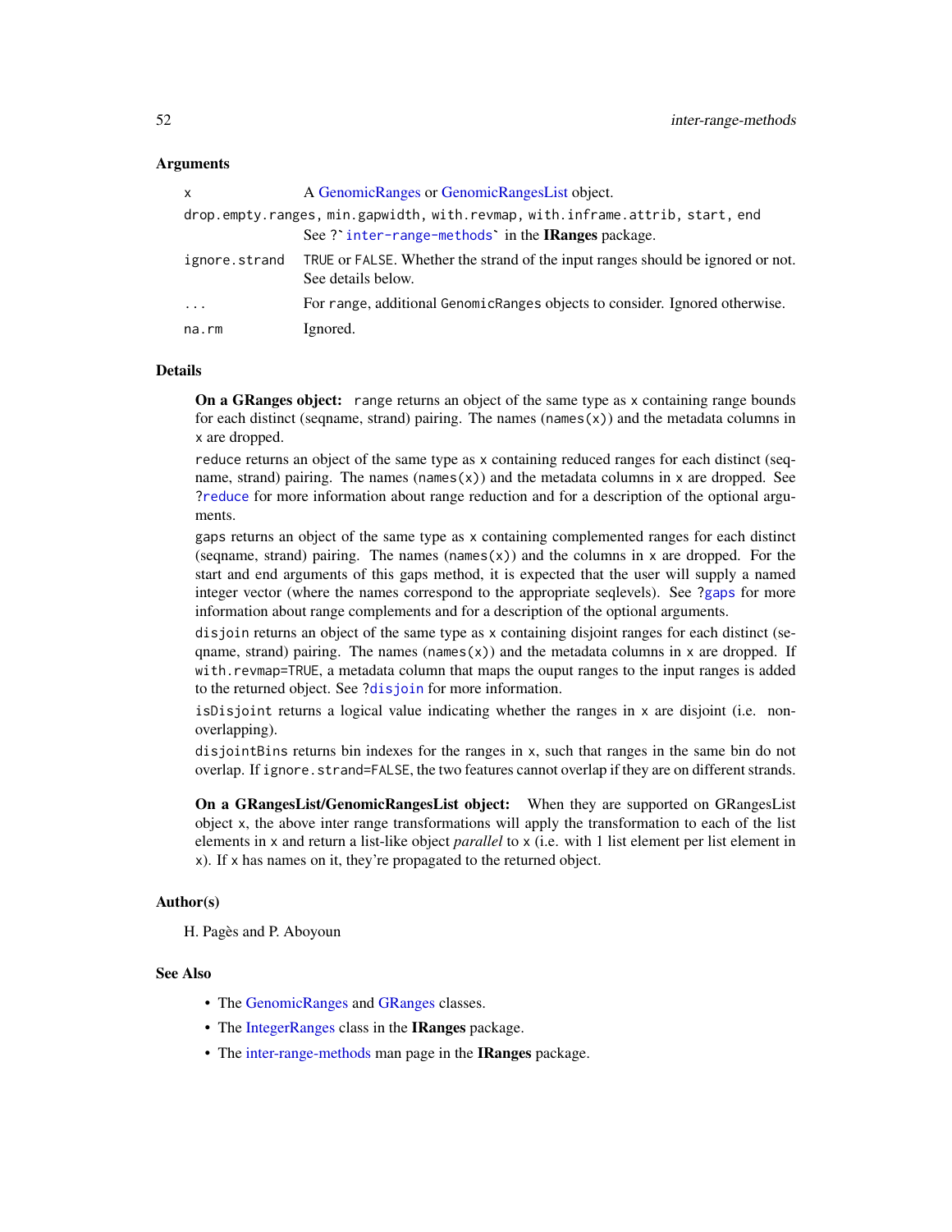## Arguments

| | |
|---|---|
| `x` | A GenomicRanges or GenomicRangesList object. |
| `drop.empty.ranges, min.gapwidth, with.revmap, with.inframe.attrib, start, end` | See ?`inter-range-methods` in the **IRanges** package. |
| `ignore.strand` | `TRUE` or `FALSE`. Whether the strand of the input ranges should be ignored or not. See details below. |
| `...` | For `range`, additional `GenomicRanges` objects to consider. Ignored otherwise. |
| `na.rm` | Ignored. |

## Details

**On a GRanges object:** `range` returns an object of the same type as `x` containing range bounds for each distinct (seqname, strand) pairing. The names (`names(x)`) and the metadata columns in `x` are dropped.

`reduce` returns an object of the same type as `x` containing reduced ranges for each distinct (seqname, strand) pairing. The names (`names(x)`) and the metadata columns in `x` are dropped. See `?reduce` for more information about range reduction and for a description of the optional arguments.

`gaps` returns an object of the same type as `x` containing complemented ranges for each distinct (seqname, strand) pairing. The names (`names(x)`) and the columns in `x` are dropped. For the start and end arguments of this gaps method, it is expected that the user will supply a named integer vector (where the names correspond to the appropriate seqlevels). See `?gaps` for more information about range complements and for a description of the optional arguments.

`disjoin` returns an object of the same type as `x` containing disjoint ranges for each distinct (seqname, strand) pairing. The names (`names(x)`) and the metadata columns in `x` are dropped. If `with.revmap=TRUE`, a metadata column that maps the ouput ranges to the input ranges is added to the returned object. See `?disjoin` for more information.

`isDisjoint` returns a logical value indicating whether the ranges in `x` are disjoint (i.e. non-overlapping).

`disjointBins` returns bin indexes for the ranges in `x`, such that ranges in the same bin do not overlap. If `ignore.strand=FALSE`, the two features cannot overlap if they are on different strands.

**On a GRangesList/GenomicRangesList object:** When they are supported on GRangesList object `x`, the above inter range transformations will apply the transformation to each of the list elements in `x` and return a list-like object *parallel* to `x` (i.e. with 1 list element per list element in `x`). If `x` has names on it, they're propagated to the returned object.

## Author(s)

H. Pagès and P. Aboyoun

## See Also

- The GenomicRanges and GRanges classes.
- The IntegerRanges class in the **IRanges** package.
- The inter-range-methods man page in the **IRanges** package.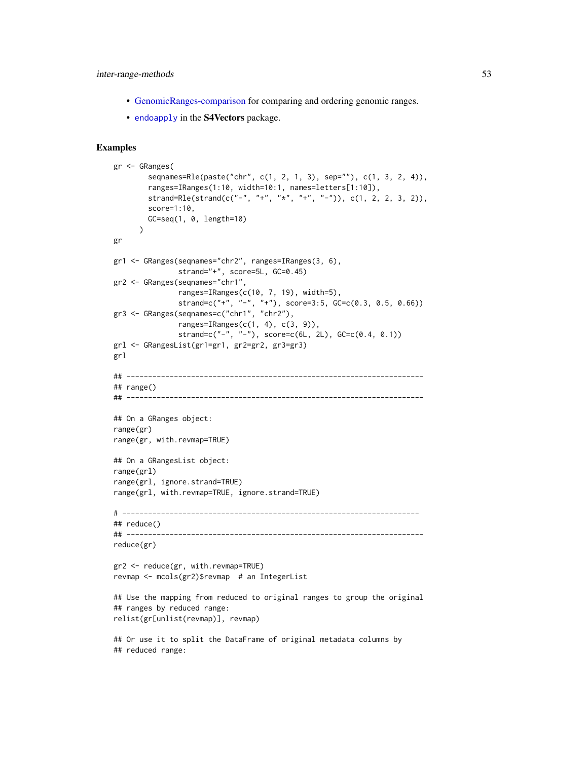- GenomicRanges-comparison for comparing and ordering genomic ranges.
- `endoapply` in the **S4Vectors** package.

## Examples

```
gr <- GRanges(
        seqnames=Rle(paste("chr", c(1, 2, 1, 3), sep=""), c(1, 3, 2, 4)),
        ranges=IRanges(1:10, width=10:1, names=letters[1:10]),
        strand=Rle(strand(c("-", "+", "*", "+", "-")), c(1, 2, 2, 3, 2)),
        score=1:10,
        GC=seq(1, 0, length=10)
      )
gr

gr1 <- GRanges(seqnames="chr2", ranges=IRanges(3, 6),
               strand="+", score=5L, GC=0.45)
gr2 <- GRanges(seqnames="chr1",
               ranges=IRanges(c(10, 7, 19), width=5),
               strand=c("+", "-", "+"), score=3:5, GC=c(0.3, 0.5, 0.66))
gr3 <- GRanges(seqnames=c("chr1", "chr2"),
               ranges=IRanges(c(1, 4), c(3, 9)),
               strand=c("-", "-"), score=c(6L, 2L), GC=c(0.4, 0.1))
grl <- GRangesList(gr1=gr1, gr2=gr2, gr3=gr3)
grl

## ---------------------------------------------------------------------
## range()
## ---------------------------------------------------------------------

## On a GRanges object:
range(gr)
range(gr, with.revmap=TRUE)

## On a GRangesList object:
range(grl)
range(grl, ignore.strand=TRUE)
range(grl, with.revmap=TRUE, ignore.strand=TRUE)

# ---------------------------------------------------------------------
## reduce()
## ---------------------------------------------------------------------
reduce(gr)

gr2 <- reduce(gr, with.revmap=TRUE)
revmap <- mcols(gr2)$revmap  # an IntegerList

## Use the mapping from reduced to original ranges to group the original
## ranges by reduced range:
relist(gr[unlist(revmap)], revmap)

## Or use it to split the DataFrame of original metadata columns by
## reduced range:
```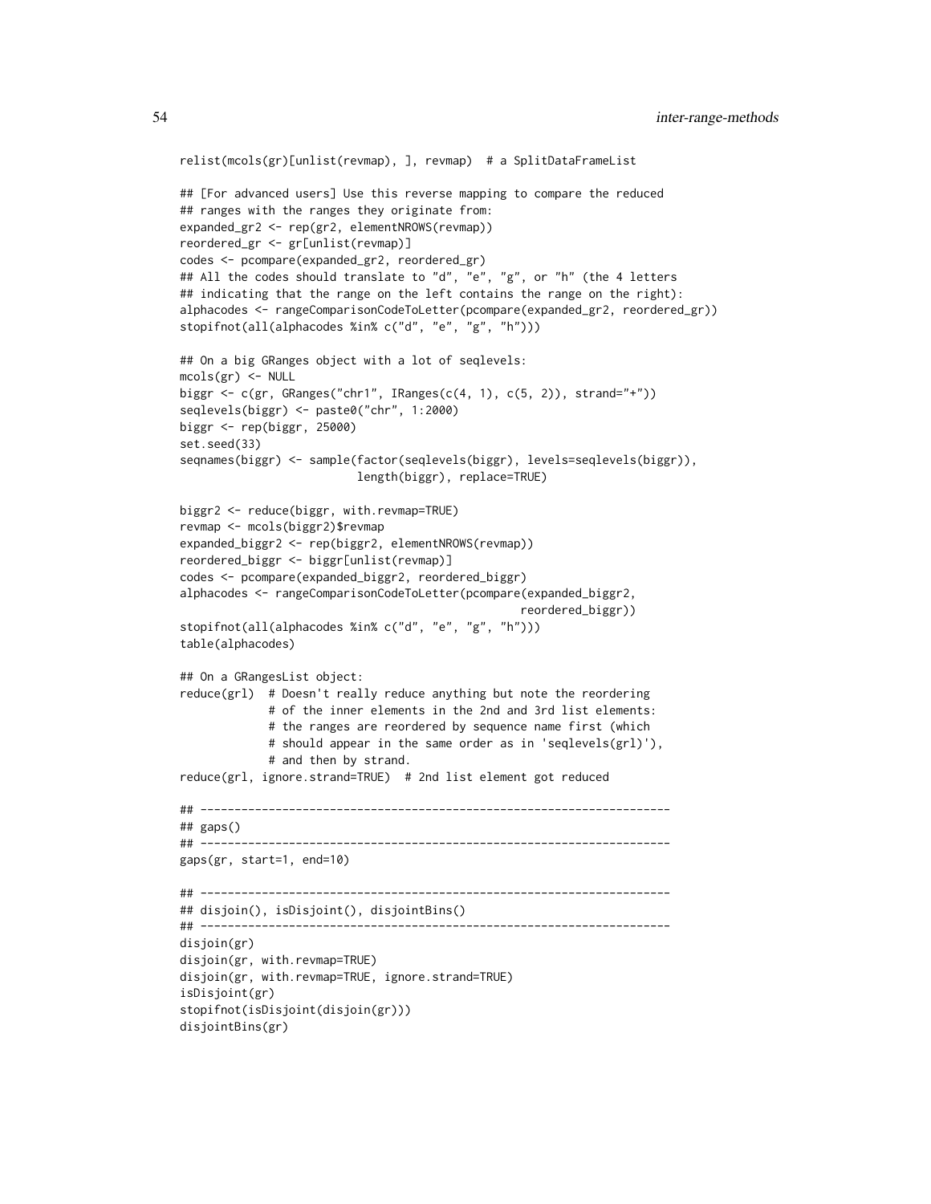```
relist(mcols(gr)[unlist(revmap), ], revmap)  # a SplitDataFrameList

## [For advanced users] Use this reverse mapping to compare the reduced
## ranges with the ranges they originate from:
expanded_gr2 <- rep(gr2, elementNROWS(revmap))
reordered_gr <- gr[unlist(revmap)]
codes <- pcompare(expanded_gr2, reordered_gr)
## All the codes should translate to "d", "e", "g", or "h" (the 4 letters
## indicating that the range on the left contains the range on the right):
alphacodes <- rangeComparisonCodeToLetter(pcompare(expanded_gr2, reordered_gr))
stopifnot(all(alphacodes %in% c("d", "e", "g", "h")))

## On a big GRanges object with a lot of seqlevels:
mcols(gr) <- NULL
biggr <- c(gr, GRanges("chr1", IRanges(c(4, 1), c(5, 2)), strand="+"))
seqlevels(biggr) <- paste0("chr", 1:2000)
biggr <- rep(biggr, 25000)
set.seed(33)
seqnames(biggr) <- sample(factor(seqlevels(biggr), levels=seqlevels(biggr)),
                          length(biggr), replace=TRUE)

biggr2 <- reduce(biggr, with.revmap=TRUE)
revmap <- mcols(biggr2)$revmap
expanded_biggr2 <- rep(biggr2, elementNROWS(revmap))
reordered_biggr <- biggr[unlist(revmap)]
codes <- pcompare(expanded_biggr2, reordered_biggr)
alphacodes <- rangeComparisonCodeToLetter(pcompare(expanded_biggr2,
                                                    reordered_biggr))
stopifnot(all(alphacodes %in% c("d", "e", "g", "h")))
table(alphacodes)

## On a GRangesList object:
reduce(grl)  # Doesn't really reduce anything but note the reordering
             # of the inner elements in the 2nd and 3rd list elements:
             # the ranges are reordered by sequence name first (which
             # should appear in the same order as in 'seqlevels(grl)'),
             # and then by strand.
reduce(grl, ignore.strand=TRUE)  # 2nd list element got reduced

## ---------------------------------------------------------------------
## gaps()
## ---------------------------------------------------------------------
gaps(gr, start=1, end=10)

## ---------------------------------------------------------------------
## disjoin(), isDisjoint(), disjointBins()
## ---------------------------------------------------------------------
disjoin(gr)
disjoin(gr, with.revmap=TRUE)
disjoin(gr, with.revmap=TRUE, ignore.strand=TRUE)
isDisjoint(gr)
stopifnot(isDisjoint(disjoin(gr)))
disjointBins(gr)
```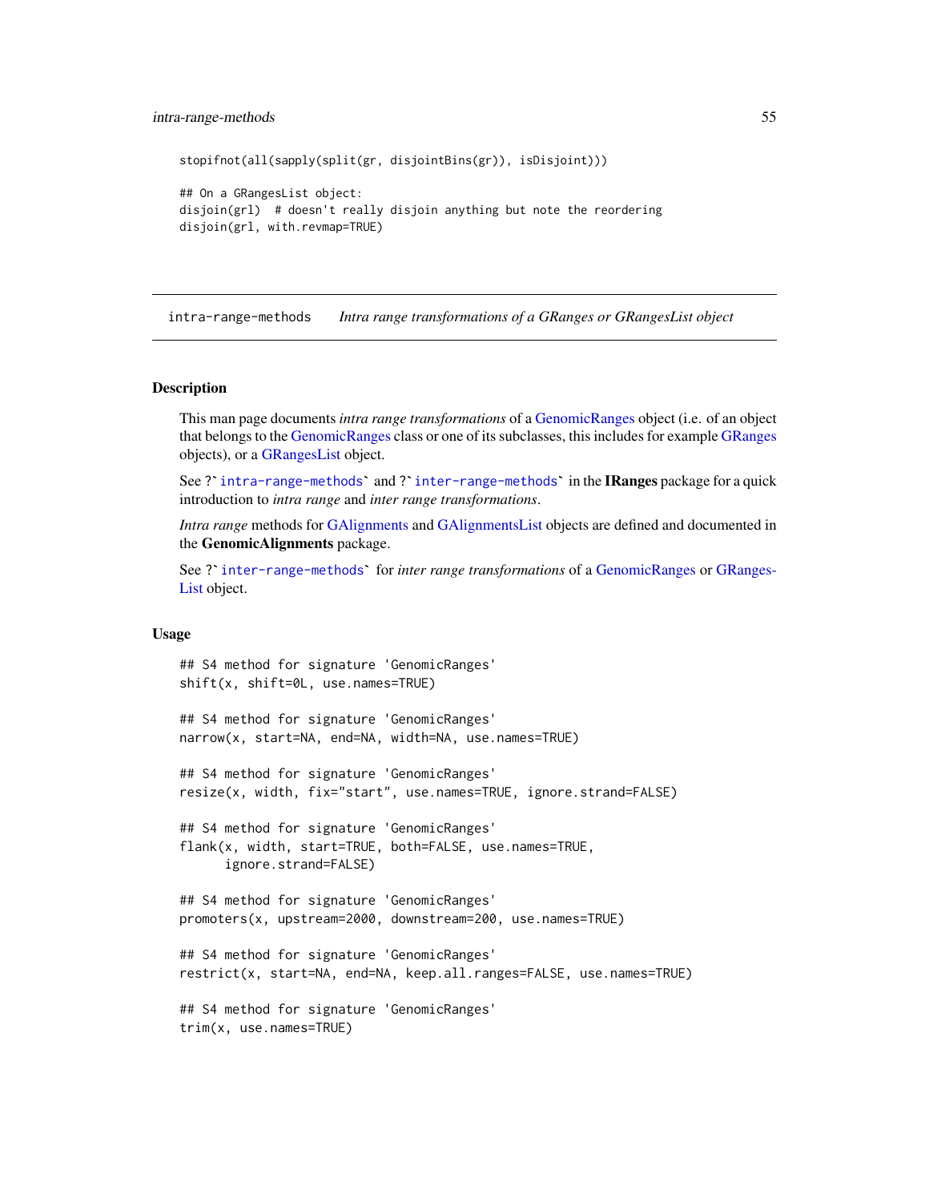```
stopifnot(all(sapply(split(gr, disjointBins(gr)), isDisjoint)))

## On a GRangesList object:
disjoin(grl)  # doesn't really disjoin anything but note the reordering
disjoin(grl, with.revmap=TRUE)
```

---

intra-range-methods *Intra range transformations of a GRanges or GRangesList object*

---

## Description

This man page documents *intra range transformations* of a GenomicRanges object (i.e. of an object that belongs to the GenomicRanges class or one of its subclasses, this includes for example GRanges objects), or a GRangesList object.

See ?`intra-range-methods` and ?`inter-range-methods` in the **IRanges** package for a quick introduction to *intra range* and *inter range transformations*.

*Intra range* methods for GAlignments and GAlignmentsList objects are defined and documented in the **GenomicAlignments** package.

See ?`inter-range-methods` for *inter range transformations* of a GenomicRanges or GRangesList object.

## Usage

```
## S4 method for signature 'GenomicRanges'
shift(x, shift=0L, use.names=TRUE)

## S4 method for signature 'GenomicRanges'
narrow(x, start=NA, end=NA, width=NA, use.names=TRUE)

## S4 method for signature 'GenomicRanges'
resize(x, width, fix="start", use.names=TRUE, ignore.strand=FALSE)

## S4 method for signature 'GenomicRanges'
flank(x, width, start=TRUE, both=FALSE, use.names=TRUE,
      ignore.strand=FALSE)

## S4 method for signature 'GenomicRanges'
promoters(x, upstream=2000, downstream=200, use.names=TRUE)

## S4 method for signature 'GenomicRanges'
restrict(x, start=NA, end=NA, keep.all.ranges=FALSE, use.names=TRUE)

## S4 method for signature 'GenomicRanges'
trim(x, use.names=TRUE)
```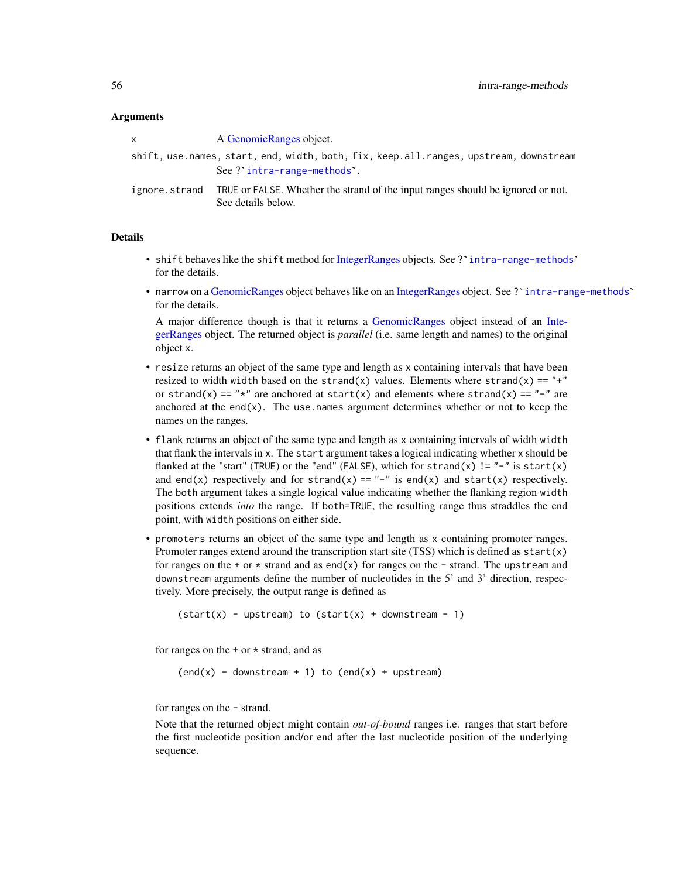### Arguments

| | |
|---|---|
| x | A GenomicRanges object. |
| shift, use.names, start, end, width, both, fix, keep.all.ranges, upstream, downstream | See ?`intra-range-methods`. |
| ignore.strand | TRUE or FALSE. Whether the strand of the input ranges should be ignored or not. See details below. |

### Details

- `shift` behaves like the `shift` method for IntegerRanges objects. See ?`intra-range-methods` for the details.
- `narrow` on a GenomicRanges object behaves like on an IntegerRanges object. See ?`intra-range-methods` for the details.

  A major difference though is that it returns a GenomicRanges object instead of an IntegerRanges object. The returned object is *parallel* (i.e. same length and names) to the original object `x`.
- `resize` returns an object of the same type and length as `x` containing intervals that have been resized to width `width` based on the `strand(x)` values. Elements where `strand(x) == "+"` or `strand(x) == "*"` are anchored at `start(x)` and elements where `strand(x) == "-"` are anchored at the `end(x)`. The `use.names` argument determines whether or not to keep the names on the ranges.
- `flank` returns an object of the same type and length as `x` containing intervals of width `width` that flank the intervals in `x`. The `start` argument takes a logical indicating whether `x` should be flanked at the "start" (`TRUE`) or the "end" (`FALSE`), which for `strand(x) != "-"` is `start(x)` and `end(x)` respectively and for `strand(x) == "-"` is `end(x)` and `start(x)` respectively. The `both` argument takes a single logical value indicating whether the flanking region `width` positions extends *into* the range. If `both=TRUE`, the resulting range thus straddles the end point, with `width` positions on either side.
- `promoters` returns an object of the same type and length as `x` containing promoter ranges. Promoter ranges extend around the transcription start site (TSS) which is defined as `start(x)` for ranges on the `+` or `*` strand and as `end(x)` for ranges on the `-` strand. The `upstream` and `downstream` arguments define the number of nucleotides in the 5' and 3' direction, respectively. More precisely, the output range is defined as

  ```
  (start(x) - upstream) to (start(x) + downstream - 1)
  ```

  for ranges on the `+` or `*` strand, and as

  ```
  (end(x) - downstream + 1) to (end(x) + upstream)
  ```

  for ranges on the `-` strand.

  Note that the returned object might contain *out-of-bound* ranges i.e. ranges that start before the first nucleotide position and/or end after the last nucleotide position of the underlying sequence.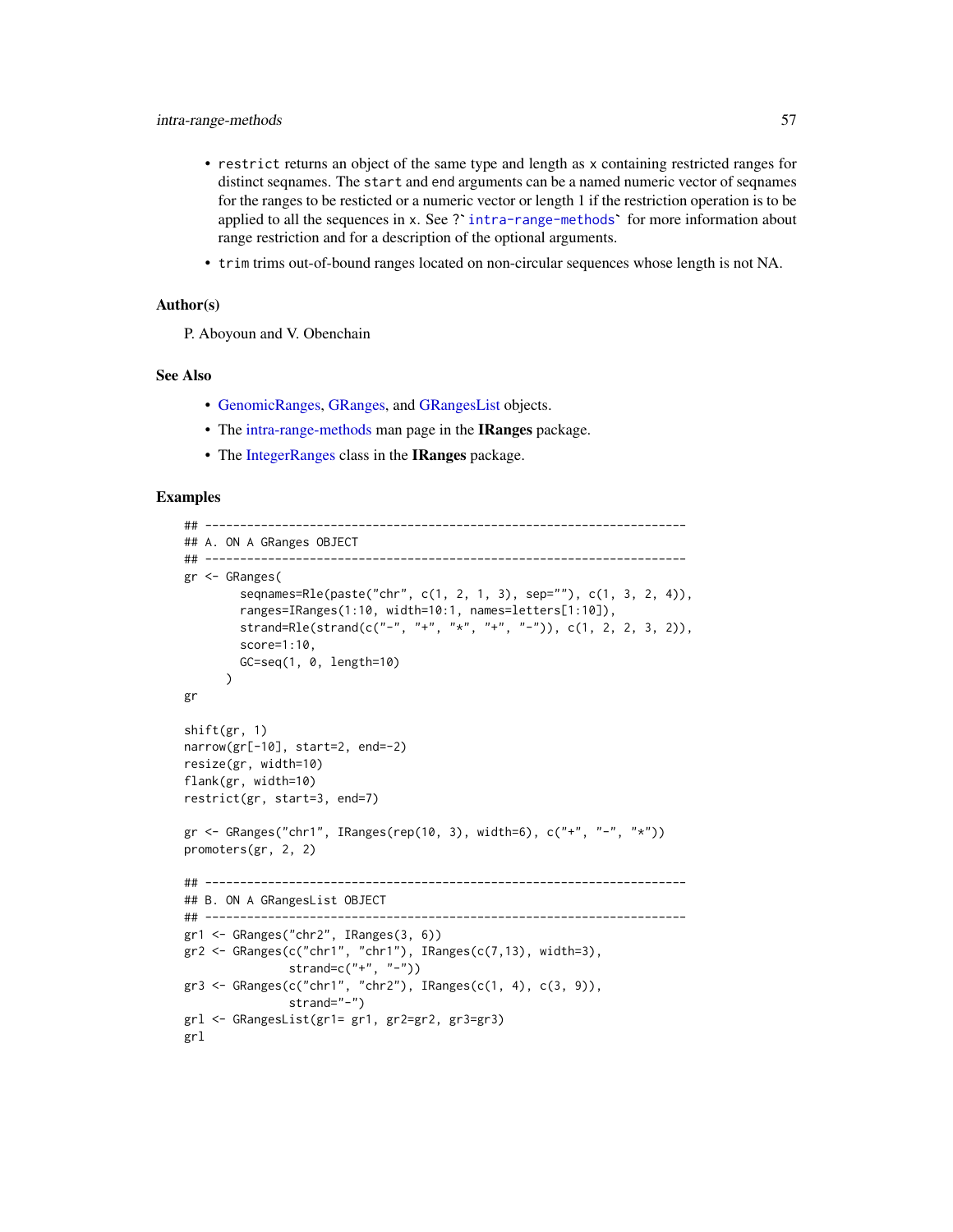- `restrict` returns an object of the same type and length as `x` containing restricted ranges for distinct seqnames. The `start` and `end` arguments can be a named numeric vector of seqnames for the ranges to be resticted or a numeric vector or length 1 if the restriction operation is to be applied to all the sequences in `x`. See ?`` `intra-range-methods` `` for more information about range restriction and for a description of the optional arguments.
- `trim` trims out-of-bound ranges located on non-circular sequences whose length is not NA.

### Author(s)

P. Aboyoun and V. Obenchain

### See Also

- GenomicRanges, GRanges, and GRangesList objects.
- The intra-range-methods man page in the **IRanges** package.
- The IntegerRanges class in the **IRanges** package.

### Examples

```
## ---------------------------------------------------------------------
## A. ON A GRanges OBJECT
## ---------------------------------------------------------------------
gr <- GRanges(
        seqnames=Rle(paste("chr", c(1, 2, 1, 3), sep=""), c(1, 3, 2, 4)),
        ranges=IRanges(1:10, width=10:1, names=letters[1:10]),
        strand=Rle(strand(c("-", "+", "*", "+", "-")), c(1, 2, 2, 3, 2)),
        score=1:10,
        GC=seq(1, 0, length=10)
      )
gr

shift(gr, 1)
narrow(gr[-10], start=2, end=-2)
resize(gr, width=10)
flank(gr, width=10)
restrict(gr, start=3, end=7)

gr <- GRanges("chr1", IRanges(rep(10, 3), width=6), c("+", "-", "*"))
promoters(gr, 2, 2)

## ---------------------------------------------------------------------
## B. ON A GRangesList OBJECT
## ---------------------------------------------------------------------
gr1 <- GRanges("chr2", IRanges(3, 6))
gr2 <- GRanges(c("chr1", "chr1"), IRanges(c(7,13), width=3),
               strand=c("+", "-"))
gr3 <- GRanges(c("chr1", "chr2"), IRanges(c(1, 4), c(3, 9)),
               strand="-")
grl <- GRangesList(gr1= gr1, gr2=gr2, gr3=gr3)
grl
```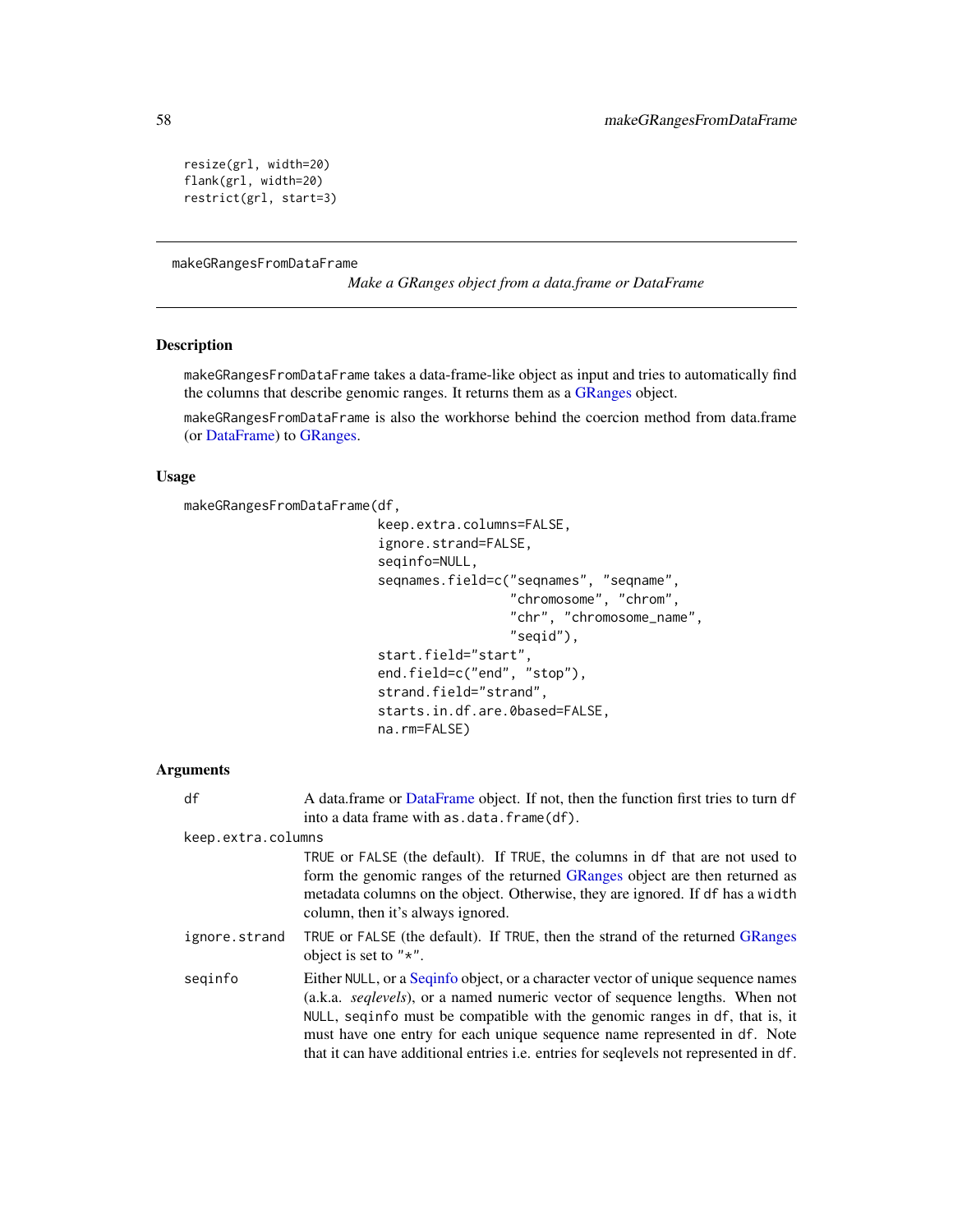```
resize(grl, width=20)
flank(grl, width=20)
restrict(grl, start=3)
```

---

## makeGRangesFromDataFrame

*Make a GRanges object from a data.frame or DataFrame*

---

### Description

makeGRangesFromDataFrame takes a data-frame-like object as input and tries to automatically find the columns that describe genomic ranges. It returns them as a GRanges object.

makeGRangesFromDataFrame is also the workhorse behind the coercion method from data.frame (or DataFrame) to GRanges.

### Usage

```
makeGRangesFromDataFrame(df,
                         keep.extra.columns=FALSE,
                         ignore.strand=FALSE,
                         seqinfo=NULL,
                         seqnames.field=c("seqnames", "seqname",
                                          "chromosome", "chrom",
                                          "chr", "chromosome_name",
                                          "seqid"),
                         start.field="start",
                         end.field=c("end", "stop"),
                         strand.field="strand",
                         starts.in.df.are.0based=FALSE,
                         na.rm=FALSE)
```

### Arguments

`df` A data.frame or DataFrame object. If not, then the function first tries to turn `df` into a data frame with `as.data.frame(df)`.

`keep.extra.columns` TRUE or FALSE (the default). If TRUE, the columns in `df` that are not used to form the genomic ranges of the returned GRanges object are then returned as metadata columns on the object. Otherwise, they are ignored. If `df` has a `width` column, then it's always ignored.

`ignore.strand` TRUE or FALSE (the default). If TRUE, then the strand of the returned GRanges object is set to "*".

`seqinfo` Either NULL, or a Seqinfo object, or a character vector of unique sequence names (a.k.a. *seqlevels*), or a named numeric vector of sequence lengths. When not NULL, `seqinfo` must be compatible with the genomic ranges in `df`, that is, it must have one entry for each unique sequence name represented in `df`. Note that it can have additional entries i.e. entries for seqlevels not represented in `df`.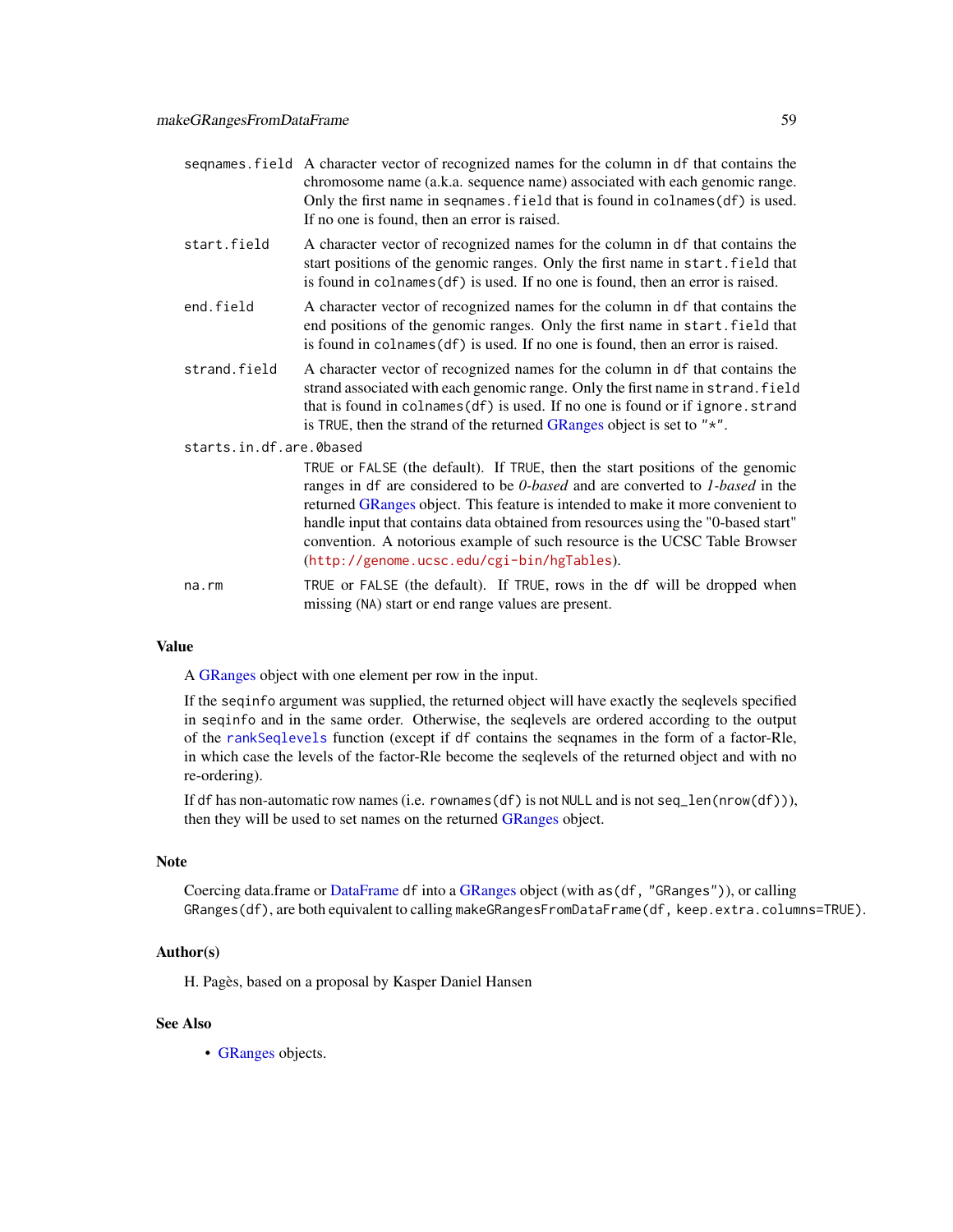`seqnames.field` A character vector of recognized names for the column in `df` that contains the chromosome name (a.k.a. sequence name) associated with each genomic range. Only the first name in `seqnames.field` that is found in `colnames(df)` is used. If no one is found, then an error is raised.

`start.field` A character vector of recognized names for the column in `df` that contains the start positions of the genomic ranges. Only the first name in `start.field` that is found in `colnames(df)` is used. If no one is found, then an error is raised.

`end.field` A character vector of recognized names for the column in `df` that contains the end positions of the genomic ranges. Only the first name in `start.field` that is found in `colnames(df)` is used. If no one is found, then an error is raised.

`strand.field` A character vector of recognized names for the column in `df` that contains the strand associated with each genomic range. Only the first name in `strand.field` that is found in `colnames(df)` is used. If no one is found or if `ignore.strand` is `TRUE`, then the strand of the returned GRanges object is set to `"*"`.

`starts.in.df.are.0based`
TRUE or FALSE (the default). If TRUE, then the start positions of the genomic ranges in `df` are considered to be *0-based* and are converted to *1-based* in the returned GRanges object. This feature is intended to make it more convenient to handle input that contains data obtained from resources using the "0-based start" convention. A notorious example of such resource is the UCSC Table Browser (http://genome.ucsc.edu/cgi-bin/hgTables).

`na.rm` TRUE or FALSE (the default). If TRUE, rows in the `df` will be dropped when missing (NA) start or end range values are present.

## Value

A GRanges object with one element per row in the input.

If the `seqinfo` argument was supplied, the returned object will have exactly the seqlevels specified in `seqinfo` and in the same order. Otherwise, the seqlevels are ordered according to the output of the `rankSeqlevels` function (except if `df` contains the seqnames in the form of a factor-Rle, in which case the levels of the factor-Rle become the seqlevels of the returned object and with no re-ordering).

If `df` has non-automatic row names (i.e. `rownames(df)` is not `NULL` and is not `seq_len(nrow(df))`), then they will be used to set names on the returned GRanges object.

## Note

Coercing data.frame or DataFrame `df` into a GRanges object (with `as(df, "GRanges")`), or calling `GRanges(df)`, are both equivalent to calling `makeGRangesFromDataFrame(df, keep.extra.columns=TRUE)`.

## Author(s)

H. Pagès, based on a proposal by Kasper Daniel Hansen

## See Also

- GRanges objects.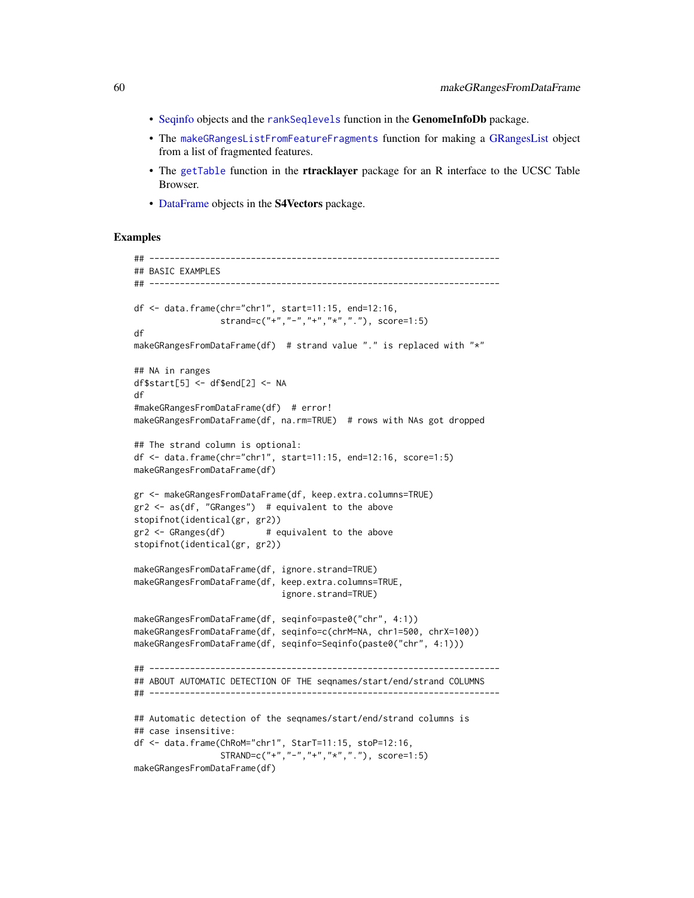- Seqinfo objects and the `rankSeqlevels` function in the **GenomeInfoDb** package.
- The `makeGRangesListFromFeatureFragments` function for making a GRangesList object from a list of fragmented features.
- The `getTable` function in the **rtracklayer** package for an R interface to the UCSC Table Browser.
- DataFrame objects in the **S4Vectors** package.

## Examples

```
## ---------------------------------------------------------------------
## BASIC EXAMPLES
## ---------------------------------------------------------------------

df <- data.frame(chr="chr1", start=11:15, end=12:16,
                 strand=c("+","-","+","*","."), score=1:5)
df
makeGRangesFromDataFrame(df)  # strand value "." is replaced with "*"

## NA in ranges
df$start[5] <- df$end[2] <- NA
df
#makeGRangesFromDataFrame(df)  # error!
makeGRangesFromDataFrame(df, na.rm=TRUE)  # rows with NAs got dropped

## The strand column is optional:
df <- data.frame(chr="chr1", start=11:15, end=12:16, score=1:5)
makeGRangesFromDataFrame(df)

gr <- makeGRangesFromDataFrame(df, keep.extra.columns=TRUE)
gr2 <- as(df, "GRanges")  # equivalent to the above
stopifnot(identical(gr, gr2))
gr2 <- GRanges(df)        # equivalent to the above
stopifnot(identical(gr, gr2))

makeGRangesFromDataFrame(df, ignore.strand=TRUE)
makeGRangesFromDataFrame(df, keep.extra.columns=TRUE,
                             ignore.strand=TRUE)

makeGRangesFromDataFrame(df, seqinfo=paste0("chr", 4:1))
makeGRangesFromDataFrame(df, seqinfo=c(chrM=NA, chr1=500, chrX=100))
makeGRangesFromDataFrame(df, seqinfo=Seqinfo(paste0("chr", 4:1)))

## ---------------------------------------------------------------------
## ABOUT AUTOMATIC DETECTION OF THE seqnames/start/end/strand COLUMNS
## ---------------------------------------------------------------------

## Automatic detection of the seqnames/start/end/strand columns is
## case insensitive:
df <- data.frame(ChRoM="chr1", StarT=11:15, stoP=12:16,
                 STRAND=c("+","-","+","*","."), score=1:5)
makeGRangesFromDataFrame(df)
```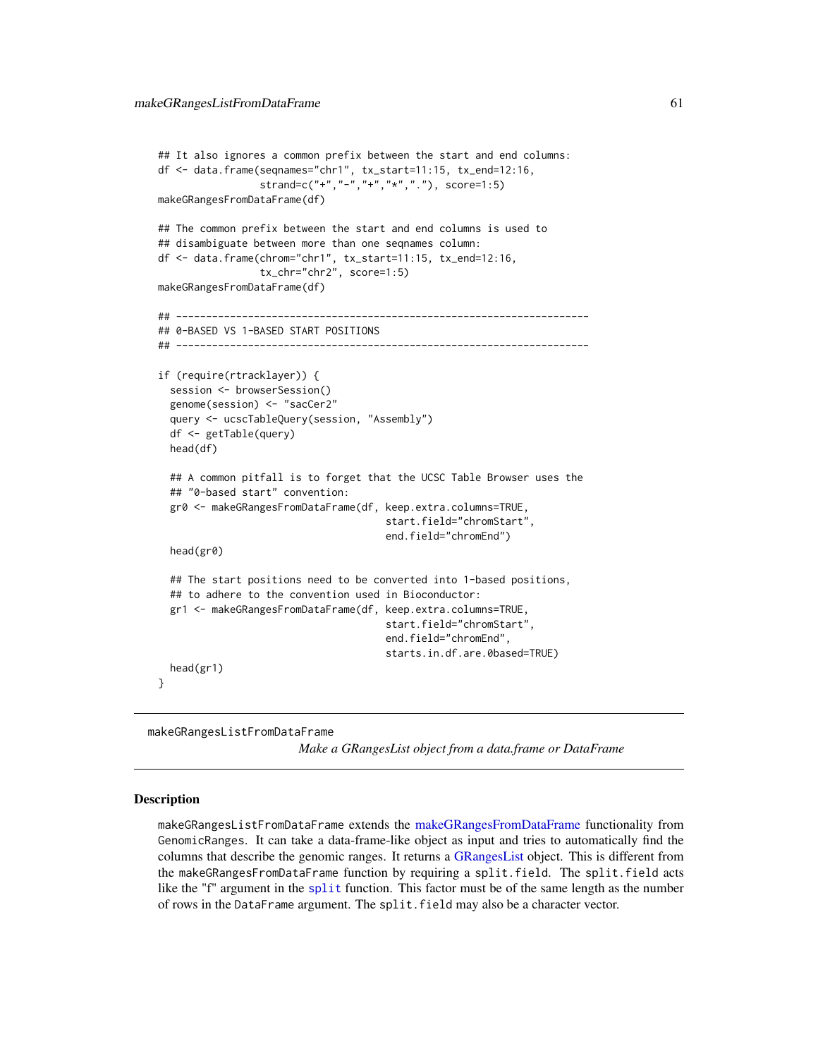```
## It also ignores a common prefix between the start and end columns:
df <- data.frame(seqnames="chr1", tx_start=11:15, tx_end=12:16,
                 strand=c("+","-","+","*","."), score=1:5)
makeGRangesFromDataFrame(df)

## The common prefix between the start and end columns is used to
## disambiguate between more than one seqnames column:
df <- data.frame(chrom="chr1", tx_start=11:15, tx_end=12:16,
                 tx_chr="chr2", score=1:5)
makeGRangesFromDataFrame(df)

## ---------------------------------------------------------------------
## 0-BASED VS 1-BASED START POSITIONS
## ---------------------------------------------------------------------

if (require(rtracklayer)) {
  session <- browserSession()
  genome(session) <- "sacCer2"
  query <- ucscTableQuery(session, "Assembly")
  df <- getTable(query)
  head(df)

  ## A common pitfall is to forget that the UCSC Table Browser uses the
  ## "0-based start" convention:
  gr0 <- makeGRangesFromDataFrame(df, keep.extra.columns=TRUE,
                                      start.field="chromStart",
                                      end.field="chromEnd")
  head(gr0)

  ## The start positions need to be converted into 1-based positions,
  ## to adhere to the convention used in Bioconductor:
  gr1 <- makeGRangesFromDataFrame(df, keep.extra.columns=TRUE,
                                      start.field="chromStart",
                                      end.field="chromEnd",
                                      starts.in.df.are.0based=TRUE)
  head(gr1)
}
```

---

# makeGRangesListFromDataFrame

*Make a GRangesList object from a data.frame or DataFrame*

---

## Description

makeGRangesListFromDataFrame extends the makeGRangesFromDataFrame functionality from GenomicRanges. It can take a data-frame-like object as input and tries to automatically find the columns that describe the genomic ranges. It returns a GRangesList object. This is different from the makeGRangesFromDataFrame function by requiring a split.field. The split.field acts like the "f" argument in the split function. This factor must be of the same length as the number of rows in the DataFrame argument. The split.field may also be a character vector.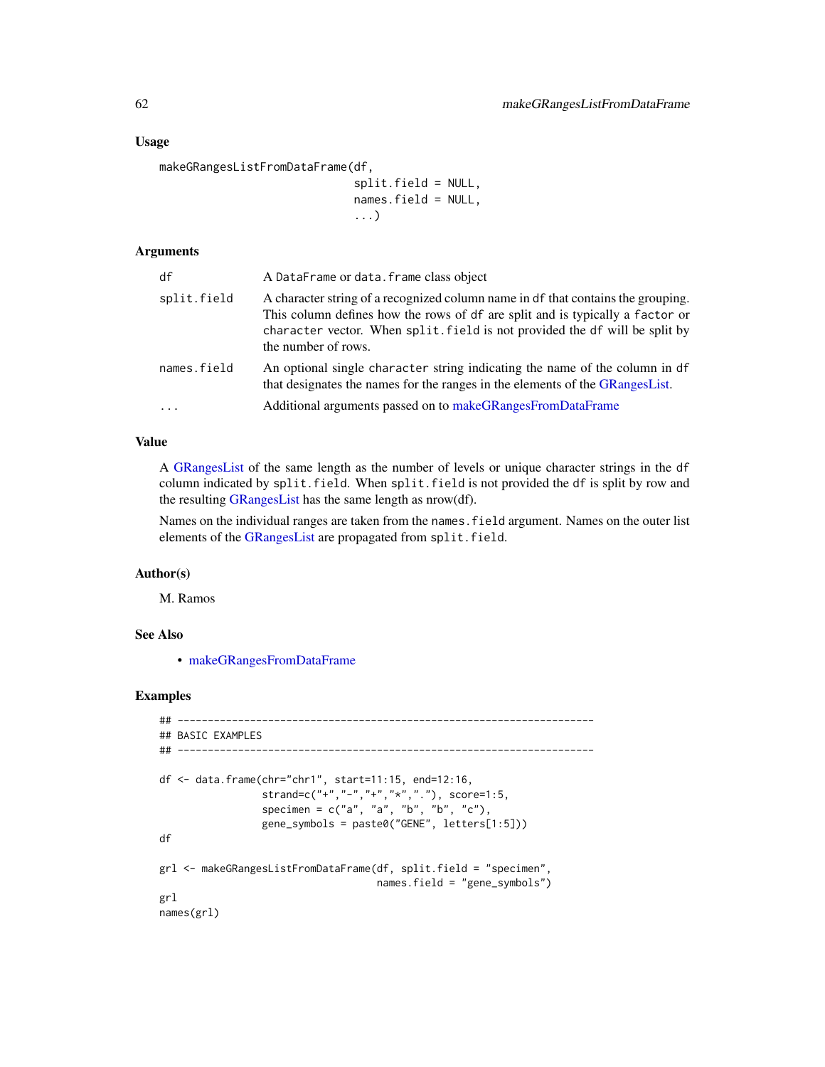### Usage

```
makeGRangesListFromDataFrame(df,
                             split.field = NULL,
                             names.field = NULL,
                             ...)
```

### Arguments

| | |
|---|---|
| df | A DataFrame or data.frame class object |
| split.field | A character string of a recognized column name in df that contains the grouping. This column defines how the rows of df are split and is typically a factor or character vector. When split.field is not provided the df will be split by the number of rows. |
| names.field | An optional single character string indicating the name of the column in df that designates the names for the ranges in the elements of the GRangesList. |
| ... | Additional arguments passed on to makeGRangesFromDataFrame |

### Value

A GRangesList of the same length as the number of levels or unique character strings in the df column indicated by split.field. When split.field is not provided the df is split by row and the resulting GRangesList has the same length as nrow(df).

Names on the individual ranges are taken from the names.field argument. Names on the outer list elements of the GRangesList are propagated from split.field.

### Author(s)

M. Ramos

### See Also

- makeGRangesFromDataFrame

### Examples

```
## ---------------------------------------------------------------------
## BASIC EXAMPLES
## ---------------------------------------------------------------------

df <- data.frame(chr="chr1", start=11:15, end=12:16,
                 strand=c("+","-","+","*","."), score=1:5,
                 specimen = c("a", "a", "b", "b", "c"),
                 gene_symbols = paste0("GENE", letters[1:5]))
df

grl <- makeGRangesListFromDataFrame(df, split.field = "specimen",
                                    names.field = "gene_symbols")
grl
names(grl)
```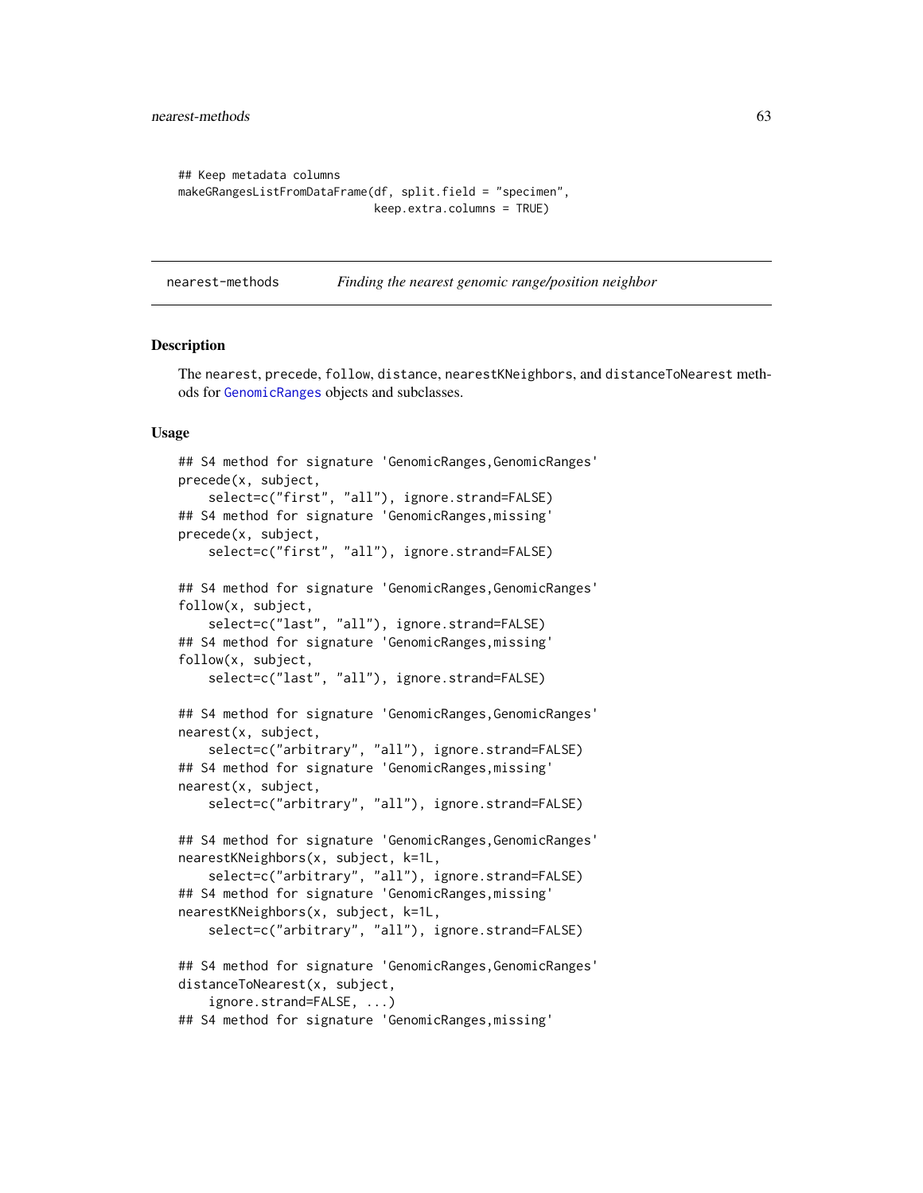```
## Keep metadata columns
makeGRangesListFromDataFrame(df, split.field = "specimen",
                             keep.extra.columns = TRUE)
```

---

nearest-methods *Finding the nearest genomic range/position neighbor*

---

## Description

The nearest, precede, follow, distance, nearestKNeighbors, and distanceToNearest methods for GenomicRanges objects and subclasses.

## Usage

```
## S4 method for signature 'GenomicRanges,GenomicRanges'
precede(x, subject,
    select=c("first", "all"), ignore.strand=FALSE)
## S4 method for signature 'GenomicRanges,missing'
precede(x, subject,
    select=c("first", "all"), ignore.strand=FALSE)

## S4 method for signature 'GenomicRanges,GenomicRanges'
follow(x, subject,
    select=c("last", "all"), ignore.strand=FALSE)
## S4 method for signature 'GenomicRanges,missing'
follow(x, subject,
    select=c("last", "all"), ignore.strand=FALSE)

## S4 method for signature 'GenomicRanges,GenomicRanges'
nearest(x, subject,
    select=c("arbitrary", "all"), ignore.strand=FALSE)
## S4 method for signature 'GenomicRanges,missing'
nearest(x, subject,
    select=c("arbitrary", "all"), ignore.strand=FALSE)

## S4 method for signature 'GenomicRanges,GenomicRanges'
nearestKNeighbors(x, subject, k=1L,
    select=c("arbitrary", "all"), ignore.strand=FALSE)
## S4 method for signature 'GenomicRanges,missing'
nearestKNeighbors(x, subject, k=1L,
    select=c("arbitrary", "all"), ignore.strand=FALSE)

## S4 method for signature 'GenomicRanges,GenomicRanges'
distanceToNearest(x, subject,
    ignore.strand=FALSE, ...)
## S4 method for signature 'GenomicRanges,missing'
```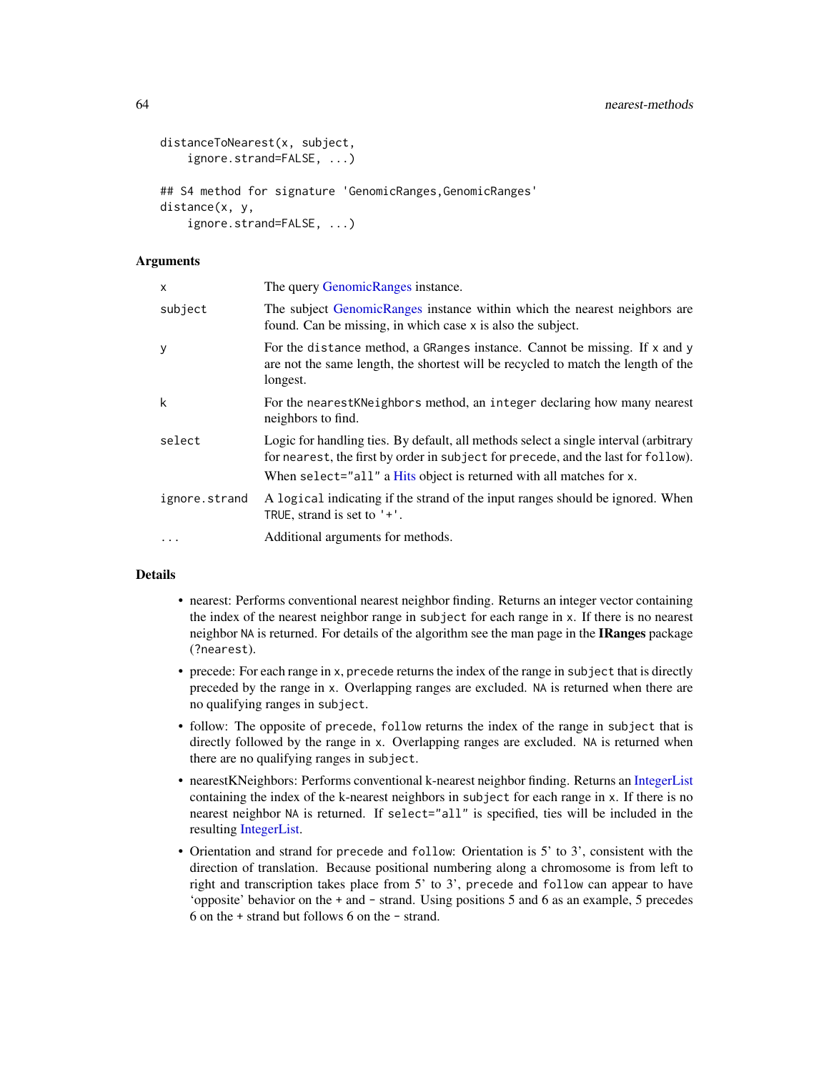```
distanceToNearest(x, subject,
    ignore.strand=FALSE, ...)

## S4 method for signature 'GenomicRanges,GenomicRanges'
distance(x, y,
    ignore.strand=FALSE, ...)
```

### Arguments

| | |
|---|---|
| `x` | The query GenomicRanges instance. |
| `subject` | The subject GenomicRanges instance within which the nearest neighbors are found. Can be missing, in which case `x` is also the subject. |
| `y` | For the `distance` method, a `GRanges` instance. Cannot be missing. If `x` and `y` are not the same length, the shortest will be recycled to match the length of the longest. |
| `k` | For the `nearestKNeighbors` method, an `integer` declaring how many nearest neighbors to find. |
| `select` | Logic for handling ties. By default, all methods select a single interval (arbitrary for `nearest`, the first by order in `subject` for `precede`, and the last for `follow`). When `select="all"` a Hits object is returned with all matches for `x`. |
| `ignore.strand` | A `logical` indicating if the strand of the input ranges should be ignored. When `TRUE`, strand is set to `'+'`. |
| `...` | Additional arguments for methods. |

### Details

- nearest: Performs conventional nearest neighbor finding. Returns an integer vector containing the index of the nearest neighbor range in `subject` for each range in `x`. If there is no nearest neighbor `NA` is returned. For details of the algorithm see the man page in the **IRanges** package (`?nearest`).
- precede: For each range in `x`, `precede` returns the index of the range in `subject` that is directly preceded by the range in `x`. Overlapping ranges are excluded. `NA` is returned when there are no qualifying ranges in `subject`.
- follow: The opposite of `precede`, `follow` returns the index of the range in `subject` that is directly followed by the range in `x`. Overlapping ranges are excluded. `NA` is returned when there are no qualifying ranges in `subject`.
- nearestKNeighbors: Performs conventional k-nearest neighbor finding. Returns an IntegerList containing the index of the k-nearest neighbors in `subject` for each range in `x`. If there is no nearest neighbor `NA` is returned. If `select="all"` is specified, ties will be included in the resulting IntegerList.
- Orientation and strand for `precede` and `follow`: Orientation is 5' to 3', consistent with the direction of translation. Because positional numbering along a chromosome is from left to right and transcription takes place from 5' to 3', `precede` and `follow` can appear to have 'opposite' behavior on the `+` and `-` strand. Using positions 5 and 6 as an example, 5 precedes 6 on the `+` strand but follows 6 on the `-` strand.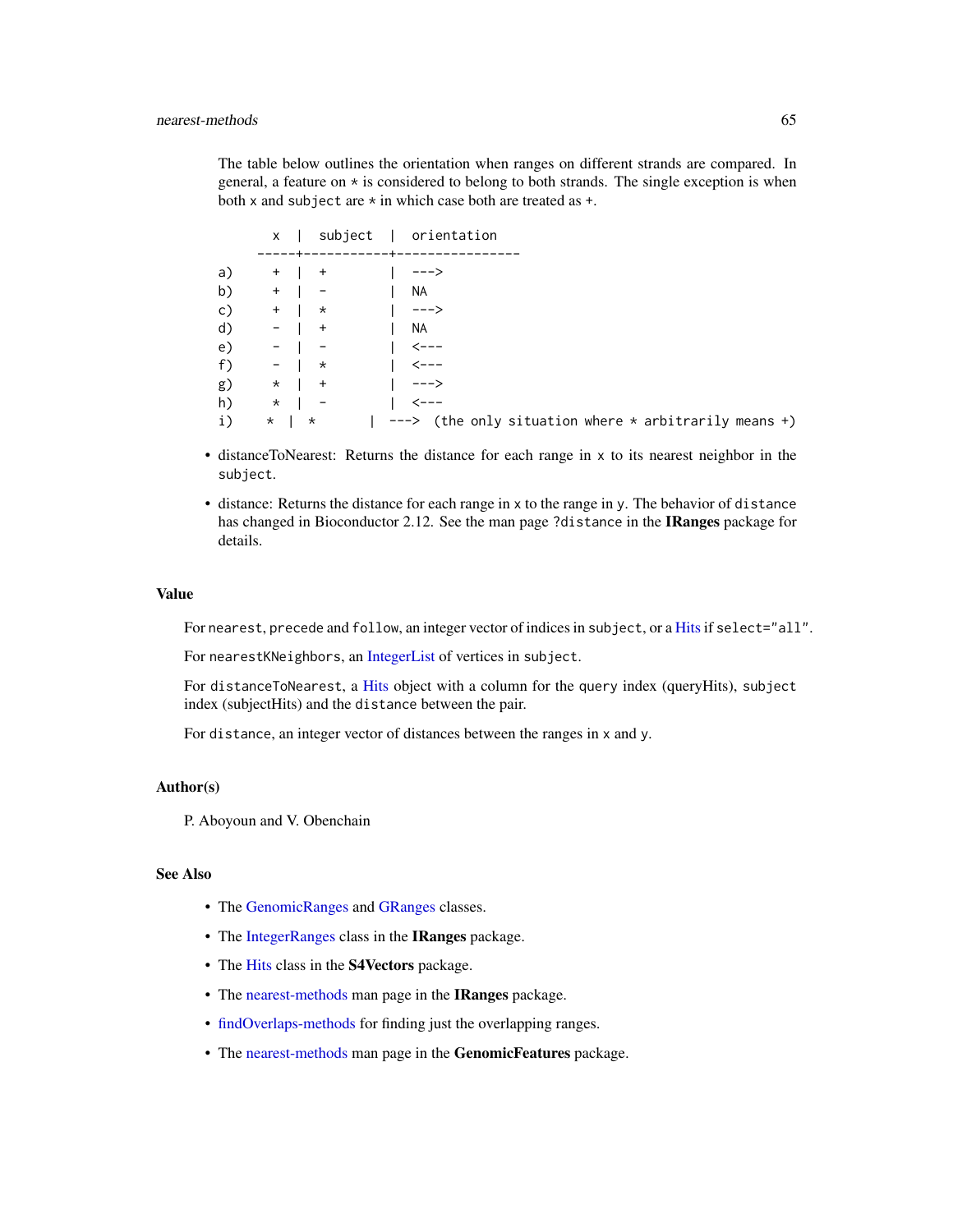The table below outlines the orientation when ranges on different strands are compared. In general, a feature on * is considered to belong to both strands. The single exception is when both x and subject are * in which case both are treated as +.

```
       x  |  subject  |  orientation
     -----+-----------+----------------
a)     +  |  +        |  --->
b)     +  |  -        |  NA
c)     +  |  *        |  --->
d)     -  |  +        |  NA
e)     -  |  -        |  <---
f)     -  |  *        |  <---
g)     *  |  +        |  --->
h)     *  |  -        |  <---
i)    *  |  *       |  --->  (the only situation where * arbitrarily means +)
```

- distanceToNearest: Returns the distance for each range in x to its nearest neighbor in the subject.
- distance: Returns the distance for each range in x to the range in y. The behavior of distance has changed in Bioconductor 2.12. See the man page ?distance in the **IRanges** package for details.

## Value

For nearest, precede and follow, an integer vector of indices in subject, or a Hits if select="all".

For nearestKNeighbors, an IntegerList of vertices in subject.

For distanceToNearest, a Hits object with a column for the query index (queryHits), subject index (subjectHits) and the distance between the pair.

For distance, an integer vector of distances between the ranges in x and y.

## Author(s)

P. Aboyoun and V. Obenchain

## See Also

- The GenomicRanges and GRanges classes.
- The IntegerRanges class in the **IRanges** package.
- The Hits class in the **S4Vectors** package.
- The nearest-methods man page in the **IRanges** package.
- findOverlaps-methods for finding just the overlapping ranges.
- The nearest-methods man page in the **GenomicFeatures** package.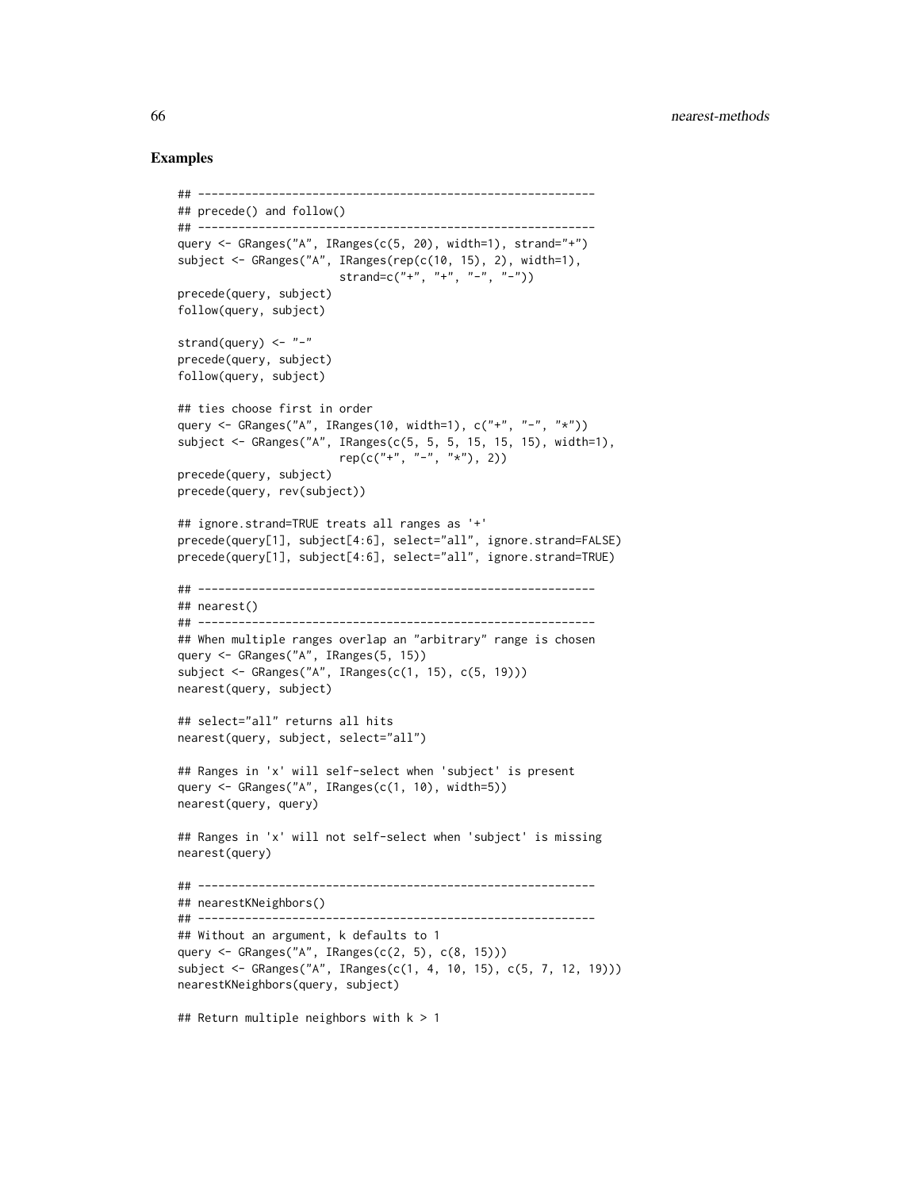## Examples

```
## -----------------------------------------------------------
## precede() and follow()
## -----------------------------------------------------------
query <- GRanges("A", IRanges(c(5, 20), width=1), strand="+")
subject <- GRanges("A", IRanges(rep(c(10, 15), 2), width=1),
                        strand=c("+", "+", "-", "-"))
precede(query, subject)
follow(query, subject)

strand(query) <- "-"
precede(query, subject)
follow(query, subject)

## ties choose first in order
query <- GRanges("A", IRanges(10, width=1), c("+", "-", "*"))
subject <- GRanges("A", IRanges(c(5, 5, 5, 15, 15, 15), width=1),
                        rep(c("+", "-", "*"), 2))
precede(query, subject)
precede(query, rev(subject))

## ignore.strand=TRUE treats all ranges as '+'
precede(query[1], subject[4:6], select="all", ignore.strand=FALSE)
precede(query[1], subject[4:6], select="all", ignore.strand=TRUE)

## -----------------------------------------------------------
## nearest()
## -----------------------------------------------------------
## When multiple ranges overlap an "arbitrary" range is chosen
query <- GRanges("A", IRanges(5, 15))
subject <- GRanges("A", IRanges(c(1, 15), c(5, 19)))
nearest(query, subject)

## select="all" returns all hits
nearest(query, subject, select="all")

## Ranges in 'x' will self-select when 'subject' is present
query <- GRanges("A", IRanges(c(1, 10), width=5))
nearest(query, query)

## Ranges in 'x' will not self-select when 'subject' is missing
nearest(query)

## -----------------------------------------------------------
## nearestKNeighbors()
## -----------------------------------------------------------
## Without an argument, k defaults to 1
query <- GRanges("A", IRanges(c(2, 5), c(8, 15)))
subject <- GRanges("A", IRanges(c(1, 4, 10, 15), c(5, 7, 12, 19)))
nearestKNeighbors(query, subject)

## Return multiple neighbors with k > 1
```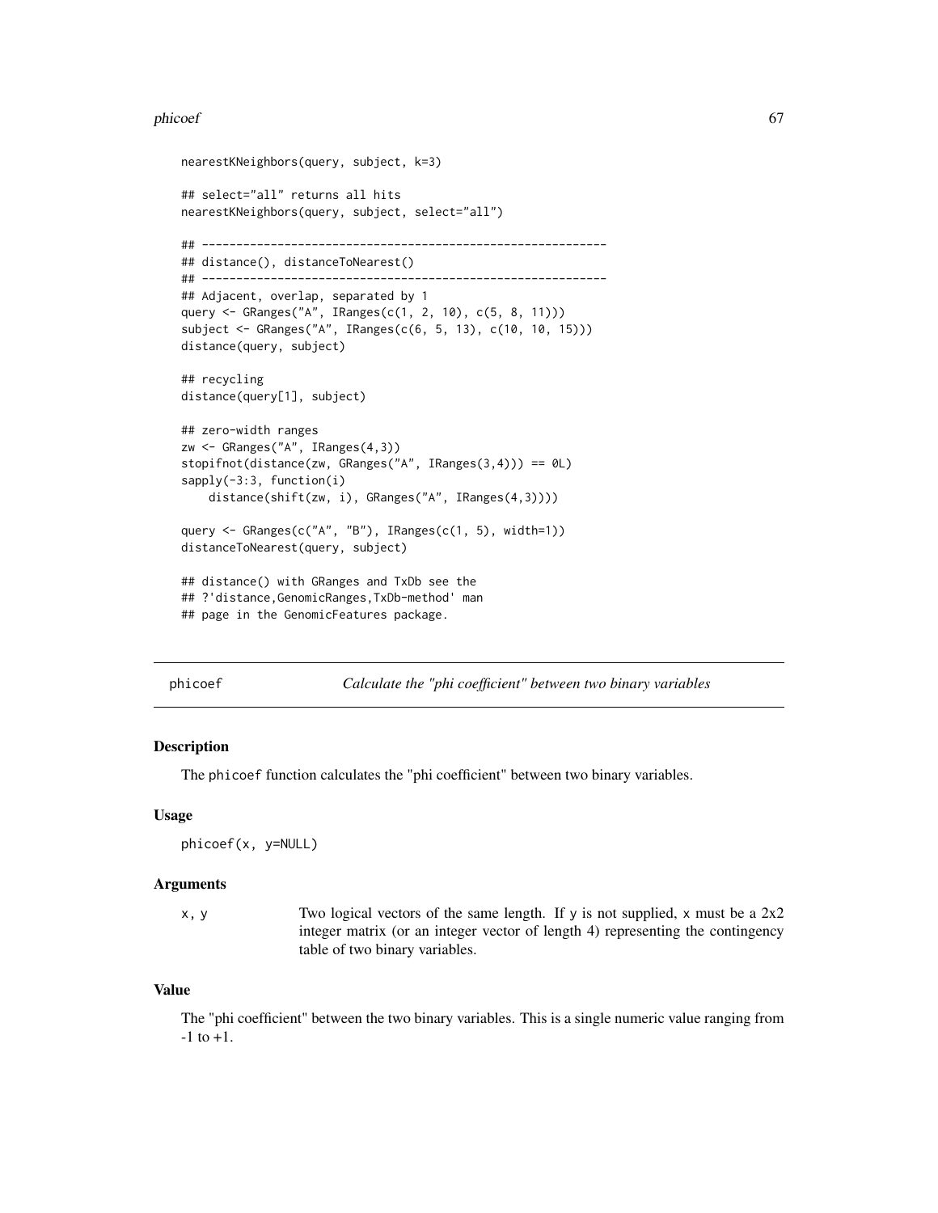```
nearestKNeighbors(query, subject, k=3)

## select="all" returns all hits
nearestKNeighbors(query, subject, select="all")

## -----------------------------------------------------------
## distance(), distanceToNearest()
## -----------------------------------------------------------
## Adjacent, overlap, separated by 1
query <- GRanges("A", IRanges(c(1, 2, 10), c(5, 8, 11)))
subject <- GRanges("A", IRanges(c(6, 5, 13), c(10, 10, 15)))
distance(query, subject)

## recycling
distance(query[1], subject)

## zero-width ranges
zw <- GRanges("A", IRanges(4,3))
stopifnot(distance(zw, GRanges("A", IRanges(3,4))) == 0L)
sapply(-3:3, function(i)
    distance(shift(zw, i), GRanges("A", IRanges(4,3))))

query <- GRanges(c("A", "B"), IRanges(c(1, 5), width=1))
distanceToNearest(query, subject)

## distance() with GRanges and TxDb see the
## ?'distance,GenomicRanges,TxDb-method' man
## page in the GenomicFeatures package.
```

---

## phicoef — *Calculate the "phi coefficient" between two binary variables*

### Description

The `phicoef` function calculates the "phi coefficient" between two binary variables.

### Usage

```
phicoef(x, y=NULL)
```

### Arguments

| | |
|---|---|
| `x, y` | Two logical vectors of the same length. If `y` is not supplied, `x` must be a 2x2 integer matrix (or an integer vector of length 4) representing the contingency table of two binary variables. |

### Value

The "phi coefficient" between the two binary variables. This is a single numeric value ranging from -1 to +1.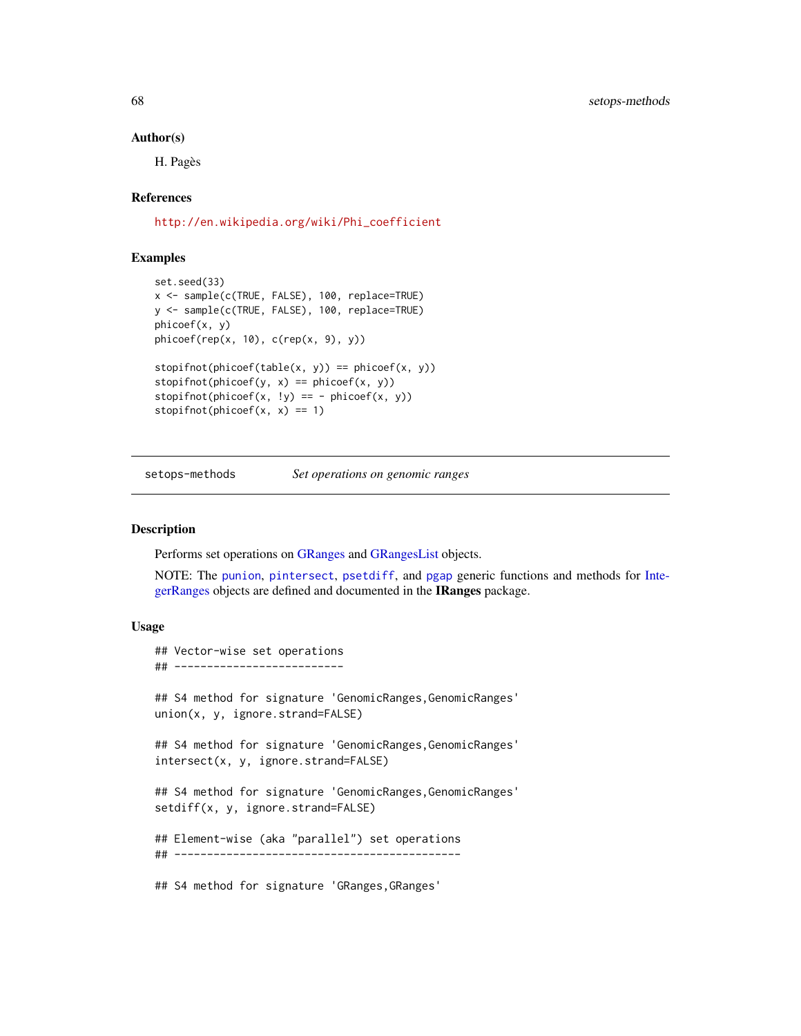### Author(s)

H. Pagès

### References

http://en.wikipedia.org/wiki/Phi_coefficient

### Examples

```
set.seed(33)
x <- sample(c(TRUE, FALSE), 100, replace=TRUE)
y <- sample(c(TRUE, FALSE), 100, replace=TRUE)
phicoef(x, y)
phicoef(rep(x, 10), c(rep(x, 9), y))

stopifnot(phicoef(table(x, y)) == phicoef(x, y))
stopifnot(phicoef(y, x) == phicoef(x, y))
stopifnot(phicoef(x, !y) == - phicoef(x, y))
stopifnot(phicoef(x, x) == 1)
```

---

## setops-methods *Set operations on genomic ranges*

### Description

Performs set operations on GRanges and GRangesList objects.

NOTE: The `punion`, `pintersect`, `psetdiff`, and `pgap` generic functions and methods for IntegerRanges objects are defined and documented in the **IRanges** package.

### Usage

```
## Vector-wise set operations
## --------------------------

## S4 method for signature 'GenomicRanges,GenomicRanges'
union(x, y, ignore.strand=FALSE)

## S4 method for signature 'GenomicRanges,GenomicRanges'
intersect(x, y, ignore.strand=FALSE)

## S4 method for signature 'GenomicRanges,GenomicRanges'
setdiff(x, y, ignore.strand=FALSE)

## Element-wise (aka "parallel") set operations
## --------------------------------------------

## S4 method for signature 'GRanges,GRanges'
```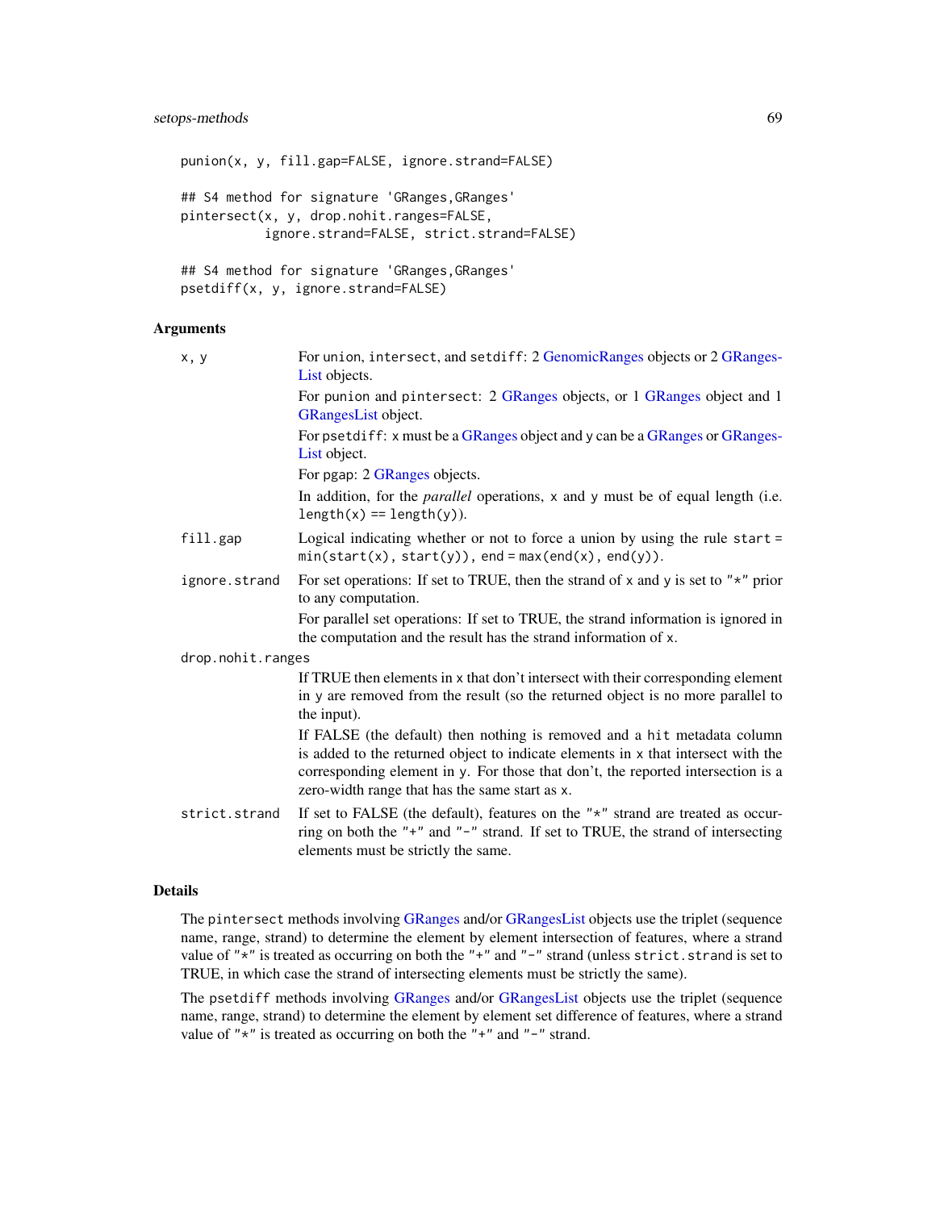```
punion(x, y, fill.gap=FALSE, ignore.strand=FALSE)

## S4 method for signature 'GRanges,GRanges'
pintersect(x, y, drop.nohit.ranges=FALSE,
           ignore.strand=FALSE, strict.strand=FALSE)

## S4 method for signature 'GRanges,GRanges'
psetdiff(x, y, ignore.strand=FALSE)
```

### Arguments

`x, y`
: For `union`, `intersect`, and `setdiff`: 2 GenomicRanges objects or 2 GRangesList objects.

  For `punion` and `pintersect`: 2 GRanges objects, or 1 GRanges object and 1 GRangesList object.

  For `psetdiff`: `x` must be a GRanges object and `y` can be a GRanges or GRangesList object.

  For `pgap`: 2 GRanges objects.

  In addition, for the *parallel* operations, `x` and `y` must be of equal length (i.e. `length(x) == length(y)`).

`fill.gap`
: Logical indicating whether or not to force a union by using the rule `start = min(start(x), start(y)), end = max(end(x), end(y))`.

`ignore.strand`
: For set operations: If set to TRUE, then the strand of `x` and `y` is set to `"*"` prior to any computation.

  For parallel set operations: If set to TRUE, the strand information is ignored in the computation and the result has the strand information of `x`.

`drop.nohit.ranges`
: If TRUE then elements in `x` that don't intersect with their corresponding element in `y` are removed from the result (so the returned object is no more parallel to the input).

  If FALSE (the default) then nothing is removed and a `hit` metadata column is added to the returned object to indicate elements in `x` that intersect with the corresponding element in `y`. For those that don't, the reported intersection is a zero-width range that has the same start as `x`.

`strict.strand`
: If set to FALSE (the default), features on the `"*"` strand are treated as occurring on both the `"+"` and `"-"` strand. If set to TRUE, the strand of intersecting elements must be strictly the same.

### Details

The `pintersect` methods involving GRanges and/or GRangesList objects use the triplet (sequence name, range, strand) to determine the element by element intersection of features, where a strand value of `"*"` is treated as occurring on both the `"+"` and `"-"` strand (unless `strict.strand` is set to TRUE, in which case the strand of intersecting elements must be strictly the same).

The `psetdiff` methods involving GRanges and/or GRangesList objects use the triplet (sequence name, range, strand) to determine the element by element set difference of features, where a strand value of `"*"` is treated as occurring on both the `"+"` and `"-"` strand.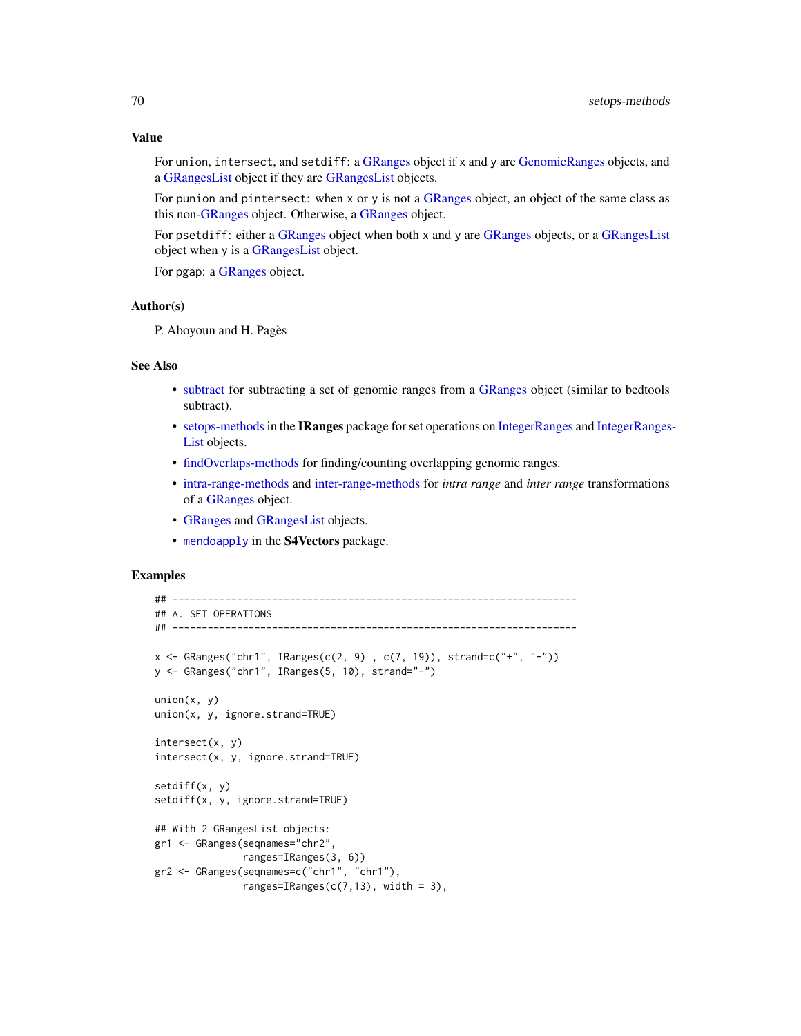## Value

For union, intersect, and setdiff: a GRanges object if x and y are GenomicRanges objects, and a GRangesList object if they are GRangesList objects.

For punion and pintersect: when x or y is not a GRanges object, an object of the same class as this non-GRanges object. Otherwise, a GRanges object.

For psetdiff: either a GRanges object when both x and y are GRanges objects, or a GRangesList object when y is a GRangesList object.

For pgap: a GRanges object.

## Author(s)

P. Aboyoun and H. Pagès

## See Also

- subtract for subtracting a set of genomic ranges from a GRanges object (similar to bedtools subtract).
- setops-methods in the **IRanges** package for set operations on IntegerRanges and IntegerRangesList objects.
- findOverlaps-methods for finding/counting overlapping genomic ranges.
- intra-range-methods and inter-range-methods for *intra range* and *inter range* transformations of a GRanges object.
- GRanges and GRangesList objects.
- `mendoapply` in the **S4Vectors** package.

## Examples

```
## ---------------------------------------------------------------------
## A. SET OPERATIONS
## ---------------------------------------------------------------------

x <- GRanges("chr1", IRanges(c(2, 9) , c(7, 19)), strand=c("+", "-"))
y <- GRanges("chr1", IRanges(5, 10), strand="-")

union(x, y)
union(x, y, ignore.strand=TRUE)

intersect(x, y)
intersect(x, y, ignore.strand=TRUE)

setdiff(x, y)
setdiff(x, y, ignore.strand=TRUE)

## With 2 GRangesList objects:
gr1 <- GRanges(seqnames="chr2",
               ranges=IRanges(3, 6))
gr2 <- GRanges(seqnames=c("chr1", "chr1"),
               ranges=IRanges(c(7,13), width = 3),
```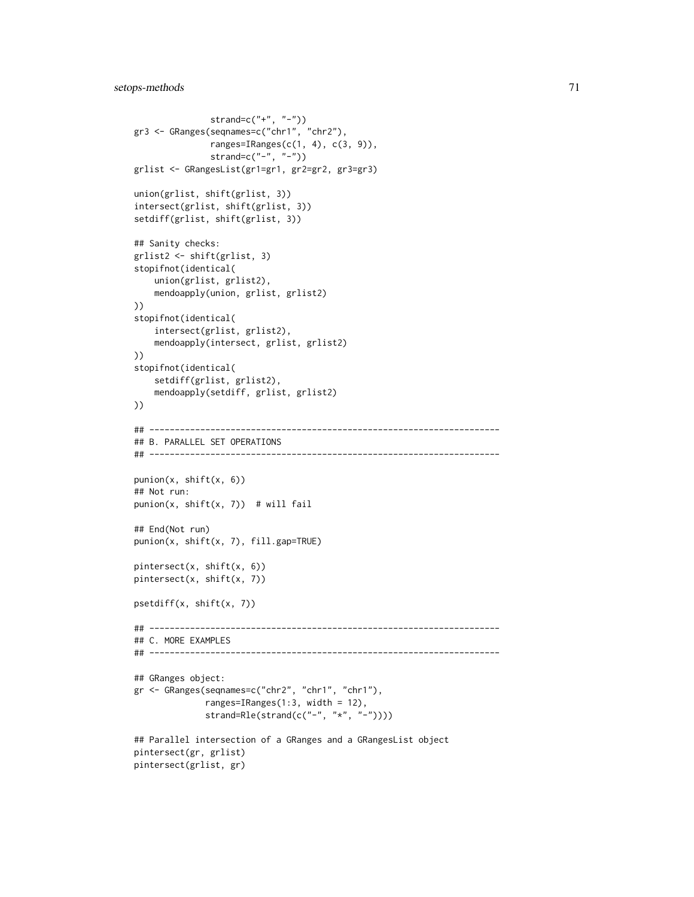```
              strand=c("+", "-"))
gr3 <- GRanges(seqnames=c("chr1", "chr2"),
               ranges=IRanges(c(1, 4), c(3, 9)),
               strand=c("-", "-"))
grlist <- GRangesList(gr1=gr1, gr2=gr2, gr3=gr3)

union(grlist, shift(grlist, 3))
intersect(grlist, shift(grlist, 3))
setdiff(grlist, shift(grlist, 3))

## Sanity checks:
grlist2 <- shift(grlist, 3)
stopifnot(identical(
    union(grlist, grlist2),
    mendoapply(union, grlist, grlist2)
))
stopifnot(identical(
    intersect(grlist, grlist2),
    mendoapply(intersect, grlist, grlist2)
))
stopifnot(identical(
    setdiff(grlist, grlist2),
    mendoapply(setdiff, grlist, grlist2)
))

## ---------------------------------------------------------------------
## B. PARALLEL SET OPERATIONS
## ---------------------------------------------------------------------

punion(x, shift(x, 6))
## Not run:
punion(x, shift(x, 7))  # will fail

## End(Not run)
punion(x, shift(x, 7), fill.gap=TRUE)

pintersect(x, shift(x, 6))
pintersect(x, shift(x, 7))

psetdiff(x, shift(x, 7))

## ---------------------------------------------------------------------
## C. MORE EXAMPLES
## ---------------------------------------------------------------------

## GRanges object:
gr <- GRanges(seqnames=c("chr2", "chr1", "chr1"),
              ranges=IRanges(1:3, width = 12),
              strand=Rle(strand(c("-", "*", "-"))))

## Parallel intersection of a GRanges and a GRangesList object
pintersect(gr, grlist)
pintersect(grlist, gr)
```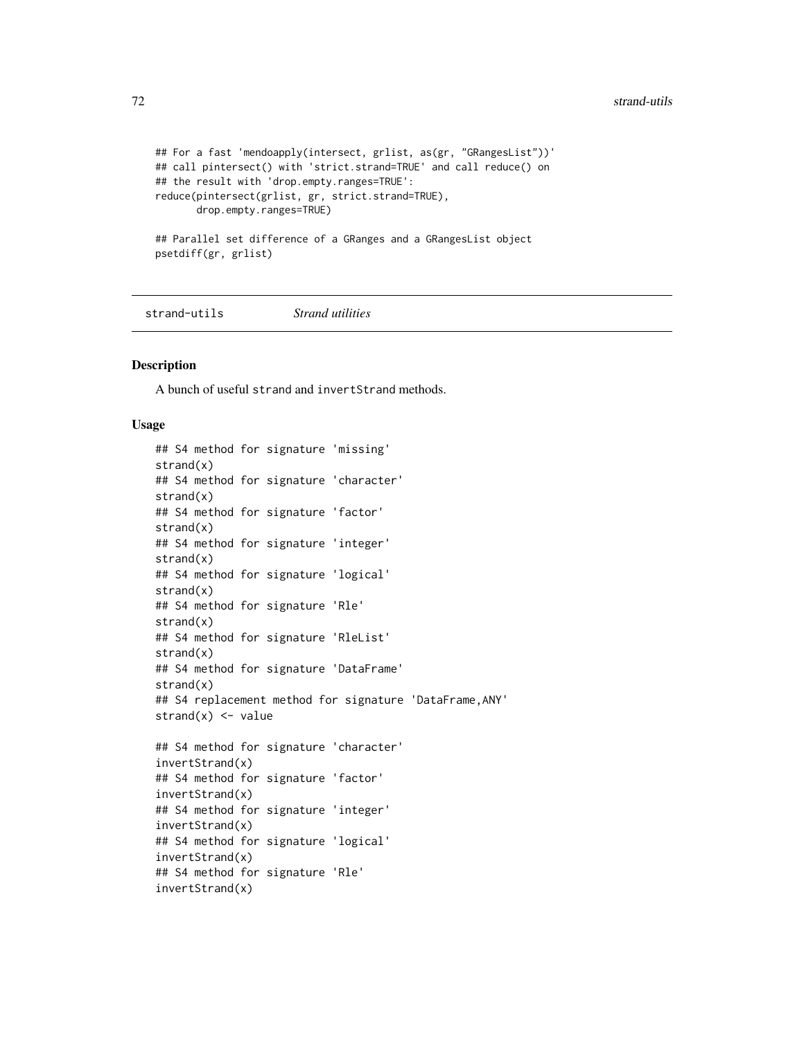```
## For a fast 'mendoapply(intersect, grlist, as(gr, "GRangesList"))'
## call pintersect() with 'strict.strand=TRUE' and call reduce() on
## the result with 'drop.empty.ranges=TRUE':
reduce(pintersect(grlist, gr, strict.strand=TRUE),
       drop.empty.ranges=TRUE)

## Parallel set difference of a GRanges and a GRangesList object
psetdiff(gr, grlist)
```

---

strand-utils — *Strand utilities*

---

## Description

A bunch of useful strand and invertStrand methods.

## Usage

```
## S4 method for signature 'missing'
strand(x)
## S4 method for signature 'character'
strand(x)
## S4 method for signature 'factor'
strand(x)
## S4 method for signature 'integer'
strand(x)
## S4 method for signature 'logical'
strand(x)
## S4 method for signature 'Rle'
strand(x)
## S4 method for signature 'RleList'
strand(x)
## S4 method for signature 'DataFrame'
strand(x)
## S4 replacement method for signature 'DataFrame,ANY'
strand(x) <- value

## S4 method for signature 'character'
invertStrand(x)
## S4 method for signature 'factor'
invertStrand(x)
## S4 method for signature 'integer'
invertStrand(x)
## S4 method for signature 'logical'
invertStrand(x)
## S4 method for signature 'Rle'
invertStrand(x)
```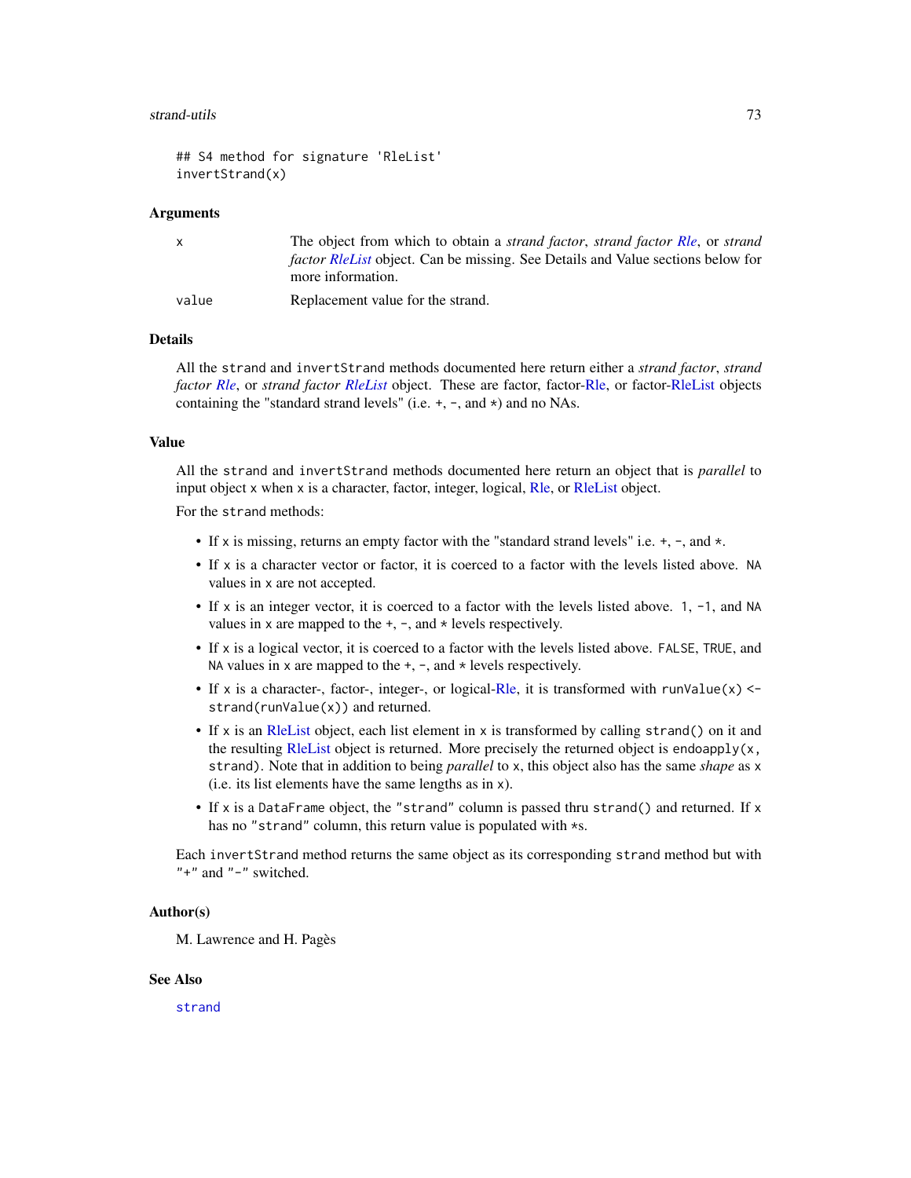```
## S4 method for signature 'RleList'
invertStrand(x)
```

## Arguments

| | |
|---|---|
| x | The object from which to obtain a *strand factor*, *strand factor Rle*, or *strand factor RleList* object. Can be missing. See Details and Value sections below for more information. |
| value | Replacement value for the strand. |

## Details

All the `strand` and `invertStrand` methods documented here return either a *strand factor*, *strand factor Rle*, or *strand factor RleList* object. These are factor, factor-Rle, or factor-RleList objects containing the "standard strand levels" (i.e. `+`, `-`, and `*`) and no NAs.

## Value

All the `strand` and `invertStrand` methods documented here return an object that is *parallel* to input object `x` when `x` is a character, factor, integer, logical, Rle, or RleList object.

For the `strand` methods:

- If `x` is missing, returns an empty factor with the "standard strand levels" i.e. `+`, `-`, and `*`.
- If `x` is a character vector or factor, it is coerced to a factor with the levels listed above. `NA` values in `x` are not accepted.
- If `x` is an integer vector, it is coerced to a factor with the levels listed above. `1`, `-1`, and `NA` values in `x` are mapped to the `+`, `-`, and `*` levels respectively.
- If `x` is a logical vector, it is coerced to a factor with the levels listed above. `FALSE`, `TRUE`, and `NA` values in `x` are mapped to the `+`, `-`, and `*` levels respectively.
- If `x` is a character-, factor-, integer-, or logical-Rle, it is transformed with `runValue(x) <- strand(runValue(x))` and returned.
- If `x` is an RleList object, each list element in `x` is transformed by calling `strand()` on it and the resulting RleList object is returned. More precisely the returned object is `endoapply(x, strand)`. Note that in addition to being *parallel* to `x`, this object also has the same *shape* as `x` (i.e. its list elements have the same lengths as in `x`).
- If `x` is a `DataFrame` object, the `"strand"` column is passed thru `strand()` and returned. If `x` has no `"strand"` column, this return value is populated with `*`s.

Each `invertStrand` method returns the same object as its corresponding `strand` method but with `"+"` and `"-"` switched.

## Author(s)

M. Lawrence and H. Pagès

## See Also

`strand`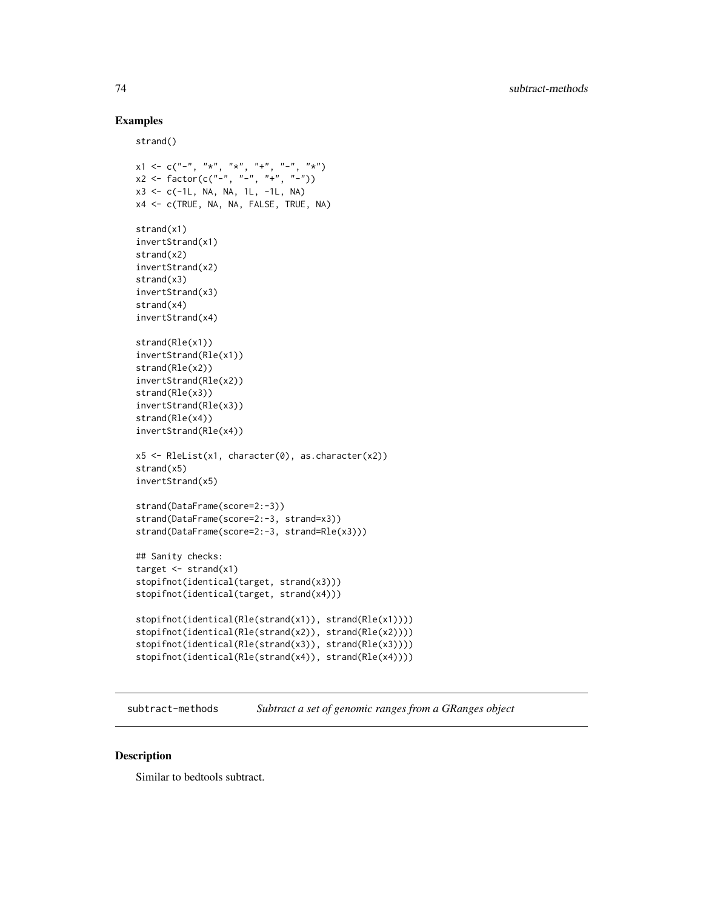## Examples

```
strand()

x1 <- c("-", "*", "*", "+", "-", "*")
x2 <- factor(c("-", "-", "+", "-"))
x3 <- c(-1L, NA, NA, 1L, -1L, NA)
x4 <- c(TRUE, NA, NA, FALSE, TRUE, NA)

strand(x1)
invertStrand(x1)
strand(x2)
invertStrand(x2)
strand(x3)
invertStrand(x3)
strand(x4)
invertStrand(x4)

strand(Rle(x1))
invertStrand(Rle(x1))
strand(Rle(x2))
invertStrand(Rle(x2))
strand(Rle(x3))
invertStrand(Rle(x3))
strand(Rle(x4))
invertStrand(Rle(x4))

x5 <- RleList(x1, character(0), as.character(x2))
strand(x5)
invertStrand(x5)

strand(DataFrame(score=2:-3))
strand(DataFrame(score=2:-3, strand=x3))
strand(DataFrame(score=2:-3, strand=Rle(x3)))

## Sanity checks:
target <- strand(x1)
stopifnot(identical(target, strand(x3)))
stopifnot(identical(target, strand(x4)))

stopifnot(identical(Rle(strand(x1)), strand(Rle(x1))))
stopifnot(identical(Rle(strand(x2)), strand(Rle(x2))))
stopifnot(identical(Rle(strand(x3)), strand(Rle(x3))))
stopifnot(identical(Rle(strand(x4)), strand(Rle(x4))))
```

---

subtract-methods *Subtract a set of genomic ranges from a GRanges object*

---

## Description

Similar to bedtools subtract.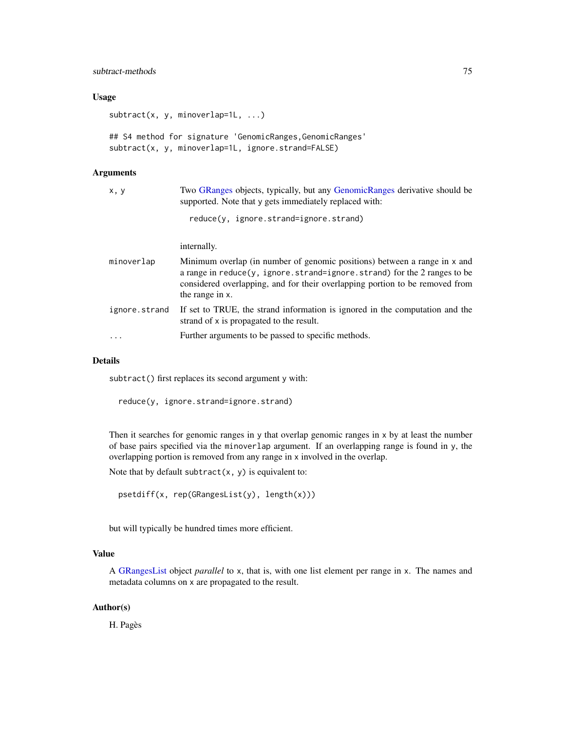## Usage

```
subtract(x, y, minoverlap=1L, ...)

## S4 method for signature 'GenomicRanges,GenomicRanges'
subtract(x, y, minoverlap=1L, ignore.strand=FALSE)
```

## Arguments

- `x, y` — Two GRanges objects, typically, but any GenomicRanges derivative should be supported. Note that `y` gets immediately replaced with:

  ```
  reduce(y, ignore.strand=ignore.strand)
  ```

  internally.
- `minoverlap` — Minimum overlap (in number of genomic positions) between a range in `x` and a range in `reduce(y, ignore.strand=ignore.strand)` for the 2 ranges to be considered overlapping, and for their overlapping portion to be removed from the range in `x`.
- `ignore.strand` — If set to TRUE, the strand information is ignored in the computation and the strand of `x` is propagated to the result.
- `...` — Further arguments to be passed to specific methods.

## Details

`subtract()` first replaces its second argument `y` with:

```
reduce(y, ignore.strand=ignore.strand)
```

Then it searches for genomic ranges in `y` that overlap genomic ranges in `x` by at least the number of base pairs specified via the `minoverlap` argument. If an overlapping range is found in `y`, the overlapping portion is removed from any range in `x` involved in the overlap.

Note that by default `subtract(x, y)` is equivalent to:

```
psetdiff(x, rep(GRangesList(y), length(x)))
```

but will typically be hundred times more efficient.

## Value

A GRangesList object *parallel* to `x`, that is, with one list element per range in `x`. The names and metadata columns on `x` are propagated to the result.

## Author(s)

H. Pagès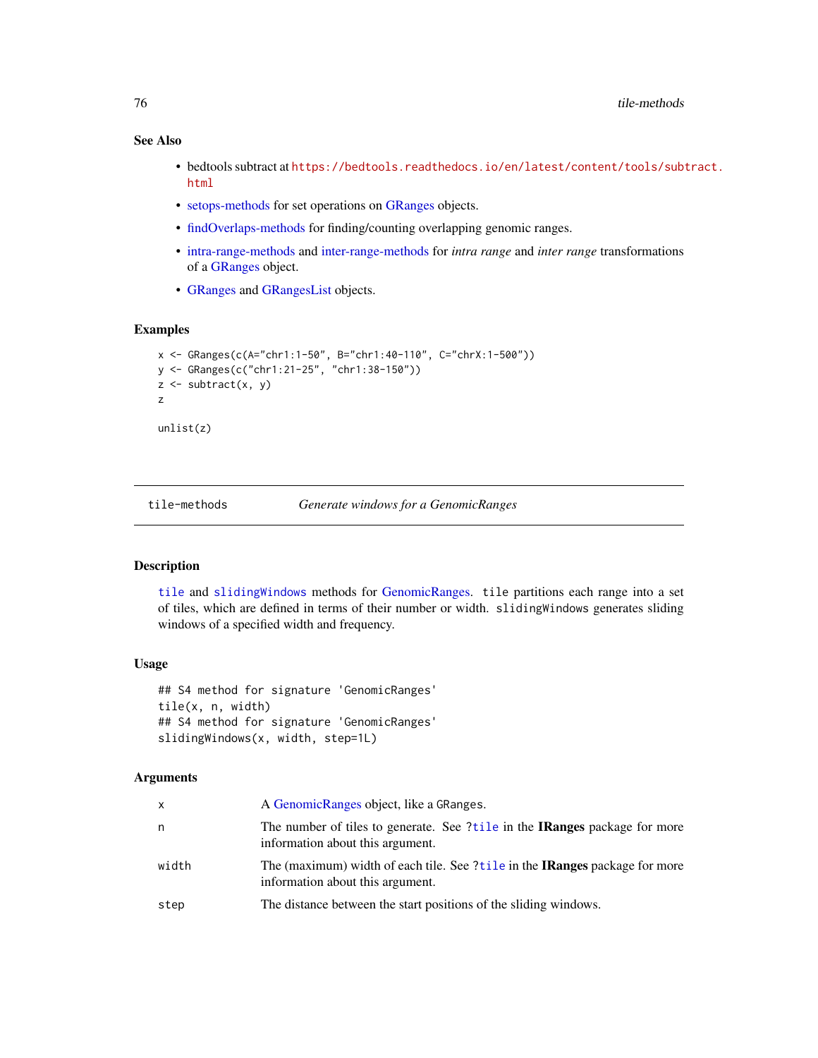## See Also

- bedtools subtract at https://bedtools.readthedocs.io/en/latest/content/tools/subtract.html
- setops-methods for set operations on GRanges objects.
- findOverlaps-methods for finding/counting overlapping genomic ranges.
- intra-range-methods and inter-range-methods for *intra range* and *inter range* transformations of a GRanges object.
- GRanges and GRangesList objects.

## Examples

```
x <- GRanges(c(A="chr1:1-50", B="chr1:40-110", C="chrX:1-500"))
y <- GRanges(c("chr1:21-25", "chr1:38-150"))
z <- subtract(x, y)
z

unlist(z)
```

---

# tile-methods — *Generate windows for a GenomicRanges*

## Description

`tile` and `slidingWindows` methods for GenomicRanges. `tile` partitions each range into a set of tiles, which are defined in terms of their number or width. `slidingWindows` generates sliding windows of a specified width and frequency.

## Usage

```
## S4 method for signature 'GenomicRanges'
tile(x, n, width)
## S4 method for signature 'GenomicRanges'
slidingWindows(x, width, step=1L)
```

## Arguments

| | |
|---|---|
| `x` | A GenomicRanges object, like a `GRanges`. |
| `n` | The number of tiles to generate. See `?tile` in the **IRanges** package for more information about this argument. |
| `width` | The (maximum) width of each tile. See `?tile` in the **IRanges** package for more information about this argument. |
| `step` | The distance between the start positions of the sliding windows. |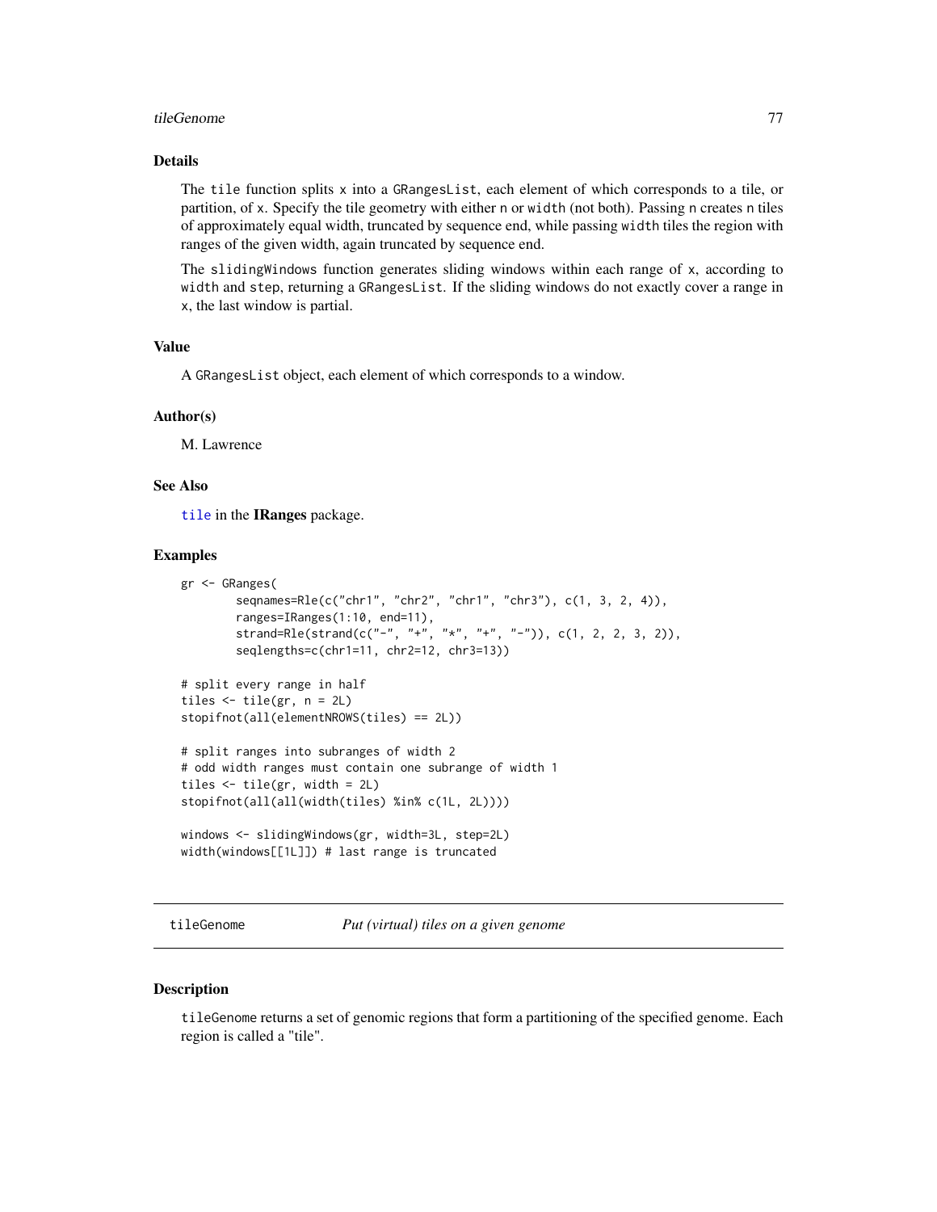## Details

The `tile` function splits `x` into a `GRangesList`, each element of which corresponds to a tile, or partition, of `x`. Specify the tile geometry with either `n` or `width` (not both). Passing `n` creates `n` tiles of approximately equal width, truncated by sequence end, while passing `width` tiles the region with ranges of the given width, again truncated by sequence end.

The `slidingWindows` function generates sliding windows within each range of `x`, according to `width` and `step`, returning a `GRangesList`. If the sliding windows do not exactly cover a range in `x`, the last window is partial.

## Value

A `GRangesList` object, each element of which corresponds to a window.

## Author(s)

M. Lawrence

## See Also

`tile` in the **IRanges** package.

## Examples

```
gr <- GRanges(
        seqnames=Rle(c("chr1", "chr2", "chr1", "chr3"), c(1, 3, 2, 4)),
        ranges=IRanges(1:10, end=11),
        strand=Rle(strand(c("-", "+", "*", "+", "-")), c(1, 2, 2, 3, 2)),
        seqlengths=c(chr1=11, chr2=12, chr3=13))

# split every range in half
tiles <- tile(gr, n = 2L)
stopifnot(all(elementNROWS(tiles) == 2L))

# split ranges into subranges of width 2
# odd width ranges must contain one subrange of width 1
tiles <- tile(gr, width = 2L)
stopifnot(all(all(width(tiles) %in% c(1L, 2L))))

windows <- slidingWindows(gr, width=3L, step=2L)
width(windows[[1L]]) # last range is truncated
```

---

# tileGenome — *Put (virtual) tiles on a given genome*

## Description

`tileGenome` returns a set of genomic regions that form a partitioning of the specified genome. Each region is called a "tile".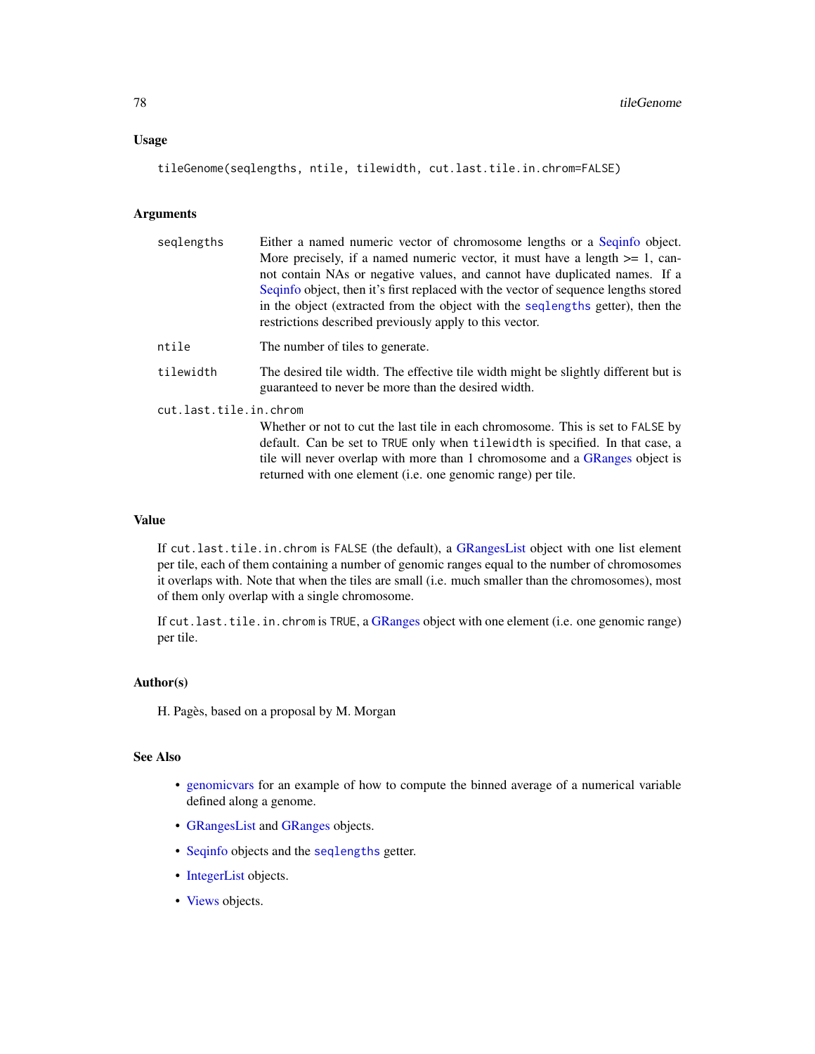## Usage

```
tileGenome(seqlengths, ntile, tilewidth, cut.last.tile.in.chrom=FALSE)
```

## Arguments

- `seqlengths` — Either a named numeric vector of chromosome lengths or a Seqinfo object. More precisely, if a named numeric vector, it must have a length >= 1, cannot contain NAs or negative values, and cannot have duplicated names. If a Seqinfo object, then it's first replaced with the vector of sequence lengths stored in the object (extracted from the object with the `seqlengths` getter), then the restrictions described previously apply to this vector.
- `ntile` — The number of tiles to generate.
- `tilewidth` — The desired tile width. The effective tile width might be slightly different but is guaranteed to never be more than the desired width.
- `cut.last.tile.in.chrom` — Whether or not to cut the last tile in each chromosome. This is set to `FALSE` by default. Can be set to `TRUE` only when `tilewidth` is specified. In that case, a tile will never overlap with more than 1 chromosome and a GRanges object is returned with one element (i.e. one genomic range) per tile.

## Value

If `cut.last.tile.in.chrom` is `FALSE` (the default), a GRangesList object with one list element per tile, each of them containing a number of genomic ranges equal to the number of chromosomes it overlaps with. Note that when the tiles are small (i.e. much smaller than the chromosomes), most of them only overlap with a single chromosome.

If `cut.last.tile.in.chrom` is `TRUE`, a GRanges object with one element (i.e. one genomic range) per tile.

## Author(s)

H. Pagès, based on a proposal by M. Morgan

## See Also

- genomicvars for an example of how to compute the binned average of a numerical variable defined along a genome.
- GRangesList and GRanges objects.
- Seqinfo objects and the `seqlengths` getter.
- IntegerList objects.
- Views objects.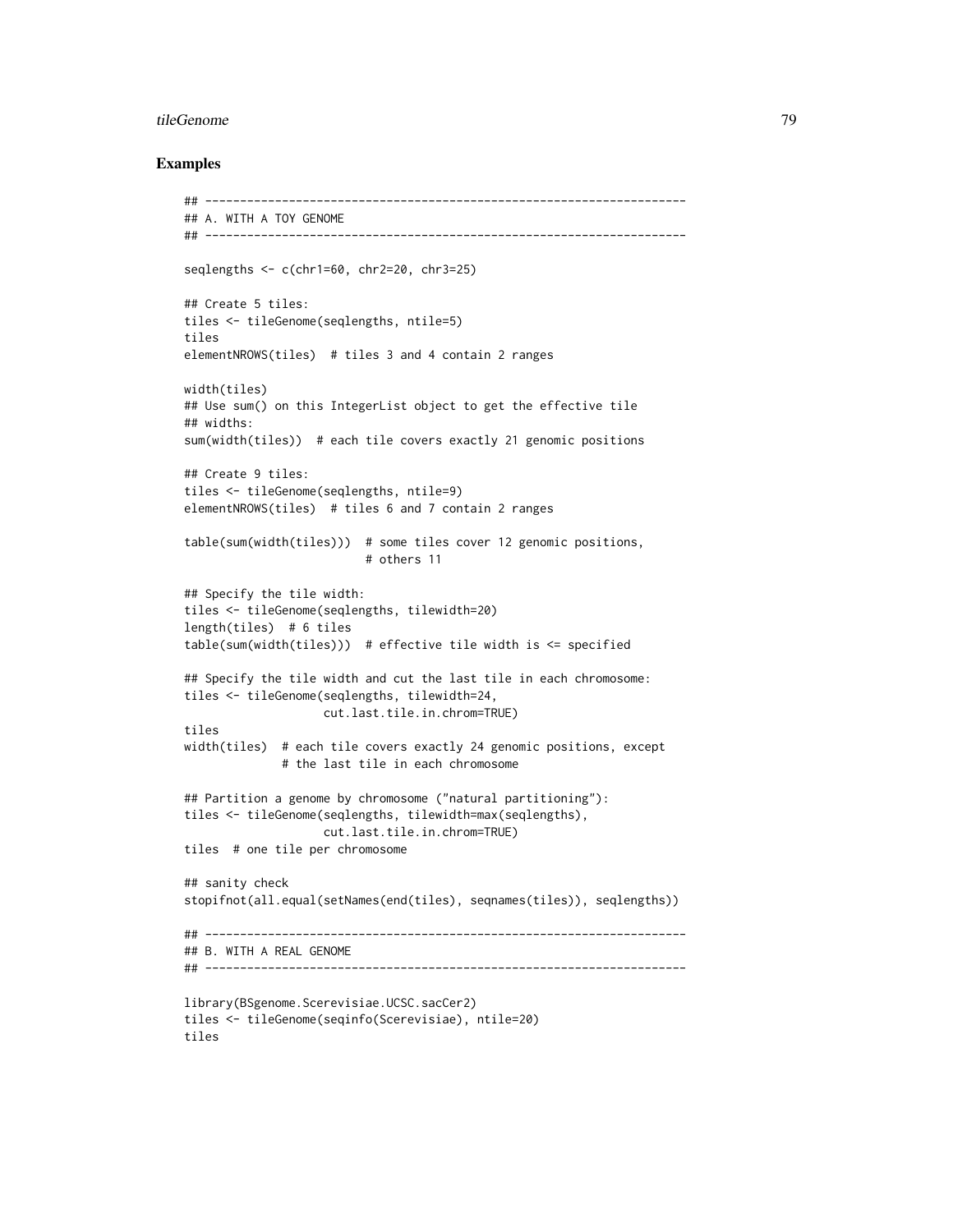## Examples

```
## ---------------------------------------------------------------------
## A. WITH A TOY GENOME
## ---------------------------------------------------------------------

seqlengths <- c(chr1=60, chr2=20, chr3=25)

## Create 5 tiles:
tiles <- tileGenome(seqlengths, ntile=5)
tiles
elementNROWS(tiles)  # tiles 3 and 4 contain 2 ranges

width(tiles)
## Use sum() on this IntegerList object to get the effective tile
## widths:
sum(width(tiles))  # each tile covers exactly 21 genomic positions

## Create 9 tiles:
tiles <- tileGenome(seqlengths, ntile=9)
elementNROWS(tiles)  # tiles 6 and 7 contain 2 ranges

table(sum(width(tiles)))  # some tiles cover 12 genomic positions,
                          # others 11

## Specify the tile width:
tiles <- tileGenome(seqlengths, tilewidth=20)
length(tiles)  # 6 tiles
table(sum(width(tiles)))  # effective tile width is <= specified

## Specify the tile width and cut the last tile in each chromosome:
tiles <- tileGenome(seqlengths, tilewidth=24,
                    cut.last.tile.in.chrom=TRUE)
tiles
width(tiles)  # each tile covers exactly 24 genomic positions, except
              # the last tile in each chromosome

## Partition a genome by chromosome ("natural partitioning"):
tiles <- tileGenome(seqlengths, tilewidth=max(seqlengths),
                    cut.last.tile.in.chrom=TRUE)
tiles  # one tile per chromosome

## sanity check
stopifnot(all.equal(setNames(end(tiles), seqnames(tiles)), seqlengths))

## ---------------------------------------------------------------------
## B. WITH A REAL GENOME
## ---------------------------------------------------------------------

library(BSgenome.Scerevisiae.UCSC.sacCer2)
tiles <- tileGenome(seqinfo(Scerevisiae), ntile=20)
tiles
```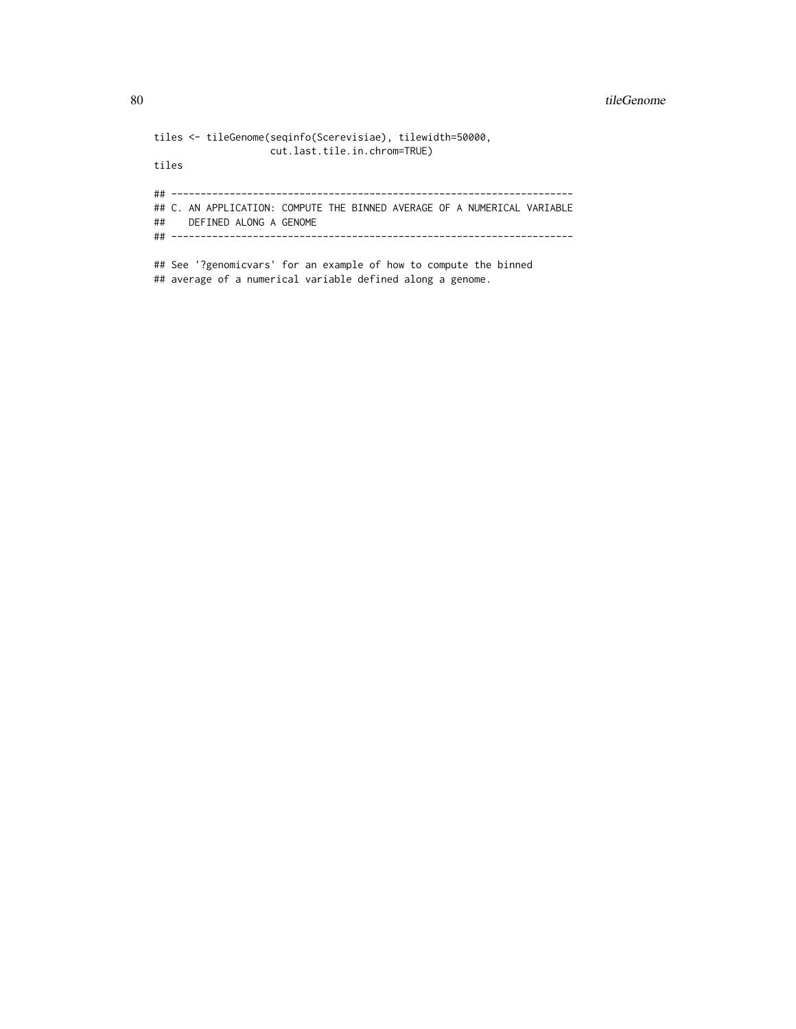```
tiles <- tileGenome(seqinfo(Scerevisiae), tilewidth=50000,
                    cut.last.tile.in.chrom=TRUE)
tiles

## ---------------------------------------------------------------------
## C. AN APPLICATION: COMPUTE THE BINNED AVERAGE OF A NUMERICAL VARIABLE
##    DEFINED ALONG A GENOME
## ---------------------------------------------------------------------

## See '?genomicvars' for an example of how to compute the binned
## average of a numerical variable defined along a genome.
```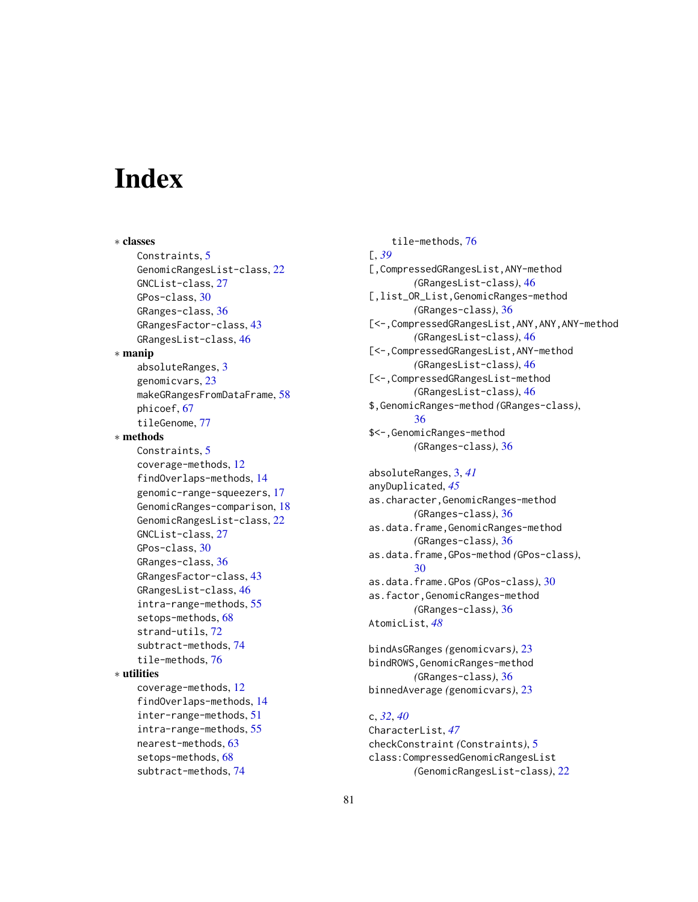# Index

∗ **classes**
- Constraints, 5
- GenomicRangesList-class, 22
- GNCList-class, 27
- GPos-class, 30
- GRanges-class, 36
- GRangesFactor-class, 43
- GRangesList-class, 46

∗ **manip**
- absoluteRanges, 3
- genomicvars, 23
- makeGRangesFromDataFrame, 58
- phicoef, 67
- tileGenome, 77

∗ **methods**
- Constraints, 5
- coverage-methods, 12
- findOverlaps-methods, 14
- genomic-range-squeezers, 17
- GenomicRanges-comparison, 18
- GenomicRangesList-class, 22
- GNCList-class, 27
- GPos-class, 30
- GRanges-class, 36
- GRangesFactor-class, 43
- GRangesList-class, 46
- intra-range-methods, 55
- setops-methods, 68
- strand-utils, 72
- subtract-methods, 74
- tile-methods, 76

∗ **utilities**
- coverage-methods, 12
- findOverlaps-methods, 14
- inter-range-methods, 51
- intra-range-methods, 55
- nearest-methods, 63
- setops-methods, 68
- subtract-methods, 74
- tile-methods, 76

[, *39*
[,CompressedGRangesList,ANY-method *(GRangesList-class)*, 46
[,list_OR_List,GenomicRanges-method *(GRanges-class)*, 36
[<-,CompressedGRangesList,ANY,ANY,ANY-method *(GRangesList-class)*, 46
[<-,CompressedGRangesList,ANY-method *(GRangesList-class)*, 46
[<-,CompressedGRangesList-method *(GRangesList-class)*, 46
$,GenomicRanges-method *(GRanges-class)*, 36
$<-,GenomicRanges-method *(GRanges-class)*, 36

absoluteRanges, 3, *41*
anyDuplicated, *45*
as.character,GenomicRanges-method *(GRanges-class)*, 36
as.data.frame,GenomicRanges-method *(GRanges-class)*, 36
as.data.frame,GPos-method *(GPos-class)*, 30
as.data.frame.GPos *(GPos-class)*, 30
as.factor,GenomicRanges-method *(GRanges-class)*, 36
AtomicList, *48*

bindAsGRanges *(genomicvars)*, 23
bindROWS,GenomicRanges-method *(GRanges-class)*, 36
binnedAverage *(genomicvars)*, 23

c, *32*, *40*
CharacterList, *47*
checkConstraint *(Constraints)*, 5
class:CompressedGenomicRangesList *(GenomicRangesList-class)*, 22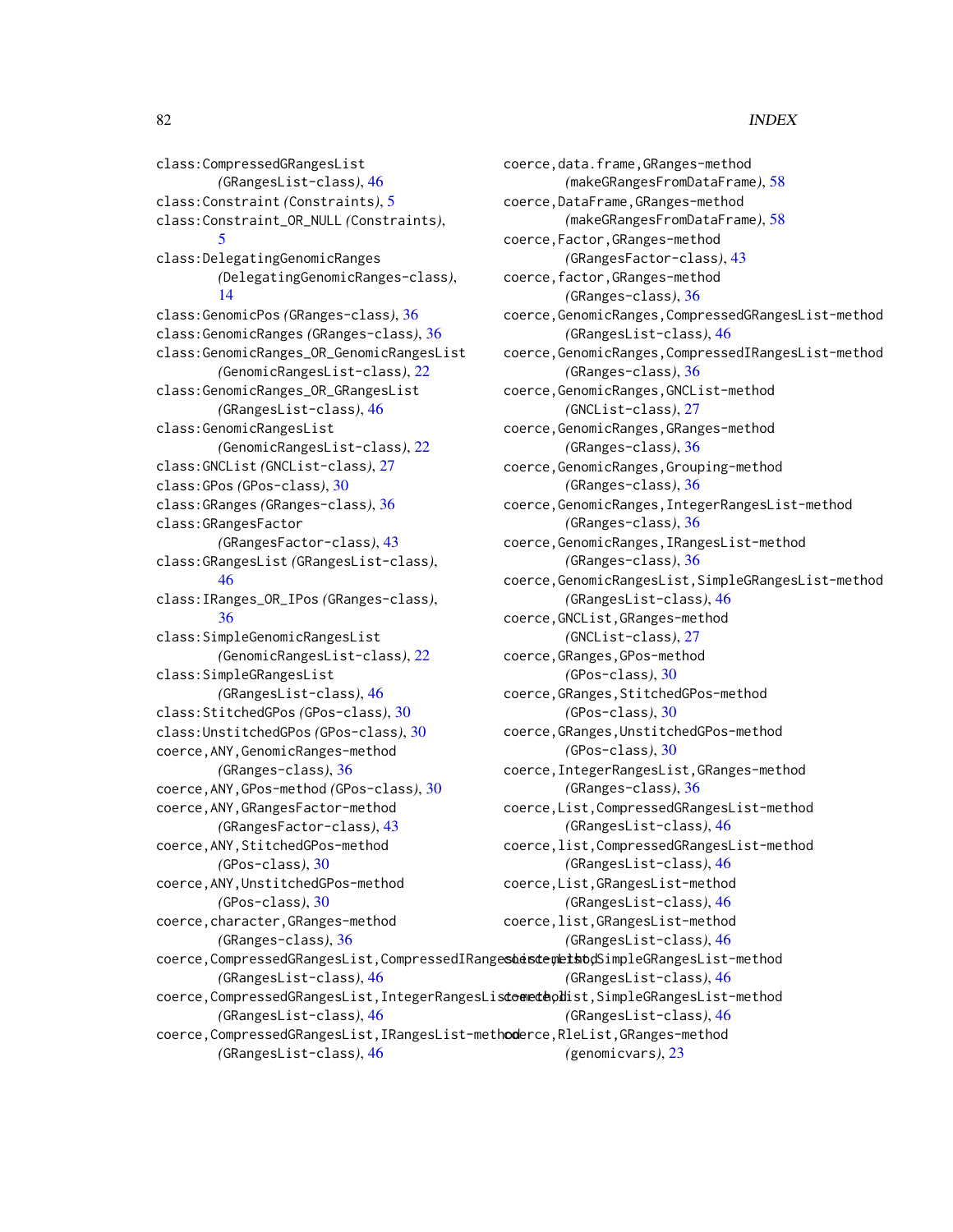class:CompressedGRangesList (GRangesList-class), 46
class:Constraint (Constraints), 5
class:Constraint_OR_NULL (Constraints), 5
class:DelegatingGenomicRanges (DelegatingGenomicRanges-class), 14
class:GenomicPos (GRanges-class), 36
class:GenomicRanges (GRanges-class), 36
class:GenomicRanges_OR_GenomicRangesList (GenomicRangesList-class), 22
class:GenomicRanges_OR_GRangesList (GRangesList-class), 46
class:GenomicRangesList (GenomicRangesList-class), 22
class:GNCList (GNCList-class), 27
class:GPos (GPos-class), 30
class:GRanges (GRanges-class), 36
class:GRangesFactor (GRangesFactor-class), 43
class:GRangesList (GRangesList-class), 46
class:IRanges_OR_IPos (GRanges-class), 36
class:SimpleGenomicRangesList (GenomicRangesList-class), 22
class:SimpleGRangesList (GRangesList-class), 46
class:StitchedGPos (GPos-class), 30
class:UnstitchedGPos (GPos-class), 30
coerce,ANY,GenomicRanges-method (GRanges-class), 36
coerce,ANY,GPos-method (GPos-class), 30
coerce,ANY,GRangesFactor-method (GRangesFactor-class), 43
coerce,ANY,StitchedGPos-method (GPos-class), 30
coerce,ANY,UnstitchedGPos-method (GPos-class), 30
coerce,character,GRanges-method (GRanges-class), 36
coerce,CompressedGRangesList,CompressedIRangesList-method (GRangesList-class), 46
coerce,CompressedGRangesList,IntegerRangesList-method (GRangesList-class), 46
coerce,CompressedGRangesList,IRangesList-method (GRangesList-class), 46
coerce,data.frame,GRanges-method (makeGRangesFromDataFrame), 58
coerce,DataFrame,GRanges-method (makeGRangesFromDataFrame), 58
coerce,Factor,GRanges-method (GRangesFactor-class), 43
coerce,factor,GRanges-method (GRanges-class), 36
coerce,GenomicRanges,CompressedGRangesList-method (GRangesList-class), 46
coerce,GenomicRanges,CompressedIRangesList-method (GRanges-class), 36
coerce,GenomicRanges,GNCList-method (GNCList-class), 27
coerce,GenomicRanges,GRanges-method (GRanges-class), 36
coerce,GenomicRanges,Grouping-method (GRanges-class), 36
coerce,GenomicRanges,IntegerRangesList-method (GRanges-class), 36
coerce,GenomicRanges,IRangesList-method (GRanges-class), 36
coerce,GenomicRanges,SimpleGRangesList-method (GRangesList-class), 46
coerce,GNCList,GRanges-method (GNCList-class), 27
coerce,GRanges,GPos-method (GPos-class), 30
coerce,GRanges,StitchedGPos-method (GPos-class), 30
coerce,GRanges,UnstitchedGPos-method (GPos-class), 30
coerce,IntegerRangesList,GRanges-method (GRanges-class), 36
coerce,List,CompressedGRangesList-method (GRangesList-class), 46
coerce,list,CompressedGRangesList-method (GRangesList-class), 46
coerce,List,GRangesList-method (GRangesList-class), 46
coerce,list,GRangesList-method (GRangesList-class), 46
coerce,List,SimpleGRangesList-method (GRangesList-class), 46
coerce,list,SimpleGRangesList-method (GRangesList-class), 46
coerce,RleList,GRanges-method (genomicvars), 23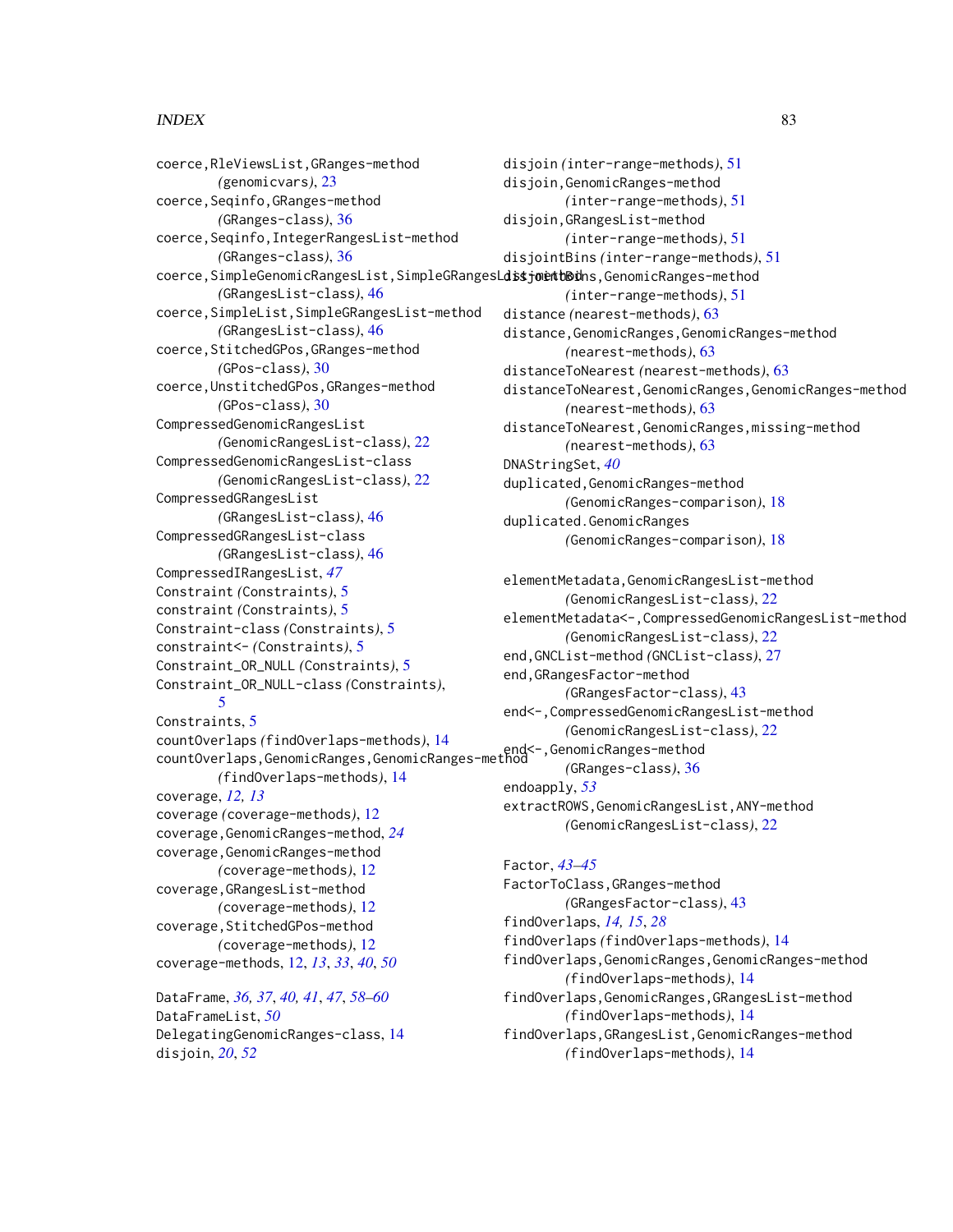coerce,RleViewsList,GRanges-method
*(genomicvars)*, 23
coerce,Seqinfo,GRanges-method
*(GRanges-class)*, 36
coerce,Seqinfo,IntegerRangesList-method
*(GRanges-class)*, 36
coerce,SimpleGenomicRangesList,SimpleGRangesList-method
*(GRangesList-class)*, 46
coerce,SimpleList,SimpleGRangesList-method
*(GRangesList-class)*, 46
coerce,StitchedGPos,GRanges-method
*(GPos-class)*, 30
coerce,UnstitchedGPos,GRanges-method
*(GPos-class)*, 30
CompressedGenomicRangesList
*(GenomicRangesList-class)*, 22
CompressedGenomicRangesList-class
*(GenomicRangesList-class)*, 22
CompressedGRangesList
*(GRangesList-class)*, 46
CompressedGRangesList-class
*(GRangesList-class)*, 46
CompressedIRangesList, *47*
Constraint *(Constraints)*, 5
constraint *(Constraints)*, 5
Constraint-class *(Constraints)*, 5
constraint<- *(Constraints)*, 5
Constraint_OR_NULL *(Constraints)*, 5
Constraint_OR_NULL-class *(Constraints)*, 5
Constraints, 5
countOverlaps *(findOverlaps-methods)*, 14
countOverlaps,GenomicRanges,GenomicRanges-method
*(findOverlaps-methods)*, 14
coverage, *12, 13*
coverage *(coverage-methods)*, 12
coverage,GenomicRanges-method, *24*
coverage,GenomicRanges-method
*(coverage-methods)*, 12
coverage,GRangesList-method
*(coverage-methods)*, 12
coverage,StitchedGPos-method
*(coverage-methods)*, 12
coverage-methods, 12, *13*, *33*, *40*, *50*

DataFrame, *36, 37*, *40, 41*, *47*, *58–60*
DataFrameList, *50*
DelegatingGenomicRanges-class, 14
disjoin, *20*, *52*
disjoin *(inter-range-methods)*, 51
disjoin,GenomicRanges-method
*(inter-range-methods)*, 51
disjoin,GRangesList-method
*(inter-range-methods)*, 51
disjointBins *(inter-range-methods)*, 51
disjointBins,GenomicRanges-method
*(inter-range-methods)*, 51
distance *(nearest-methods)*, 63
distance,GenomicRanges,GenomicRanges-method
*(nearest-methods)*, 63
distanceToNearest *(nearest-methods)*, 63
distanceToNearest,GenomicRanges,GenomicRanges-method
*(nearest-methods)*, 63
distanceToNearest,GenomicRanges,missing-method
*(nearest-methods)*, 63
DNAStringSet, *40*
duplicated,GenomicRanges-method
*(GenomicRanges-comparison)*, 18
duplicated.GenomicRanges
*(GenomicRanges-comparison)*, 18

elementMetadata,GenomicRangesList-method
*(GenomicRangesList-class)*, 22
elementMetadata<-,CompressedGenomicRangesList-method
*(GenomicRangesList-class)*, 22
end,GNCList-method *(GNCList-class)*, 27
end,GRangesFactor-method
*(GRangesFactor-class)*, 43
end<-,CompressedGenomicRangesList-method
*(GenomicRangesList-class)*, 22
end<-,GenomicRanges-method
*(GRanges-class)*, 36
endoapply, *53*
extractROWS,GenomicRangesList,ANY-method
*(GenomicRangesList-class)*, 22

Factor, *43–45*
FactorToClass,GRanges-method
*(GRangesFactor-class)*, 43
findOverlaps, *14, 15*, *28*
findOverlaps *(findOverlaps-methods)*, 14
findOverlaps,GenomicRanges,GenomicRanges-method
*(findOverlaps-methods)*, 14
findOverlaps,GenomicRanges,GRangesList-method
*(findOverlaps-methods)*, 14
findOverlaps,GRangesList,GenomicRanges-method
*(findOverlaps-methods)*, 14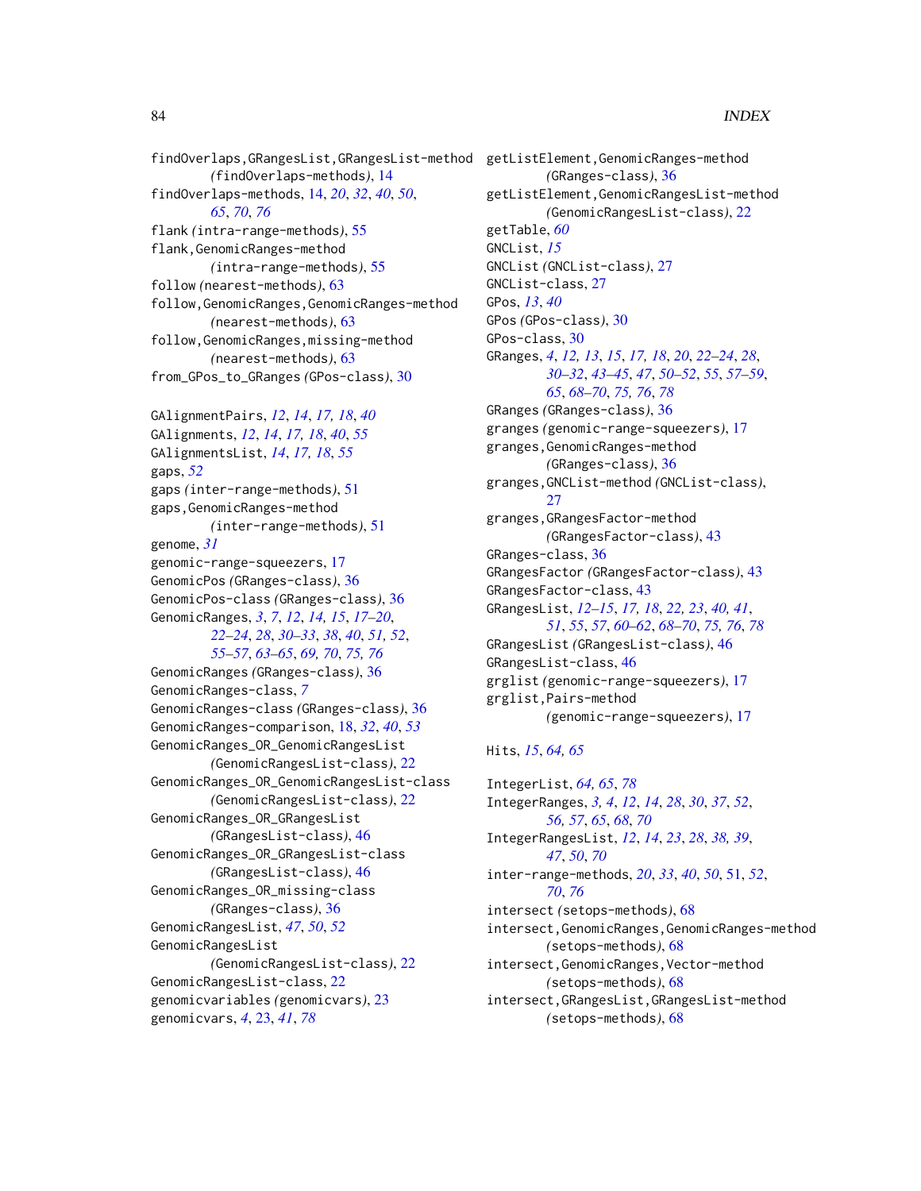findOverlaps,GRangesList,GRangesList-method *(*findOverlaps-methods*)*, 14
findOverlaps-methods, 14, *20*, *32*, *40*, *50*, *65*, *70*, *76*
flank *(*intra-range-methods*)*, 55
flank,GenomicRanges-method *(*intra-range-methods*)*, 55
follow *(*nearest-methods*)*, 63
follow,GenomicRanges,GenomicRanges-method *(*nearest-methods*)*, 63
follow,GenomicRanges,missing-method *(*nearest-methods*)*, 63
from_GPos_to_GRanges *(*GPos-class*)*, 30

GAlignmentPairs, *12*, *14*, *17, 18*, *40*
GAlignments, *12*, *14*, *17, 18*, *40*, *55*
GAlignmentsList, *14*, *17, 18*, *55*
gaps, *52*
gaps *(*inter-range-methods*)*, 51
gaps,GenomicRanges-method *(*inter-range-methods*)*, 51
genome, *31*
genomic-range-squeezers, 17
GenomicPos *(*GRanges-class*)*, 36
GenomicPos-class *(*GRanges-class*)*, 36
GenomicRanges, *3*, *7*, *12*, *14, 15*, *17–20*, *22–24*, *28*, *30–33*, *38*, *40*, *51, 52*, *55–57*, *63–65*, *69, 70*, *75, 76*
GenomicRanges *(*GRanges-class*)*, 36
GenomicRanges-class, *7*
GenomicRanges-class *(*GRanges-class*)*, 36
GenomicRanges-comparison, 18, *32*, *40*, *53*
GenomicRanges_OR_GenomicRangesList *(*GenomicRangesList-class*)*, 22
GenomicRanges_OR_GenomicRangesList-class *(*GenomicRangesList-class*)*, 22
GenomicRanges_OR_GRangesList *(*GRangesList-class*)*, 46
GenomicRanges_OR_GRangesList-class *(*GRangesList-class*)*, 46
GenomicRanges_OR_missing-class *(*GRanges-class*)*, 36
GenomicRangesList, *47*, *50*, *52*
GenomicRangesList *(*GenomicRangesList-class*)*, 22
GenomicRangesList-class, 22
genomicvariables *(*genomicvars*)*, 23
genomicvars, *4*, 23, *41*, *78*

getListElement,GenomicRanges-method *(*GRanges-class*)*, 36
getListElement,GenomicRangesList-method *(*GenomicRangesList-class*)*, 22
getTable, *60*
GNCList, *15*
GNCList *(*GNCList-class*)*, 27
GNCList-class, 27
GPos, *13*, *40*
GPos *(*GPos-class*)*, 30
GPos-class, 30
GRanges, *4*, *12, 13*, *15*, *17, 18*, *20*, *22–24*, *28*, *30–32*, *43–45*, *47*, *50–52*, *55*, *57–59*, *65*, *68–70*, *75, 76*, *78*
GRanges *(*GRanges-class*)*, 36
granges *(*genomic-range-squeezers*)*, 17
granges,GenomicRanges-method *(*GRanges-class*)*, 36
granges,GNCList-method *(*GNCList-class*)*, 27
granges,GRangesFactor-method *(*GRangesFactor-class*)*, 43
GRanges-class, 36
GRangesFactor *(*GRangesFactor-class*)*, 43
GRangesFactor-class, 43
GRangesList, *12–15*, *17, 18*, *22, 23*, *40, 41*, *51*, *55*, *57*, *60–62*, *68–70*, *75, 76*, *78*
GRangesList *(*GRangesList-class*)*, 46
GRangesList-class, 46
grglist *(*genomic-range-squeezers*)*, 17
grglist,Pairs-method *(*genomic-range-squeezers*)*, 17

Hits, *15*, *64, 65*

IntegerList, *64, 65*, *78*
IntegerRanges, *3, 4*, *12*, *14*, *28*, *30*, *37*, *52*, *56, 57*, *65*, *68*, *70*
IntegerRangesList, *12*, *14*, *23*, *28*, *38, 39*, *47*, *50*, *70*
inter-range-methods, *20*, *33*, *40*, *50*, 51, *52*, *70*, *76*
intersect *(*setops-methods*)*, 68
intersect,GenomicRanges,GenomicRanges-method *(*setops-methods*)*, 68
intersect,GenomicRanges,Vector-method *(*setops-methods*)*, 68
intersect,GRangesList,GRangesList-method *(*setops-methods*)*, 68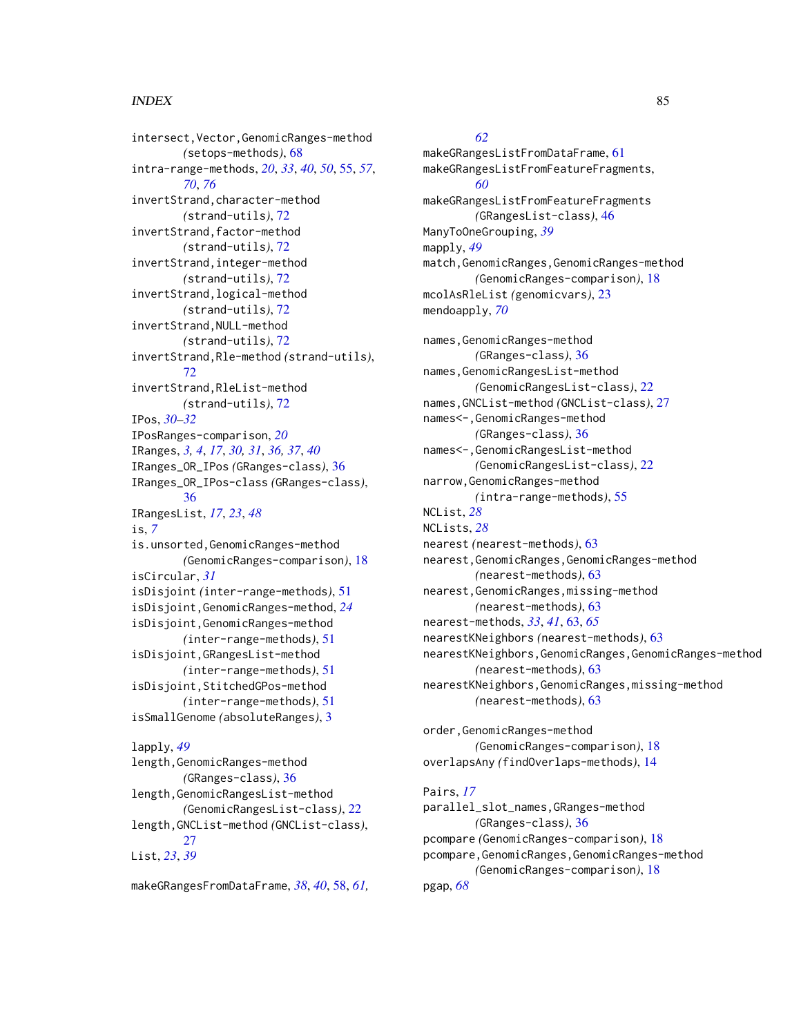intersect,Vector,GenomicRanges-method
  *(*setops-methods*)*, 68
intra-range-methods, *20*, *33*, *40*, *50*, 55, *57*, *70*, *76*
invertStrand,character-method
  *(*strand-utils*)*, 72
invertStrand,factor-method
  *(*strand-utils*)*, 72
invertStrand,integer-method
  *(*strand-utils*)*, 72
invertStrand,logical-method
  *(*strand-utils*)*, 72
invertStrand,NULL-method
  *(*strand-utils*)*, 72
invertStrand,Rle-method *(*strand-utils*)*, 72
invertStrand,RleList-method
  *(*strand-utils*)*, 72
IPos, *30–32*
IPosRanges-comparison, *20*
IRanges, *3, 4*, *17*, *30, 31*, *36, 37*, *40*
IRanges_OR_IPos *(*GRanges-class*)*, 36
IRanges_OR_IPos-class *(*GRanges-class*)*, 36
IRangesList, *17*, *23*, *48*
is, *7*
is.unsorted,GenomicRanges-method
  *(*GenomicRanges-comparison*)*, 18
isCircular, *31*
isDisjoint *(*inter-range-methods*)*, 51
isDisjoint,GenomicRanges-method, *24*
isDisjoint,GenomicRanges-method
  *(*inter-range-methods*)*, 51
isDisjoint,GRangesList-method
  *(*inter-range-methods*)*, 51
isDisjoint,StitchedGPos-method
  *(*inter-range-methods*)*, 51
isSmallGenome *(*absoluteRanges*)*, 3

lapply, *49*
length,GenomicRanges-method
  *(*GRanges-class*)*, 36
length,GenomicRangesList-method
  *(*GenomicRangesList-class*)*, 22
length,GNCList-method *(*GNCList-class*)*, 27
List, *23*, *39*

makeGRangesFromDataFrame, *38*, *40*, 58, *61, 62*
makeGRangesListFromDataFrame, 61
makeGRangesListFromFeatureFragments, *60*
makeGRangesListFromFeatureFragments
  *(*GRangesList-class*)*, 46
ManyToOneGrouping, *39*
mapply, *49*
match,GenomicRanges,GenomicRanges-method
  *(*GenomicRanges-comparison*)*, 18
mcolAsRleList *(*genomicvars*)*, 23
mendoapply, *70*

names,GenomicRanges-method
  *(*GRanges-class*)*, 36
names,GenomicRangesList-method
  *(*GenomicRangesList-class*)*, 22
names,GNCList-method *(*GNCList-class*)*, 27
names<-,GenomicRanges-method
  *(*GRanges-class*)*, 36
names<-,GenomicRangesList-method
  *(*GenomicRangesList-class*)*, 22
narrow,GenomicRanges-method
  *(*intra-range-methods*)*, 55
NCList, *28*
NCLists, *28*
nearest *(*nearest-methods*)*, 63
nearest,GenomicRanges,GenomicRanges-method
  *(*nearest-methods*)*, 63
nearest,GenomicRanges,missing-method
  *(*nearest-methods*)*, 63
nearest-methods, *33*, *41*, 63, *65*
nearestKNeighbors *(*nearest-methods*)*, 63
nearestKNeighbors,GenomicRanges,GenomicRanges-method
  *(*nearest-methods*)*, 63
nearestKNeighbors,GenomicRanges,missing-method
  *(*nearest-methods*)*, 63

order,GenomicRanges-method
  *(*GenomicRanges-comparison*)*, 18
overlapsAny *(*findOverlaps-methods*)*, 14

Pairs, *17*
parallel_slot_names,GRanges-method
  *(*GRanges-class*)*, 36
pcompare *(*GenomicRanges-comparison*)*, 18
pcompare,GenomicRanges,GenomicRanges-method
  *(*GenomicRanges-comparison*)*, 18
pgap, *68*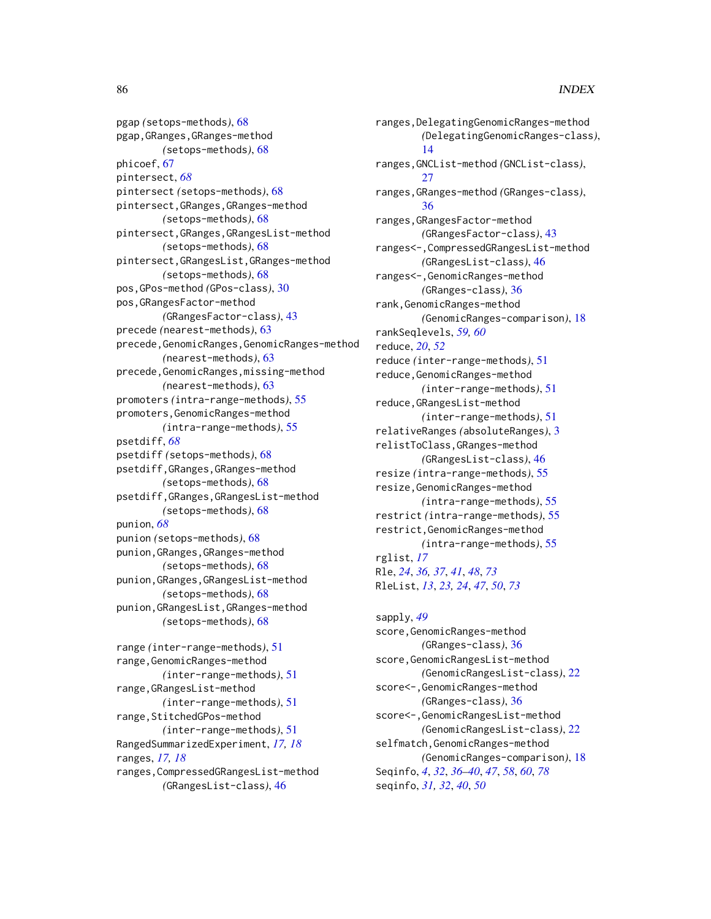pgap *(setops-methods)*, 68
pgap,GRanges,GRanges-method *(setops-methods)*, 68
phicoef, 67
pintersect, *68*
pintersect *(setops-methods)*, 68
pintersect,GRanges,GRanges-method *(setops-methods)*, 68
pintersect,GRanges,GRangesList-method *(setops-methods)*, 68
pintersect,GRangesList,GRanges-method *(setops-methods)*, 68
pos,GPos-method *(GPos-class)*, 30
pos,GRangesFactor-method *(GRangesFactor-class)*, 43
precede *(nearest-methods)*, 63
precede,GenomicRanges,GenomicRanges-method *(nearest-methods)*, 63
precede,GenomicRanges,missing-method *(nearest-methods)*, 63
promoters *(intra-range-methods)*, 55
promoters,GenomicRanges-method *(intra-range-methods)*, 55
psetdiff, *68*
psetdiff *(setops-methods)*, 68
psetdiff,GRanges,GRanges-method *(setops-methods)*, 68
psetdiff,GRanges,GRangesList-method *(setops-methods)*, 68
punion, *68*
punion *(setops-methods)*, 68
punion,GRanges,GRanges-method *(setops-methods)*, 68
punion,GRanges,GRangesList-method *(setops-methods)*, 68
punion,GRangesList,GRanges-method *(setops-methods)*, 68

range *(inter-range-methods)*, 51
range,GenomicRanges-method *(inter-range-methods)*, 51
range,GRangesList-method *(inter-range-methods)*, 51
range,StitchedGPos-method *(inter-range-methods)*, 51
RangedSummarizedExperiment, *17, 18*
ranges, *17, 18*
ranges,CompressedGRangesList-method *(GRangesList-class)*, 46
ranges,DelegatingGenomicRanges-method *(DelegatingGenomicRanges-class)*, 14
ranges,GNCList-method *(GNCList-class)*, 27
ranges,GRanges-method *(GRanges-class)*, 36
ranges,GRangesFactor-method *(GRangesFactor-class)*, 43
ranges<-,CompressedGRangesList-method *(GRangesList-class)*, 46
ranges<-,GenomicRanges-method *(GRanges-class)*, 36
rank,GenomicRanges-method *(GenomicRanges-comparison)*, 18
rankSeqlevels, *59, 60*
reduce, *20*, *52*
reduce *(inter-range-methods)*, 51
reduce,GenomicRanges-method *(inter-range-methods)*, 51
reduce,GRangesList-method *(inter-range-methods)*, 51
relativeRanges *(absoluteRanges)*, 3
relistToClass,GRanges-method *(GRangesList-class)*, 46
resize *(intra-range-methods)*, 55
resize,GenomicRanges-method *(intra-range-methods)*, 55
restrict *(intra-range-methods)*, 55
restrict,GenomicRanges-method *(intra-range-methods)*, 55
rglist, *17*
Rle, *24*, *36, 37*, *41*, *48*, *73*
RleList, *13*, *23, 24*, *47*, *50*, *73*

sapply, *49*
score,GenomicRanges-method *(GRanges-class)*, 36
score,GenomicRangesList-method *(GenomicRangesList-class)*, 22
score<-,GenomicRanges-method *(GRanges-class)*, 36
score<-,GenomicRangesList-method *(GenomicRangesList-class)*, 22
selfmatch,GenomicRanges-method *(GenomicRanges-comparison)*, 18
Seqinfo, *4*, *32*, *36–40*, *47*, *58*, *60*, *78*
seqinfo, *31, 32*, *40*, *50*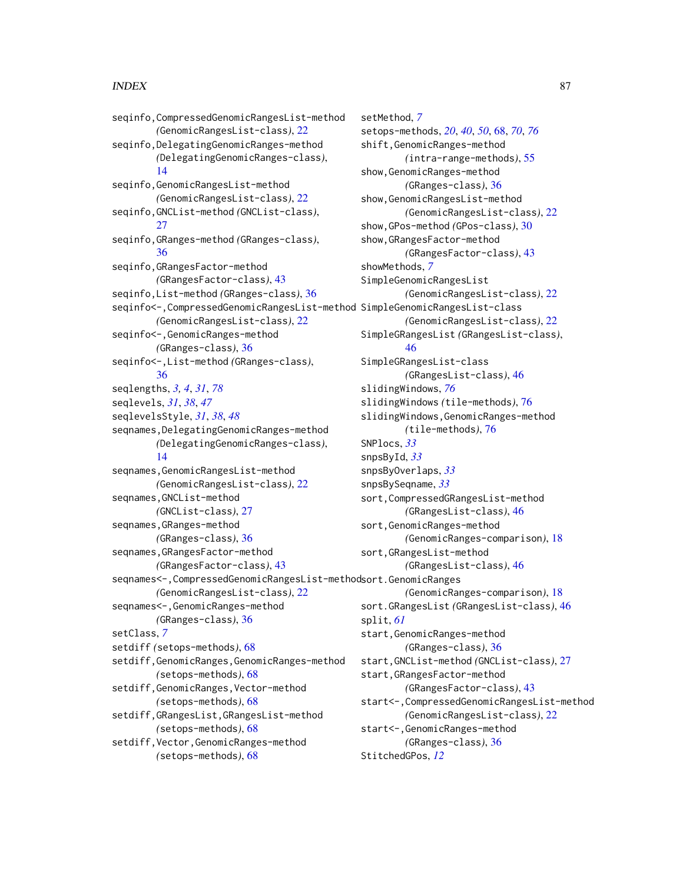seqinfo,CompressedGenomicRangesList-method *(GenomicRangesList-class)*, 22
seqinfo,DelegatingGenomicRanges-method *(DelegatingGenomicRanges-class)*, 14
seqinfo,GenomicRangesList-method *(GenomicRangesList-class)*, 22
seqinfo,GNCList-method *(GNCList-class)*, 27
seqinfo,GRanges-method *(GRanges-class)*, 36
seqinfo,GRangesFactor-method *(GRangesFactor-class)*, 43
seqinfo,List-method *(GRanges-class)*, 36
seqinfo<-,CompressedGenomicRangesList-method *(GenomicRangesList-class)*, 22
seqinfo<-,GenomicRanges-method *(GRanges-class)*, 36
seqinfo<-,List-method *(GRanges-class)*, 36
seqlengths, *3, 4*, *31*, *78*
seqlevels, *31*, *38*, *47*
seqlevelsStyle, *31*, *38*, *48*
seqnames,DelegatingGenomicRanges-method *(DelegatingGenomicRanges-class)*, 14
seqnames,GenomicRangesList-method *(GenomicRangesList-class)*, 22
seqnames,GNCList-method *(GNCList-class)*, 27
seqnames,GRanges-method *(GRanges-class)*, 36
seqnames,GRangesFactor-method *(GRangesFactor-class)*, 43
seqnames<-,CompressedGenomicRangesList-method *(GenomicRangesList-class)*, 22
seqnames<-,GenomicRanges-method *(GRanges-class)*, 36
setClass, *7*
setdiff *(setops-methods)*, 68
setdiff,GenomicRanges,GenomicRanges-method *(setops-methods)*, 68
setdiff,GenomicRanges,Vector-method *(setops-methods)*, 68
setdiff,GRangesList,GRangesList-method *(setops-methods)*, 68
setdiff,Vector,GenomicRanges-method *(setops-methods)*, 68
setMethod, *7*
setops-methods, *20*, *40*, *50*, 68, *70*, *76*
shift,GenomicRanges-method *(intra-range-methods)*, 55
show,GenomicRanges-method *(GRanges-class)*, 36
show,GenomicRangesList-method *(GenomicRangesList-class)*, 22
show,GPos-method *(GPos-class)*, 30
show,GRangesFactor-method *(GRangesFactor-class)*, 43
showMethods, *7*
SimpleGenomicRangesList *(GenomicRangesList-class)*, 22
SimpleGenomicRangesList-class *(GenomicRangesList-class)*, 22
SimpleGRangesList *(GRangesList-class)*, 46
SimpleGRangesList-class *(GRangesList-class)*, 46
slidingWindows, *76*
slidingWindows *(tile-methods)*, 76
slidingWindows,GenomicRanges-method *(tile-methods)*, 76
SNPlocs, *33*
snpsById, *33*
snpsByOverlaps, *33*
snpsBySeqname, *33*
sort,CompressedGRangesList-method *(GRangesList-class)*, 46
sort,GenomicRanges-method *(GenomicRanges-comparison)*, 18
sort,GRangesList-method *(GRangesList-class)*, 46
sort.GenomicRanges *(GenomicRanges-comparison)*, 18
sort.GRangesList *(GRangesList-class)*, 46
split, *61*
start,GenomicRanges-method *(GRanges-class)*, 36
start,GNCList-method *(GNCList-class)*, 27
start,GRangesFactor-method *(GRangesFactor-class)*, 43
start<-,CompressedGenomicRangesList-method *(GenomicRangesList-class)*, 22
start<-,GenomicRanges-method *(GRanges-class)*, 36
StitchedGPos, *12*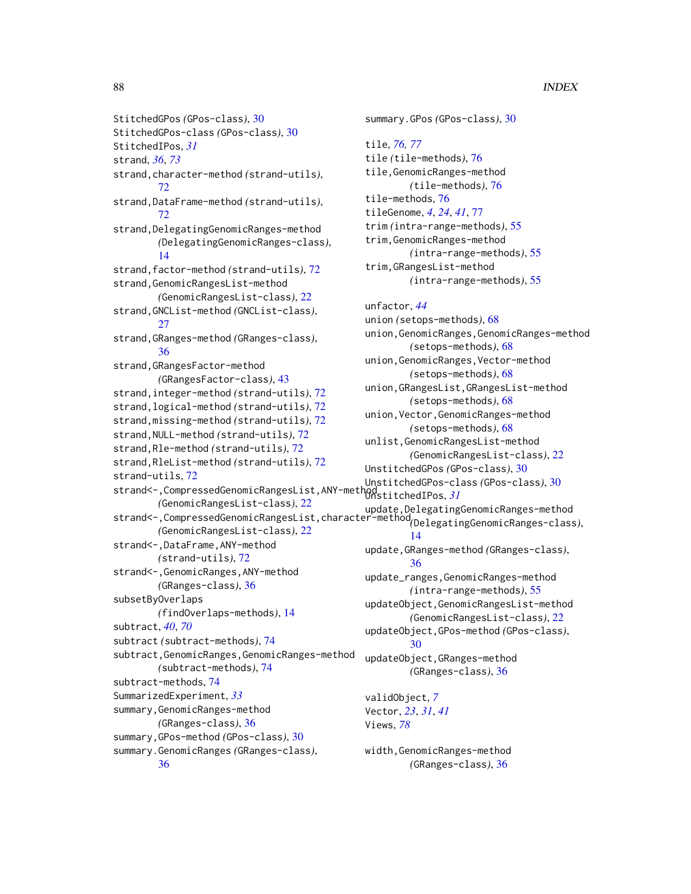StitchedGPos *(*GPos-class*)*, 30
StitchedGPos-class *(*GPos-class*)*, 30
StitchedIPos, *31*
strand, *36*, *73*
strand,character-method *(*strand-utils*)*, 72
strand,DataFrame-method *(*strand-utils*)*, 72
strand,DelegatingGenomicRanges-method *(*DelegatingGenomicRanges-class*)*, 14
strand,factor-method *(*strand-utils*)*, 72
strand,GenomicRangesList-method *(*GenomicRangesList-class*)*, 22
strand,GNCList-method *(*GNCList-class*)*, 27
strand,GRanges-method *(*GRanges-class*)*, 36
strand,GRangesFactor-method *(*GRangesFactor-class*)*, 43
strand,integer-method *(*strand-utils*)*, 72
strand,logical-method *(*strand-utils*)*, 72
strand,missing-method *(*strand-utils*)*, 72
strand,NULL-method *(*strand-utils*)*, 72
strand,Rle-method *(*strand-utils*)*, 72
strand,RleList-method *(*strand-utils*)*, 72
strand-utils, 72
strand<-,CompressedGenomicRangesList,ANY-method *(*GenomicRangesList-class*)*, 22
strand<-,CompressedGenomicRangesList,character-method *(*GenomicRangesList-class*)*, 22
strand<-,DataFrame,ANY-method *(*strand-utils*)*, 72
strand<-,GenomicRanges,ANY-method *(*GRanges-class*)*, 36
subsetByOverlaps *(*findOverlaps-methods*)*, 14
subtract, *40*, *70*
subtract *(*subtract-methods*)*, 74
subtract,GenomicRanges,GenomicRanges-method *(*subtract-methods*)*, 74
subtract-methods, 74
SummarizedExperiment, *33*
summary,GenomicRanges-method *(*GRanges-class*)*, 36
summary,GPos-method *(*GPos-class*)*, 30
summary.GenomicRanges *(*GRanges-class*)*, 36
summary.GPos *(*GPos-class*)*, 30

tile, *76*, *77*
tile *(*tile-methods*)*, 76
tile,GenomicRanges-method *(*tile-methods*)*, 76
tile-methods, 76
tileGenome, *4*, *24*, *41*, *77*
trim *(*intra-range-methods*)*, 55
trim,GenomicRanges-method *(*intra-range-methods*)*, 55
trim,GRangesList-method *(*intra-range-methods*)*, 55

unfactor, *44*
union *(*setops-methods*)*, 68
union,GenomicRanges,GenomicRanges-method *(*setops-methods*)*, 68
union,GenomicRanges,Vector-method *(*setops-methods*)*, 68
union,GRangesList,GRangesList-method *(*setops-methods*)*, 68
union,Vector,GenomicRanges-method *(*setops-methods*)*, 68
unlist,GenomicRangesList-method *(*GenomicRangesList-class*)*, 22
UnstitchedGPos *(*GPos-class*)*, 30
UnstitchedGPos-class *(*GPos-class*)*, 30
UnstitchedIPos, *31*
update,DelegatingGenomicRanges-method *(*DelegatingGenomicRanges-class*)*, 14
update,GRanges-method *(*GRanges-class*)*, 36
update_ranges,GenomicRanges-method *(*intra-range-methods*)*, 55
updateObject,GenomicRangesList-method *(*GenomicRangesList-class*)*, 22
updateObject,GPos-method *(*GPos-class*)*, 30
updateObject,GRanges-method *(*GRanges-class*)*, 36

validObject, *7*
Vector, *23*, *31*, *41*
Views, *78*

width,GenomicRanges-method *(*GRanges-class*)*, 36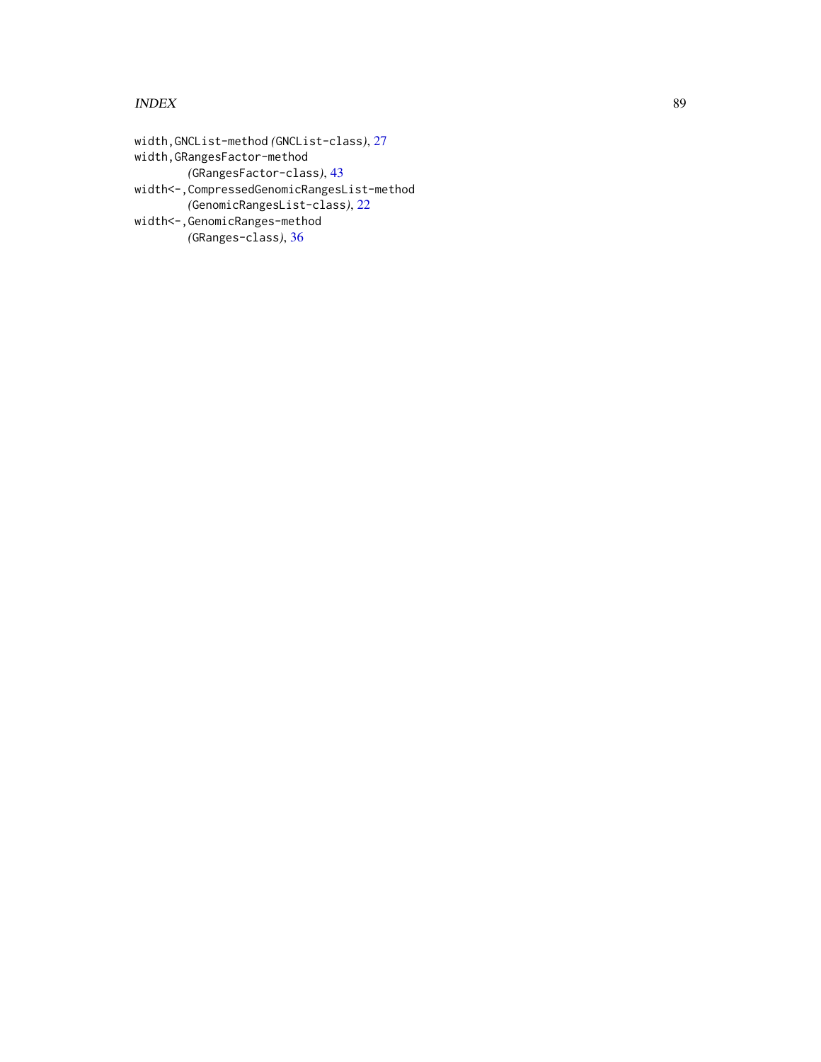width,GNCList-method *(*GNCList-class*)*, 27
width,GRangesFactor-method
        *(*GRangesFactor-class*)*, 43
width<-,CompressedGenomicRangesList-method
        *(*GenomicRangesList-class*)*, 22
width<-,GenomicRanges-method
        *(*GRanges-class*)*, 36